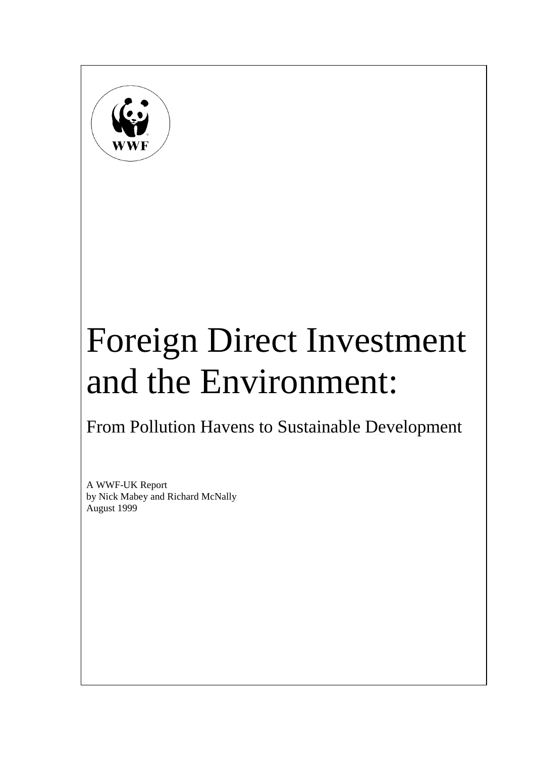WWF

# Foreign Direct Investment and the Environment:

## From Pollution Havens to Sustainable Development

A WWF-UK Report
by Nick Mabey and Richard McNally
August 1999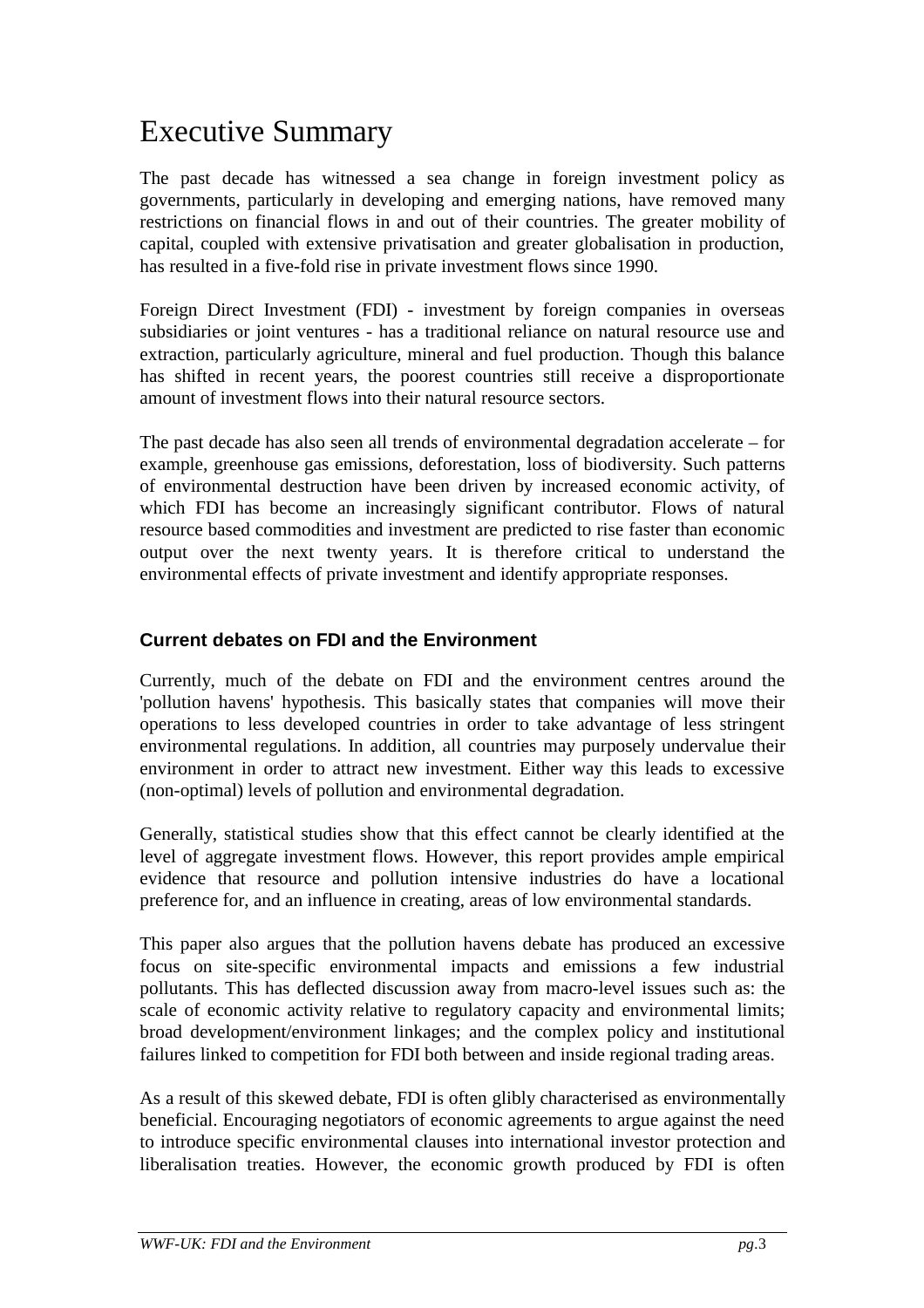# Executive Summary

The past decade has witnessed a sea change in foreign investment policy as governments, particularly in developing and emerging nations, have removed many restrictions on financial flows in and out of their countries. The greater mobility of capital, coupled with extensive privatisation and greater globalisation in production, has resulted in a five-fold rise in private investment flows since 1990.

Foreign Direct Investment (FDI) - investment by foreign companies in overseas subsidiaries or joint ventures - has a traditional reliance on natural resource use and extraction, particularly agriculture, mineral and fuel production. Though this balance has shifted in recent years, the poorest countries still receive a disproportionate amount of investment flows into their natural resource sectors.

The past decade has also seen all trends of environmental degradation accelerate – for example, greenhouse gas emissions, deforestation, loss of biodiversity. Such patterns of environmental destruction have been driven by increased economic activity, of which FDI has become an increasingly significant contributor. Flows of natural resource based commodities and investment are predicted to rise faster than economic output over the next twenty years. It is therefore critical to understand the environmental effects of private investment and identify appropriate responses.

### Current debates on FDI and the Environment

Currently, much of the debate on FDI and the environment centres around the 'pollution havens' hypothesis. This basically states that companies will move their operations to less developed countries in order to take advantage of less stringent environmental regulations. In addition, all countries may purposely undervalue their environment in order to attract new investment. Either way this leads to excessive (non-optimal) levels of pollution and environmental degradation.

Generally, statistical studies show that this effect cannot be clearly identified at the level of aggregate investment flows. However, this report provides ample empirical evidence that resource and pollution intensive industries do have a locational preference for, and an influence in creating, areas of low environmental standards.

This paper also argues that the pollution havens debate has produced an excessive focus on site-specific environmental impacts and emissions a few industrial pollutants. This has deflected discussion away from macro-level issues such as: the scale of economic activity relative to regulatory capacity and environmental limits; broad development/environment linkages; and the complex policy and institutional failures linked to competition for FDI both between and inside regional trading areas.

As a result of this skewed debate, FDI is often glibly characterised as environmentally beneficial. Encouraging negotiators of economic agreements to argue against the need to introduce specific environmental clauses into international investor protection and liberalisation treaties. However, the economic growth produced by FDI is often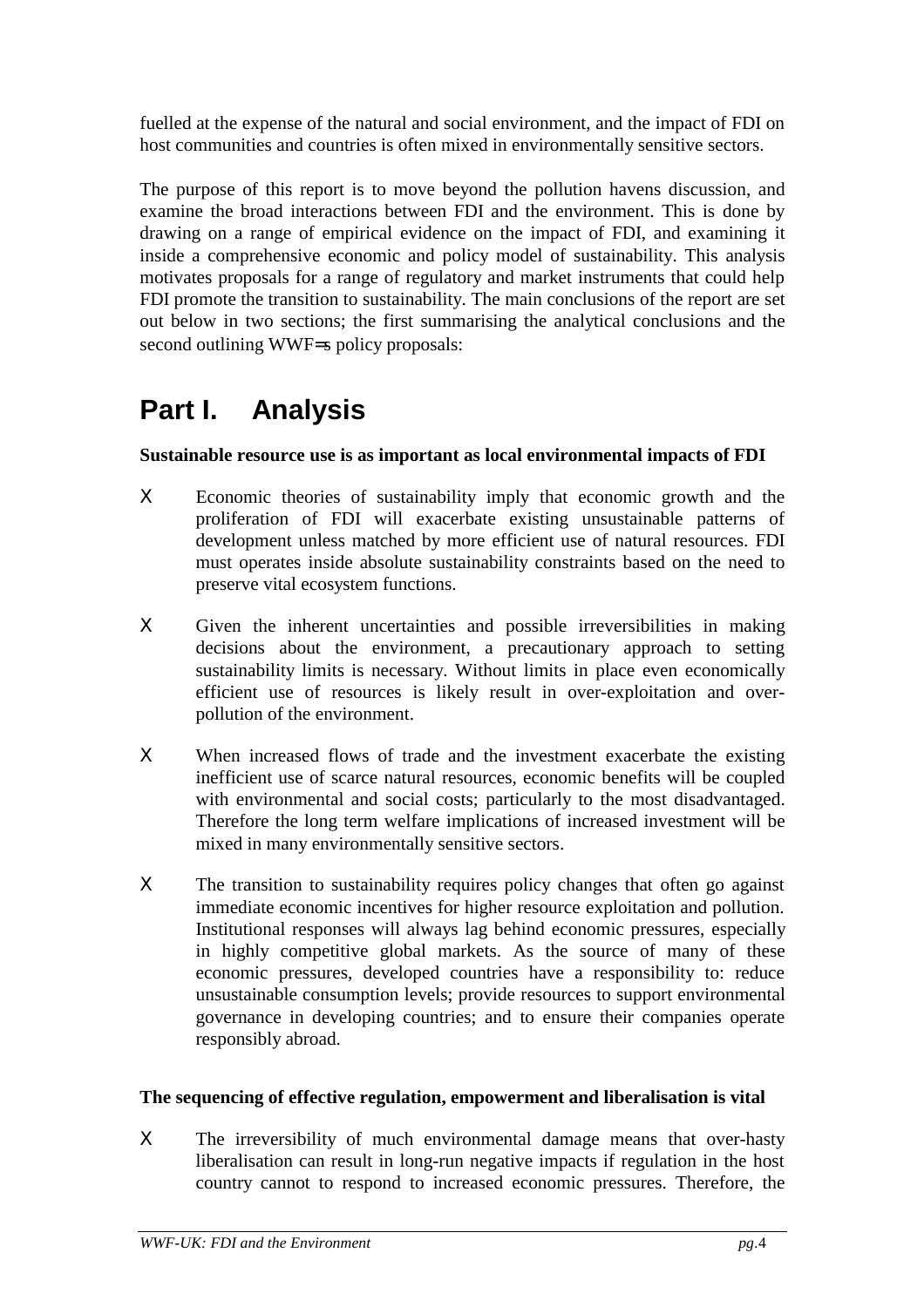fuelled at the expense of the natural and social environment, and the impact of FDI on host communities and countries is often mixed in environmentally sensitive sectors.

The purpose of this report is to move beyond the pollution havens discussion, and examine the broad interactions between FDI and the environment. This is done by drawing on a range of empirical evidence on the impact of FDI, and examining it inside a comprehensive economic and policy model of sustainability. This analysis motivates proposals for a range of regulatory and market instruments that could help FDI promote the transition to sustainability. The main conclusions of the report are set out below in two sections; the first summarising the analytical conclusions and the second outlining WWF=s policy proposals:

# Part I. Analysis

**Sustainable resource use is as important as local environmental impacts of FDI**

- Economic theories of sustainability imply that economic growth and the proliferation of FDI will exacerbate existing unsustainable patterns of development unless matched by more efficient use of natural resources. FDI must operates inside absolute sustainability constraints based on the need to preserve vital ecosystem functions.

- Given the inherent uncertainties and possible irreversibilities in making decisions about the environment, a precautionary approach to setting sustainability limits is necessary. Without limits in place even economically efficient use of resources is likely result in over-exploitation and over-pollution of the environment.

- When increased flows of trade and the investment exacerbate the existing inefficient use of scarce natural resources, economic benefits will be coupled with environmental and social costs; particularly to the most disadvantaged. Therefore the long term welfare implications of increased investment will be mixed in many environmentally sensitive sectors.

- The transition to sustainability requires policy changes that often go against immediate economic incentives for higher resource exploitation and pollution. Institutional responses will always lag behind economic pressures, especially in highly competitive global markets. As the source of many of these economic pressures, developed countries have a responsibility to: reduce unsustainable consumption levels; provide resources to support environmental governance in developing countries; and to ensure their companies operate responsibly abroad.

**The sequencing of effective regulation, empowerment and liberalisation is vital**

- The irreversibility of much environmental damage means that over-hasty liberalisation can result in long-run negative impacts if regulation in the host country cannot to respond to increased economic pressures. Therefore, the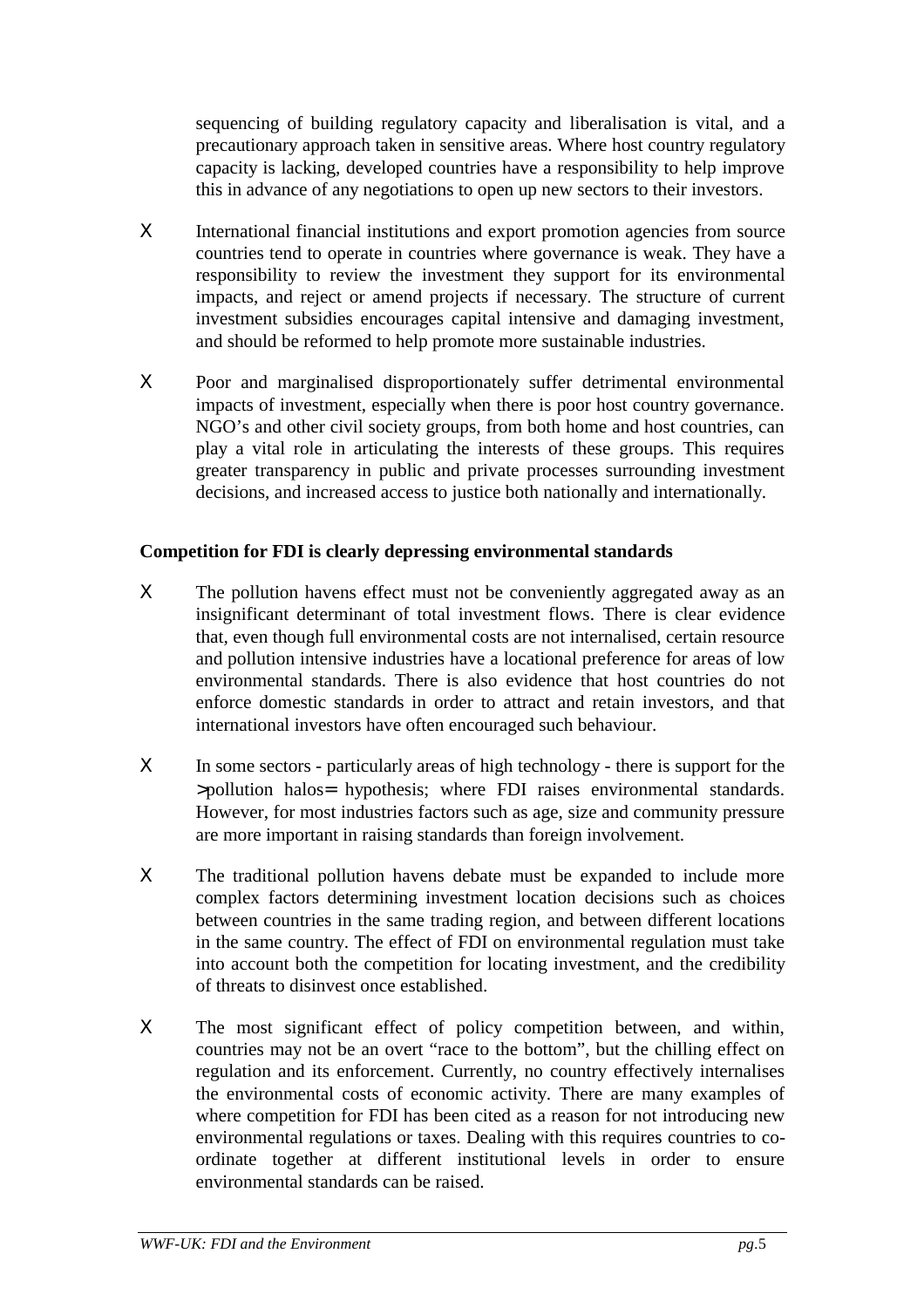sequencing of building regulatory capacity and liberalisation is vital, and a precautionary approach taken in sensitive areas. Where host country regulatory capacity is lacking, developed countries have a responsibility to help improve this in advance of any negotiations to open up new sectors to their investors.

- International financial institutions and export promotion agencies from source countries tend to operate in countries where governance is weak. They have a responsibility to review the investment they support for its environmental impacts, and reject or amend projects if necessary. The structure of current investment subsidies encourages capital intensive and damaging investment, and should be reformed to help promote more sustainable industries.

- Poor and marginalised disproportionately suffer detrimental environmental impacts of investment, especially when there is poor host country governance. NGO's and other civil society groups, from both home and host countries, can play a vital role in articulating the interests of these groups. This requires greater transparency in public and private processes surrounding investment decisions, and increased access to justice both nationally and internationally.

**Competition for FDI is clearly depressing environmental standards**

- The pollution havens effect must not be conveniently aggregated away as an insignificant determinant of total investment flows. There is clear evidence that, even though full environmental costs are not internalised, certain resource and pollution intensive industries have a locational preference for areas of low environmental standards. There is also evidence that host countries do not enforce domestic standards in order to attract and retain investors, and that international investors have often encouraged such behaviour.

- In some sectors - particularly areas of high technology - there is support for the >pollution halos= hypothesis; where FDI raises environmental standards. However, for most industries factors such as age, size and community pressure are more important in raising standards than foreign involvement.

- The traditional pollution havens debate must be expanded to include more complex factors determining investment location decisions such as choices between countries in the same trading region, and between different locations in the same country. The effect of FDI on environmental regulation must take into account both the competition for locating investment, and the credibility of threats to disinvest once established.

- The most significant effect of policy competition between, and within, countries may not be an overt "race to the bottom", but the chilling effect on regulation and its enforcement. Currently, no country effectively internalises the environmental costs of economic activity. There are many examples of where competition for FDI has been cited as a reason for not introducing new environmental regulations or taxes. Dealing with this requires countries to co-ordinate together at different institutional levels in order to ensure environmental standards can be raised.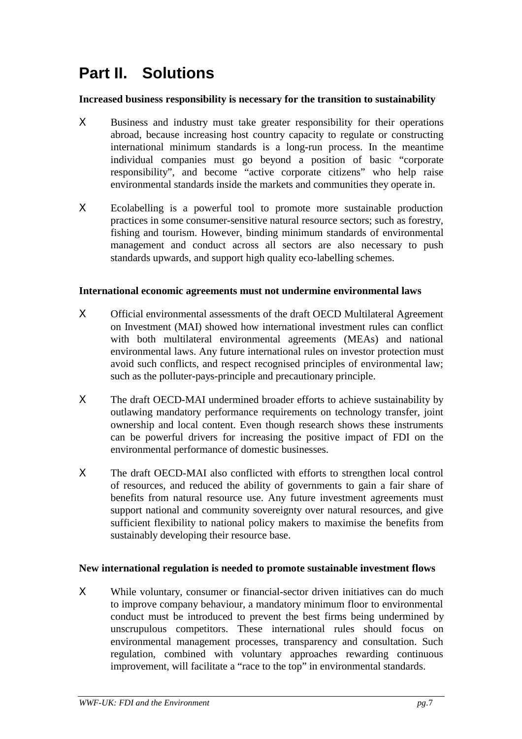# Part II. Solutions

**Increased business responsibility is necessary for the transition to sustainability**

- Business and industry must take greater responsibility for their operations abroad, because increasing host country capacity to regulate or constructing international minimum standards is a long-run process. In the meantime individual companies must go beyond a position of basic "corporate responsibility", and become "active corporate citizens" who help raise environmental standards inside the markets and communities they operate in.

- Ecolabelling is a powerful tool to promote more sustainable production practices in some consumer-sensitive natural resource sectors; such as forestry, fishing and tourism. However, binding minimum standards of environmental management and conduct across all sectors are also necessary to push standards upwards, and support high quality eco-labelling schemes.

**International economic agreements must not undermine environmental laws**

- Official environmental assessments of the draft OECD Multilateral Agreement on Investment (MAI) showed how international investment rules can conflict with both multilateral environmental agreements (MEAs) and national environmental laws. Any future international rules on investor protection must avoid such conflicts, and respect recognised principles of environmental law; such as the polluter-pays-principle and precautionary principle.

- The draft OECD-MAI undermined broader efforts to achieve sustainability by outlawing mandatory performance requirements on technology transfer, joint ownership and local content. Even though research shows these instruments can be powerful drivers for increasing the positive impact of FDI on the environmental performance of domestic businesses.

- The draft OECD-MAI also conflicted with efforts to strengthen local control of resources, and reduced the ability of governments to gain a fair share of benefits from natural resource use. Any future investment agreements must support national and community sovereignty over natural resources, and give sufficient flexibility to national policy makers to maximise the benefits from sustainably developing their resource base.

**New international regulation is needed to promote sustainable investment flows**

- While voluntary, consumer or financial-sector driven initiatives can do much to improve company behaviour, a mandatory minimum floor to environmental conduct must be introduced to prevent the best firms being undermined by unscrupulous competitors. These international rules should focus on environmental management processes, transparency and consultation. Such regulation, combined with voluntary approaches rewarding continuous improvement, will facilitate a "race to the top" in environmental standards.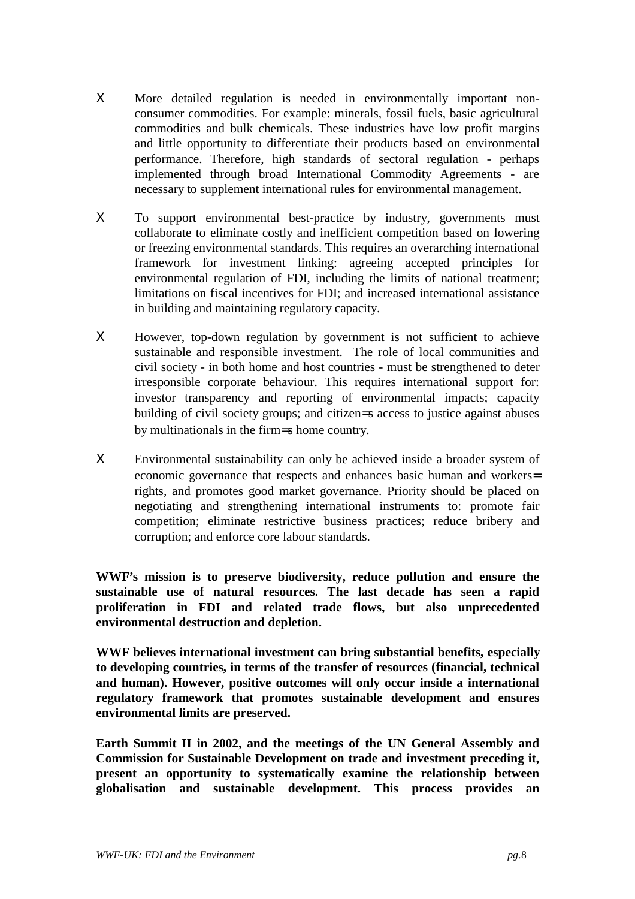- More detailed regulation is needed in environmentally important non-consumer commodities. For example: minerals, fossil fuels, basic agricultural commodities and bulk chemicals. These industries have low profit margins and little opportunity to differentiate their products based on environmental performance. Therefore, high standards of sectoral regulation - perhaps implemented through broad International Commodity Agreements - are necessary to supplement international rules for environmental management.

- To support environmental best-practice by industry, governments must collaborate to eliminate costly and inefficient competition based on lowering or freezing environmental standards. This requires an overarching international framework for investment linking: agreeing accepted principles for environmental regulation of FDI, including the limits of national treatment; limitations on fiscal incentives for FDI; and increased international assistance in building and maintaining regulatory capacity.

- However, top-down regulation by government is not sufficient to achieve sustainable and responsible investment. The role of local communities and civil society - in both home and host countries - must be strengthened to deter irresponsible corporate behaviour. This requires international support for: investor transparency and reporting of environmental impacts; capacity building of civil society groups; and citizen=s access to justice against abuses by multinationals in the firm=s home country.

- Environmental sustainability can only be achieved inside a broader system of economic governance that respects and enhances basic human and workers= rights, and promotes good market governance. Priority should be placed on negotiating and strengthening international instruments to: promote fair competition; eliminate restrictive business practices; reduce bribery and corruption; and enforce core labour standards.

**WWF's mission is to preserve biodiversity, reduce pollution and ensure the sustainable use of natural resources. The last decade has seen a rapid proliferation in FDI and related trade flows, but also unprecedented environmental destruction and depletion.**

**WWF believes international investment can bring substantial benefits, especially to developing countries, in terms of the transfer of resources (financial, technical and human). However, positive outcomes will only occur inside a international regulatory framework that promotes sustainable development and ensures environmental limits are preserved.**

**Earth Summit II in 2002, and the meetings of the UN General Assembly and Commission for Sustainable Development on trade and investment preceding it, present an opportunity to systematically examine the relationship between globalisation and sustainable development. This process provides an**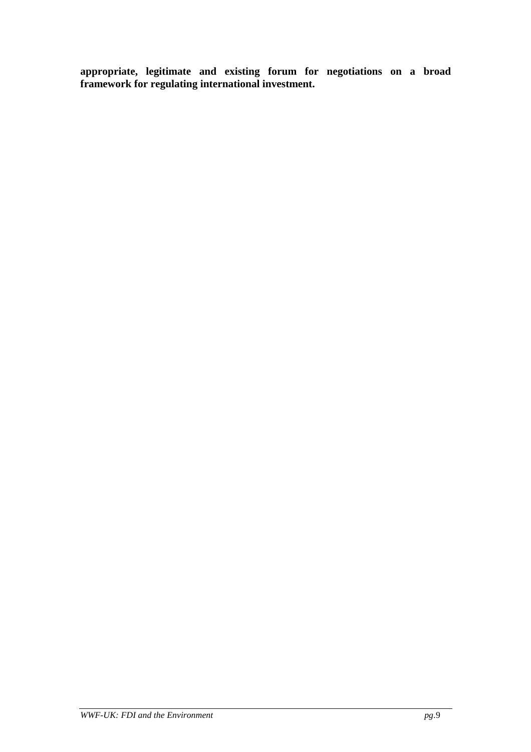**appropriate, legitimate and existing forum for negotiations on a broad framework for regulating international investment.**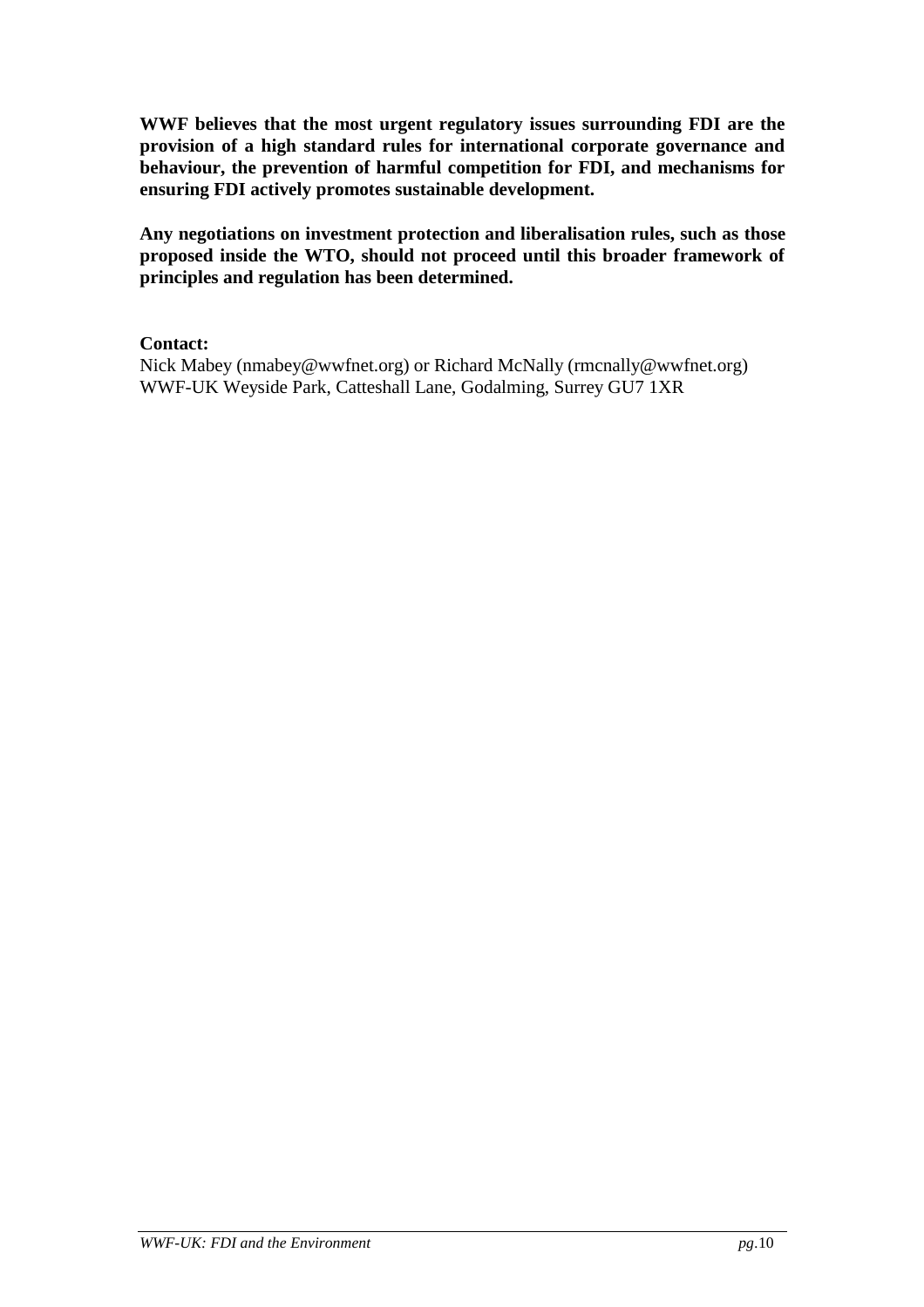**WWF believes that the most urgent regulatory issues surrounding FDI are the provision of a high standard rules for international corporate governance and behaviour, the prevention of harmful competition for FDI, and mechanisms for ensuring FDI actively promotes sustainable development.**

**Any negotiations on investment protection and liberalisation rules, such as those proposed inside the WTO, should not proceed until this broader framework of principles and regulation has been determined.**

**Contact:**
Nick Mabey (nmabey@wwfnet.org) or Richard McNally (rmcnally@wwfnet.org)
WWF-UK Weyside Park, Catteshall Lane, Godalming, Surrey GU7 1XR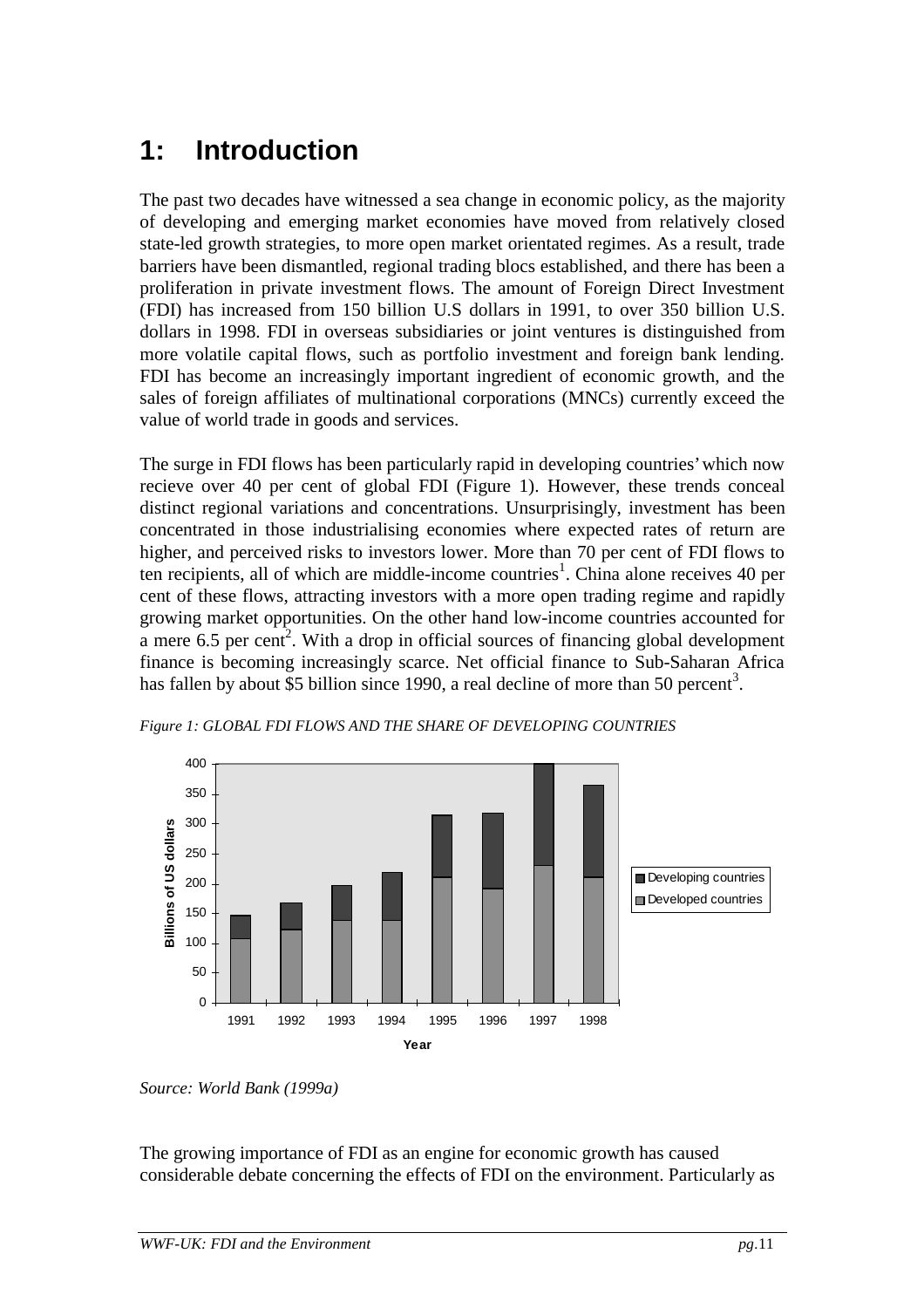# 1: Introduction

The past two decades have witnessed a sea change in economic policy, as the majority of developing and emerging market economies have moved from relatively closed state-led growth strategies, to more open market orientated regimes. As a result, trade barriers have been dismantled, regional trading blocs established, and there has been a proliferation in private investment flows. The amount of Foreign Direct Investment (FDI) has increased from 150 billion U.S dollars in 1991, to over 350 billion U.S. dollars in 1998. FDI in overseas subsidiaries or joint ventures is distinguished from more volatile capital flows, such as portfolio investment and foreign bank lending. FDI has become an increasingly important ingredient of economic growth, and the sales of foreign affiliates of multinational corporations (MNCs) currently exceed the value of world trade in goods and services.

The surge in FDI flows has been particularly rapid in developing countries' which now recieve over 40 per cent of global FDI (Figure 1). However, these trends conceal distinct regional variations and concentrations. Unsurprisingly, investment has been concentrated in those industrialising economies where expected rates of return are higher, and perceived risks to investors lower. More than 70 per cent of FDI flows to ten recipients, all of which are middle-income countries[1]. China alone receives 40 per cent of these flows, attracting investors with a more open trading regime and rapidly growing market opportunities. On the other hand low-income countries accounted for a mere 6.5 per cent[2]. With a drop in official sources of financing global development finance is becoming increasingly scarce. Net official finance to Sub-Saharan Africa has fallen by about \$5 billion since 1990, a real decline of more than 50 percent[3].

*Figure 1: GLOBAL FDI FLOWS AND THE SHARE OF DEVELOPING COUNTRIES*

*Source: World Bank (1999a)*

The growing importance of FDI as an engine for economic growth has caused considerable debate concerning the effects of FDI on the environment. Particularly as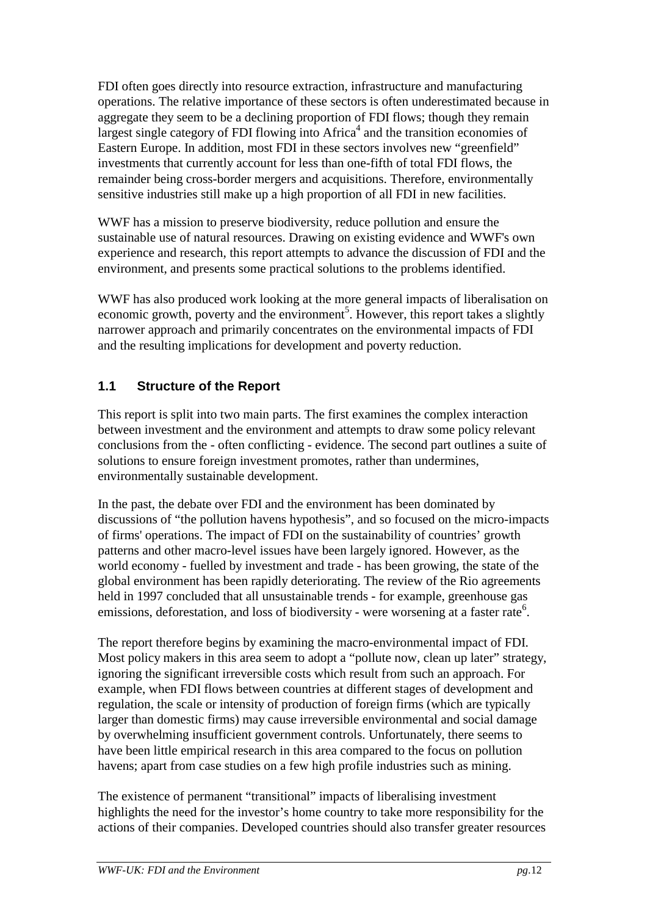FDI often goes directly into resource extraction, infrastructure and manufacturing operations. The relative importance of these sectors is often underestimated because in aggregate they seem to be a declining proportion of FDI flows; though they remain largest single category of FDI flowing into Africa[4] and the transition economies of Eastern Europe. In addition, most FDI in these sectors involves new "greenfield" investments that currently account for less than one-fifth of total FDI flows, the remainder being cross-border mergers and acquisitions. Therefore, environmentally sensitive industries still make up a high proportion of all FDI in new facilities.

WWF has a mission to preserve biodiversity, reduce pollution and ensure the sustainable use of natural resources. Drawing on existing evidence and WWF's own experience and research, this report attempts to advance the discussion of FDI and the environment, and presents some practical solutions to the problems identified.

WWF has also produced work looking at the more general impacts of liberalisation on economic growth, poverty and the environment[5]. However, this report takes a slightly narrower approach and primarily concentrates on the environmental impacts of FDI and the resulting implications for development and poverty reduction.

## 1.1 Structure of the Report

This report is split into two main parts. The first examines the complex interaction between investment and the environment and attempts to draw some policy relevant conclusions from the - often conflicting - evidence. The second part outlines a suite of solutions to ensure foreign investment promotes, rather than undermines, environmentally sustainable development.

In the past, the debate over FDI and the environment has been dominated by discussions of "the pollution havens hypothesis", and so focused on the micro-impacts of firms' operations. The impact of FDI on the sustainability of countries' growth patterns and other macro-level issues have been largely ignored. However, as the world economy - fuelled by investment and trade - has been growing, the state of the global environment has been rapidly deteriorating. The review of the Rio agreements held in 1997 concluded that all unsustainable trends - for example, greenhouse gas emissions, deforestation, and loss of biodiversity - were worsening at a faster rate[6].

The report therefore begins by examining the macro-environmental impact of FDI. Most policy makers in this area seem to adopt a "pollute now, clean up later" strategy, ignoring the significant irreversible costs which result from such an approach. For example, when FDI flows between countries at different stages of development and regulation, the scale or intensity of production of foreign firms (which are typically larger than domestic firms) may cause irreversible environmental and social damage by overwhelming insufficient government controls. Unfortunately, there seems to have been little empirical research in this area compared to the focus on pollution havens; apart from case studies on a few high profile industries such as mining.

The existence of permanent "transitional" impacts of liberalising investment highlights the need for the investor's home country to take more responsibility for the actions of their companies. Developed countries should also transfer greater resources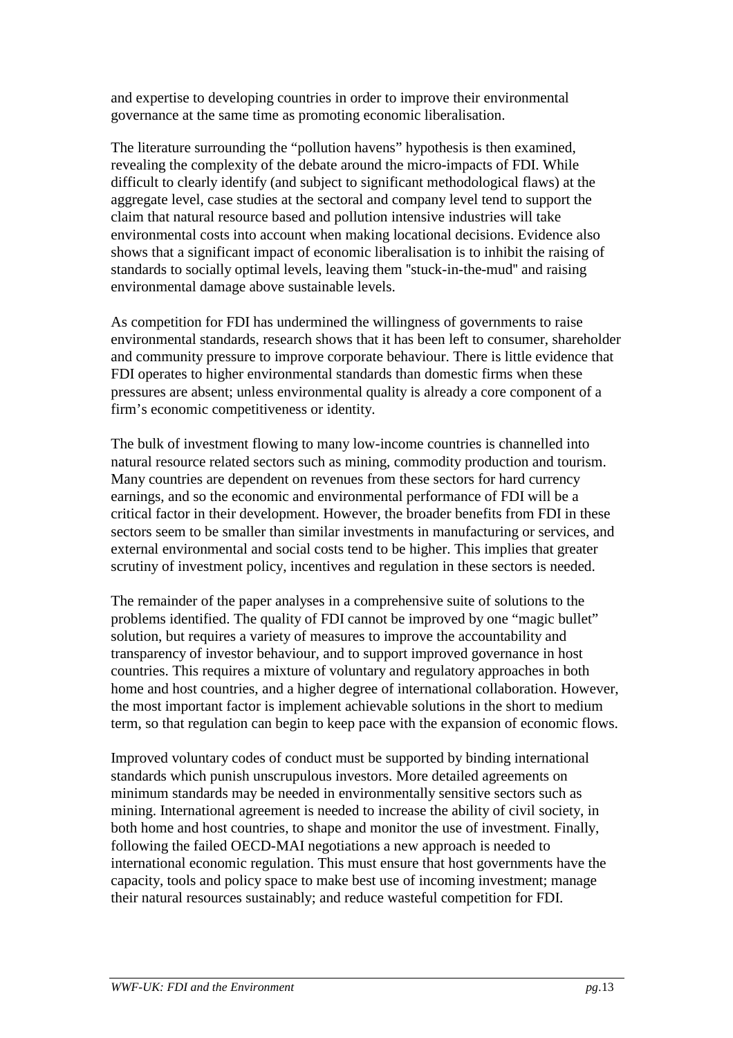and expertise to developing countries in order to improve their environmental governance at the same time as promoting economic liberalisation.

The literature surrounding the "pollution havens" hypothesis is then examined, revealing the complexity of the debate around the micro-impacts of FDI. While difficult to clearly identify (and subject to significant methodological flaws) at the aggregate level, case studies at the sectoral and company level tend to support the claim that natural resource based and pollution intensive industries will take environmental costs into account when making locational decisions. Evidence also shows that a significant impact of economic liberalisation is to inhibit the raising of standards to socially optimal levels, leaving them "stuck-in-the-mud" and raising environmental damage above sustainable levels.

As competition for FDI has undermined the willingness of governments to raise environmental standards, research shows that it has been left to consumer, shareholder and community pressure to improve corporate behaviour. There is little evidence that FDI operates to higher environmental standards than domestic firms when these pressures are absent; unless environmental quality is already a core component of a firm's economic competitiveness or identity.

The bulk of investment flowing to many low-income countries is channelled into natural resource related sectors such as mining, commodity production and tourism. Many countries are dependent on revenues from these sectors for hard currency earnings, and so the economic and environmental performance of FDI will be a critical factor in their development. However, the broader benefits from FDI in these sectors seem to be smaller than similar investments in manufacturing or services, and external environmental and social costs tend to be higher. This implies that greater scrutiny of investment policy, incentives and regulation in these sectors is needed.

The remainder of the paper analyses in a comprehensive suite of solutions to the problems identified. The quality of FDI cannot be improved by one "magic bullet" solution, but requires a variety of measures to improve the accountability and transparency of investor behaviour, and to support improved governance in host countries. This requires a mixture of voluntary and regulatory approaches in both home and host countries, and a higher degree of international collaboration. However, the most important factor is implement achievable solutions in the short to medium term, so that regulation can begin to keep pace with the expansion of economic flows.

Improved voluntary codes of conduct must be supported by binding international standards which punish unscrupulous investors. More detailed agreements on minimum standards may be needed in environmentally sensitive sectors such as mining. International agreement is needed to increase the ability of civil society, in both home and host countries, to shape and monitor the use of investment. Finally, following the failed OECD-MAI negotiations a new approach is needed to international economic regulation. This must ensure that host governments have the capacity, tools and policy space to make best use of incoming investment; manage their natural resources sustainably; and reduce wasteful competition for FDI.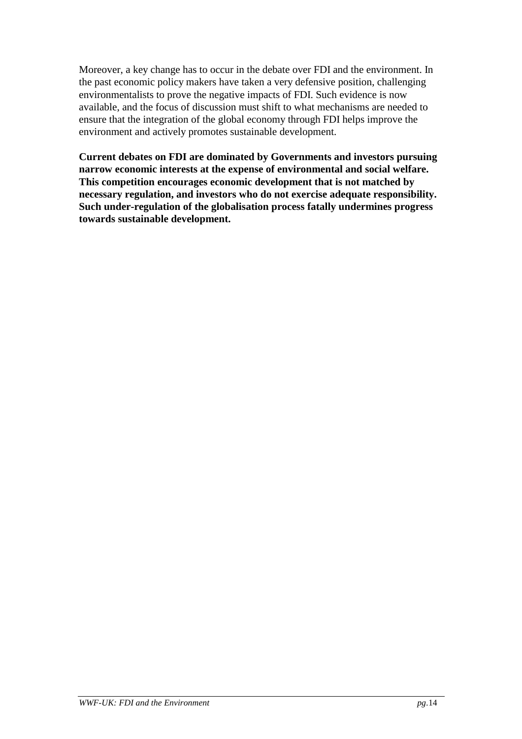Moreover, a key change has to occur in the debate over FDI and the environment. In the past economic policy makers have taken a very defensive position, challenging environmentalists to prove the negative impacts of FDI. Such evidence is now available, and the focus of discussion must shift to what mechanisms are needed to ensure that the integration of the global economy through FDI helps improve the environment and actively promotes sustainable development.

**Current debates on FDI are dominated by Governments and investors pursuing narrow economic interests at the expense of environmental and social welfare. This competition encourages economic development that is not matched by necessary regulation, and investors who do not exercise adequate responsibility. Such under-regulation of the globalisation process fatally undermines progress towards sustainable development.**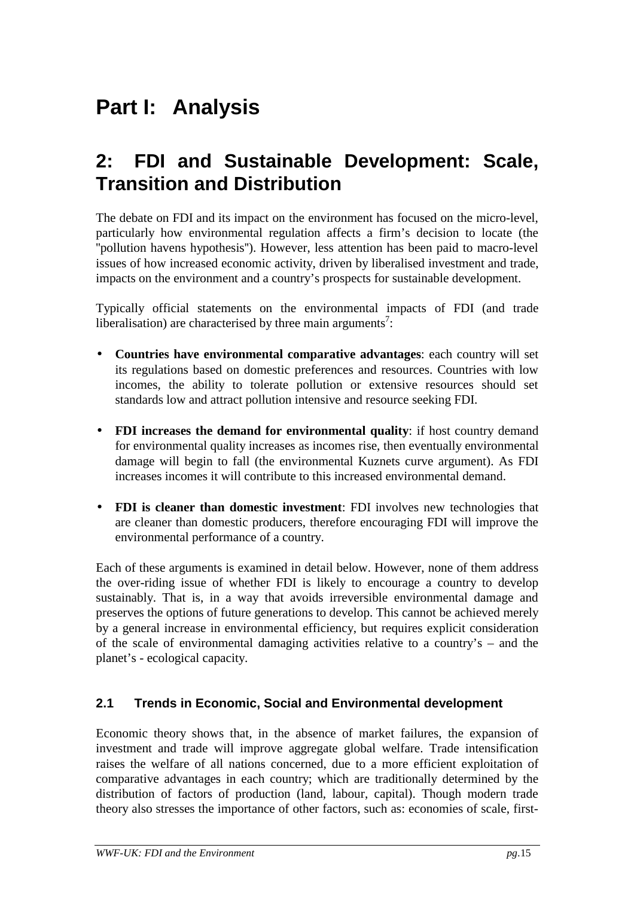# Part I: Analysis

## 2: FDI and Sustainable Development: Scale, Transition and Distribution

The debate on FDI and its impact on the environment has focused on the micro-level, particularly how environmental regulation affects a firm's decision to locate (the "pollution havens hypothesis"). However, less attention has been paid to macro-level issues of how increased economic activity, driven by liberalised investment and trade, impacts on the environment and a country's prospects for sustainable development.

Typically official statements on the environmental impacts of FDI (and trade liberalisation) are characterised by three main arguments[7]:

- **Countries have environmental comparative advantages**: each country will set its regulations based on domestic preferences and resources. Countries with low incomes, the ability to tolerate pollution or extensive resources should set standards low and attract pollution intensive and resource seeking FDI.
- **FDI increases the demand for environmental quality**: if host country demand for environmental quality increases as incomes rise, then eventually environmental damage will begin to fall (the environmental Kuznets curve argument). As FDI increases incomes it will contribute to this increased environmental demand.
- **FDI is cleaner than domestic investment**: FDI involves new technologies that are cleaner than domestic producers, therefore encouraging FDI will improve the environmental performance of a country.

Each of these arguments is examined in detail below. However, none of them address the over-riding issue of whether FDI is likely to encourage a country to develop sustainably. That is, in a way that avoids irreversible environmental damage and preserves the options of future generations to develop. This cannot be achieved merely by a general increase in environmental efficiency, but requires explicit consideration of the scale of environmental damaging activities relative to a country's – and the planet's - ecological capacity.

### 2.1 Trends in Economic, Social and Environmental development

Economic theory shows that, in the absence of market failures, the expansion of investment and trade will improve aggregate global welfare. Trade intensification raises the welfare of all nations concerned, due to a more efficient exploitation of comparative advantages in each country; which are traditionally determined by the distribution of factors of production (land, labour, capital). Though modern trade theory also stresses the importance of other factors, such as: economies of scale, first-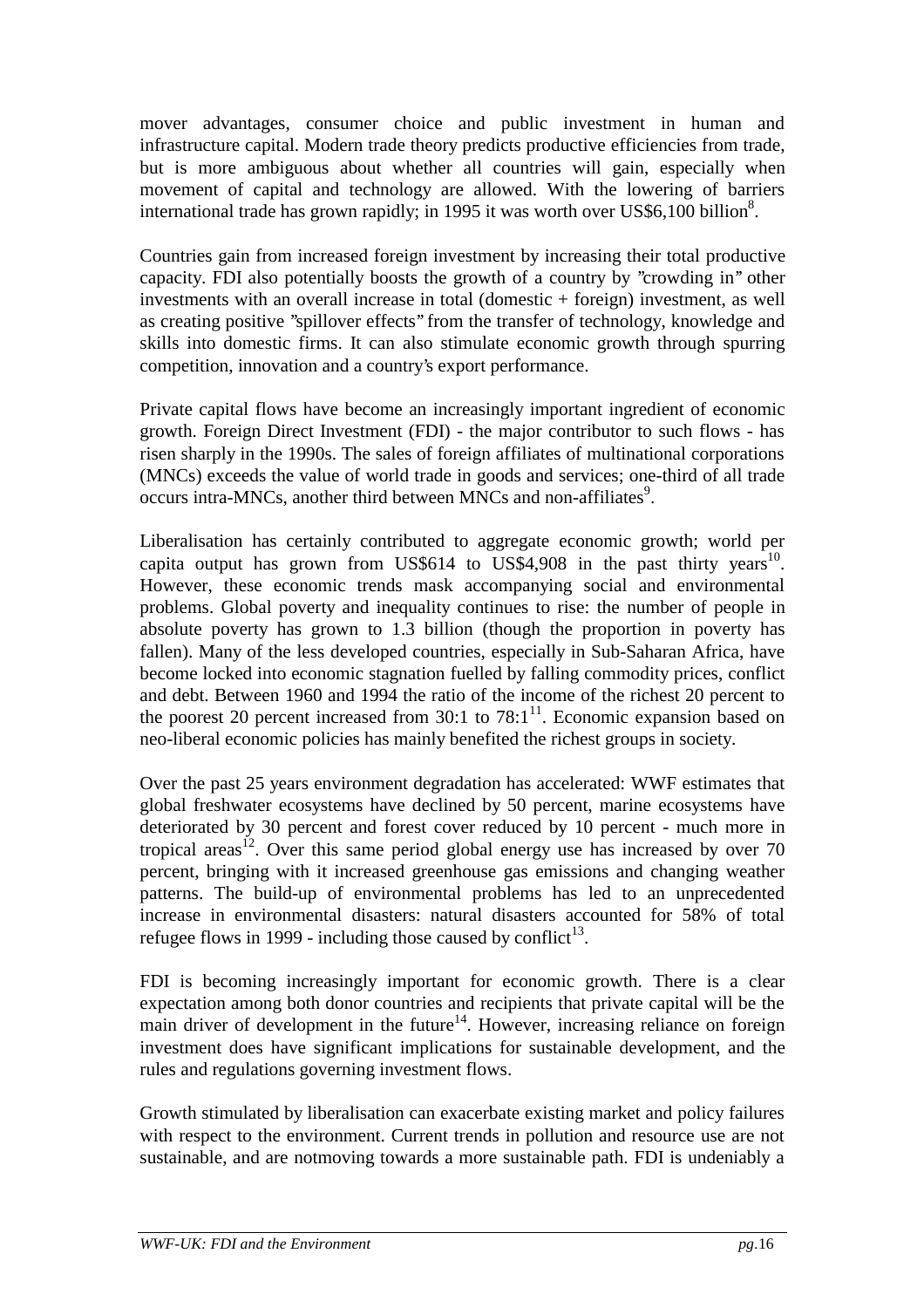mover advantages, consumer choice and public investment in human and infrastructure capital. Modern trade theory predicts productive efficiencies from trade, but is more ambiguous about whether all countries will gain, especially when movement of capital and technology are allowed. With the lowering of barriers international trade has grown rapidly; in 1995 it was worth over US$6,100 billion[8].

Countries gain from increased foreign investment by increasing their total productive capacity. FDI also potentially boosts the growth of a country by "crowding in" other investments with an overall increase in total (domestic + foreign) investment, as well as creating positive "spillover effects" from the transfer of technology, knowledge and skills into domestic firms. It can also stimulate economic growth through spurring competition, innovation and a country's export performance.

Private capital flows have become an increasingly important ingredient of economic growth. Foreign Direct Investment (FDI) - the major contributor to such flows - has risen sharply in the 1990s. The sales of foreign affiliates of multinational corporations (MNCs) exceeds the value of world trade in goods and services; one-third of all trade occurs intra-MNCs, another third between MNCs and non-affiliates[9].

Liberalisation has certainly contributed to aggregate economic growth; world per capita output has grown from US$614 to US$4,908 in the past thirty years[10]. However, these economic trends mask accompanying social and environmental problems. Global poverty and inequality continues to rise: the number of people in absolute poverty has grown to 1.3 billion (though the proportion in poverty has fallen). Many of the less developed countries, especially in Sub-Saharan Africa, have become locked into economic stagnation fuelled by falling commodity prices, conflict and debt. Between 1960 and 1994 the ratio of the income of the richest 20 percent to the poorest 20 percent increased from 30:1 to 78:1[11]. Economic expansion based on neo-liberal economic policies has mainly benefited the richest groups in society.

Over the past 25 years environment degradation has accelerated: WWF estimates that global freshwater ecosystems have declined by 50 percent, marine ecosystems have deteriorated by 30 percent and forest cover reduced by 10 percent - much more in tropical areas[12]. Over this same period global energy use has increased by over 70 percent, bringing with it increased greenhouse gas emissions and changing weather patterns. The build-up of environmental problems has led to an unprecedented increase in environmental disasters: natural disasters accounted for 58% of total refugee flows in 1999 - including those caused by conflict[13].

FDI is becoming increasingly important for economic growth. There is a clear expectation among both donor countries and recipients that private capital will be the main driver of development in the future[14]. However, increasing reliance on foreign investment does have significant implications for sustainable development, and the rules and regulations governing investment flows.

Growth stimulated by liberalisation can exacerbate existing market and policy failures with respect to the environment. Current trends in pollution and resource use are not sustainable, and are notmoving towards a more sustainable path. FDI is undeniably a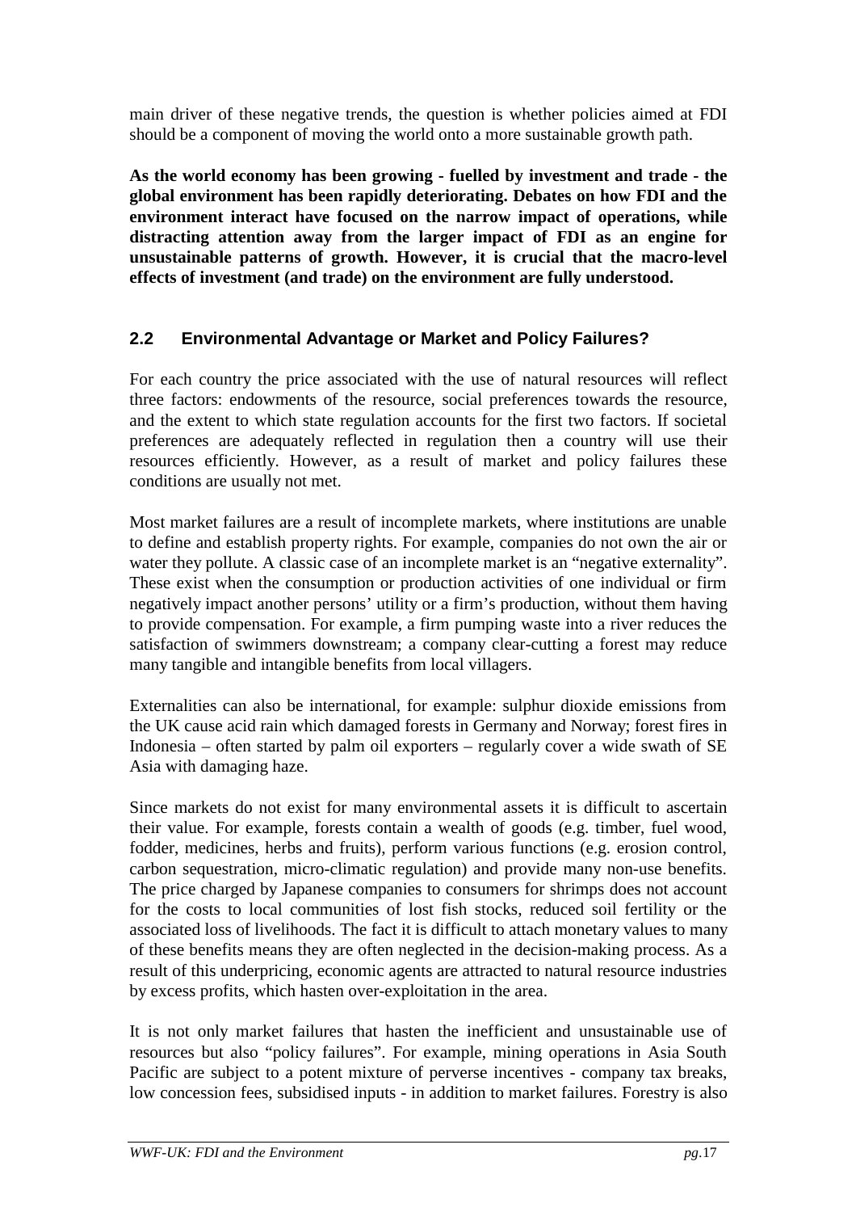main driver of these negative trends, the question is whether policies aimed at FDI should be a component of moving the world onto a more sustainable growth path.

**As the world economy has been growing - fuelled by investment and trade - the global environment has been rapidly deteriorating. Debates on how FDI and the environment interact have focused on the narrow impact of operations, while distracting attention away from the larger impact of FDI as an engine for unsustainable patterns of growth. However, it is crucial that the macro-level effects of investment (and trade) on the environment are fully understood.**

## 2.2 Environmental Advantage or Market and Policy Failures?

For each country the price associated with the use of natural resources will reflect three factors: endowments of the resource, social preferences towards the resource, and the extent to which state regulation accounts for the first two factors. If societal preferences are adequately reflected in regulation then a country will use their resources efficiently. However, as a result of market and policy failures these conditions are usually not met.

Most market failures are a result of incomplete markets, where institutions are unable to define and establish property rights. For example, companies do not own the air or water they pollute. A classic case of an incomplete market is an "negative externality". These exist when the consumption or production activities of one individual or firm negatively impact another persons' utility or a firm's production, without them having to provide compensation. For example, a firm pumping waste into a river reduces the satisfaction of swimmers downstream; a company clear-cutting a forest may reduce many tangible and intangible benefits from local villagers.

Externalities can also be international, for example: sulphur dioxide emissions from the UK cause acid rain which damaged forests in Germany and Norway; forest fires in Indonesia – often started by palm oil exporters – regularly cover a wide swath of SE Asia with damaging haze.

Since markets do not exist for many environmental assets it is difficult to ascertain their value. For example, forests contain a wealth of goods (e.g. timber, fuel wood, fodder, medicines, herbs and fruits), perform various functions (e.g. erosion control, carbon sequestration, micro-climatic regulation) and provide many non-use benefits. The price charged by Japanese companies to consumers for shrimps does not account for the costs to local communities of lost fish stocks, reduced soil fertility or the associated loss of livelihoods. The fact it is difficult to attach monetary values to many of these benefits means they are often neglected in the decision-making process. As a result of this underpricing, economic agents are attracted to natural resource industries by excess profits, which hasten over-exploitation in the area.

It is not only market failures that hasten the inefficient and unsustainable use of resources but also "policy failures". For example, mining operations in Asia South Pacific are subject to a potent mixture of perverse incentives - company tax breaks, low concession fees, subsidised inputs - in addition to market failures. Forestry is also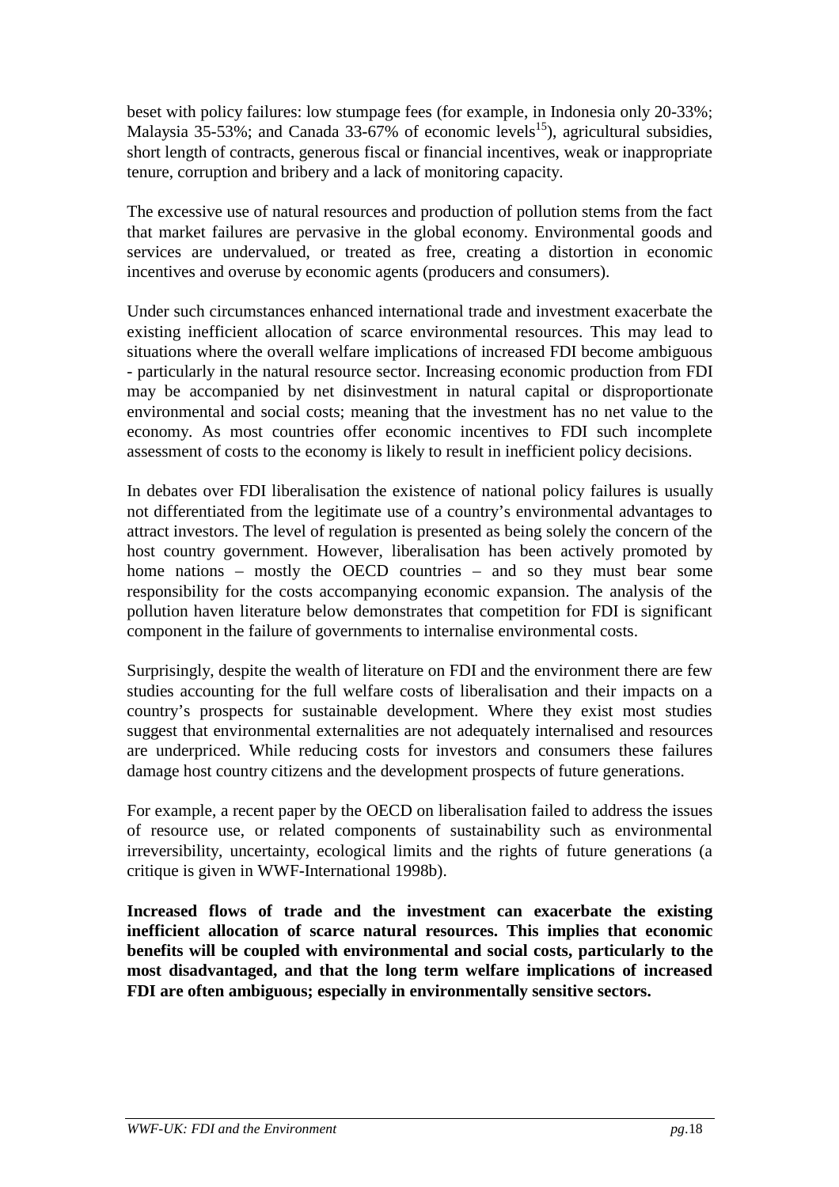beset with policy failures: low stumpage fees (for example, in Indonesia only 20-33%; Malaysia 35-53%; and Canada 33-67% of economic levels[15]), agricultural subsidies, short length of contracts, generous fiscal or financial incentives, weak or inappropriate tenure, corruption and bribery and a lack of monitoring capacity.

The excessive use of natural resources and production of pollution stems from the fact that market failures are pervasive in the global economy. Environmental goods and services are undervalued, or treated as free, creating a distortion in economic incentives and overuse by economic agents (producers and consumers).

Under such circumstances enhanced international trade and investment exacerbate the existing inefficient allocation of scarce environmental resources. This may lead to situations where the overall welfare implications of increased FDI become ambiguous - particularly in the natural resource sector. Increasing economic production from FDI may be accompanied by net disinvestment in natural capital or disproportionate environmental and social costs; meaning that the investment has no net value to the economy. As most countries offer economic incentives to FDI such incomplete assessment of costs to the economy is likely to result in inefficient policy decisions.

In debates over FDI liberalisation the existence of national policy failures is usually not differentiated from the legitimate use of a country's environmental advantages to attract investors. The level of regulation is presented as being solely the concern of the host country government. However, liberalisation has been actively promoted by home nations – mostly the OECD countries – and so they must bear some responsibility for the costs accompanying economic expansion. The analysis of the pollution haven literature below demonstrates that competition for FDI is significant component in the failure of governments to internalise environmental costs.

Surprisingly, despite the wealth of literature on FDI and the environment there are few studies accounting for the full welfare costs of liberalisation and their impacts on a country's prospects for sustainable development. Where they exist most studies suggest that environmental externalities are not adequately internalised and resources are underpriced. While reducing costs for investors and consumers these failures damage host country citizens and the development prospects of future generations.

For example, a recent paper by the OECD on liberalisation failed to address the issues of resource use, or related components of sustainability such as environmental irreversibility, uncertainty, ecological limits and the rights of future generations (a critique is given in WWF-International 1998b).

**Increased flows of trade and the investment can exacerbate the existing inefficient allocation of scarce natural resources. This implies that economic benefits will be coupled with environmental and social costs, particularly to the most disadvantaged, and that the long term welfare implications of increased FDI are often ambiguous; especially in environmentally sensitive sectors.**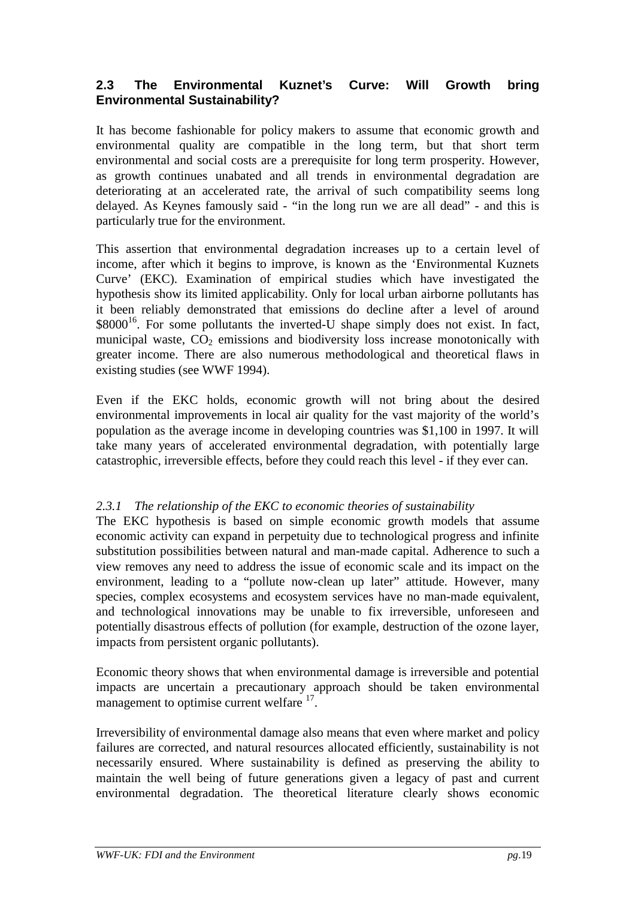## 2.3 The Environmental Kuznet's Curve: Will Growth bring Environmental Sustainability?

It has become fashionable for policy makers to assume that economic growth and environmental quality are compatible in the long term, but that short term environmental and social costs are a prerequisite for long term prosperity. However, as growth continues unabated and all trends in environmental degradation are deteriorating at an accelerated rate, the arrival of such compatibility seems long delayed. As Keynes famously said - "in the long run we are all dead" - and this is particularly true for the environment.

This assertion that environmental degradation increases up to a certain level of income, after which it begins to improve, is known as the 'Environmental Kuznets Curve' (EKC). Examination of empirical studies which have investigated the hypothesis show its limited applicability. Only for local urban airborne pollutants has it been reliably demonstrated that emissions do decline after a level of around $8000[16]. For some pollutants the inverted-U shape simply does not exist. In fact, municipal waste, $CO_2$ emissions and biodiversity loss increase monotonically with greater income. There are also numerous methodological and theoretical flaws in existing studies (see WWF 1994).

Even if the EKC holds, economic growth will not bring about the desired environmental improvements in local air quality for the vast majority of the world's population as the average income in developing countries was $1,100 in 1997. It will take many years of accelerated environmental degradation, with potentially large catastrophic, irreversible effects, before they could reach this level - if they ever can.

### *2.3.1 The relationship of the EKC to economic theories of sustainability*

The EKC hypothesis is based on simple economic growth models that assume economic activity can expand in perpetuity due to technological progress and infinite substitution possibilities between natural and man-made capital. Adherence to such a view removes any need to address the issue of economic scale and its impact on the environment, leading to a "pollute now-clean up later" attitude. However, many species, complex ecosystems and ecosystem services have no man-made equivalent, and technological innovations may be unable to fix irreversible, unforeseen and potentially disastrous effects of pollution (for example, destruction of the ozone layer, impacts from persistent organic pollutants).

Economic theory shows that when environmental damage is irreversible and potential impacts are uncertain a precautionary approach should be taken environmental management to optimise current welfare [17].

Irreversibility of environmental damage also means that even where market and policy failures are corrected, and natural resources allocated efficiently, sustainability is not necessarily ensured. Where sustainability is defined as preserving the ability to maintain the well being of future generations given a legacy of past and current environmental degradation. The theoretical literature clearly shows economic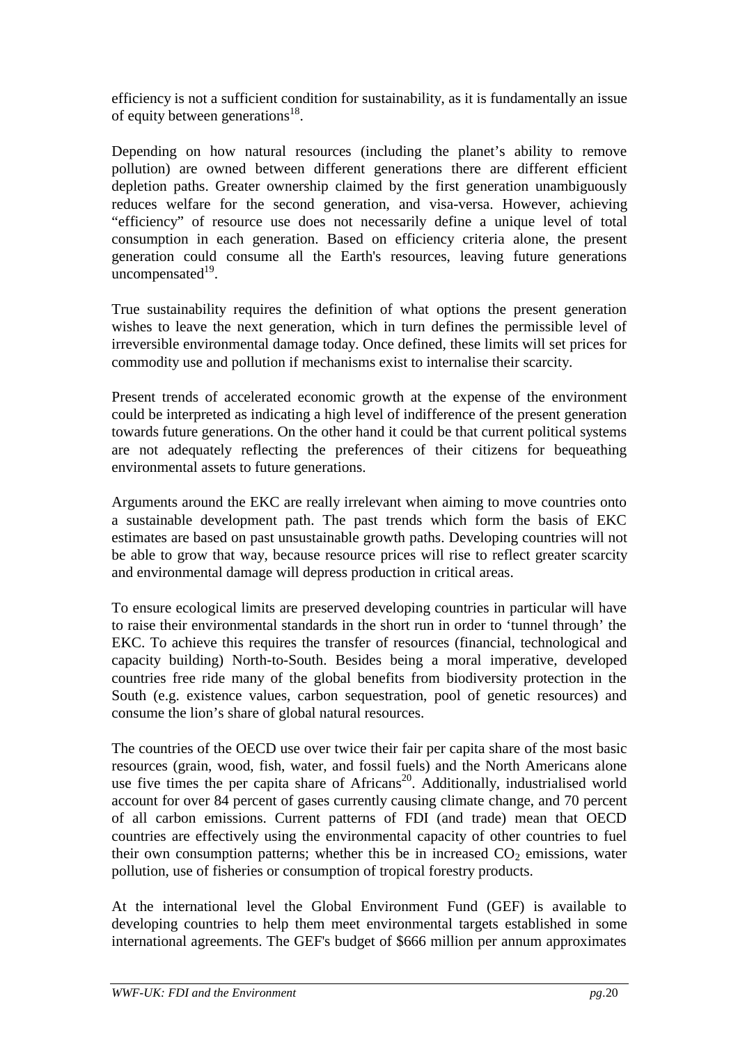efficiency is not a sufficient condition for sustainability, as it is fundamentally an issue of equity between generations[18].

Depending on how natural resources (including the planet's ability to remove pollution) are owned between different generations there are different efficient depletion paths. Greater ownership claimed by the first generation unambiguously reduces welfare for the second generation, and visa-versa. However, achieving "efficiency" of resource use does not necessarily define a unique level of total consumption in each generation. Based on efficiency criteria alone, the present generation could consume all the Earth's resources, leaving future generations uncompensated[19].

True sustainability requires the definition of what options the present generation wishes to leave the next generation, which in turn defines the permissible level of irreversible environmental damage today. Once defined, these limits will set prices for commodity use and pollution if mechanisms exist to internalise their scarcity.

Present trends of accelerated economic growth at the expense of the environment could be interpreted as indicating a high level of indifference of the present generation towards future generations. On the other hand it could be that current political systems are not adequately reflecting the preferences of their citizens for bequeathing environmental assets to future generations.

Arguments around the EKC are really irrelevant when aiming to move countries onto a sustainable development path. The past trends which form the basis of EKC estimates are based on past unsustainable growth paths. Developing countries will not be able to grow that way, because resource prices will rise to reflect greater scarcity and environmental damage will depress production in critical areas.

To ensure ecological limits are preserved developing countries in particular will have to raise their environmental standards in the short run in order to 'tunnel through' the EKC. To achieve this requires the transfer of resources (financial, technological and capacity building) North-to-South. Besides being a moral imperative, developed countries free ride many of the global benefits from biodiversity protection in the South (e.g. existence values, carbon sequestration, pool of genetic resources) and consume the lion's share of global natural resources.

The countries of the OECD use over twice their fair per capita share of the most basic resources (grain, wood, fish, water, and fossil fuels) and the North Americans alone use five times the per capita share of Africans[20]. Additionally, industrialised world account for over 84 percent of gases currently causing climate change, and 70 percent of all carbon emissions. Current patterns of FDI (and trade) mean that OECD countries are effectively using the environmental capacity of other countries to fuel their own consumption patterns; whether this be in increased $CO_2$ emissions, water pollution, use of fisheries or consumption of tropical forestry products.

At the international level the Global Environment Fund (GEF) is available to developing countries to help them meet environmental targets established in some international agreements. The GEF's budget of $666 million per annum approximates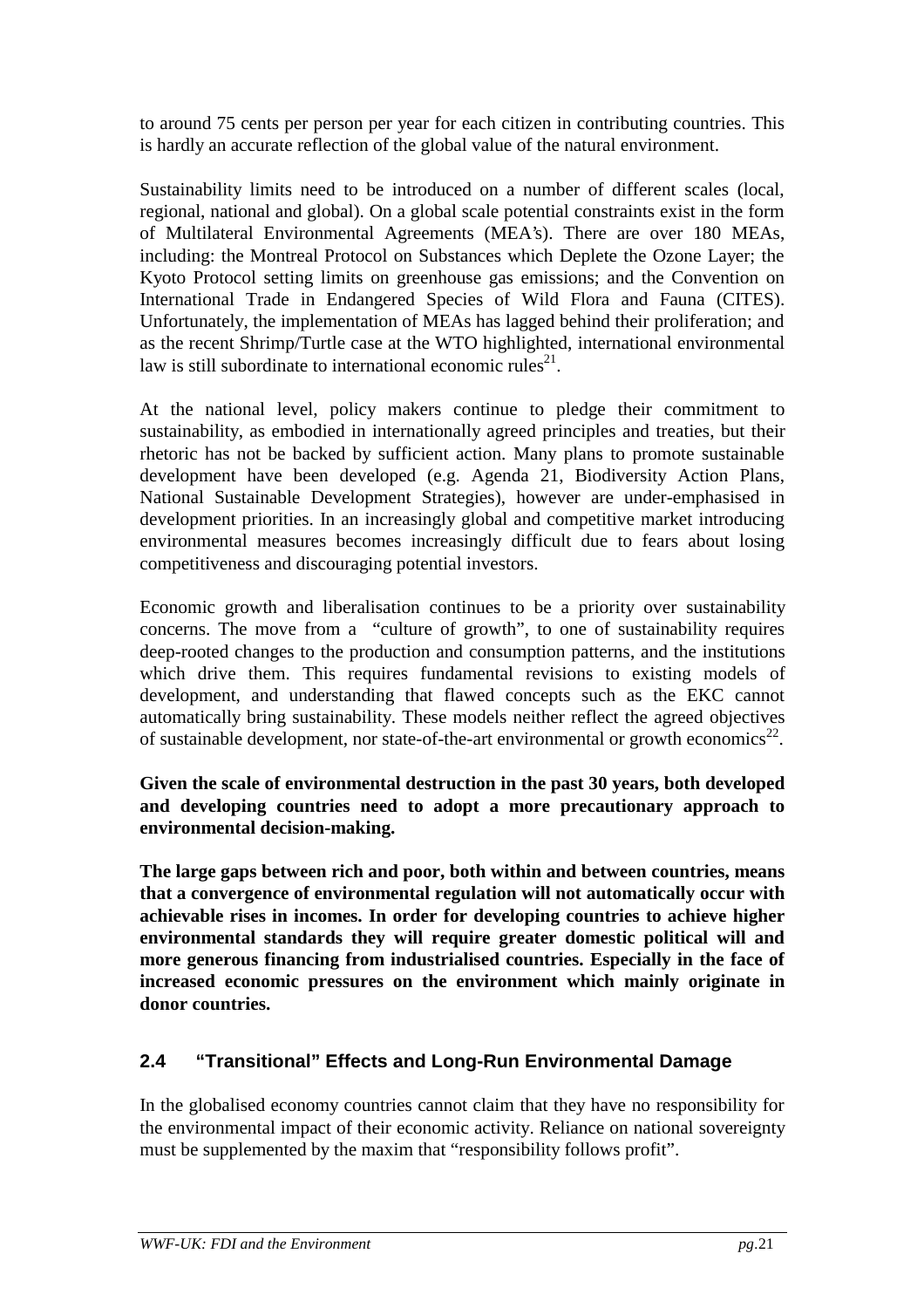to around 75 cents per person per year for each citizen in contributing countries. This is hardly an accurate reflection of the global value of the natural environment.

Sustainability limits need to be introduced on a number of different scales (local, regional, national and global). On a global scale potential constraints exist in the form of Multilateral Environmental Agreements (MEA's). There are over 180 MEAs, including: the Montreal Protocol on Substances which Deplete the Ozone Layer; the Kyoto Protocol setting limits on greenhouse gas emissions; and the Convention on International Trade in Endangered Species of Wild Flora and Fauna (CITES). Unfortunately, the implementation of MEAs has lagged behind their proliferation; and as the recent Shrimp/Turtle case at the WTO highlighted, international environmental law is still subordinate to international economic rules[21].

At the national level, policy makers continue to pledge their commitment to sustainability, as embodied in internationally agreed principles and treaties, but their rhetoric has not be backed by sufficient action. Many plans to promote sustainable development have been developed (e.g. Agenda 21, Biodiversity Action Plans, National Sustainable Development Strategies), however are under-emphasised in development priorities. In an increasingly global and competitive market introducing environmental measures becomes increasingly difficult due to fears about losing competitiveness and discouraging potential investors.

Economic growth and liberalisation continues to be a priority over sustainability concerns. The move from a "culture of growth", to one of sustainability requires deep-rooted changes to the production and consumption patterns, and the institutions which drive them. This requires fundamental revisions to existing models of development, and understanding that flawed concepts such as the EKC cannot automatically bring sustainability. These models neither reflect the agreed objectives of sustainable development, nor state-of-the-art environmental or growth economics[22].

**Given the scale of environmental destruction in the past 30 years, both developed and developing countries need to adopt a more precautionary approach to environmental decision-making.**

**The large gaps between rich and poor, both within and between countries, means that a convergence of environmental regulation will not automatically occur with achievable rises in incomes. In order for developing countries to achieve higher environmental standards they will require greater domestic political will and more generous financing from industrialised countries. Especially in the face of increased economic pressures on the environment which mainly originate in donor countries.**

## 2.4 "Transitional" Effects and Long-Run Environmental Damage

In the globalised economy countries cannot claim that they have no responsibility for the environmental impact of their economic activity. Reliance on national sovereignty must be supplemented by the maxim that "responsibility follows profit".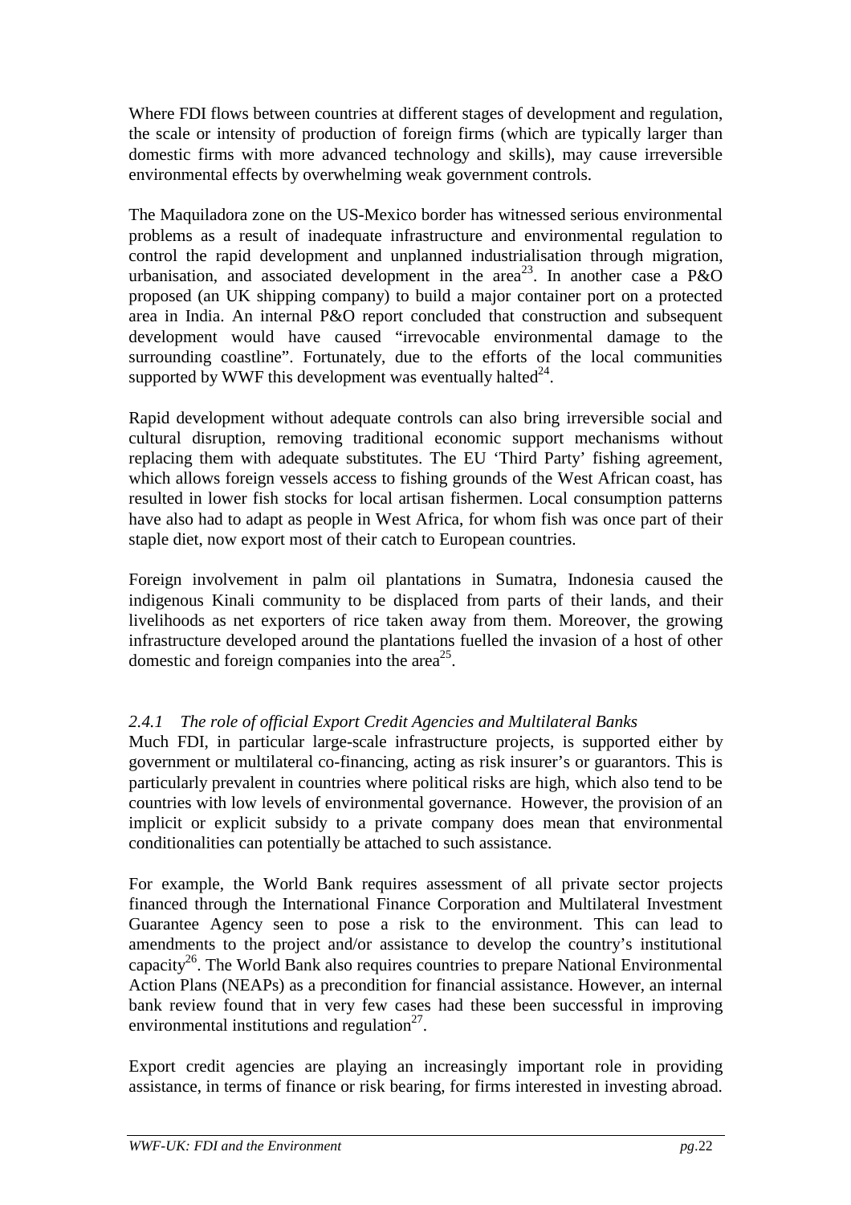Where FDI flows between countries at different stages of development and regulation, the scale or intensity of production of foreign firms (which are typically larger than domestic firms with more advanced technology and skills), may cause irreversible environmental effects by overwhelming weak government controls.

The Maquiladora zone on the US-Mexico border has witnessed serious environmental problems as a result of inadequate infrastructure and environmental regulation to control the rapid development and unplanned industrialisation through migration, urbanisation, and associated development in the area[23]. In another case a P&O proposed (an UK shipping company) to build a major container port on a protected area in India. An internal P&O report concluded that construction and subsequent development would have caused "irrevocable environmental damage to the surrounding coastline". Fortunately, due to the efforts of the local communities supported by WWF this development was eventually halted[24].

Rapid development without adequate controls can also bring irreversible social and cultural disruption, removing traditional economic support mechanisms without replacing them with adequate substitutes. The EU 'Third Party' fishing agreement, which allows foreign vessels access to fishing grounds of the West African coast, has resulted in lower fish stocks for local artisan fishermen. Local consumption patterns have also had to adapt as people in West Africa, for whom fish was once part of their staple diet, now export most of their catch to European countries.

Foreign involvement in palm oil plantations in Sumatra, Indonesia caused the indigenous Kinali community to be displaced from parts of their lands, and their livelihoods as net exporters of rice taken away from them. Moreover, the growing infrastructure developed around the plantations fuelled the invasion of a host of other domestic and foreign companies into the area[25].

### *2.4.1 The role of official Export Credit Agencies and Multilateral Banks*

Much FDI, in particular large-scale infrastructure projects, is supported either by government or multilateral co-financing, acting as risk insurer's or guarantors. This is particularly prevalent in countries where political risks are high, which also tend to be countries with low levels of environmental governance. However, the provision of an implicit or explicit subsidy to a private company does mean that environmental conditionalities can potentially be attached to such assistance.

For example, the World Bank requires assessment of all private sector projects financed through the International Finance Corporation and Multilateral Investment Guarantee Agency seen to pose a risk to the environment. This can lead to amendments to the project and/or assistance to develop the country's institutional capacity[26]. The World Bank also requires countries to prepare National Environmental Action Plans (NEAPs) as a precondition for financial assistance. However, an internal bank review found that in very few cases had these been successful in improving environmental institutions and regulation[27].

Export credit agencies are playing an increasingly important role in providing assistance, in terms of finance or risk bearing, for firms interested in investing abroad.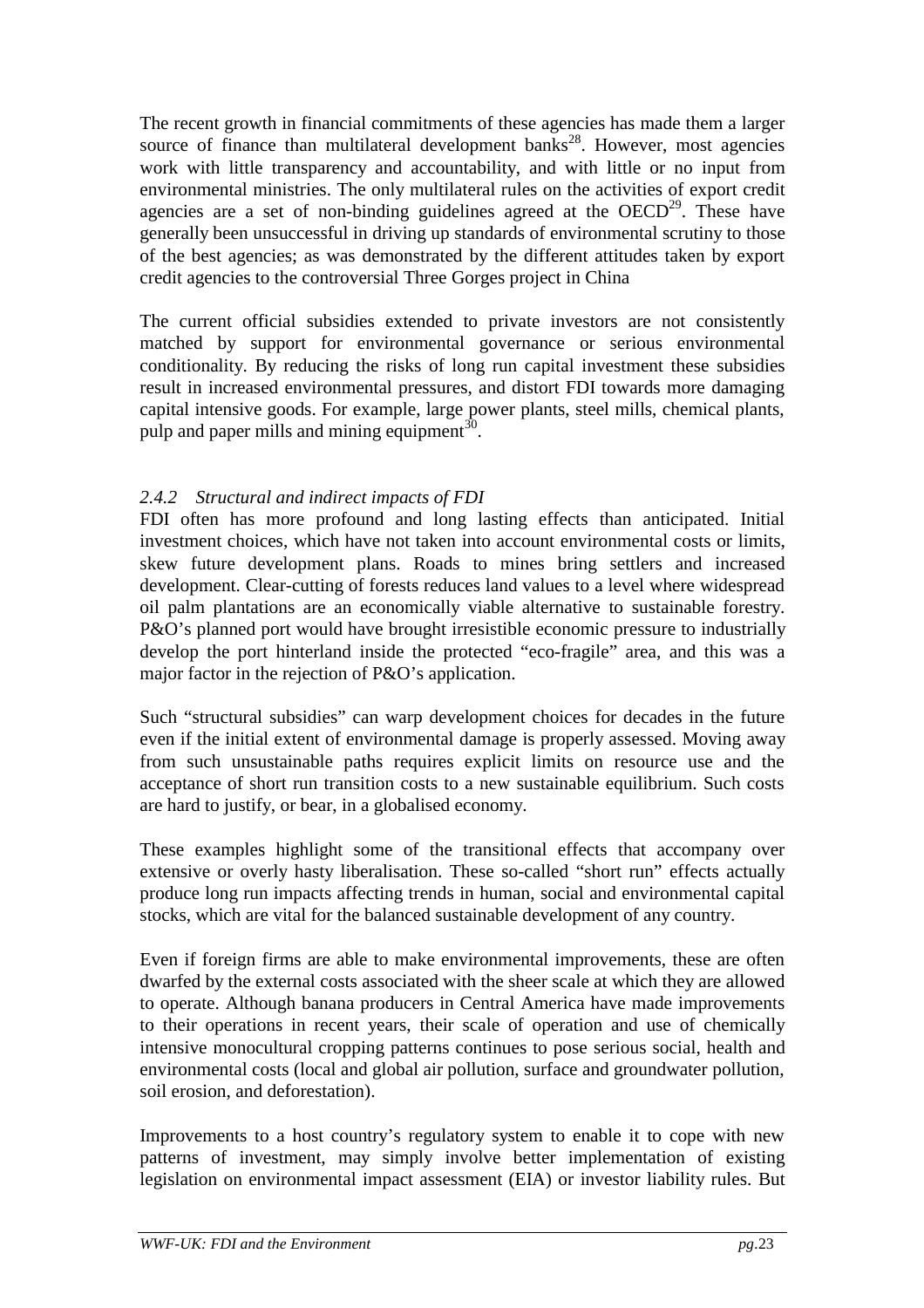The recent growth in financial commitments of these agencies has made them a larger source of finance than multilateral development banks[28]. However, most agencies work with little transparency and accountability, and with little or no input from environmental ministries. The only multilateral rules on the activities of export credit agencies are a set of non-binding guidelines agreed at the OECD[29]. These have generally been unsuccessful in driving up standards of environmental scrutiny to those of the best agencies; as was demonstrated by the different attitudes taken by export credit agencies to the controversial Three Gorges project in China

The current official subsidies extended to private investors are not consistently matched by support for environmental governance or serious environmental conditionality. By reducing the risks of long run capital investment these subsidies result in increased environmental pressures, and distort FDI towards more damaging capital intensive goods. For example, large power plants, steel mills, chemical plants, pulp and paper mills and mining equipment[30].

### *2.4.2 Structural and indirect impacts of FDI*

FDI often has more profound and long lasting effects than anticipated. Initial investment choices, which have not taken into account environmental costs or limits, skew future development plans. Roads to mines bring settlers and increased development. Clear-cutting of forests reduces land values to a level where widespread oil palm plantations are an economically viable alternative to sustainable forestry. P&O's planned port would have brought irresistible economic pressure to industrially develop the port hinterland inside the protected "eco-fragile" area, and this was a major factor in the rejection of P&O's application.

Such "structural subsidies" can warp development choices for decades in the future even if the initial extent of environmental damage is properly assessed. Moving away from such unsustainable paths requires explicit limits on resource use and the acceptance of short run transition costs to a new sustainable equilibrium. Such costs are hard to justify, or bear, in a globalised economy.

These examples highlight some of the transitional effects that accompany over extensive or overly hasty liberalisation. These so-called "short run" effects actually produce long run impacts affecting trends in human, social and environmental capital stocks, which are vital for the balanced sustainable development of any country.

Even if foreign firms are able to make environmental improvements, these are often dwarfed by the external costs associated with the sheer scale at which they are allowed to operate. Although banana producers in Central America have made improvements to their operations in recent years, their scale of operation and use of chemically intensive monocultural cropping patterns continues to pose serious social, health and environmental costs (local and global air pollution, surface and groundwater pollution, soil erosion, and deforestation).

Improvements to a host country's regulatory system to enable it to cope with new patterns of investment, may simply involve better implementation of existing legislation on environmental impact assessment (EIA) or investor liability rules. But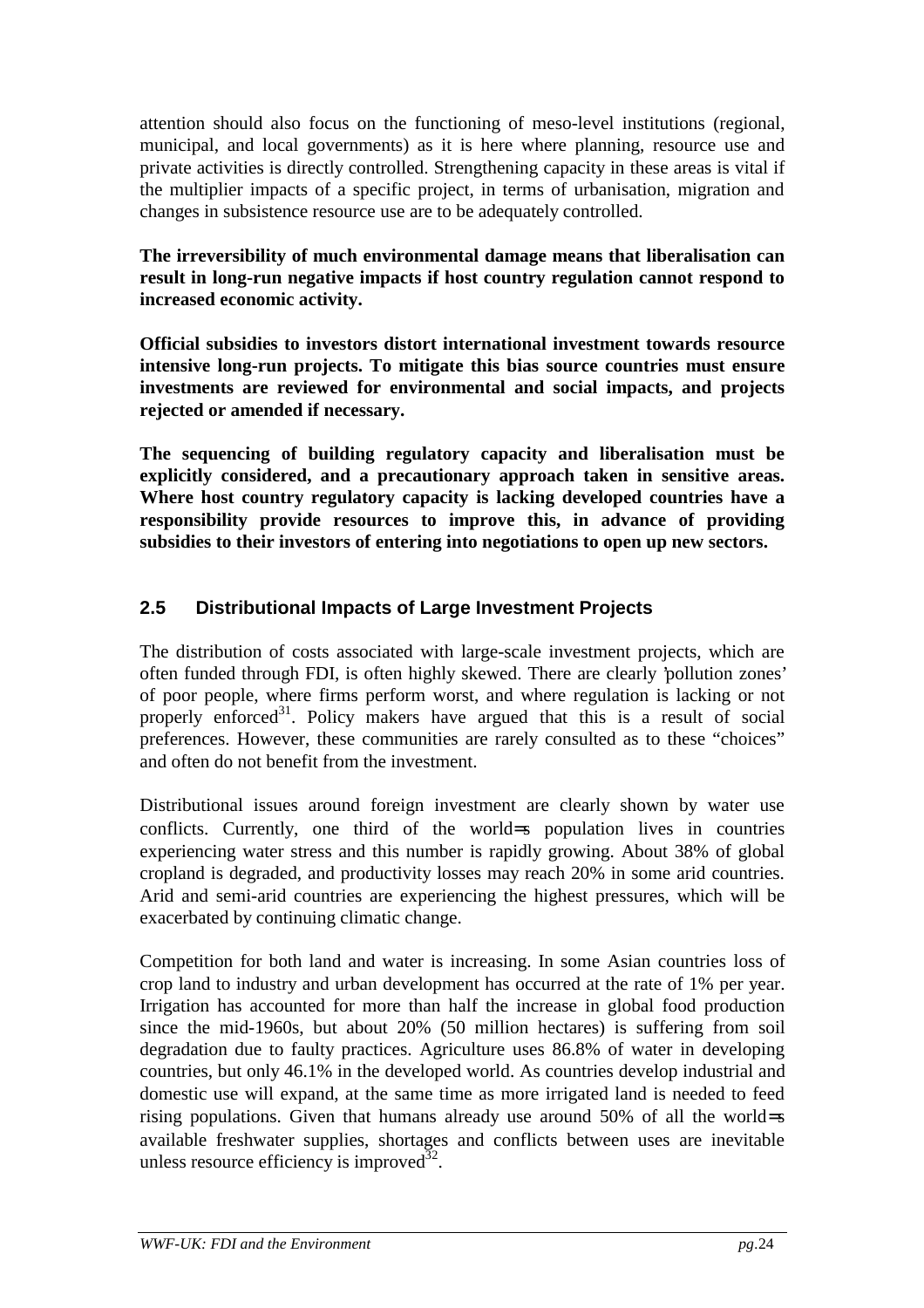attention should also focus on the functioning of meso-level institutions (regional, municipal, and local governments) as it is here where planning, resource use and private activities is directly controlled. Strengthening capacity in these areas is vital if the multiplier impacts of a specific project, in terms of urbanisation, migration and changes in subsistence resource use are to be adequately controlled.

**The irreversibility of much environmental damage means that liberalisation can result in long-run negative impacts if host country regulation cannot respond to increased economic activity.**

**Official subsidies to investors distort international investment towards resource intensive long-run projects. To mitigate this bias source countries must ensure investments are reviewed for environmental and social impacts, and projects rejected or amended if necessary.**

**The sequencing of building regulatory capacity and liberalisation must be explicitly considered, and a precautionary approach taken in sensitive areas. Where host country regulatory capacity is lacking developed countries have a responsibility provide resources to improve this, in advance of providing subsidies to their investors of entering into negotiations to open up new sectors.**

## 2.5 Distributional Impacts of Large Investment Projects

The distribution of costs associated with large-scale investment projects, which are often funded through FDI, is often highly skewed. There are clearly 'pollution zones' of poor people, where firms perform worst, and where regulation is lacking or not properly enforced[31]. Policy makers have argued that this is a result of social preferences. However, these communities are rarely consulted as to these "choices" and often do not benefit from the investment.

Distributional issues around foreign investment are clearly shown by water use conflicts. Currently, one third of the world=s population lives in countries experiencing water stress and this number is rapidly growing. About 38% of global cropland is degraded, and productivity losses may reach 20% in some arid countries. Arid and semi-arid countries are experiencing the highest pressures, which will be exacerbated by continuing climatic change.

Competition for both land and water is increasing. In some Asian countries loss of crop land to industry and urban development has occurred at the rate of 1% per year. Irrigation has accounted for more than half the increase in global food production since the mid-1960s, but about 20% (50 million hectares) is suffering from soil degradation due to faulty practices. Agriculture uses 86.8% of water in developing countries, but only 46.1% in the developed world. As countries develop industrial and domestic use will expand, at the same time as more irrigated land is needed to feed rising populations. Given that humans already use around 50% of all the world=s available freshwater supplies, shortages and conflicts between uses are inevitable unless resource efficiency is improved[32].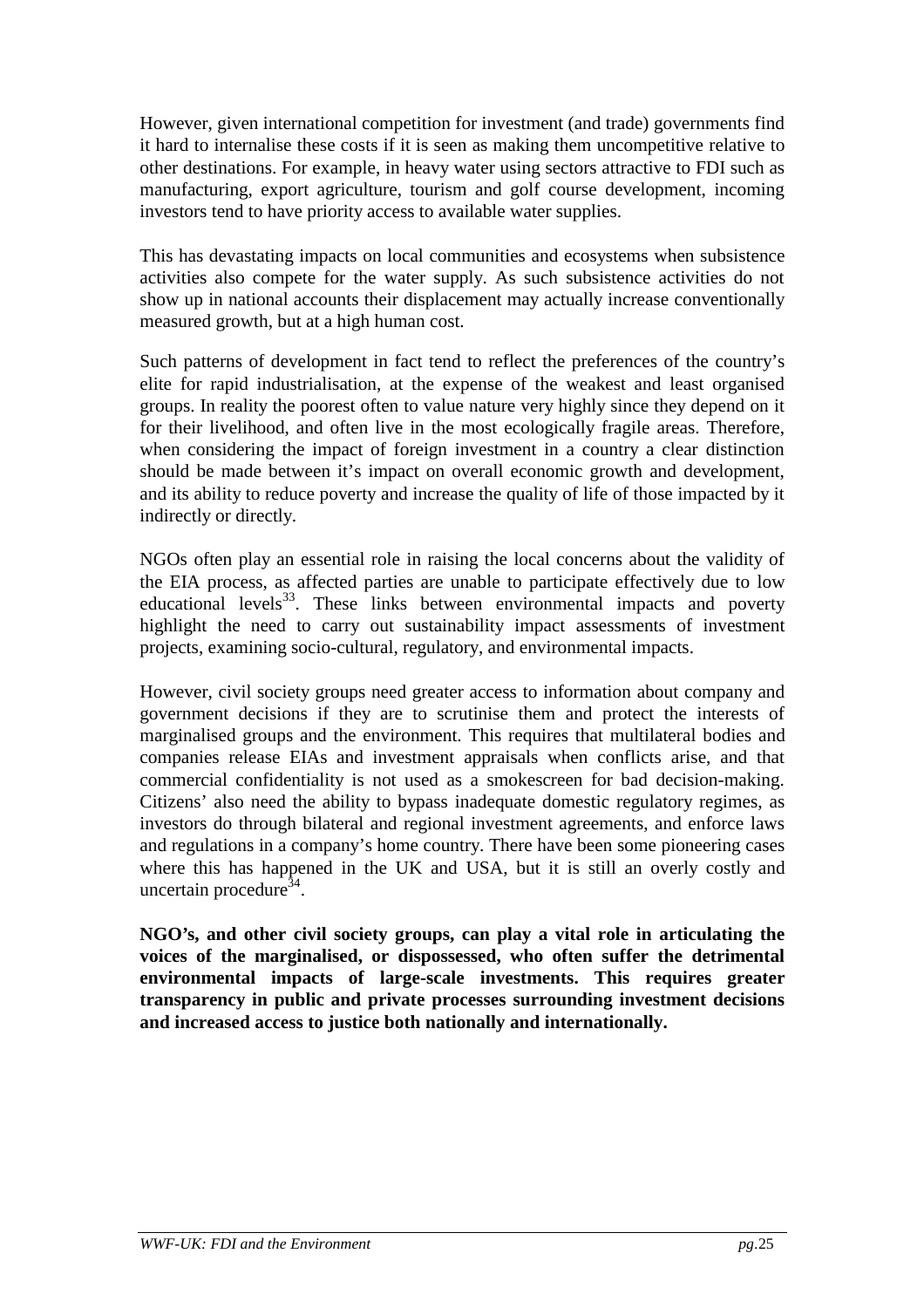However, given international competition for investment (and trade) governments find it hard to internalise these costs if it is seen as making them uncompetitive relative to other destinations. For example, in heavy water using sectors attractive to FDI such as manufacturing, export agriculture, tourism and golf course development, incoming investors tend to have priority access to available water supplies.

This has devastating impacts on local communities and ecosystems when subsistence activities also compete for the water supply. As such subsistence activities do not show up in national accounts their displacement may actually increase conventionally measured growth, but at a high human cost.

Such patterns of development in fact tend to reflect the preferences of the country's elite for rapid industrialisation, at the expense of the weakest and least organised groups. In reality the poorest often to value nature very highly since they depend on it for their livelihood, and often live in the most ecologically fragile areas. Therefore, when considering the impact of foreign investment in a country a clear distinction should be made between it's impact on overall economic growth and development, and its ability to reduce poverty and increase the quality of life of those impacted by it indirectly or directly.

NGOs often play an essential role in raising the local concerns about the validity of the EIA process, as affected parties are unable to participate effectively due to low educational levels[33]. These links between environmental impacts and poverty highlight the need to carry out sustainability impact assessments of investment projects, examining socio-cultural, regulatory, and environmental impacts.

However, civil society groups need greater access to information about company and government decisions if they are to scrutinise them and protect the interests of marginalised groups and the environment. This requires that multilateral bodies and companies release EIAs and investment appraisals when conflicts arise, and that commercial confidentiality is not used as a smokescreen for bad decision-making. Citizens' also need the ability to bypass inadequate domestic regulatory regimes, as investors do through bilateral and regional investment agreements, and enforce laws and regulations in a company's home country. There have been some pioneering cases where this has happened in the UK and USA, but it is still an overly costly and uncertain procedure[34].

**NGO's, and other civil society groups, can play a vital role in articulating the voices of the marginalised, or dispossessed, who often suffer the detrimental environmental impacts of large-scale investments. This requires greater transparency in public and private processes surrounding investment decisions and increased access to justice both nationally and internationally.**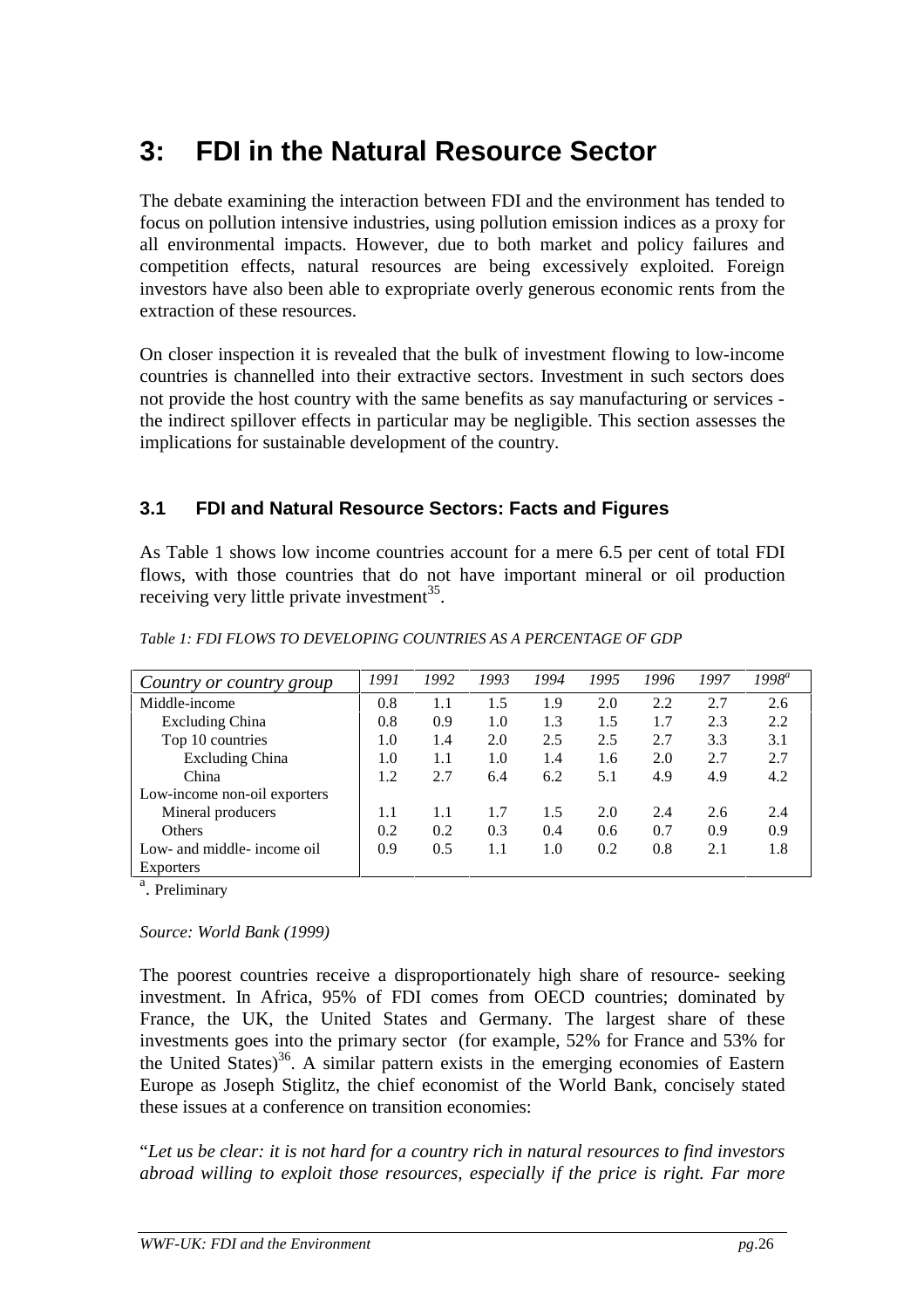# 3: FDI in the Natural Resource Sector

The debate examining the interaction between FDI and the environment has tended to focus on pollution intensive industries, using pollution emission indices as a proxy for all environmental impacts. However, due to both market and policy failures and competition effects, natural resources are being excessively exploited. Foreign investors have also been able to expropriate overly generous economic rents from the extraction of these resources.

On closer inspection it is revealed that the bulk of investment flowing to low-income countries is channelled into their extractive sectors. Investment in such sectors does not provide the host country with the same benefits as say manufacturing or services - the indirect spillover effects in particular may be negligible. This section assesses the implications for sustainable development of the country.

## 3.1 FDI and Natural Resource Sectors: Facts and Figures

As Table 1 shows low income countries account for a mere 6.5 per cent of total FDI flows, with those countries that do not have important mineral or oil production receiving very little private investment[35].

*Table 1: FDI FLOWS TO DEVELOPING COUNTRIES AS A PERCENTAGE OF GDP*

| *Country or country group* | *1991* | *1992* | *1993* | *1994* | *1995* | *1996* | *1997* | *1998[a]* |
|---|---|---|---|---|---|---|---|---|
| Middle-income | 0.8 | 1.1 | 1.5 | 1.9 | 2.0 | 2.2 | 2.7 | 2.6 |
| Excluding China | 0.8 | 0.9 | 1.0 | 1.3 | 1.5 | 1.7 | 2.3 | 2.2 |
| Top 10 countries | 1.0 | 1.4 | 2.0 | 2.5 | 2.5 | 2.7 | 3.3 | 3.1 |
| Excluding China | 1.0 | 1.1 | 1.0 | 1.4 | 1.6 | 2.0 | 2.7 | 2.7 |
| China | 1.2 | 2.7 | 6.4 | 6.2 | 5.1 | 4.9 | 4.9 | 4.2 |
| Low-income non-oil exporters | | | | | | | | |
| Mineral producers | 1.1 | 1.1 | 1.7 | 1.5 | 2.0 | 2.4 | 2.6 | 2.4 |
| Others | 0.2 | 0.2 | 0.3 | 0.4 | 0.6 | 0.7 | 0.9 | 0.9 |
| Low- and middle- income oil Exporters | 0.9 | 0.5 | 1.1 | 1.0 | 0.2 | 0.8 | 2.1 | 1.8 |

[a]. Preliminary

*Source: World Bank (1999)*

The poorest countries receive a disproportionately high share of resource- seeking investment. In Africa, 95% of FDI comes from OECD countries; dominated by France, the UK, the United States and Germany. The largest share of these investments goes into the primary sector (for example, 52% for France and 53% for the United States)[36]. A similar pattern exists in the emerging economies of Eastern Europe as Joseph Stiglitz, the chief economist of the World Bank, concisely stated these issues at a conference on transition economies:

"*Let us be clear: it is not hard for a country rich in natural resources to find investors abroad willing to exploit those resources, especially if the price is right. Far more*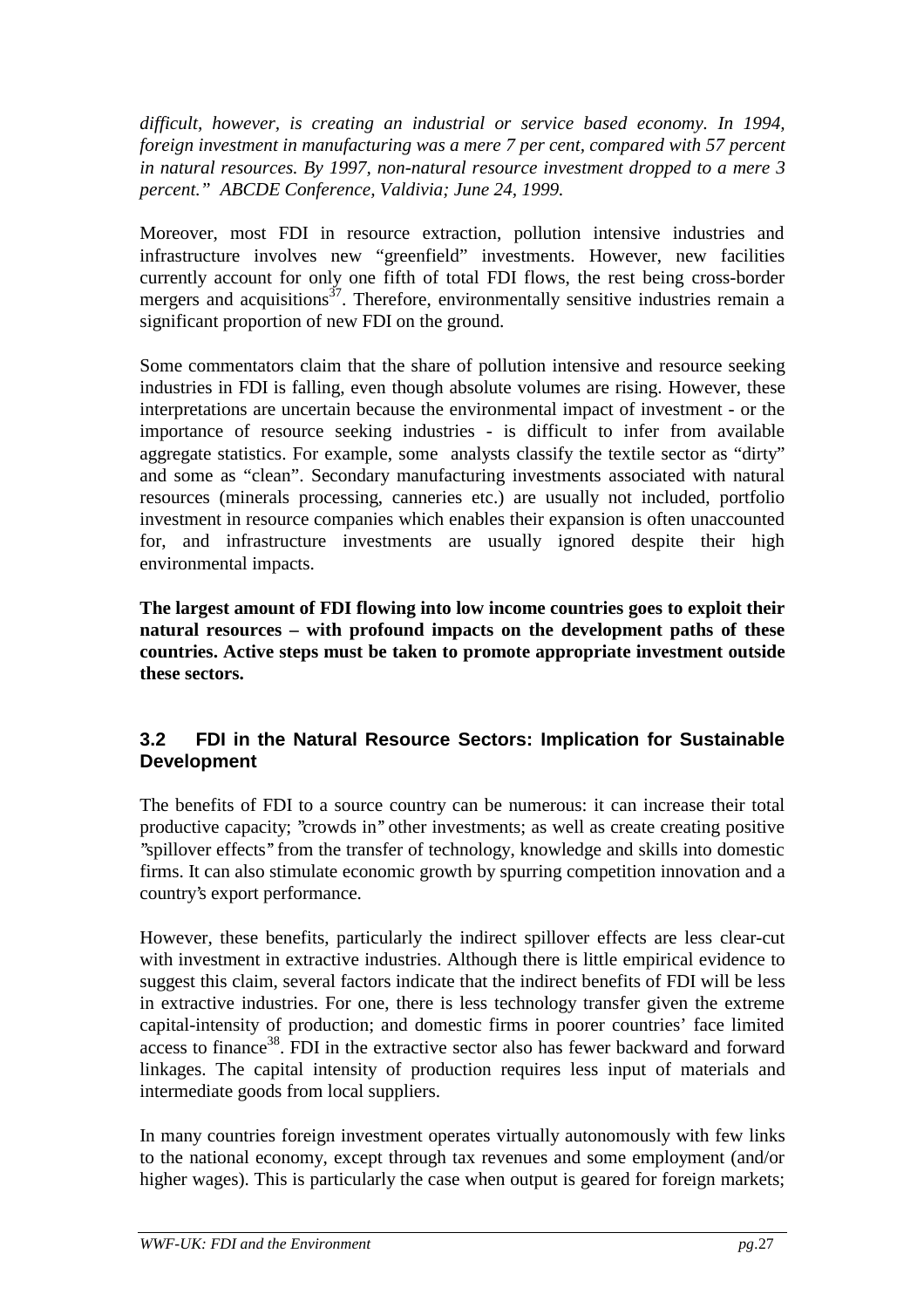*difficult, however, is creating an industrial or service based economy. In 1994, foreign investment in manufacturing was a mere 7 per cent, compared with 57 percent in natural resources. By 1997, non-natural resource investment dropped to a mere 3 percent." ABCDE Conference, Valdivia; June 24, 1999.*

Moreover, most FDI in resource extraction, pollution intensive industries and infrastructure involves new "greenfield" investments. However, new facilities currently account for only one fifth of total FDI flows, the rest being cross-border mergers and acquisitions[37]. Therefore, environmentally sensitive industries remain a significant proportion of new FDI on the ground.

Some commentators claim that the share of pollution intensive and resource seeking industries in FDI is falling, even though absolute volumes are rising. However, these interpretations are uncertain because the environmental impact of investment - or the importance of resource seeking industries - is difficult to infer from available aggregate statistics. For example, some analysts classify the textile sector as "dirty" and some as "clean". Secondary manufacturing investments associated with natural resources (minerals processing, canneries etc.) are usually not included, portfolio investment in resource companies which enables their expansion is often unaccounted for, and infrastructure investments are usually ignored despite their high environmental impacts.

**The largest amount of FDI flowing into low income countries goes to exploit their natural resources – with profound impacts on the development paths of these countries. Active steps must be taken to promote appropriate investment outside these sectors.**

## 3.2 FDI in the Natural Resource Sectors: Implication for Sustainable Development

The benefits of FDI to a source country can be numerous: it can increase their total productive capacity; "crowds in" other investments; as well as create creating positive "spillover effects" from the transfer of technology, knowledge and skills into domestic firms. It can also stimulate economic growth by spurring competition innovation and a country's export performance.

However, these benefits, particularly the indirect spillover effects are less clear-cut with investment in extractive industries. Although there is little empirical evidence to suggest this claim, several factors indicate that the indirect benefits of FDI will be less in extractive industries. For one, there is less technology transfer given the extreme capital-intensity of production; and domestic firms in poorer countries' face limited access to finance[38]. FDI in the extractive sector also has fewer backward and forward linkages. The capital intensity of production requires less input of materials and intermediate goods from local suppliers.

In many countries foreign investment operates virtually autonomously with few links to the national economy, except through tax revenues and some employment (and/or higher wages). This is particularly the case when output is geared for foreign markets;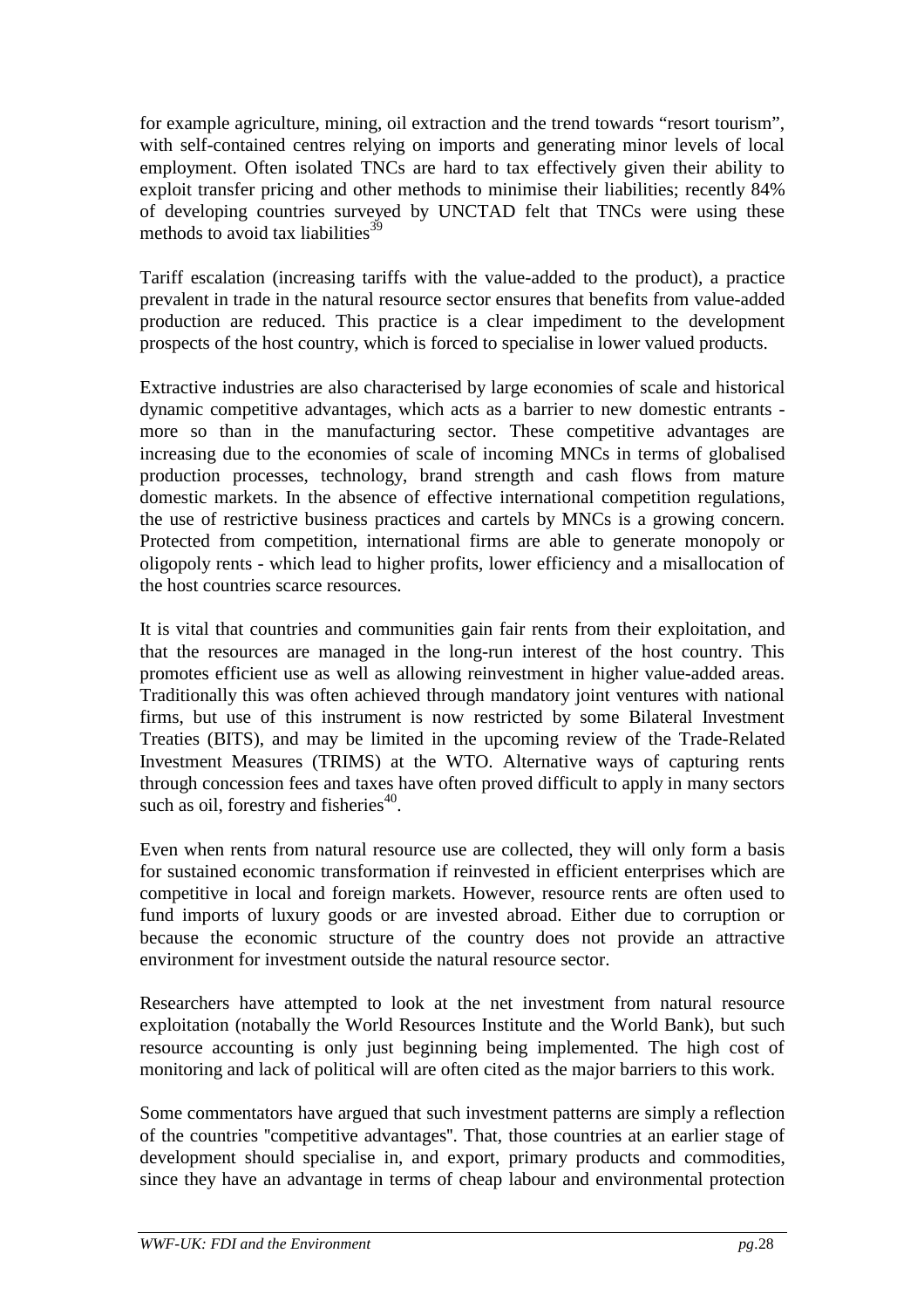for example agriculture, mining, oil extraction and the trend towards "resort tourism", with self-contained centres relying on imports and generating minor levels of local employment. Often isolated TNCs are hard to tax effectively given their ability to exploit transfer pricing and other methods to minimise their liabilities; recently 84% of developing countries surveyed by UNCTAD felt that TNCs were using these methods to avoid tax liabilities[39]

Tariff escalation (increasing tariffs with the value-added to the product), a practice prevalent in trade in the natural resource sector ensures that benefits from value-added production are reduced. This practice is a clear impediment to the development prospects of the host country, which is forced to specialise in lower valued products.

Extractive industries are also characterised by large economies of scale and historical dynamic competitive advantages, which acts as a barrier to new domestic entrants - more so than in the manufacturing sector. These competitive advantages are increasing due to the economies of scale of incoming MNCs in terms of globalised production processes, technology, brand strength and cash flows from mature domestic markets. In the absence of effective international competition regulations, the use of restrictive business practices and cartels by MNCs is a growing concern. Protected from competition, international firms are able to generate monopoly or oligopoly rents - which lead to higher profits, lower efficiency and a misallocation of the host countries scarce resources.

It is vital that countries and communities gain fair rents from their exploitation, and that the resources are managed in the long-run interest of the host country. This promotes efficient use as well as allowing reinvestment in higher value-added areas. Traditionally this was often achieved through mandatory joint ventures with national firms, but use of this instrument is now restricted by some Bilateral Investment Treaties (BITS), and may be limited in the upcoming review of the Trade-Related Investment Measures (TRIMS) at the WTO. Alternative ways of capturing rents through concession fees and taxes have often proved difficult to apply in many sectors such as oil, forestry and fisheries[40].

Even when rents from natural resource use are collected, they will only form a basis for sustained economic transformation if reinvested in efficient enterprises which are competitive in local and foreign markets. However, resource rents are often used to fund imports of luxury goods or are invested abroad. Either due to corruption or because the economic structure of the country does not provide an attractive environment for investment outside the natural resource sector.

Researchers have attempted to look at the net investment from natural resource exploitation (notabally the World Resources Institute and the World Bank), but such resource accounting is only just beginning being implemented. The high cost of monitoring and lack of political will are often cited as the major barriers to this work.

Some commentators have argued that such investment patterns are simply a reflection of the countries "competitive advantages". That, those countries at an earlier stage of development should specialise in, and export, primary products and commodities, since they have an advantage in terms of cheap labour and environmental protection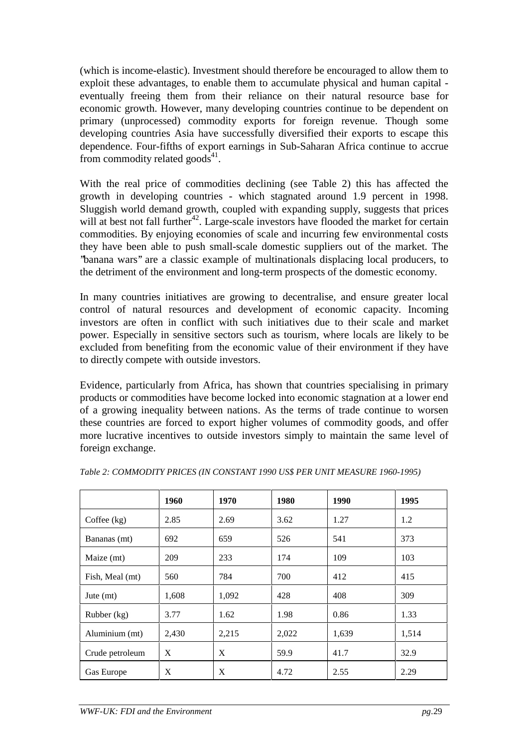(which is income-elastic). Investment should therefore be encouraged to allow them to exploit these advantages, to enable them to accumulate physical and human capital - eventually freeing them from their reliance on their natural resource base for economic growth. However, many developing countries continue to be dependent on primary (unprocessed) commodity exports for foreign revenue. Though some developing countries Asia have successfully diversified their exports to escape this dependence. Four-fifths of export earnings in Sub-Saharan Africa continue to accrue from commodity related goods[41].

With the real price of commodities declining (see Table 2) this has affected the growth in developing countries - which stagnated around 1.9 percent in 1998. Sluggish world demand growth, coupled with expanding supply, suggests that prices will at best not fall further[42]. Large-scale investors have flooded the market for certain commodities. By enjoying economies of scale and incurring few environmental costs they have been able to push small-scale domestic suppliers out of the market. The "banana wars" are a classic example of multinationals displacing local producers, to the detriment of the environment and long-term prospects of the domestic economy.

In many countries initiatives are growing to decentralise, and ensure greater local control of natural resources and development of economic capacity. Incoming investors are often in conflict with such initiatives due to their scale and market power. Especially in sensitive sectors such as tourism, where locals are likely to be excluded from benefiting from the economic value of their environment if they have to directly compete with outside investors.

Evidence, particularly from Africa, has shown that countries specialising in primary products or commodities have become locked into economic stagnation at a lower end of a growing inequality between nations. As the terms of trade continue to worsen these countries are forced to export higher volumes of commodity goods, and offer more lucrative incentives to outside investors simply to maintain the same level of foreign exchange.

*Table 2: COMMODITY PRICES (IN CONSTANT 1990 US$ PER UNIT MEASURE 1960-1995)*

| | **1960** | **1970** | **1980** | **1990** | **1995** |
|---|---|---|---|---|---|
| Coffee (kg) | 2.85 | 2.69 | 3.62 | 1.27 | 1.2 |
| Bananas (mt) | 692 | 659 | 526 | 541 | 373 |
| Maize (mt) | 209 | 233 | 174 | 109 | 103 |
| Fish, Meal (mt) | 560 | 784 | 700 | 412 | 415 |
| Jute (mt) | 1,608 | 1,092 | 428 | 408 | 309 |
| Rubber (kg) | 3.77 | 1.62 | 1.98 | 0.86 | 1.33 |
| Aluminium (mt) | 2,430 | 2,215 | 2,022 | 1,639 | 1,514 |
| Crude petroleum | X | X | 59.9 | 41.7 | 32.9 |
| Gas Europe | X | X | 4.72 | 2.55 | 2.29 |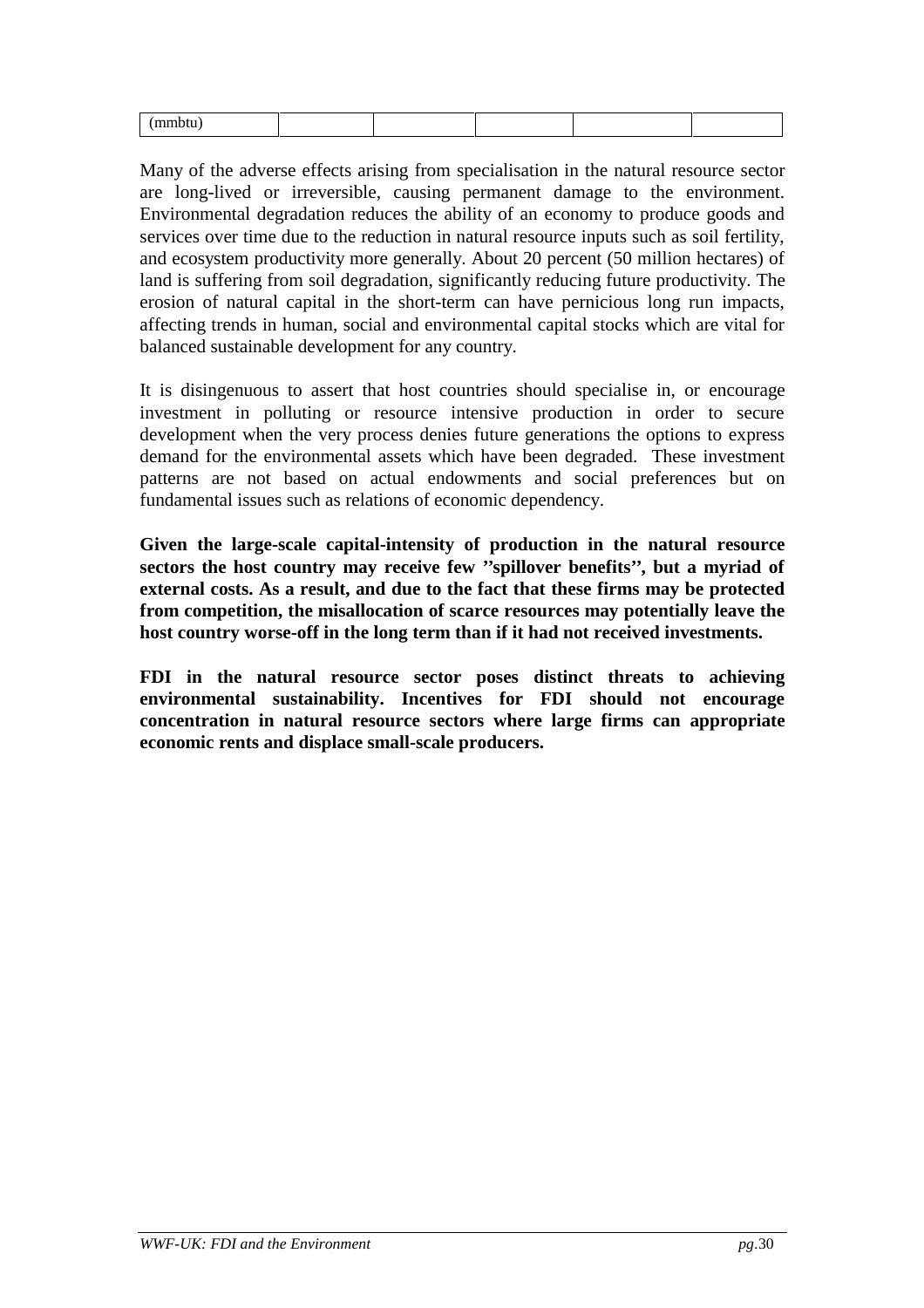| (mmbtu) | | | | | |
|---|---|---|---|---|---|

Many of the adverse effects arising from specialisation in the natural resource sector are long-lived or irreversible, causing permanent damage to the environment. Environmental degradation reduces the ability of an economy to produce goods and services over time due to the reduction in natural resource inputs such as soil fertility, and ecosystem productivity more generally. About 20 percent (50 million hectares) of land is suffering from soil degradation, significantly reducing future productivity. The erosion of natural capital in the short-term can have pernicious long run impacts, affecting trends in human, social and environmental capital stocks which are vital for balanced sustainable development for any country.

It is disingenuous to assert that host countries should specialise in, or encourage investment in polluting or resource intensive production in order to secure development when the very process denies future generations the options to express demand for the environmental assets which have been degraded. These investment patterns are not based on actual endowments and social preferences but on fundamental issues such as relations of economic dependency.

**Given the large-scale capital-intensity of production in the natural resource sectors the host country may receive few ''spillover benefits'', but a myriad of external costs. As a result, and due to the fact that these firms may be protected from competition, the misallocation of scarce resources may potentially leave the host country worse-off in the long term than if it had not received investments.**

**FDI in the natural resource sector poses distinct threats to achieving environmental sustainability. Incentives for FDI should not encourage concentration in natural resource sectors where large firms can appropriate economic rents and displace small-scale producers.**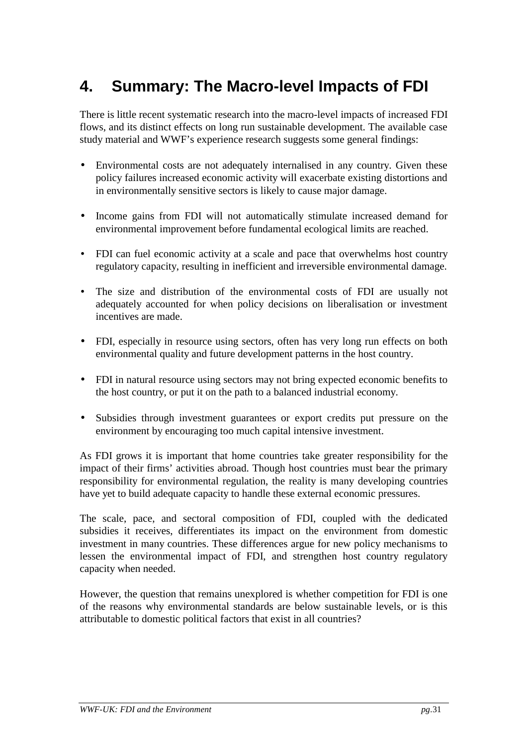# 4. Summary: The Macro-level Impacts of FDI

There is little recent systematic research into the macro-level impacts of increased FDI flows, and its distinct effects on long run sustainable development. The available case study material and WWF's experience research suggests some general findings:

- Environmental costs are not adequately internalised in any country. Given these policy failures increased economic activity will exacerbate existing distortions and in environmentally sensitive sectors is likely to cause major damage.

- Income gains from FDI will not automatically stimulate increased demand for environmental improvement before fundamental ecological limits are reached.

- FDI can fuel economic activity at a scale and pace that overwhelms host country regulatory capacity, resulting in inefficient and irreversible environmental damage.

- The size and distribution of the environmental costs of FDI are usually not adequately accounted for when policy decisions on liberalisation or investment incentives are made.

- FDI, especially in resource using sectors, often has very long run effects on both environmental quality and future development patterns in the host country.

- FDI in natural resource using sectors may not bring expected economic benefits to the host country, or put it on the path to a balanced industrial economy.

- Subsidies through investment guarantees or export credits put pressure on the environment by encouraging too much capital intensive investment.

As FDI grows it is important that home countries take greater responsibility for the impact of their firms' activities abroad. Though host countries must bear the primary responsibility for environmental regulation, the reality is many developing countries have yet to build adequate capacity to handle these external economic pressures.

The scale, pace, and sectoral composition of FDI, coupled with the dedicated subsidies it receives, differentiates its impact on the environment from domestic investment in many countries. These differences argue for new policy mechanisms to lessen the environmental impact of FDI, and strengthen host country regulatory capacity when needed.

However, the question that remains unexplored is whether competition for FDI is one of the reasons why environmental standards are below sustainable levels, or is this attributable to domestic political factors that exist in all countries?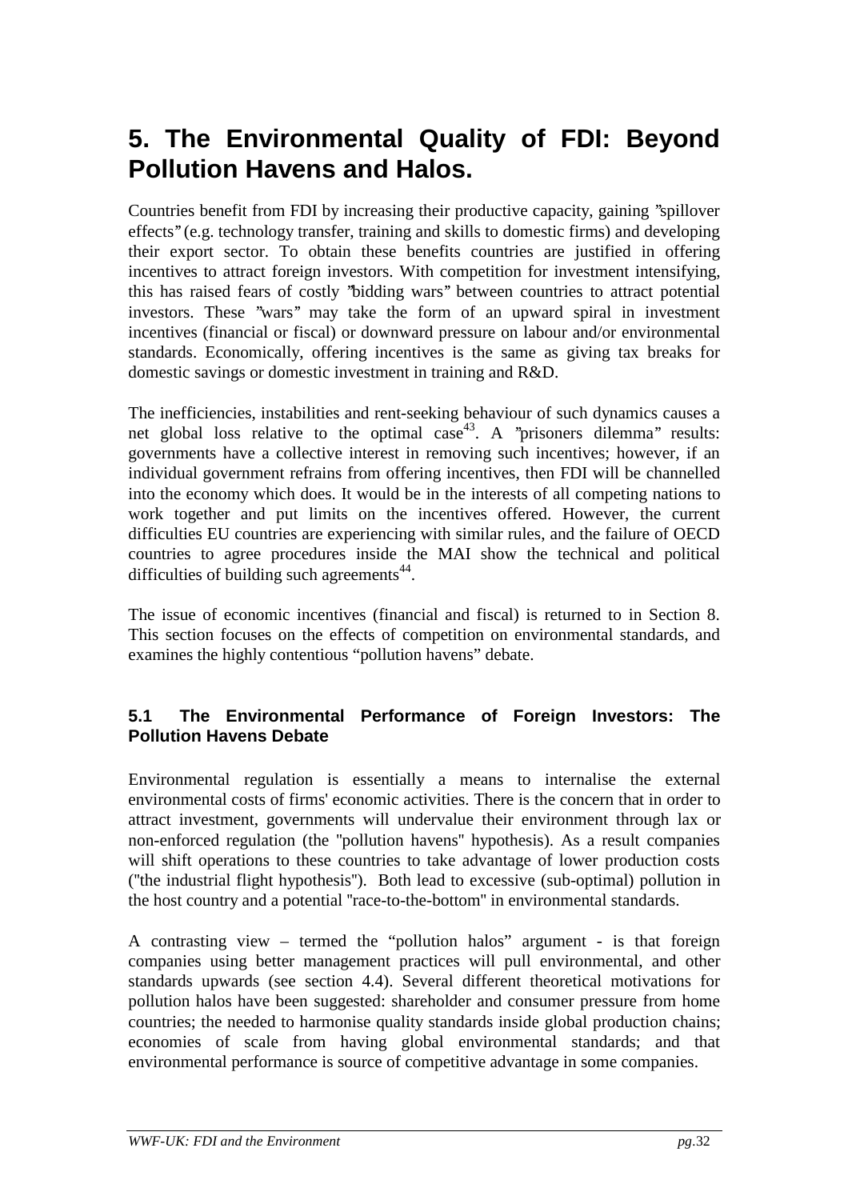# 5. The Environmental Quality of FDI: Beyond Pollution Havens and Halos.

Countries benefit from FDI by increasing their productive capacity, gaining "spillover effects" (e.g. technology transfer, training and skills to domestic firms) and developing their export sector. To obtain these benefits countries are justified in offering incentives to attract foreign investors. With competition for investment intensifying, this has raised fears of costly "bidding wars" between countries to attract potential investors. These "wars" may take the form of an upward spiral in investment incentives (financial or fiscal) or downward pressure on labour and/or environmental standards. Economically, offering incentives is the same as giving tax breaks for domestic savings or domestic investment in training and R&D.

The inefficiencies, instabilities and rent-seeking behaviour of such dynamics causes a net global loss relative to the optimal case[43]. A "prisoners dilemma" results: governments have a collective interest in removing such incentives; however, if an individual government refrains from offering incentives, then FDI will be channelled into the economy which does. It would be in the interests of all competing nations to work together and put limits on the incentives offered. However, the current difficulties EU countries are experiencing with similar rules, and the failure of OECD countries to agree procedures inside the MAI show the technical and political difficulties of building such agreements[44].

The issue of economic incentives (financial and fiscal) is returned to in Section 8. This section focuses on the effects of competition on environmental standards, and examines the highly contentious "pollution havens" debate.

## 5.1 The Environmental Performance of Foreign Investors: The Pollution Havens Debate

Environmental regulation is essentially a means to internalise the external environmental costs of firms' economic activities. There is the concern that in order to attract investment, governments will undervalue their environment through lax or non-enforced regulation (the "pollution havens" hypothesis). As a result companies will shift operations to these countries to take advantage of lower production costs ("the industrial flight hypothesis"). Both lead to excessive (sub-optimal) pollution in the host country and a potential "race-to-the-bottom" in environmental standards.

A contrasting view – termed the "pollution halos" argument - is that foreign companies using better management practices will pull environmental, and other standards upwards (see section 4.4). Several different theoretical motivations for pollution halos have been suggested: shareholder and consumer pressure from home countries; the needed to harmonise quality standards inside global production chains; economies of scale from having global environmental standards; and that environmental performance is source of competitive advantage in some companies.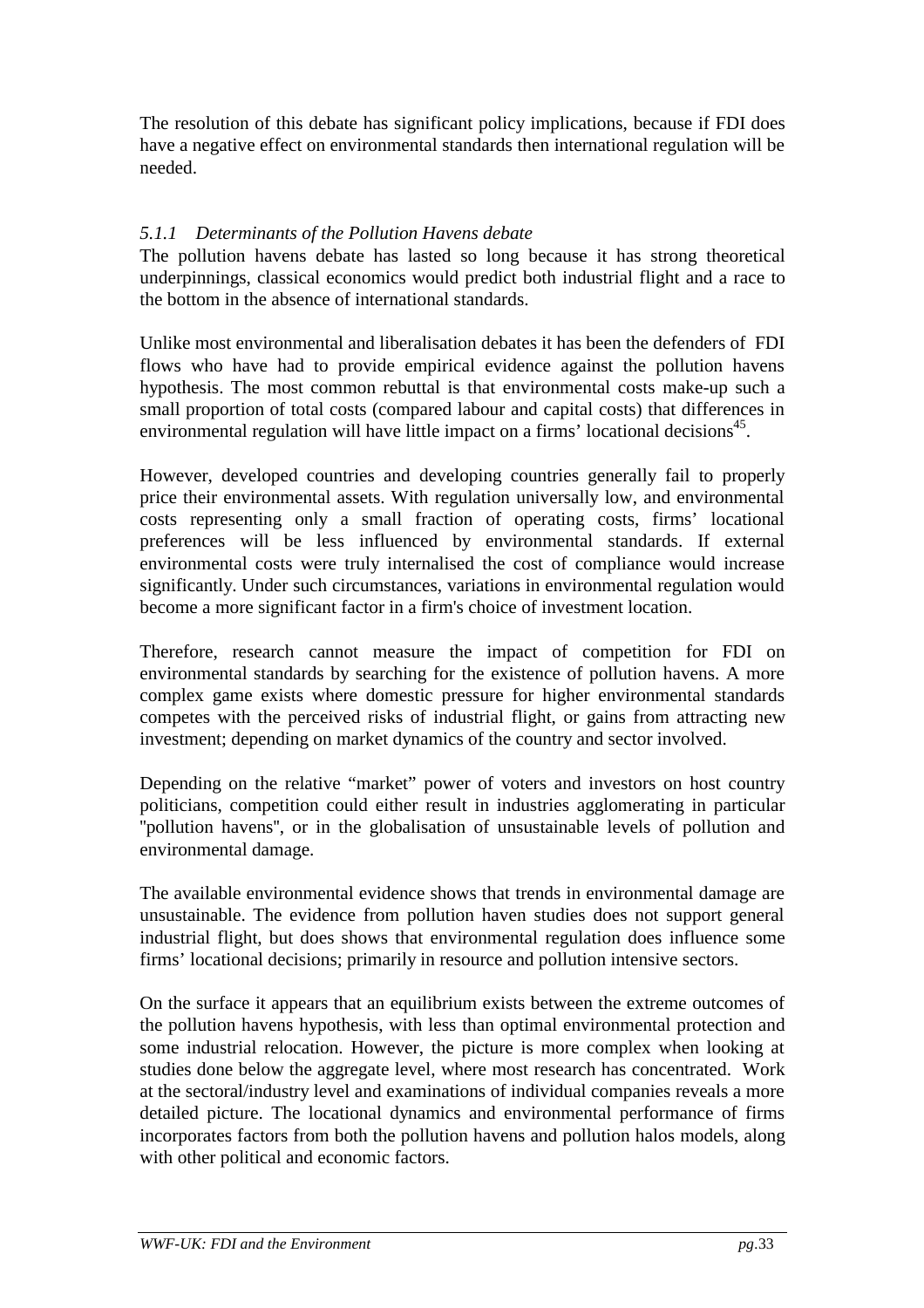The resolution of this debate has significant policy implications, because if FDI does have a negative effect on environmental standards then international regulation will be needed.

### *5.1.1 Determinants of the Pollution Havens debate*

The pollution havens debate has lasted so long because it has strong theoretical underpinnings, classical economics would predict both industrial flight and a race to the bottom in the absence of international standards.

Unlike most environmental and liberalisation debates it has been the defenders of FDI flows who have had to provide empirical evidence against the pollution havens hypothesis. The most common rebuttal is that environmental costs make-up such a small proportion of total costs (compared labour and capital costs) that differences in environmental regulation will have little impact on a firms' locational decisions[45].

However, developed countries and developing countries generally fail to properly price their environmental assets. With regulation universally low, and environmental costs representing only a small fraction of operating costs, firms' locational preferences will be less influenced by environmental standards. If external environmental costs were truly internalised the cost of compliance would increase significantly. Under such circumstances, variations in environmental regulation would become a more significant factor in a firm's choice of investment location.

Therefore, research cannot measure the impact of competition for FDI on environmental standards by searching for the existence of pollution havens. A more complex game exists where domestic pressure for higher environmental standards competes with the perceived risks of industrial flight, or gains from attracting new investment; depending on market dynamics of the country and sector involved.

Depending on the relative "market" power of voters and investors on host country politicians, competition could either result in industries agglomerating in particular "pollution havens", or in the globalisation of unsustainable levels of pollution and environmental damage.

The available environmental evidence shows that trends in environmental damage are unsustainable. The evidence from pollution haven studies does not support general industrial flight, but does shows that environmental regulation does influence some firms' locational decisions; primarily in resource and pollution intensive sectors.

On the surface it appears that an equilibrium exists between the extreme outcomes of the pollution havens hypothesis, with less than optimal environmental protection and some industrial relocation. However, the picture is more complex when looking at studies done below the aggregate level, where most research has concentrated. Work at the sectoral/industry level and examinations of individual companies reveals a more detailed picture. The locational dynamics and environmental performance of firms incorporates factors from both the pollution havens and pollution halos models, along with other political and economic factors.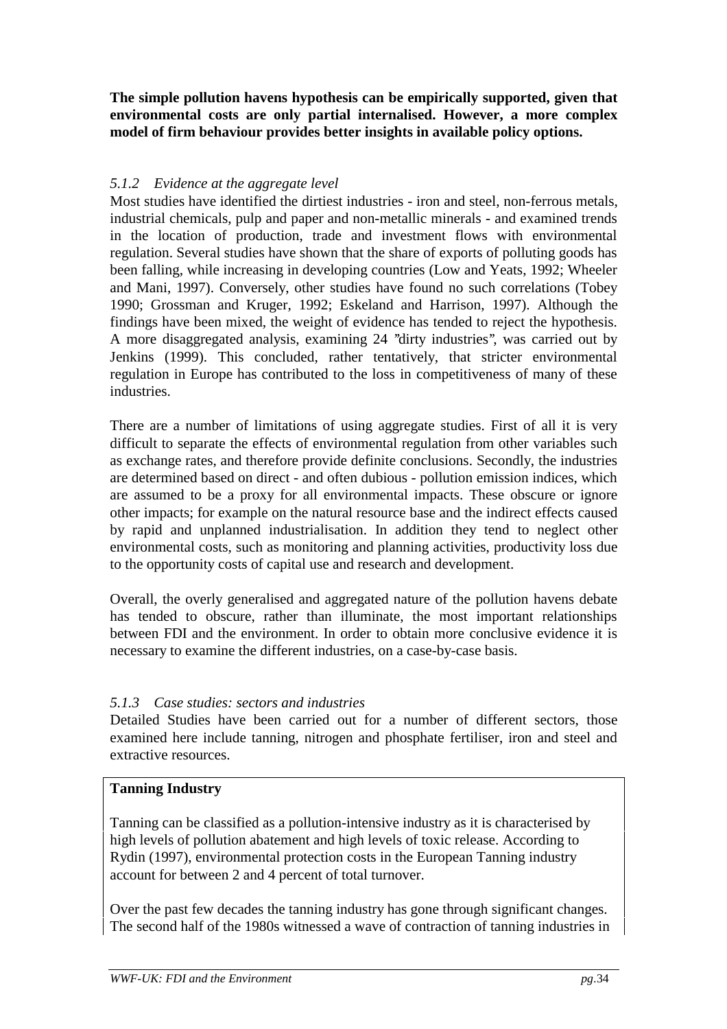**The simple pollution havens hypothesis can be empirically supported, given that environmental costs are only partial internalised. However, a more complex model of firm behaviour provides better insights in available policy options.**

### *5.1.2 Evidence at the aggregate level*

Most studies have identified the dirtiest industries - iron and steel, non-ferrous metals, industrial chemicals, pulp and paper and non-metallic minerals - and examined trends in the location of production, trade and investment flows with environmental regulation. Several studies have shown that the share of exports of polluting goods has been falling, while increasing in developing countries (Low and Yeats, 1992; Wheeler and Mani, 1997). Conversely, other studies have found no such correlations (Tobey 1990; Grossman and Kruger, 1992; Eskeland and Harrison, 1997). Although the findings have been mixed, the weight of evidence has tended to reject the hypothesis. A more disaggregated analysis, examining 24 "dirty industries", was carried out by Jenkins (1999). This concluded, rather tentatively, that stricter environmental regulation in Europe has contributed to the loss in competitiveness of many of these industries.

There are a number of limitations of using aggregate studies. First of all it is very difficult to separate the effects of environmental regulation from other variables such as exchange rates, and therefore provide definite conclusions. Secondly, the industries are determined based on direct - and often dubious - pollution emission indices, which are assumed to be a proxy for all environmental impacts. These obscure or ignore other impacts; for example on the natural resource base and the indirect effects caused by rapid and unplanned industrialisation. In addition they tend to neglect other environmental costs, such as monitoring and planning activities, productivity loss due to the opportunity costs of capital use and research and development.

Overall, the overly generalised and aggregated nature of the pollution havens debate has tended to obscure, rather than illuminate, the most important relationships between FDI and the environment. In order to obtain more conclusive evidence it is necessary to examine the different industries, on a case-by-case basis.

### *5.1.3 Case studies: sectors and industries*

Detailed Studies have been carried out for a number of different sectors, those examined here include tanning, nitrogen and phosphate fertiliser, iron and steel and extractive resources.

**Tanning Industry**

Tanning can be classified as a pollution-intensive industry as it is characterised by high levels of pollution abatement and high levels of toxic release. According to Rydin (1997), environmental protection costs in the European Tanning industry account for between 2 and 4 percent of total turnover.

Over the past few decades the tanning industry has gone through significant changes. The second half of the 1980s witnessed a wave of contraction of tanning industries in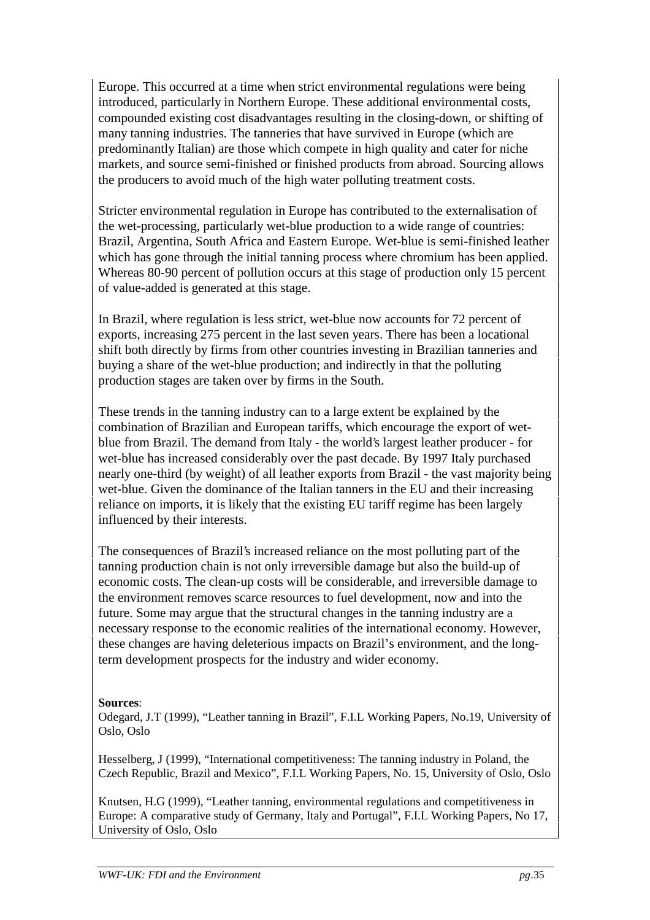Europe. This occurred at a time when strict environmental regulations were being introduced, particularly in Northern Europe. These additional environmental costs, compounded existing cost disadvantages resulting in the closing-down, or shifting of many tanning industries. The tanneries that have survived in Europe (which are predominantly Italian) are those which compete in high quality and cater for niche markets, and source semi-finished or finished products from abroad. Sourcing allows the producers to avoid much of the high water polluting treatment costs.

Stricter environmental regulation in Europe has contributed to the externalisation of the wet-processing, particularly wet-blue production to a wide range of countries: Brazil, Argentina, South Africa and Eastern Europe. Wet-blue is semi-finished leather which has gone through the initial tanning process where chromium has been applied. Whereas 80-90 percent of pollution occurs at this stage of production only 15 percent of value-added is generated at this stage.

In Brazil, where regulation is less strict, wet-blue now accounts for 72 percent of exports, increasing 275 percent in the last seven years. There has been a locational shift both directly by firms from other countries investing in Brazilian tanneries and buying a share of the wet-blue production; and indirectly in that the polluting production stages are taken over by firms in the South.

These trends in the tanning industry can to a large extent be explained by the combination of Brazilian and European tariffs, which encourage the export of wet-blue from Brazil. The demand from Italy - the world's largest leather producer - for wet-blue has increased considerably over the past decade. By 1997 Italy purchased nearly one-third (by weight) of all leather exports from Brazil - the vast majority being wet-blue. Given the dominance of the Italian tanners in the EU and their increasing reliance on imports, it is likely that the existing EU tariff regime has been largely influenced by their interests.

The consequences of Brazil's increased reliance on the most polluting part of the tanning production chain is not only irreversible damage but also the build-up of economic costs. The clean-up costs will be considerable, and irreversible damage to the environment removes scarce resources to fuel development, now and into the future. Some may argue that the structural changes in the tanning industry are a necessary response to the economic realities of the international economy. However, these changes are having deleterious impacts on Brazil's environment, and the long-term development prospects for the industry and wider economy.

**Sources**:

Odegard, J.T (1999), "Leather tanning in Brazil", F.I.L Working Papers, No.19, University of Oslo, Oslo

Hesselberg, J (1999), "International competitiveness: The tanning industry in Poland, the Czech Republic, Brazil and Mexico", F.I.L Working Papers, No. 15, University of Oslo, Oslo

Knutsen, H.G (1999), "Leather tanning, environmental regulations and competitiveness in Europe: A comparative study of Germany, Italy and Portugal", F.I.L Working Papers, No 17, University of Oslo, Oslo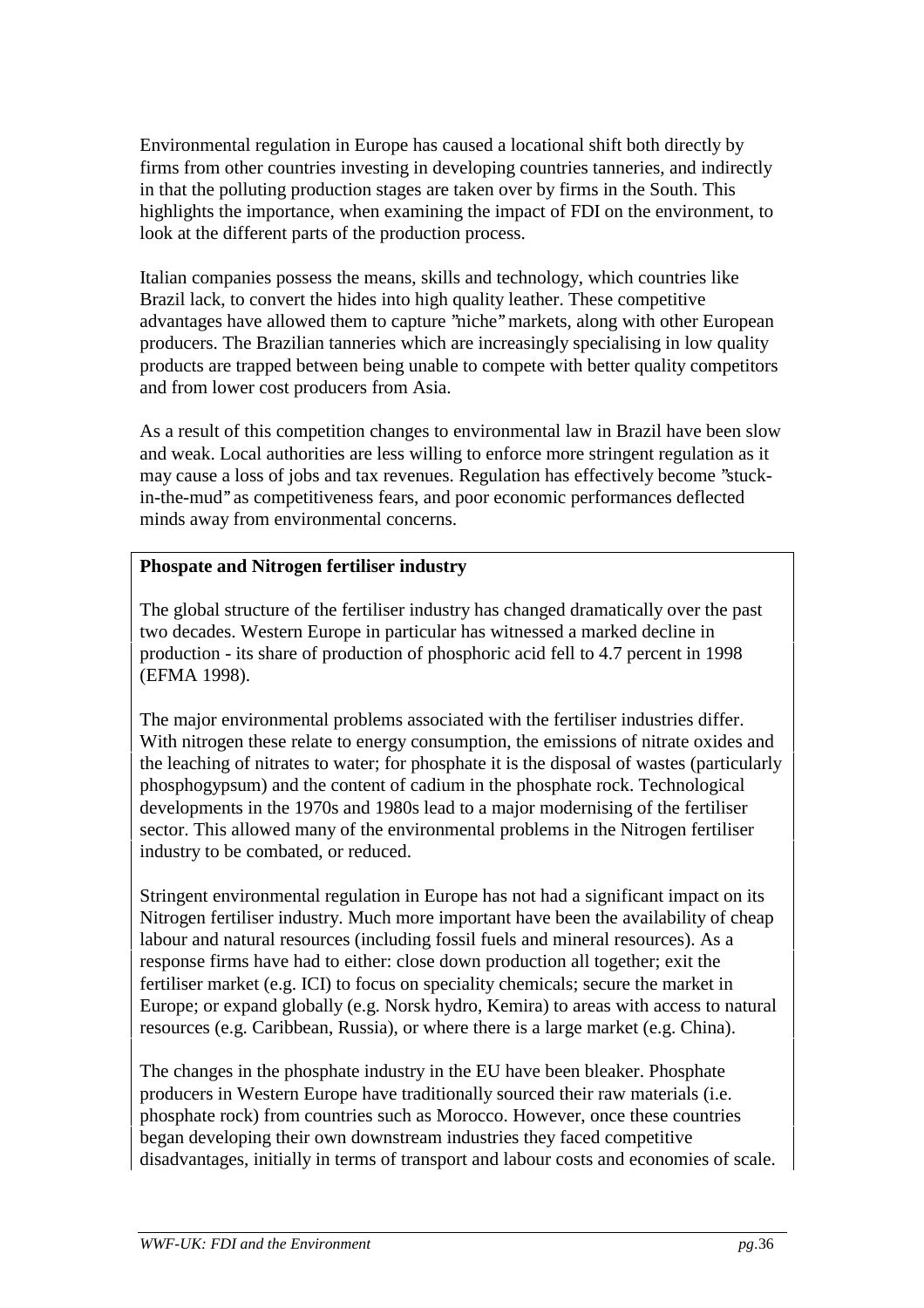Environmental regulation in Europe has caused a locational shift both directly by firms from other countries investing in developing countries tanneries, and indirectly in that the polluting production stages are taken over by firms in the South. This highlights the importance, when examining the impact of FDI on the environment, to look at the different parts of the production process.

Italian companies possess the means, skills and technology, which countries like Brazil lack, to convert the hides into high quality leather. These competitive advantages have allowed them to capture "niche" markets, along with other European producers. The Brazilian tanneries which are increasingly specialising in low quality products are trapped between being unable to compete with better quality competitors and from lower cost producers from Asia.

As a result of this competition changes to environmental law in Brazil have been slow and weak. Local authorities are less willing to enforce more stringent regulation as it may cause a loss of jobs and tax revenues. Regulation has effectively become "stuck-in-the-mud" as competitiveness fears, and poor economic performances deflected minds away from environmental concerns.

**Phospate and Nitrogen fertiliser industry**

The global structure of the fertiliser industry has changed dramatically over the past two decades. Western Europe in particular has witnessed a marked decline in production - its share of production of phosphoric acid fell to 4.7 percent in 1998 (EFMA 1998).

The major environmental problems associated with the fertiliser industries differ. With nitrogen these relate to energy consumption, the emissions of nitrate oxides and the leaching of nitrates to water; for phosphate it is the disposal of wastes (particularly phosphogypsum) and the content of cadium in the phosphate rock. Technological developments in the 1970s and 1980s lead to a major modernising of the fertiliser sector. This allowed many of the environmental problems in the Nitrogen fertiliser industry to be combated, or reduced.

Stringent environmental regulation in Europe has not had a significant impact on its Nitrogen fertiliser industry. Much more important have been the availability of cheap labour and natural resources (including fossil fuels and mineral resources). As a response firms have had to either: close down production all together; exit the fertiliser market (e.g. ICI) to focus on speciality chemicals; secure the market in Europe; or expand globally (e.g. Norsk hydro, Kemira) to areas with access to natural resources (e.g. Caribbean, Russia), or where there is a large market (e.g. China).

The changes in the phosphate industry in the EU have been bleaker. Phosphate producers in Western Europe have traditionally sourced their raw materials (i.e. phosphate rock) from countries such as Morocco. However, once these countries began developing their own downstream industries they faced competitive disadvantages, initially in terms of transport and labour costs and economies of scale.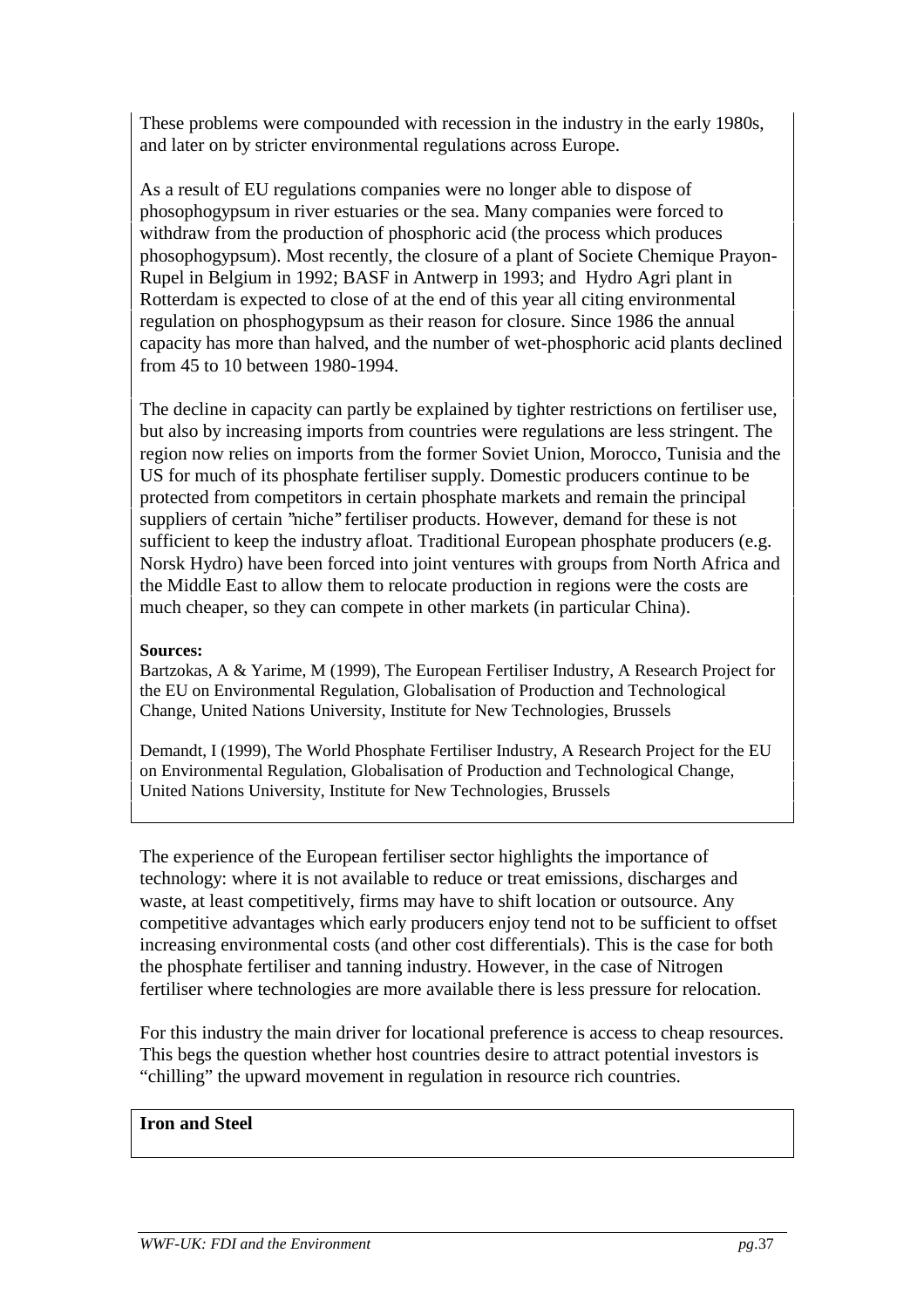These problems were compounded with recession in the industry in the early 1980s, and later on by stricter environmental regulations across Europe.

As a result of EU regulations companies were no longer able to dispose of phosophogypsum in river estuaries or the sea. Many companies were forced to withdraw from the production of phosphoric acid (the process which produces phosophogypsum). Most recently, the closure of a plant of Societe Chemique Prayon-Rupel in Belgium in 1992; BASF in Antwerp in 1993; and Hydro Agri plant in Rotterdam is expected to close of at the end of this year all citing environmental regulation on phosphogypsum as their reason for closure. Since 1986 the annual capacity has more than halved, and the number of wet-phosphoric acid plants declined from 45 to 10 between 1980-1994.

The decline in capacity can partly be explained by tighter restrictions on fertiliser use, but also by increasing imports from countries were regulations are less stringent. The region now relies on imports from the former Soviet Union, Morocco, Tunisia and the US for much of its phosphate fertiliser supply. Domestic producers continue to be protected from competitors in certain phosphate markets and remain the principal suppliers of certain "niche" fertiliser products. However, demand for these is not sufficient to keep the industry afloat. Traditional European phosphate producers (e.g. Norsk Hydro) have been forced into joint ventures with groups from North Africa and the Middle East to allow them to relocate production in regions were the costs are much cheaper, so they can compete in other markets (in particular China).

**Sources:**

Bartzokas, A & Yarime, M (1999), The European Fertiliser Industry, A Research Project for the EU on Environmental Regulation, Globalisation of Production and Technological Change, United Nations University, Institute for New Technologies, Brussels

Demandt, I (1999), The World Phosphate Fertiliser Industry, A Research Project for the EU on Environmental Regulation, Globalisation of Production and Technological Change, United Nations University, Institute for New Technologies, Brussels

The experience of the European fertiliser sector highlights the importance of technology: where it is not available to reduce or treat emissions, discharges and waste, at least competitively, firms may have to shift location or outsource. Any competitive advantages which early producers enjoy tend not to be sufficient to offset increasing environmental costs (and other cost differentials). This is the case for both the phosphate fertiliser and tanning industry. However, in the case of Nitrogen fertiliser where technologies are more available there is less pressure for relocation.

For this industry the main driver for locational preference is access to cheap resources. This begs the question whether host countries desire to attract potential investors is "chilling" the upward movement in regulation in resource rich countries.

**Iron and Steel**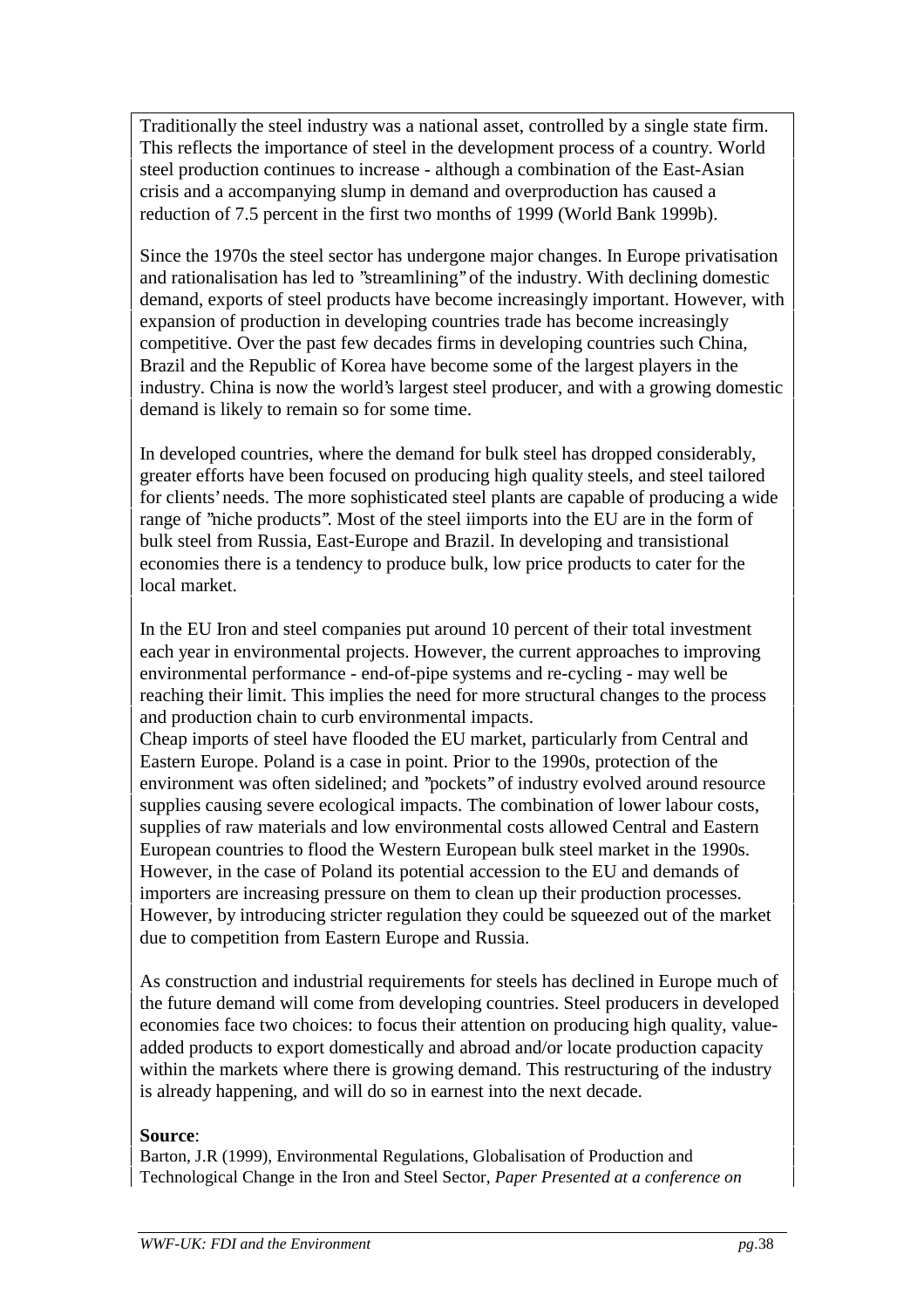Traditionally the steel industry was a national asset, controlled by a single state firm. This reflects the importance of steel in the development process of a country. World steel production continues to increase - although a combination of the East-Asian crisis and a accompanying slump in demand and overproduction has caused a reduction of 7.5 percent in the first two months of 1999 (World Bank 1999b).

Since the 1970s the steel sector has undergone major changes. In Europe privatisation and rationalisation has led to "streamlining" of the industry. With declining domestic demand, exports of steel products have become increasingly important. However, with expansion of production in developing countries trade has become increasingly competitive. Over the past few decades firms in developing countries such China, Brazil and the Republic of Korea have become some of the largest players in the industry. China is now the world's largest steel producer, and with a growing domestic demand is likely to remain so for some time.

In developed countries, where the demand for bulk steel has dropped considerably, greater efforts have been focused on producing high quality steels, and steel tailored for clients' needs. The more sophisticated steel plants are capable of producing a wide range of "niche products". Most of the steel iimports into the EU are in the form of bulk steel from Russia, East-Europe and Brazil. In developing and transistional economies there is a tendency to produce bulk, low price products to cater for the local market.

In the EU Iron and steel companies put around 10 percent of their total investment each year in environmental projects. However, the current approaches to improving environmental performance - end-of-pipe systems and re-cycling - may well be reaching their limit. This implies the need for more structural changes to the process and production chain to curb environmental impacts.
Cheap imports of steel have flooded the EU market, particularly from Central and Eastern Europe. Poland is a case in point. Prior to the 1990s, protection of the environment was often sidelined; and "pockets" of industry evolved around resource supplies causing severe ecological impacts. The combination of lower labour costs, supplies of raw materials and low environmental costs allowed Central and Eastern European countries to flood the Western European bulk steel market in the 1990s. However, in the case of Poland its potential accession to the EU and demands of importers are increasing pressure on them to clean up their production processes. However, by introducing stricter regulation they could be squeezed out of the market due to competition from Eastern Europe and Russia.

As construction and industrial requirements for steels has declined in Europe much of the future demand will come from developing countries. Steel producers in developed economies face two choices: to focus their attention on producing high quality, value-added products to export domestically and abroad and/or locate production capacity within the markets where there is growing demand. This restructuring of the industry is already happening, and will do so in earnest into the next decade.

**Source**:
Barton, J.R (1999), Environmental Regulations, Globalisation of Production and Technological Change in the Iron and Steel Sector, *Paper Presented at a conference on*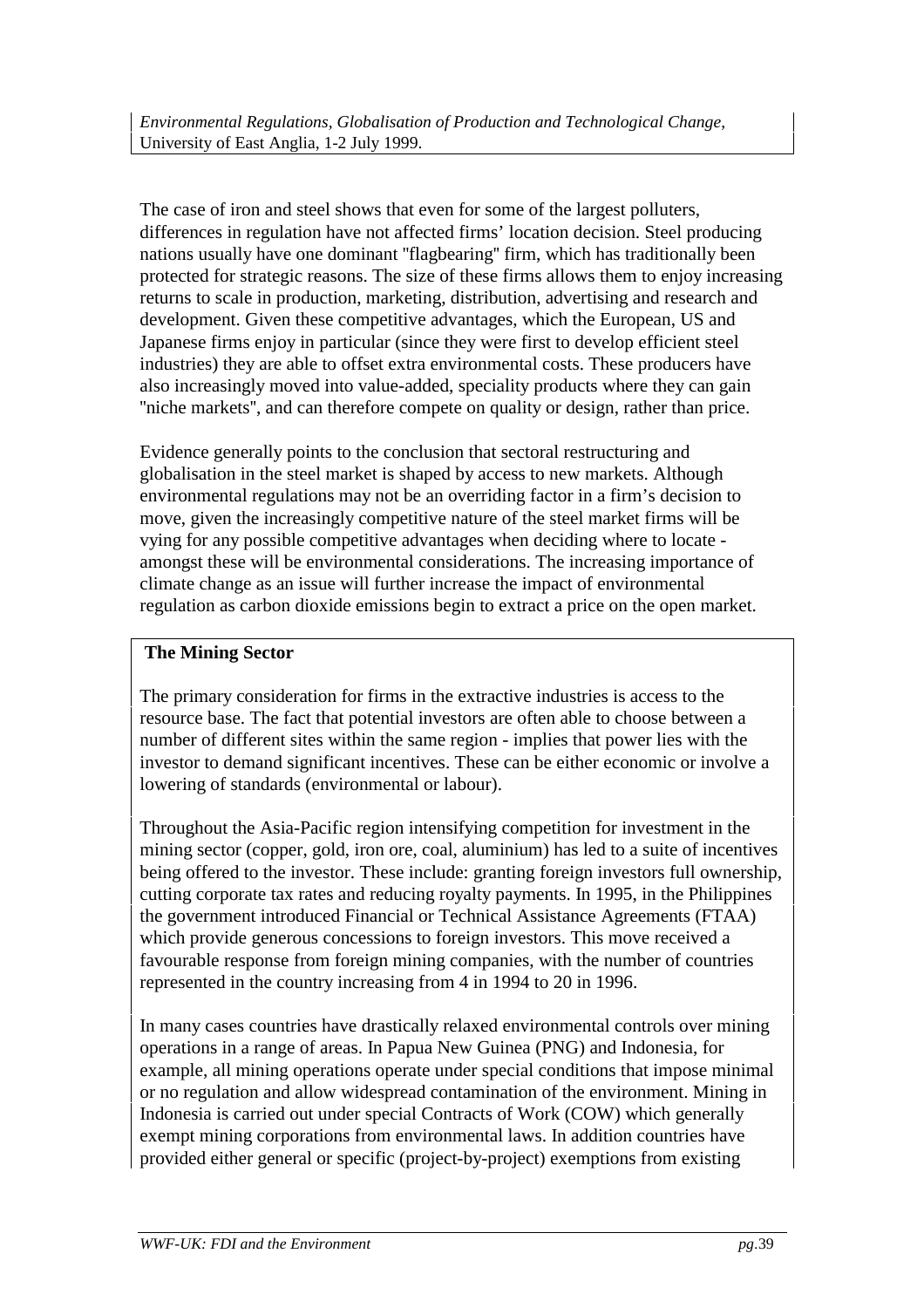The case of iron and steel shows that even for some of the largest polluters, differences in regulation have not affected firms' location decision. Steel producing nations usually have one dominant "flagbearing" firm, which has traditionally been protected for strategic reasons. The size of these firms allows them to enjoy increasing returns to scale in production, marketing, distribution, advertising and research and development. Given these competitive advantages, which the European, US and Japanese firms enjoy in particular (since they were first to develop efficient steel industries) they are able to offset extra environmental costs. These producers have also increasingly moved into value-added, speciality products where they can gain "niche markets", and can therefore compete on quality or design, rather than price.

Evidence generally points to the conclusion that sectoral restructuring and globalisation in the steel market is shaped by access to new markets. Although environmental regulations may not be an overriding factor in a firm's decision to move, given the increasingly competitive nature of the steel market firms will be vying for any possible competitive advantages when deciding where to locate - amongst these will be environmental considerations. The increasing importance of climate change as an issue will further increase the impact of environmental regulation as carbon dioxide emissions begin to extract a price on the open market.

**The Mining Sector**

The primary consideration for firms in the extractive industries is access to the resource base. The fact that potential investors are often able to choose between a number of different sites within the same region - implies that power lies with the investor to demand significant incentives. These can be either economic or involve a lowering of standards (environmental or labour).

Throughout the Asia-Pacific region intensifying competition for investment in the mining sector (copper, gold, iron ore, coal, aluminium) has led to a suite of incentives being offered to the investor. These include: granting foreign investors full ownership, cutting corporate tax rates and reducing royalty payments. In 1995, in the Philippines the government introduced Financial or Technical Assistance Agreements (FTAA) which provide generous concessions to foreign investors. This move received a favourable response from foreign mining companies, with the number of countries represented in the country increasing from 4 in 1994 to 20 in 1996.

In many cases countries have drastically relaxed environmental controls over mining operations in a range of areas. In Papua New Guinea (PNG) and Indonesia, for example, all mining operations operate under special conditions that impose minimal or no regulation and allow widespread contamination of the environment. Mining in Indonesia is carried out under special Contracts of Work (COW) which generally exempt mining corporations from environmental laws. In addition countries have provided either general or specific (project-by-project) exemptions from existing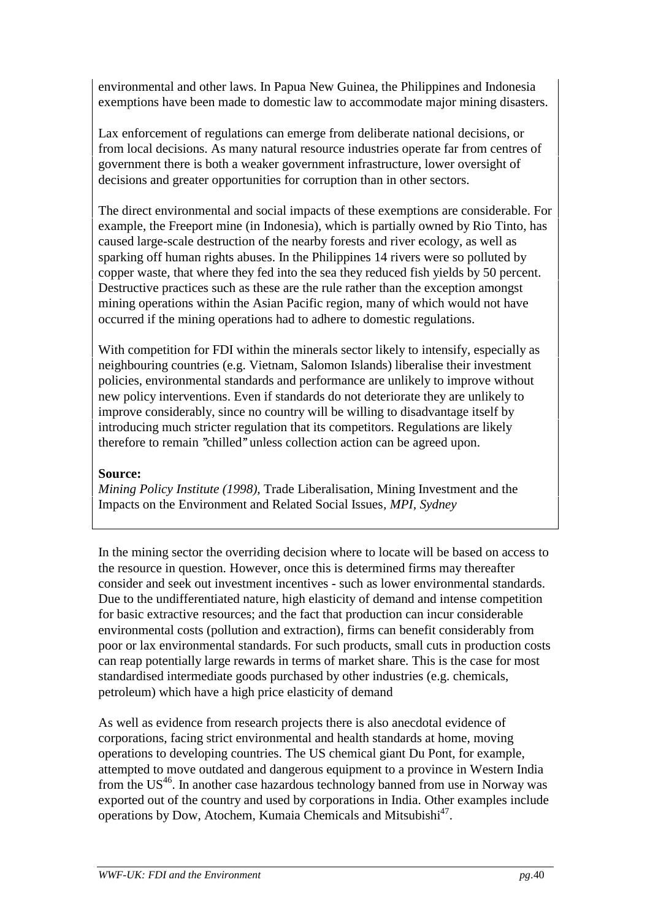environmental and other laws. In Papua New Guinea, the Philippines and Indonesia exemptions have been made to domestic law to accommodate major mining disasters.

Lax enforcement of regulations can emerge from deliberate national decisions, or from local decisions. As many natural resource industries operate far from centres of government there is both a weaker government infrastructure, lower oversight of decisions and greater opportunities for corruption than in other sectors.

The direct environmental and social impacts of these exemptions are considerable. For example, the Freeport mine (in Indonesia), which is partially owned by Rio Tinto, has caused large-scale destruction of the nearby forests and river ecology, as well as sparking off human rights abuses. In the Philippines 14 rivers were so polluted by copper waste, that where they fed into the sea they reduced fish yields by 50 percent. Destructive practices such as these are the rule rather than the exception amongst mining operations within the Asian Pacific region, many of which would not have occurred if the mining operations had to adhere to domestic regulations.

With competition for FDI within the minerals sector likely to intensify, especially as neighbouring countries (e.g. Vietnam, Salomon Islands) liberalise their investment policies, environmental standards and performance are unlikely to improve without new policy interventions. Even if standards do not deteriorate they are unlikely to improve considerably, since no country will be willing to disadvantage itself by introducing much stricter regulation that its competitors. Regulations are likely therefore to remain "chilled" unless collection action can be agreed upon.

**Source:**
*Mining Policy Institute (1998),* Trade Liberalisation, Mining Investment and the Impacts on the Environment and Related Social Issues, *MPI, Sydney*

In the mining sector the overriding decision where to locate will be based on access to the resource in question. However, once this is determined firms may thereafter consider and seek out investment incentives - such as lower environmental standards. Due to the undifferentiated nature, high elasticity of demand and intense competition for basic extractive resources; and the fact that production can incur considerable environmental costs (pollution and extraction), firms can benefit considerably from poor or lax environmental standards. For such products, small cuts in production costs can reap potentially large rewards in terms of market share. This is the case for most standardised intermediate goods purchased by other industries (e.g. chemicals, petroleum) which have a high price elasticity of demand

As well as evidence from research projects there is also anecdotal evidence of corporations, facing strict environmental and health standards at home, moving operations to developing countries. The US chemical giant Du Pont, for example, attempted to move outdated and dangerous equipment to a province in Western India from the US[46]. In another case hazardous technology banned from use in Norway was exported out of the country and used by corporations in India. Other examples include operations by Dow, Atochem, Kumaia Chemicals and Mitsubishi[47].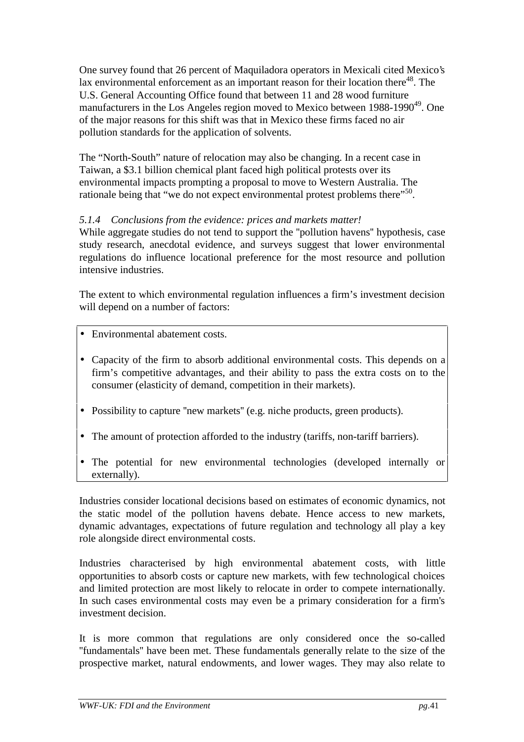One survey found that 26 percent of Maquiladora operators in Mexicali cited Mexico's lax environmental enforcement as an important reason for their location there[48]. The U.S. General Accounting Office found that between 11 and 28 wood furniture manufacturers in the Los Angeles region moved to Mexico between 1988-1990[49]. One of the major reasons for this shift was that in Mexico these firms faced no air pollution standards for the application of solvents.

The "North-South" nature of relocation may also be changing. In a recent case in Taiwan, a $3.1 billion chemical plant faced high political protests over its environmental impacts prompting a proposal to move to Western Australia. The rationale being that "we do not expect environmental protest problems there"[50].

#### *5.1.4 Conclusions from the evidence: prices and markets matter!*

While aggregate studies do not tend to support the "pollution havens" hypothesis, case study research, anecdotal evidence, and surveys suggest that lower environmental regulations do influence locational preference for the most resource and pollution intensive industries.

The extent to which environmental regulation influences a firm's investment decision will depend on a number of factors:

- Environmental abatement costs.
- Capacity of the firm to absorb additional environmental costs. This depends on a firm's competitive advantages, and their ability to pass the extra costs on to the consumer (elasticity of demand, competition in their markets).
- Possibility to capture "new markets" (e.g. niche products, green products).
- The amount of protection afforded to the industry (tariffs, non-tariff barriers).
- The potential for new environmental technologies (developed internally or externally).

Industries consider locational decisions based on estimates of economic dynamics, not the static model of the pollution havens debate. Hence access to new markets, dynamic advantages, expectations of future regulation and technology all play a key role alongside direct environmental costs.

Industries characterised by high environmental abatement costs, with little opportunities to absorb costs or capture new markets, with few technological choices and limited protection are most likely to relocate in order to compete internationally. In such cases environmental costs may even be a primary consideration for a firm's investment decision.

It is more common that regulations are only considered once the so-called "fundamentals" have been met. These fundamentals generally relate to the size of the prospective market, natural endowments, and lower wages. They may also relate to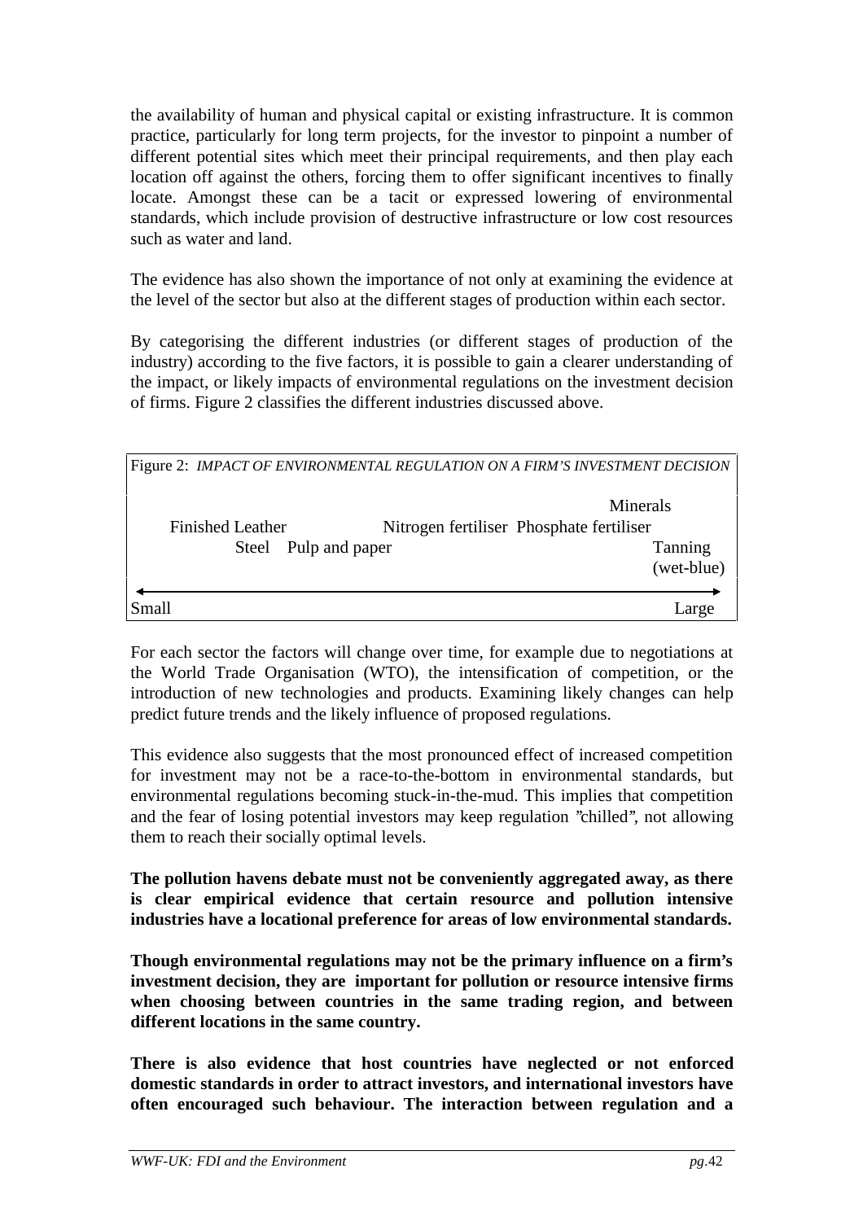the availability of human and physical capital or existing infrastructure. It is common practice, particularly for long term projects, for the investor to pinpoint a number of different potential sites which meet their principal requirements, and then play each location off against the others, forcing them to offer significant incentives to finally locate. Amongst these can be a tacit or expressed lowering of environmental standards, which include provision of destructive infrastructure or low cost resources such as water and land.

The evidence has also shown the importance of not only at examining the evidence at the level of the sector but also at the different stages of production within each sector.

By categorising the different industries (or different stages of production of the industry) according to the five factors, it is possible to gain a clearer understanding of the impact, or likely impacts of environmental regulations on the investment decision of firms. Figure 2 classifies the different industries discussed above.

Figure 2: *IMPACT OF ENVIRONMENTAL REGULATION ON A FIRM'S INVESTMENT DECISION*

Minerals
Finished Leather — Nitrogen fertiliser — Phosphate fertiliser
Steel — Pulp and paper — Tanning (wet-blue)

Small ⟵⟶ Large

For each sector the factors will change over time, for example due to negotiations at the World Trade Organisation (WTO), the intensification of competition, or the introduction of new technologies and products. Examining likely changes can help predict future trends and the likely influence of proposed regulations.

This evidence also suggests that the most pronounced effect of increased competition for investment may not be a race-to-the-bottom in environmental standards, but environmental regulations becoming stuck-in-the-mud. This implies that competition and the fear of losing potential investors may keep regulation "chilled", not allowing them to reach their socially optimal levels.

**The pollution havens debate must not be conveniently aggregated away, as there is clear empirical evidence that certain resource and pollution intensive industries have a locational preference for areas of low environmental standards.**

**Though environmental regulations may not be the primary influence on a firm's investment decision, they are important for pollution or resource intensive firms when choosing between countries in the same trading region, and between different locations in the same country.**

**There is also evidence that host countries have neglected or not enforced domestic standards in order to attract investors, and international investors have often encouraged such behaviour. The interaction between regulation and a**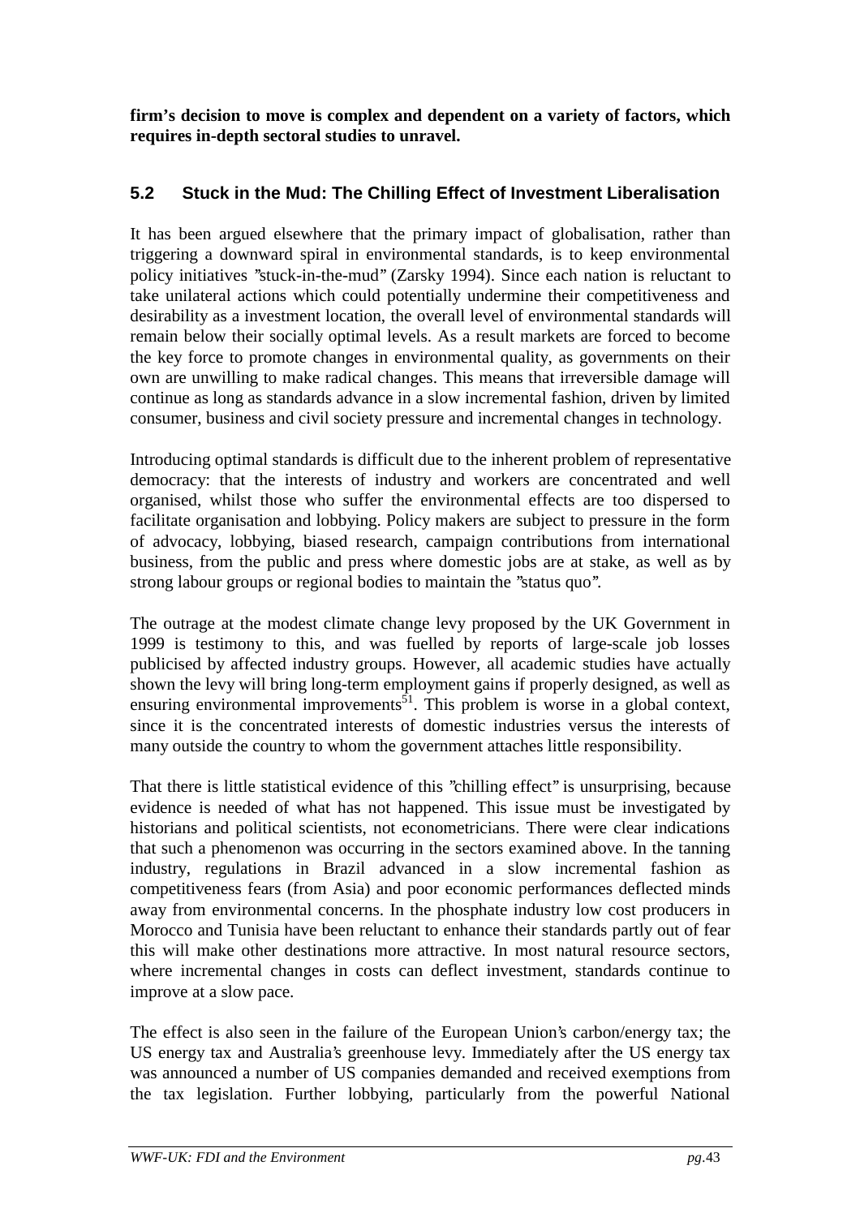**firm's decision to move is complex and dependent on a variety of factors, which requires in-depth sectoral studies to unravel.**

### 5.2 Stuck in the Mud: The Chilling Effect of Investment Liberalisation

It has been argued elsewhere that the primary impact of globalisation, rather than triggering a downward spiral in environmental standards, is to keep environmental policy initiatives "stuck-in-the-mud" (Zarsky 1994). Since each nation is reluctant to take unilateral actions which could potentially undermine their competitiveness and desirability as a investment location, the overall level of environmental standards will remain below their socially optimal levels. As a result markets are forced to become the key force to promote changes in environmental quality, as governments on their own are unwilling to make radical changes. This means that irreversible damage will continue as long as standards advance in a slow incremental fashion, driven by limited consumer, business and civil society pressure and incremental changes in technology.

Introducing optimal standards is difficult due to the inherent problem of representative democracy: that the interests of industry and workers are concentrated and well organised, whilst those who suffer the environmental effects are too dispersed to facilitate organisation and lobbying. Policy makers are subject to pressure in the form of advocacy, lobbying, biased research, campaign contributions from international business, from the public and press where domestic jobs are at stake, as well as by strong labour groups or regional bodies to maintain the "status quo".

The outrage at the modest climate change levy proposed by the UK Government in 1999 is testimony to this, and was fuelled by reports of large-scale job losses publicised by affected industry groups. However, all academic studies have actually shown the levy will bring long-term employment gains if properly designed, as well as ensuring environmental improvements[51]. This problem is worse in a global context, since it is the concentrated interests of domestic industries versus the interests of many outside the country to whom the government attaches little responsibility.

That there is little statistical evidence of this "chilling effect" is unsurprising, because evidence is needed of what has not happened. This issue must be investigated by historians and political scientists, not econometricians. There were clear indications that such a phenomenon was occurring in the sectors examined above. In the tanning industry, regulations in Brazil advanced in a slow incremental fashion as competitiveness fears (from Asia) and poor economic performances deflected minds away from environmental concerns. In the phosphate industry low cost producers in Morocco and Tunisia have been reluctant to enhance their standards partly out of fear this will make other destinations more attractive. In most natural resource sectors, where incremental changes in costs can deflect investment, standards continue to improve at a slow pace.

The effect is also seen in the failure of the European Union's carbon/energy tax; the US energy tax and Australia's greenhouse levy. Immediately after the US energy tax was announced a number of US companies demanded and received exemptions from the tax legislation. Further lobbying, particularly from the powerful National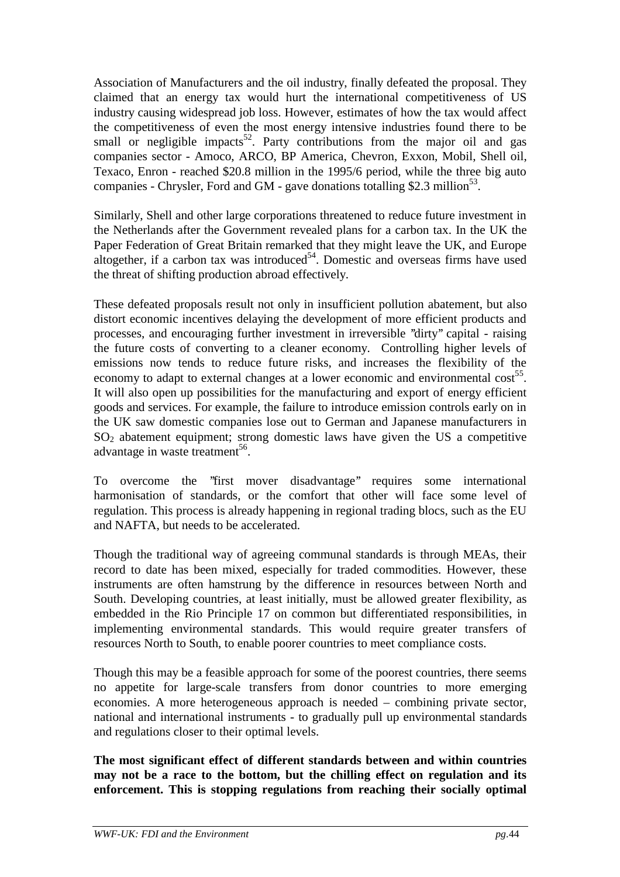Association of Manufacturers and the oil industry, finally defeated the proposal. They claimed that an energy tax would hurt the international competitiveness of US industry causing widespread job loss. However, estimates of how the tax would affect the competitiveness of even the most energy intensive industries found there to be small or negligible impacts[52]. Party contributions from the major oil and gas companies sector - Amoco, ARCO, BP America, Chevron, Exxon, Mobil, Shell oil, Texaco, Enron - reached \$20.8 million in the 1995/6 period, while the three big auto companies - Chrysler, Ford and GM - gave donations totalling \$2.3 million[53].

Similarly, Shell and other large corporations threatened to reduce future investment in the Netherlands after the Government revealed plans for a carbon tax. In the UK the Paper Federation of Great Britain remarked that they might leave the UK, and Europe altogether, if a carbon tax was introduced[54]. Domestic and overseas firms have used the threat of shifting production abroad effectively.

These defeated proposals result not only in insufficient pollution abatement, but also distort economic incentives delaying the development of more efficient products and processes, and encouraging further investment in irreversible "dirty" capital - raising the future costs of converting to a cleaner economy. Controlling higher levels of emissions now tends to reduce future risks, and increases the flexibility of the economy to adapt to external changes at a lower economic and environmental cost[55]. It will also open up possibilities for the manufacturing and export of energy efficient goods and services. For example, the failure to introduce emission controls early on in the UK saw domestic companies lose out to German and Japanese manufacturers in $SO_2$ abatement equipment; strong domestic laws have given the US a competitive advantage in waste treatment[56].

To overcome the "first mover disadvantage" requires some international harmonisation of standards, or the comfort that other will face some level of regulation. This process is already happening in regional trading blocs, such as the EU and NAFTA, but needs to be accelerated.

Though the traditional way of agreeing communal standards is through MEAs, their record to date has been mixed, especially for traded commodities. However, these instruments are often hamstrung by the difference in resources between North and South. Developing countries, at least initially, must be allowed greater flexibility, as embedded in the Rio Principle 17 on common but differentiated responsibilities, in implementing environmental standards. This would require greater transfers of resources North to South, to enable poorer countries to meet compliance costs.

Though this may be a feasible approach for some of the poorest countries, there seems no appetite for large-scale transfers from donor countries to more emerging economies. A more heterogeneous approach is needed – combining private sector, national and international instruments - to gradually pull up environmental standards and regulations closer to their optimal levels.

**The most significant effect of different standards between and within countries may not be a race to the bottom, but the chilling effect on regulation and its enforcement. This is stopping regulations from reaching their socially optimal**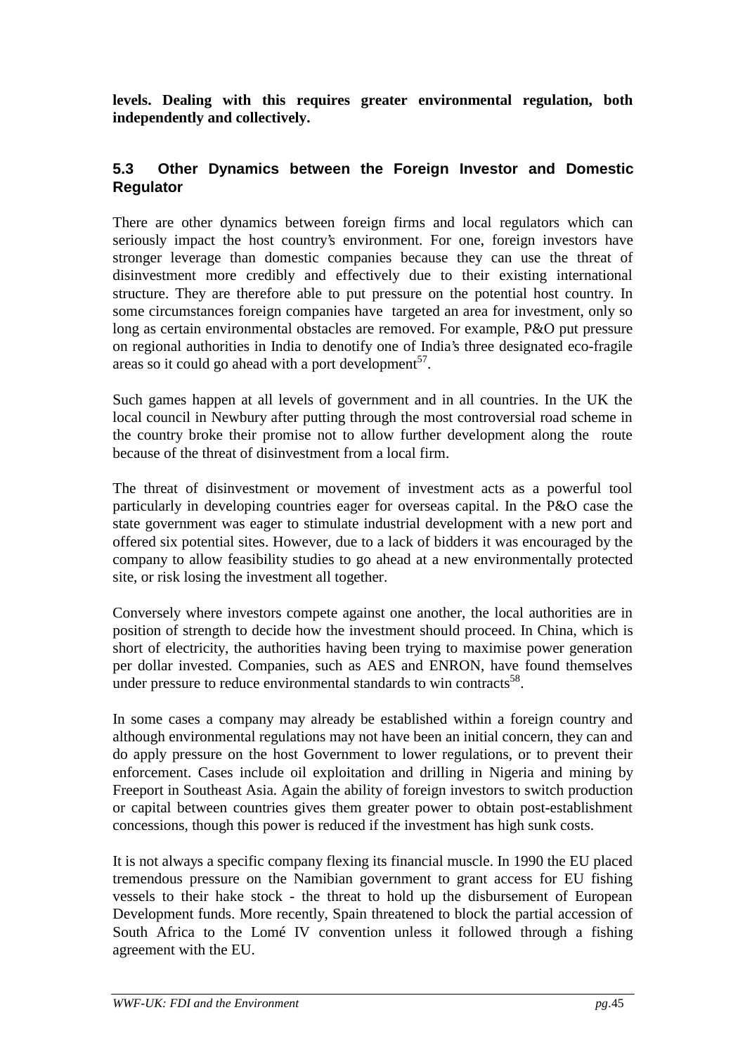**levels. Dealing with this requires greater environmental regulation, both independently and collectively.**

## 5.3 Other Dynamics between the Foreign Investor and Domestic Regulator

There are other dynamics between foreign firms and local regulators which can seriously impact the host country's environment. For one, foreign investors have stronger leverage than domestic companies because they can use the threat of disinvestment more credibly and effectively due to their existing international structure. They are therefore able to put pressure on the potential host country. In some circumstances foreign companies have targeted an area for investment, only so long as certain environmental obstacles are removed. For example, P&O put pressure on regional authorities in India to denotify one of India's three designated eco-fragile areas so it could go ahead with a port development[57].

Such games happen at all levels of government and in all countries. In the UK the local council in Newbury after putting through the most controversial road scheme in the country broke their promise not to allow further development along the route because of the threat of disinvestment from a local firm.

The threat of disinvestment or movement of investment acts as a powerful tool particularly in developing countries eager for overseas capital. In the P&O case the state government was eager to stimulate industrial development with a new port and offered six potential sites. However, due to a lack of bidders it was encouraged by the company to allow feasibility studies to go ahead at a new environmentally protected site, or risk losing the investment all together.

Conversely where investors compete against one another, the local authorities are in position of strength to decide how the investment should proceed. In China, which is short of electricity, the authorities having been trying to maximise power generation per dollar invested. Companies, such as AES and ENRON, have found themselves under pressure to reduce environmental standards to win contracts[58].

In some cases a company may already be established within a foreign country and although environmental regulations may not have been an initial concern, they can and do apply pressure on the host Government to lower regulations, or to prevent their enforcement. Cases include oil exploitation and drilling in Nigeria and mining by Freeport in Southeast Asia. Again the ability of foreign investors to switch production or capital between countries gives them greater power to obtain post-establishment concessions, though this power is reduced if the investment has high sunk costs.

It is not always a specific company flexing its financial muscle. In 1990 the EU placed tremendous pressure on the Namibian government to grant access for EU fishing vessels to their hake stock - the threat to hold up the disbursement of European Development funds. More recently, Spain threatened to block the partial accession of South Africa to the Lomé IV convention unless it followed through a fishing agreement with the EU.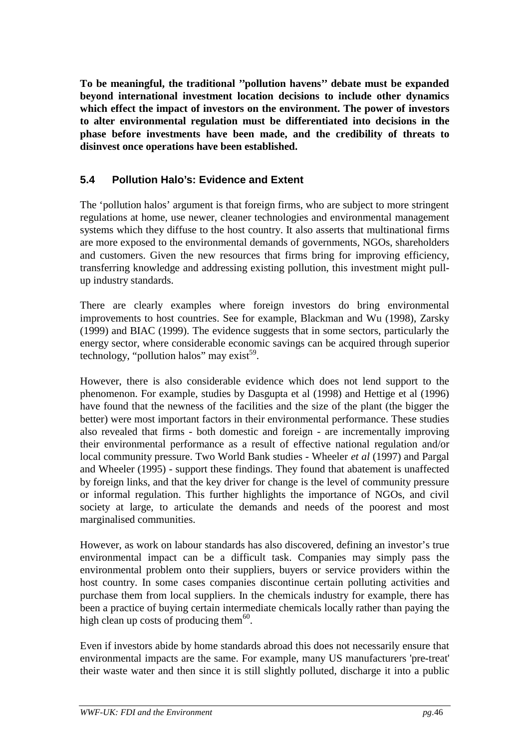**To be meaningful, the traditional ''pollution havens'' debate must be expanded beyond international investment location decisions to include other dynamics which effect the impact of investors on the environment. The power of investors to alter environmental regulation must be differentiated into decisions in the phase before investments have been made, and the credibility of threats to disinvest once operations have been established.**

### 5.4 Pollution Halo's: Evidence and Extent

The 'pollution halos' argument is that foreign firms, who are subject to more stringent regulations at home, use newer, cleaner technologies and environmental management systems which they diffuse to the host country. It also asserts that multinational firms are more exposed to the environmental demands of governments, NGOs, shareholders and customers. Given the new resources that firms bring for improving efficiency, transferring knowledge and addressing existing pollution, this investment might pull-up industry standards.

There are clearly examples where foreign investors do bring environmental improvements to host countries. See for example, Blackman and Wu (1998), Zarsky (1999) and BIAC (1999). The evidence suggests that in some sectors, particularly the energy sector, where considerable economic savings can be acquired through superior technology, "pollution halos" may exist[59].

However, there is also considerable evidence which does not lend support to the phenomenon. For example, studies by Dasgupta et al (1998) and Hettige et al (1996) have found that the newness of the facilities and the size of the plant (the bigger the better) were most important factors in their environmental performance. These studies also revealed that firms - both domestic and foreign - are incrementally improving their environmental performance as a result of effective national regulation and/or local community pressure. Two World Bank studies - Wheeler *et al* (1997) and Pargal and Wheeler (1995) - support these findings. They found that abatement is unaffected by foreign links, and that the key driver for change is the level of community pressure or informal regulation. This further highlights the importance of NGOs, and civil society at large, to articulate the demands and needs of the poorest and most marginalised communities.

However, as work on labour standards has also discovered, defining an investor's true environmental impact can be a difficult task. Companies may simply pass the environmental problem onto their suppliers, buyers or service providers within the host country. In some cases companies discontinue certain polluting activities and purchase them from local suppliers. In the chemicals industry for example, there has been a practice of buying certain intermediate chemicals locally rather than paying the high clean up costs of producing them[60].

Even if investors abide by home standards abroad this does not necessarily ensure that environmental impacts are the same. For example, many US manufacturers 'pre-treat' their waste water and then since it is still slightly polluted, discharge it into a public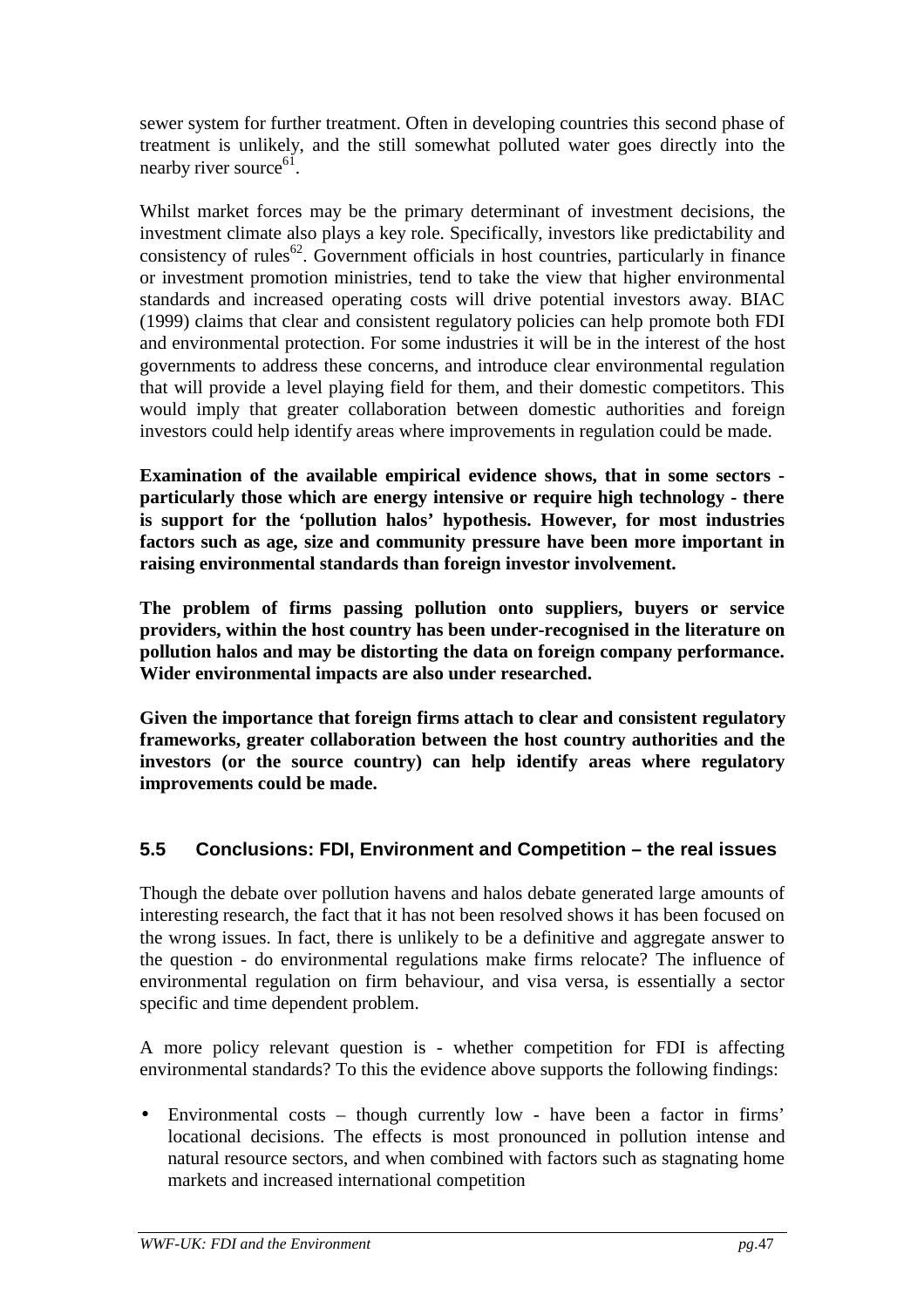sewer system for further treatment. Often in developing countries this second phase of treatment is unlikely, and the still somewhat polluted water goes directly into the nearby river source[61].

Whilst market forces may be the primary determinant of investment decisions, the investment climate also plays a key role. Specifically, investors like predictability and consistency of rules[62]. Government officials in host countries, particularly in finance or investment promotion ministries, tend to take the view that higher environmental standards and increased operating costs will drive potential investors away. BIAC (1999) claims that clear and consistent regulatory policies can help promote both FDI and environmental protection. For some industries it will be in the interest of the host governments to address these concerns, and introduce clear environmental regulation that will provide a level playing field for them, and their domestic competitors. This would imply that greater collaboration between domestic authorities and foreign investors could help identify areas where improvements in regulation could be made.

**Examination of the available empirical evidence shows, that in some sectors - particularly those which are energy intensive or require high technology - there is support for the 'pollution halos' hypothesis. However, for most industries factors such as age, size and community pressure have been more important in raising environmental standards than foreign investor involvement.**

**The problem of firms passing pollution onto suppliers, buyers or service providers, within the host country has been under-recognised in the literature on pollution halos and may be distorting the data on foreign company performance. Wider environmental impacts are also under researched.**

**Given the importance that foreign firms attach to clear and consistent regulatory frameworks, greater collaboration between the host country authorities and the investors (or the source country) can help identify areas where regulatory improvements could be made.**

## 5.5 Conclusions: FDI, Environment and Competition – the real issues

Though the debate over pollution havens and halos debate generated large amounts of interesting research, the fact that it has not been resolved shows it has been focused on the wrong issues. In fact, there is unlikely to be a definitive and aggregate answer to the question - do environmental regulations make firms relocate? The influence of environmental regulation on firm behaviour, and visa versa, is essentially a sector specific and time dependent problem.

A more policy relevant question is - whether competition for FDI is affecting environmental standards? To this the evidence above supports the following findings:

- Environmental costs – though currently low - have been a factor in firms' locational decisions. The effects is most pronounced in pollution intense and natural resource sectors, and when combined with factors such as stagnating home markets and increased international competition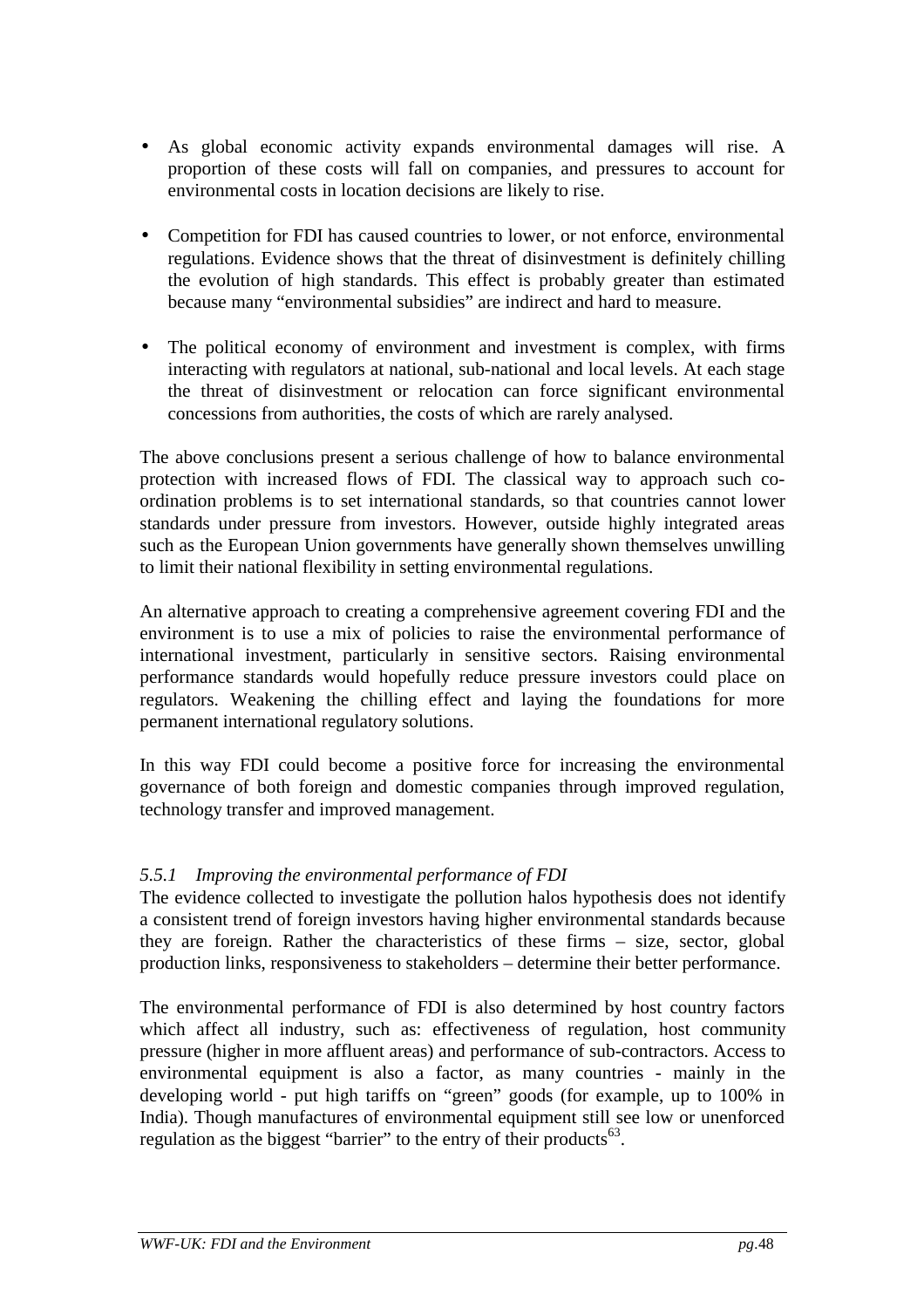- As global economic activity expands environmental damages will rise. A proportion of these costs will fall on companies, and pressures to account for environmental costs in location decisions are likely to rise.

- Competition for FDI has caused countries to lower, or not enforce, environmental regulations. Evidence shows that the threat of disinvestment is definitely chilling the evolution of high standards. This effect is probably greater than estimated because many "environmental subsidies" are indirect and hard to measure.

- The political economy of environment and investment is complex, with firms interacting with regulators at national, sub-national and local levels. At each stage the threat of disinvestment or relocation can force significant environmental concessions from authorities, the costs of which are rarely analysed.

The above conclusions present a serious challenge of how to balance environmental protection with increased flows of FDI. The classical way to approach such co-ordination problems is to set international standards, so that countries cannot lower standards under pressure from investors. However, outside highly integrated areas such as the European Union governments have generally shown themselves unwilling to limit their national flexibility in setting environmental regulations.

An alternative approach to creating a comprehensive agreement covering FDI and the environment is to use a mix of policies to raise the environmental performance of international investment, particularly in sensitive sectors. Raising environmental performance standards would hopefully reduce pressure investors could place on regulators. Weakening the chilling effect and laying the foundations for more permanent international regulatory solutions.

In this way FDI could become a positive force for increasing the environmental governance of both foreign and domestic companies through improved regulation, technology transfer and improved management.

#### *5.5.1 Improving the environmental performance of FDI*

The evidence collected to investigate the pollution halos hypothesis does not identify a consistent trend of foreign investors having higher environmental standards because they are foreign. Rather the characteristics of these firms – size, sector, global production links, responsiveness to stakeholders – determine their better performance.

The environmental performance of FDI is also determined by host country factors which affect all industry, such as: effectiveness of regulation, host community pressure (higher in more affluent areas) and performance of sub-contractors. Access to environmental equipment is also a factor, as many countries - mainly in the developing world - put high tariffs on "green" goods (for example, up to 100% in India). Though manufactures of environmental equipment still see low or unenforced regulation as the biggest "barrier" to the entry of their products[63].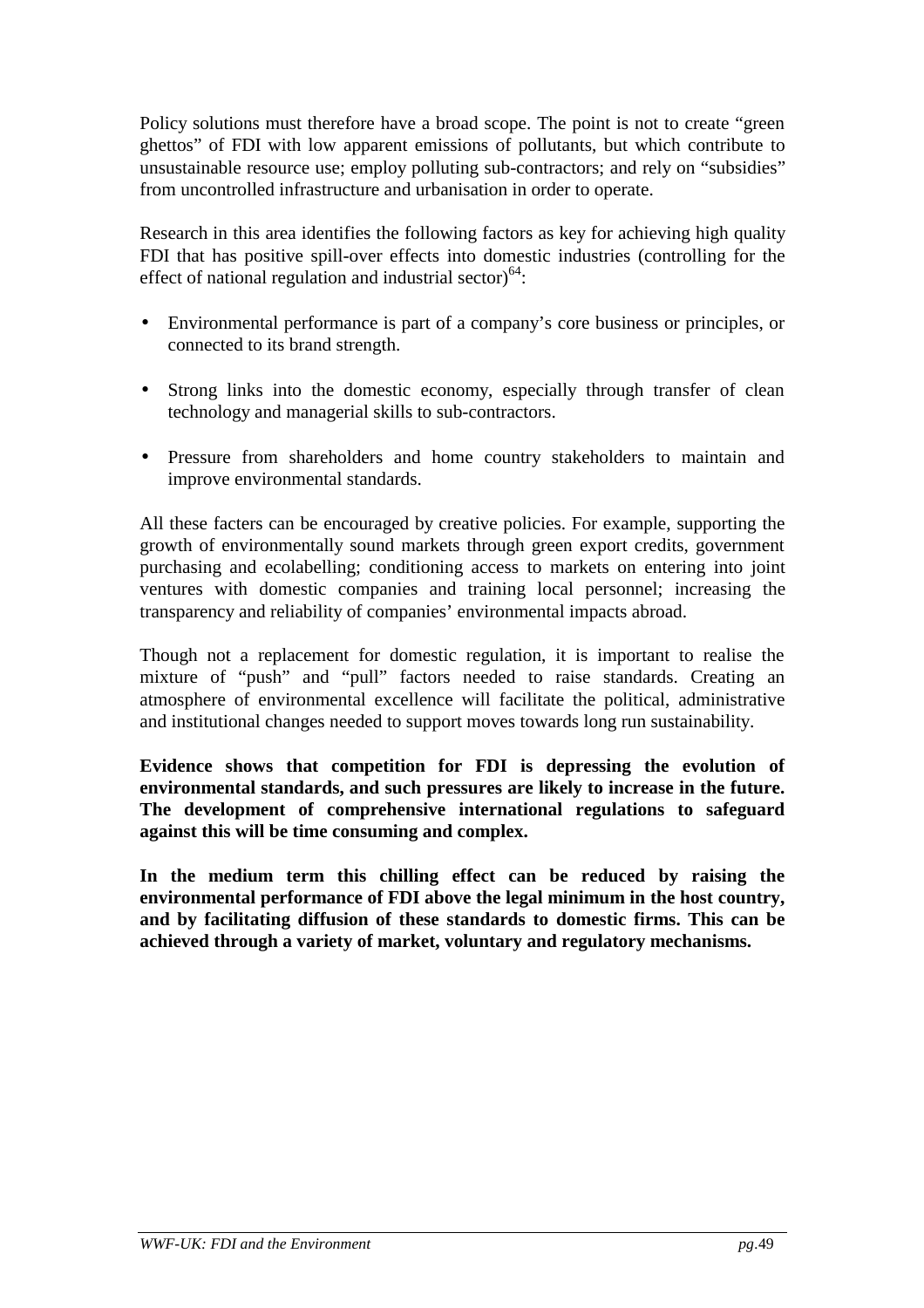Policy solutions must therefore have a broad scope. The point is not to create "green ghettos" of FDI with low apparent emissions of pollutants, but which contribute to unsustainable resource use; employ polluting sub-contractors; and rely on "subsidies" from uncontrolled infrastructure and urbanisation in order to operate.

Research in this area identifies the following factors as key for achieving high quality FDI that has positive spill-over effects into domestic industries (controlling for the effect of national regulation and industrial sector)[64]:

- Environmental performance is part of a company's core business or principles, or connected to its brand strength.
- Strong links into the domestic economy, especially through transfer of clean technology and managerial skills to sub-contractors.
- Pressure from shareholders and home country stakeholders to maintain and improve environmental standards.

All these facters can be encouraged by creative policies. For example, supporting the growth of environmentally sound markets through green export credits, government purchasing and ecolabelling; conditioning access to markets on entering into joint ventures with domestic companies and training local personnel; increasing the transparency and reliability of companies' environmental impacts abroad.

Though not a replacement for domestic regulation, it is important to realise the mixture of "push" and "pull" factors needed to raise standards. Creating an atmosphere of environmental excellence will facilitate the political, administrative and institutional changes needed to support moves towards long run sustainability.

**Evidence shows that competition for FDI is depressing the evolution of environmental standards, and such pressures are likely to increase in the future. The development of comprehensive international regulations to safeguard against this will be time consuming and complex.**

**In the medium term this chilling effect can be reduced by raising the environmental performance of FDI above the legal minimum in the host country, and by facilitating diffusion of these standards to domestic firms. This can be achieved through a variety of market, voluntary and regulatory mechanisms.**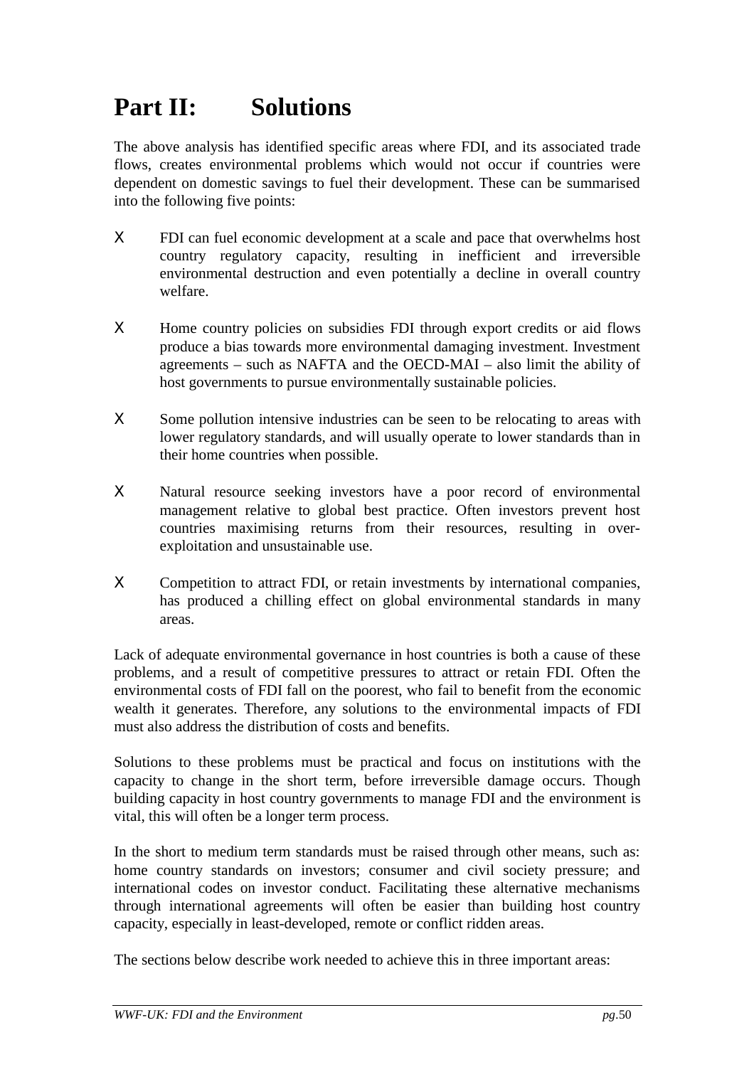# Part II: Solutions

The above analysis has identified specific areas where FDI, and its associated trade flows, creates environmental problems which would not occur if countries were dependent on domestic savings to fuel their development. These can be summarised into the following five points:

- FDI can fuel economic development at a scale and pace that overwhelms host country regulatory capacity, resulting in inefficient and irreversible environmental destruction and even potentially a decline in overall country welfare.
- Home country policies on subsidies FDI through export credits or aid flows produce a bias towards more environmental damaging investment. Investment agreements – such as NAFTA and the OECD-MAI – also limit the ability of host governments to pursue environmentally sustainable policies.
- Some pollution intensive industries can be seen to be relocating to areas with lower regulatory standards, and will usually operate to lower standards than in their home countries when possible.
- Natural resource seeking investors have a poor record of environmental management relative to global best practice. Often investors prevent host countries maximising returns from their resources, resulting in over-exploitation and unsustainable use.
- Competition to attract FDI, or retain investments by international companies, has produced a chilling effect on global environmental standards in many areas.

Lack of adequate environmental governance in host countries is both a cause of these problems, and a result of competitive pressures to attract or retain FDI. Often the environmental costs of FDI fall on the poorest, who fail to benefit from the economic wealth it generates. Therefore, any solutions to the environmental impacts of FDI must also address the distribution of costs and benefits.

Solutions to these problems must be practical and focus on institutions with the capacity to change in the short term, before irreversible damage occurs. Though building capacity in host country governments to manage FDI and the environment is vital, this will often be a longer term process.

In the short to medium term standards must be raised through other means, such as: home country standards on investors; consumer and civil society pressure; and international codes on investor conduct. Facilitating these alternative mechanisms through international agreements will often be easier than building host country capacity, especially in least-developed, remote or conflict ridden areas.

The sections below describe work needed to achieve this in three important areas: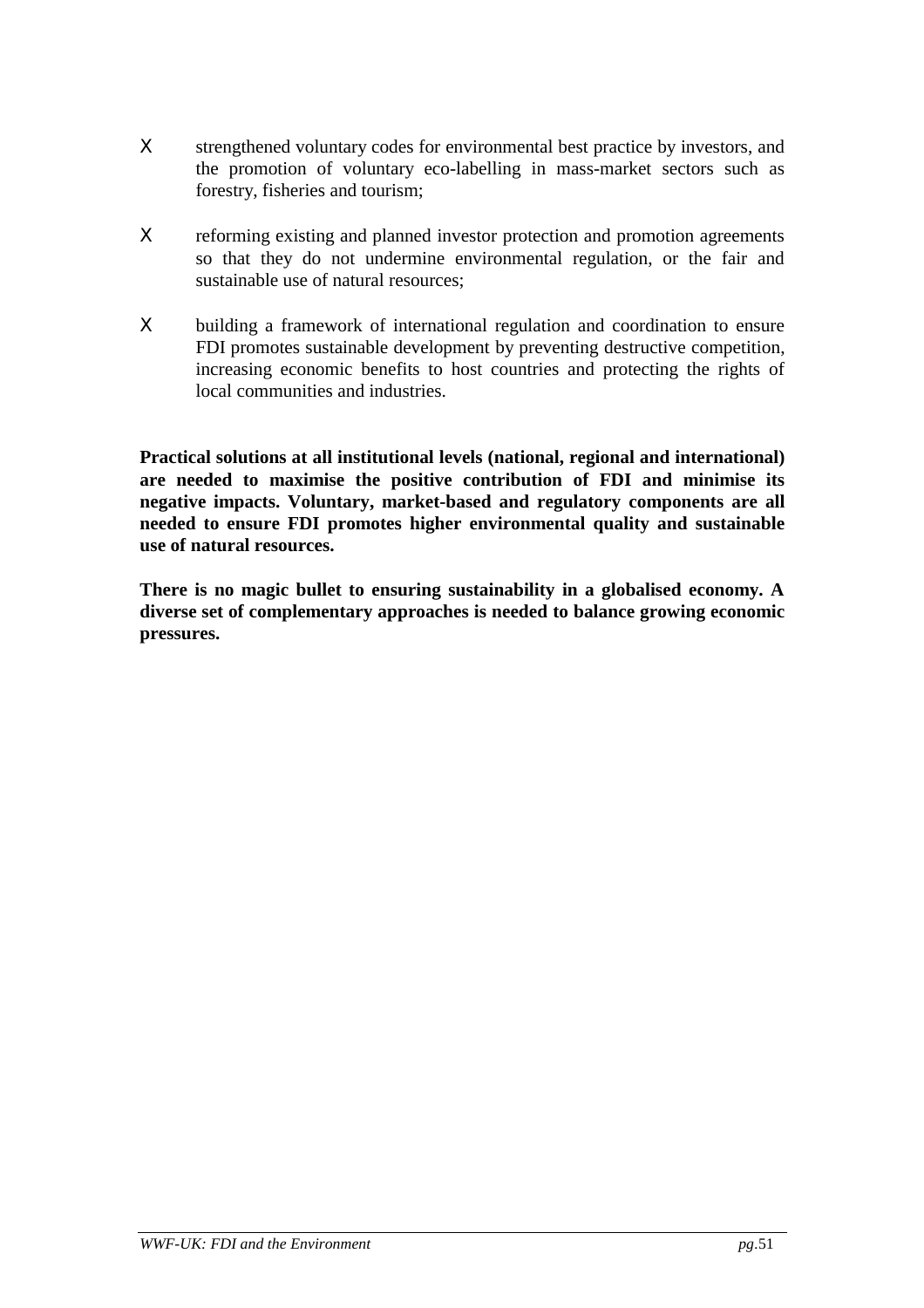- strengthened voluntary codes for environmental best practice by investors, and the promotion of voluntary eco-labelling in mass-market sectors such as forestry, fisheries and tourism;

- reforming existing and planned investor protection and promotion agreements so that they do not undermine environmental regulation, or the fair and sustainable use of natural resources;

- building a framework of international regulation and coordination to ensure FDI promotes sustainable development by preventing destructive competition, increasing economic benefits to host countries and protecting the rights of local communities and industries.

**Practical solutions at all institutional levels (national, regional and international) are needed to maximise the positive contribution of FDI and minimise its negative impacts. Voluntary, market-based and regulatory components are all needed to ensure FDI promotes higher environmental quality and sustainable use of natural resources.**

**There is no magic bullet to ensuring sustainability in a globalised economy. A diverse set of complementary approaches is needed to balance growing economic pressures.**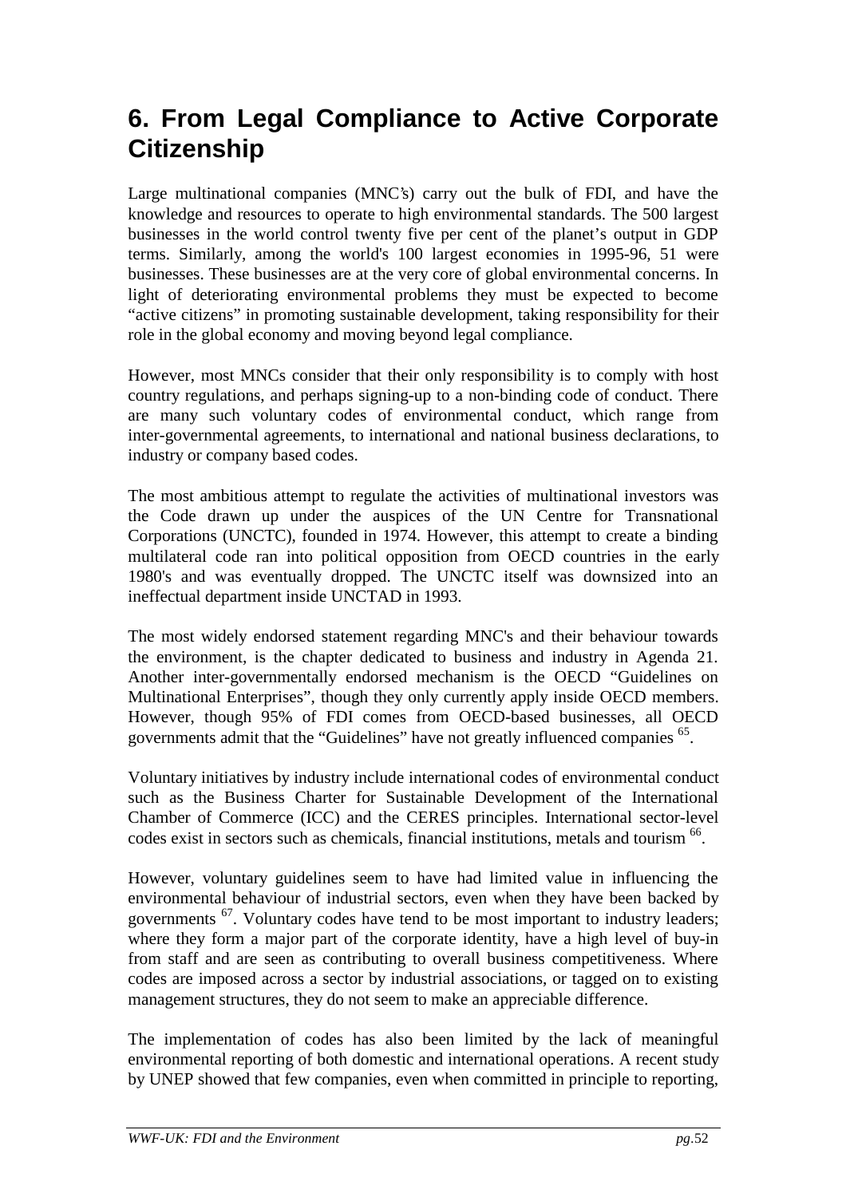# 6. From Legal Compliance to Active Corporate Citizenship

Large multinational companies (MNC's) carry out the bulk of FDI, and have the knowledge and resources to operate to high environmental standards. The 500 largest businesses in the world control twenty five per cent of the planet's output in GDP terms. Similarly, among the world's 100 largest economies in 1995-96, 51 were businesses. These businesses are at the very core of global environmental concerns. In light of deteriorating environmental problems they must be expected to become "active citizens" in promoting sustainable development, taking responsibility for their role in the global economy and moving beyond legal compliance.

However, most MNCs consider that their only responsibility is to comply with host country regulations, and perhaps signing-up to a non-binding code of conduct. There are many such voluntary codes of environmental conduct, which range from inter-governmental agreements, to international and national business declarations, to industry or company based codes.

The most ambitious attempt to regulate the activities of multinational investors was the Code drawn up under the auspices of the UN Centre for Transnational Corporations (UNCTC), founded in 1974. However, this attempt to create a binding multilateral code ran into political opposition from OECD countries in the early 1980's and was eventually dropped. The UNCTC itself was downsized into an ineffectual department inside UNCTAD in 1993.

The most widely endorsed statement regarding MNC's and their behaviour towards the environment, is the chapter dedicated to business and industry in Agenda 21. Another inter-governmentally endorsed mechanism is the OECD "Guidelines on Multinational Enterprises", though they only currently apply inside OECD members. However, though 95% of FDI comes from OECD-based businesses, all OECD governments admit that the "Guidelines" have not greatly influenced companies [65].

Voluntary initiatives by industry include international codes of environmental conduct such as the Business Charter for Sustainable Development of the International Chamber of Commerce (ICC) and the CERES principles. International sector-level codes exist in sectors such as chemicals, financial institutions, metals and tourism [66].

However, voluntary guidelines seem to have had limited value in influencing the environmental behaviour of industrial sectors, even when they have been backed by governments [67]. Voluntary codes have tend to be most important to industry leaders; where they form a major part of the corporate identity, have a high level of buy-in from staff and are seen as contributing to overall business competitiveness. Where codes are imposed across a sector by industrial associations, or tagged on to existing management structures, they do not seem to make an appreciable difference.

The implementation of codes has also been limited by the lack of meaningful environmental reporting of both domestic and international operations. A recent study by UNEP showed that few companies, even when committed in principle to reporting,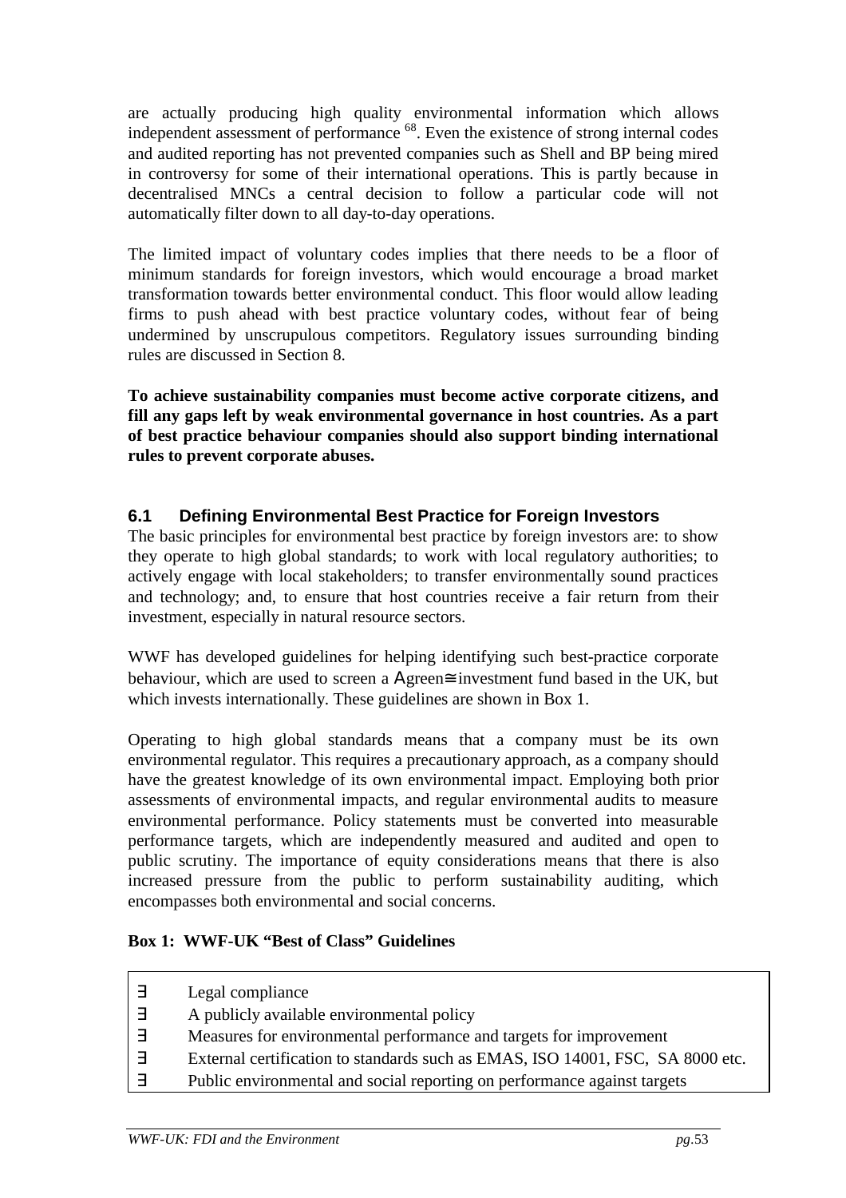are actually producing high quality environmental information which allows independent assessment of performance [68]. Even the existence of strong internal codes and audited reporting has not prevented companies such as Shell and BP being mired in controversy for some of their international operations. This is partly because in decentralised MNCs a central decision to follow a particular code will not automatically filter down to all day-to-day operations.

The limited impact of voluntary codes implies that there needs to be a floor of minimum standards for foreign investors, which would encourage a broad market transformation towards better environmental conduct. This floor would allow leading firms to push ahead with best practice voluntary codes, without fear of being undermined by unscrupulous competitors. Regulatory issues surrounding binding rules are discussed in Section 8.

**To achieve sustainability companies must become active corporate citizens, and fill any gaps left by weak environmental governance in host countries. As a part of best practice behaviour companies should also support binding international rules to prevent corporate abuses.**

## 6.1 Defining Environmental Best Practice for Foreign Investors

The basic principles for environmental best practice by foreign investors are: to show they operate to high global standards; to work with local regulatory authorities; to actively engage with local stakeholders; to transfer environmentally sound practices and technology; and, to ensure that host countries receive a fair return from their investment, especially in natural resource sectors.

WWF has developed guidelines for helping identifying such best-practice corporate behaviour, which are used to screen a Αgreen≅ investment fund based in the UK, but which invests internationally. These guidelines are shown in Box 1.

Operating to high global standards means that a company must be its own environmental regulator. This requires a precautionary approach, as a company should have the greatest knowledge of its own environmental impact. Employing both prior assessments of environmental impacts, and regular environmental audits to measure environmental performance. Policy statements must be converted into measurable performance targets, which are independently measured and audited and open to public scrutiny. The importance of equity considerations means that there is also increased pressure from the public to perform sustainability auditing, which encompasses both environmental and social concerns.

**Box 1: WWF-UK "Best of Class" Guidelines**

- Legal compliance
- A publicly available environmental policy
- Measures for environmental performance and targets for improvement
- External certification to standards such as EMAS, ISO 14001, FSC, SA 8000 etc.
- Public environmental and social reporting on performance against targets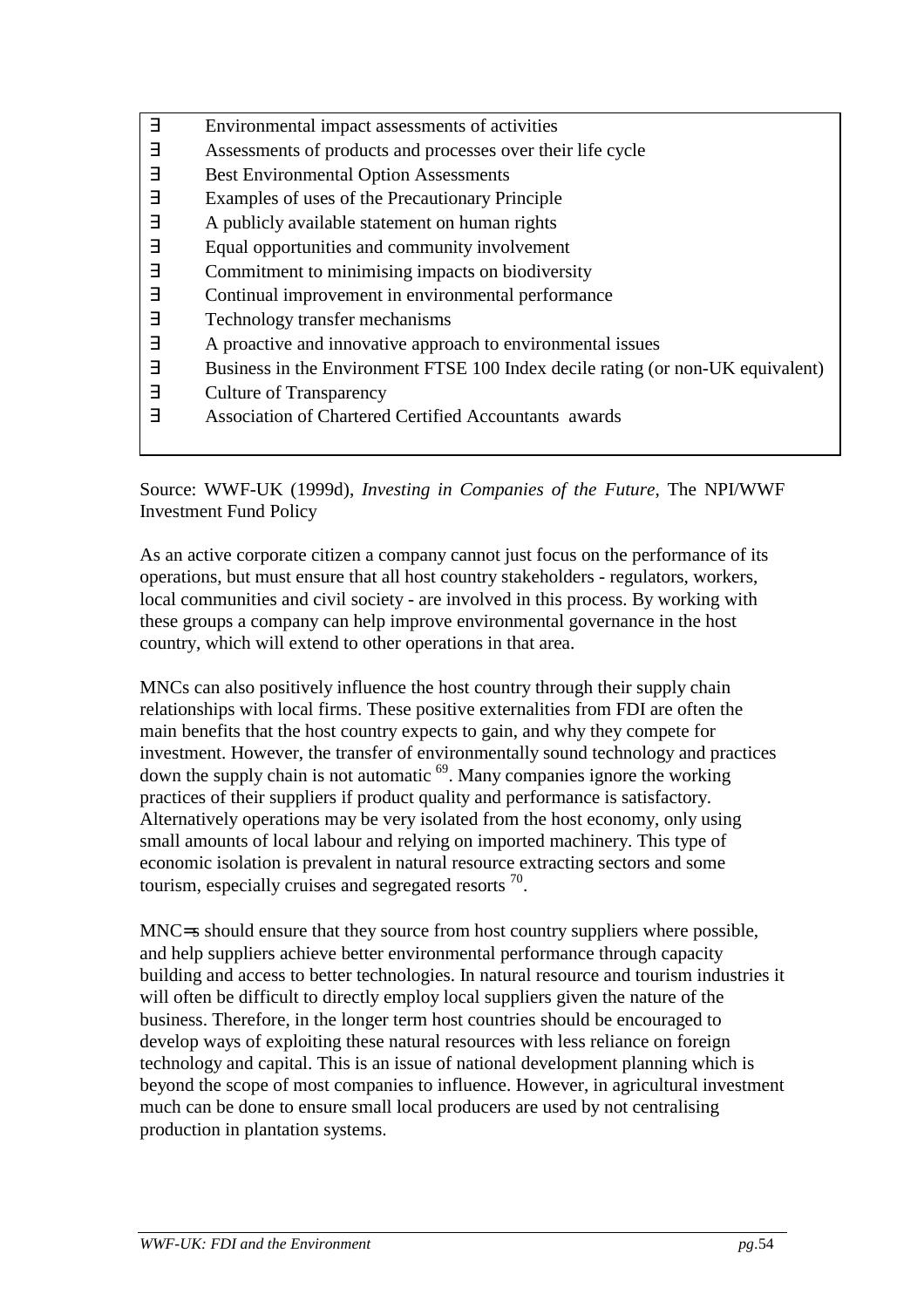- Environmental impact assessments of activities
- Assessments of products and processes over their life cycle
- Best Environmental Option Assessments
- Examples of uses of the Precautionary Principle
- A publicly available statement on human rights
- Equal opportunities and community involvement
- Commitment to minimising impacts on biodiversity
- Continual improvement in environmental performance
- Technology transfer mechanisms
- A proactive and innovative approach to environmental issues
- Business in the Environment FTSE 100 Index decile rating (or non-UK equivalent)
- Culture of Transparency
- Association of Chartered Certified Accountants awards

Source: WWF-UK (1999d), *Investing in Companies of the Future*, The NPI/WWF Investment Fund Policy

As an active corporate citizen a company cannot just focus on the performance of its operations, but must ensure that all host country stakeholders - regulators, workers, local communities and civil society - are involved in this process. By working with these groups a company can help improve environmental governance in the host country, which will extend to other operations in that area.

MNCs can also positively influence the host country through their supply chain relationships with local firms. These positive externalities from FDI are often the main benefits that the host country expects to gain, and why they compete for investment. However, the transfer of environmentally sound technology and practices down the supply chain is not automatic [69]. Many companies ignore the working practices of their suppliers if product quality and performance is satisfactory. Alternatively operations may be very isolated from the host economy, only using small amounts of local labour and relying on imported machinery. This type of economic isolation is prevalent in natural resource extracting sectors and some tourism, especially cruises and segregated resorts [70].

MNC=s should ensure that they source from host country suppliers where possible, and help suppliers achieve better environmental performance through capacity building and access to better technologies. In natural resource and tourism industries it will often be difficult to directly employ local suppliers given the nature of the business. Therefore, in the longer term host countries should be encouraged to develop ways of exploiting these natural resources with less reliance on foreign technology and capital. This is an issue of national development planning which is beyond the scope of most companies to influence. However, in agricultural investment much can be done to ensure small local producers are used by not centralising production in plantation systems.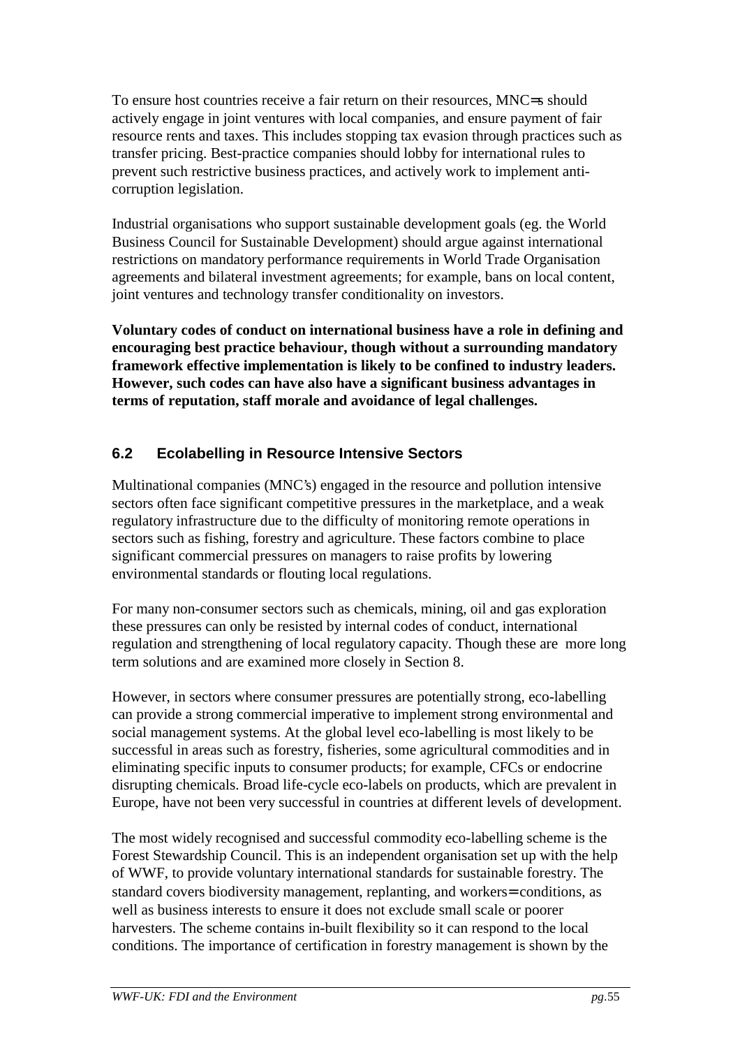To ensure host countries receive a fair return on their resources, MNC=s should actively engage in joint ventures with local companies, and ensure payment of fair resource rents and taxes. This includes stopping tax evasion through practices such as transfer pricing. Best-practice companies should lobby for international rules to prevent such restrictive business practices, and actively work to implement anti-corruption legislation.

Industrial organisations who support sustainable development goals (eg. the World Business Council for Sustainable Development) should argue against international restrictions on mandatory performance requirements in World Trade Organisation agreements and bilateral investment agreements; for example, bans on local content, joint ventures and technology transfer conditionality on investors.

**Voluntary codes of conduct on international business have a role in defining and encouraging best practice behaviour, though without a surrounding mandatory framework effective implementation is likely to be confined to industry leaders. However, such codes can have also have a significant business advantages in terms of reputation, staff morale and avoidance of legal challenges.**

## 6.2 Ecolabelling in Resource Intensive Sectors

Multinational companies (MNC's) engaged in the resource and pollution intensive sectors often face significant competitive pressures in the marketplace, and a weak regulatory infrastructure due to the difficulty of monitoring remote operations in sectors such as fishing, forestry and agriculture. These factors combine to place significant commercial pressures on managers to raise profits by lowering environmental standards or flouting local regulations.

For many non-consumer sectors such as chemicals, mining, oil and gas exploration these pressures can only be resisted by internal codes of conduct, international regulation and strengthening of local regulatory capacity. Though these are more long term solutions and are examined more closely in Section 8.

However, in sectors where consumer pressures are potentially strong, eco-labelling can provide a strong commercial imperative to implement strong environmental and social management systems. At the global level eco-labelling is most likely to be successful in areas such as forestry, fisheries, some agricultural commodities and in eliminating specific inputs to consumer products; for example, CFCs or endocrine disrupting chemicals. Broad life-cycle eco-labels on products, which are prevalent in Europe, have not been very successful in countries at different levels of development.

The most widely recognised and successful commodity eco-labelling scheme is the Forest Stewardship Council. This is an independent organisation set up with the help of WWF, to provide voluntary international standards for sustainable forestry. The standard covers biodiversity management, replanting, and workers= conditions, as well as business interests to ensure it does not exclude small scale or poorer harvesters. The scheme contains in-built flexibility so it can respond to the local conditions. The importance of certification in forestry management is shown by the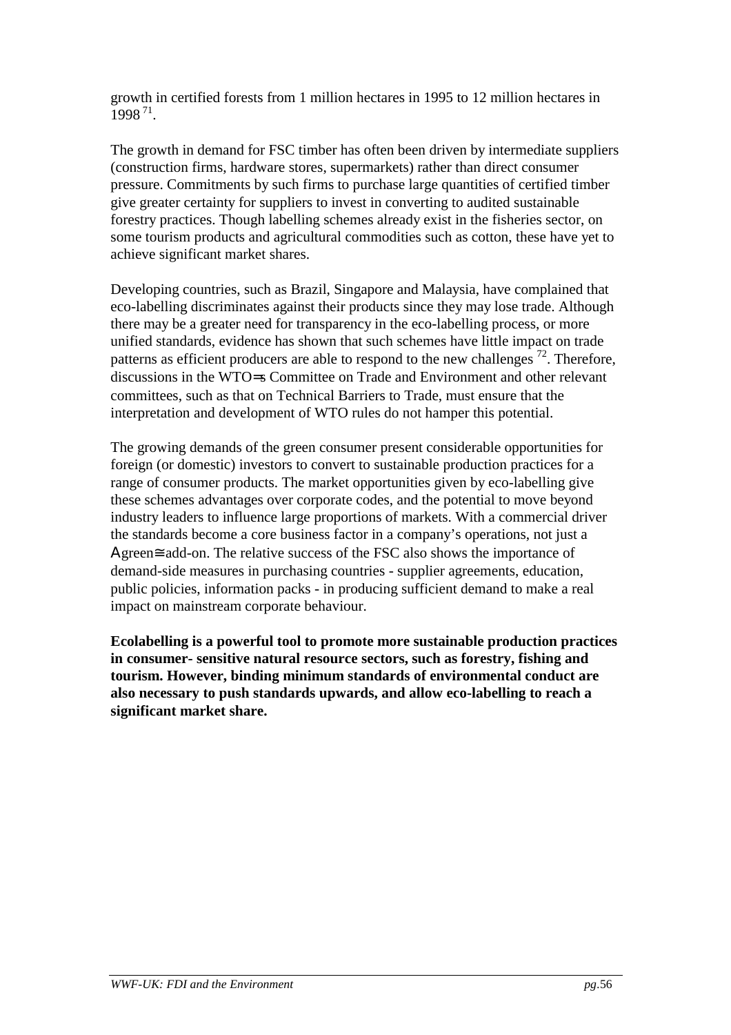growth in certified forests from 1 million hectares in 1995 to 12 million hectares in 1998 [71].

The growth in demand for FSC timber has often been driven by intermediate suppliers (construction firms, hardware stores, supermarkets) rather than direct consumer pressure. Commitments by such firms to purchase large quantities of certified timber give greater certainty for suppliers to invest in converting to audited sustainable forestry practices. Though labelling schemes already exist in the fisheries sector, on some tourism products and agricultural commodities such as cotton, these have yet to achieve significant market shares.

Developing countries, such as Brazil, Singapore and Malaysia, have complained that eco-labelling discriminates against their products since they may lose trade. Although there may be a greater need for transparency in the eco-labelling process, or more unified standards, evidence has shown that such schemes have little impact on trade patterns as efficient producers are able to respond to the new challenges [72]. Therefore, discussions in the WTO=s Committee on Trade and Environment and other relevant committees, such as that on Technical Barriers to Trade, must ensure that the interpretation and development of WTO rules do not hamper this potential.

The growing demands of the green consumer present considerable opportunities for foreign (or domestic) investors to convert to sustainable production practices for a range of consumer products. The market opportunities given by eco-labelling give these schemes advantages over corporate codes, and the potential to move beyond industry leaders to influence large proportions of markets. With a commercial driver the standards become a core business factor in a company's operations, not just a Agreen≅ add-on. The relative success of the FSC also shows the importance of demand-side measures in purchasing countries - supplier agreements, education, public policies, information packs - in producing sufficient demand to make a real impact on mainstream corporate behaviour.

**Ecolabelling is a powerful tool to promote more sustainable production practices in consumer- sensitive natural resource sectors, such as forestry, fishing and tourism. However, binding minimum standards of environmental conduct are also necessary to push standards upwards, and allow eco-labelling to reach a significant market share.**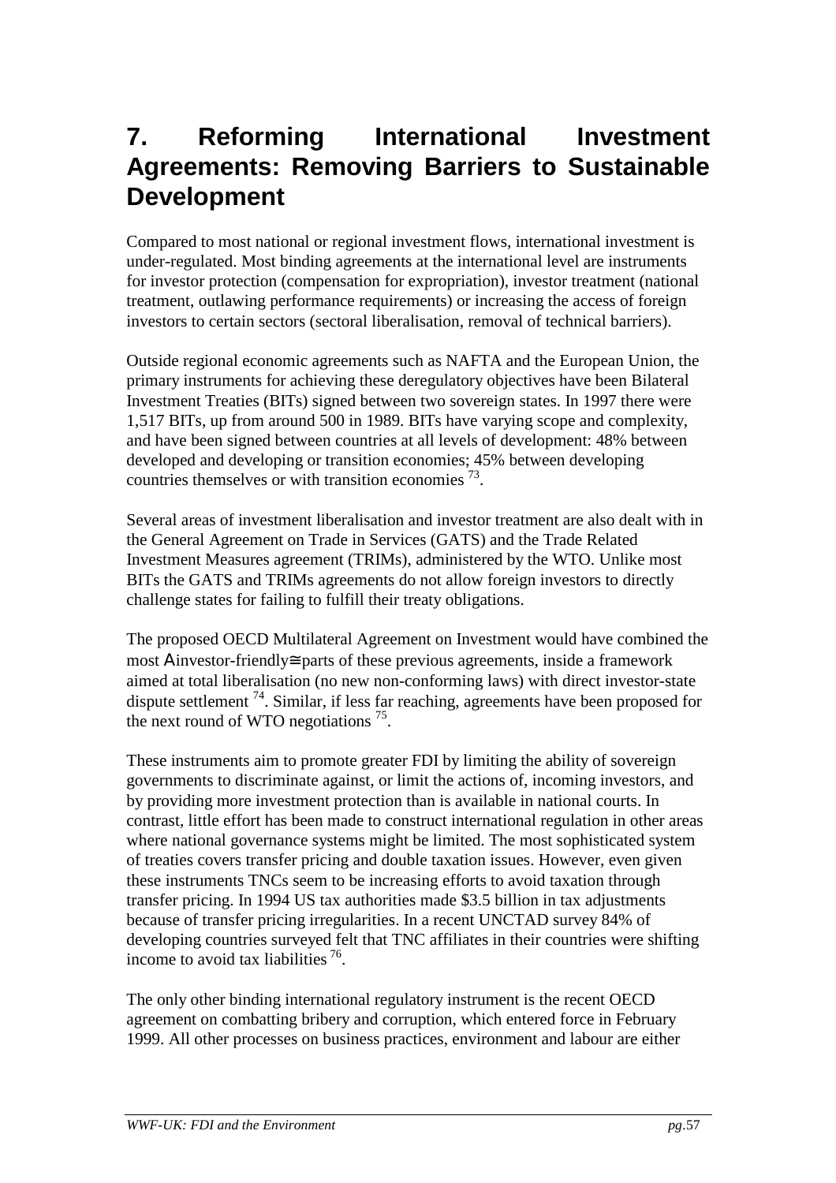# 7. Reforming International Investment Agreements: Removing Barriers to Sustainable Development

Compared to most national or regional investment flows, international investment is under-regulated. Most binding agreements at the international level are instruments for investor protection (compensation for expropriation), investor treatment (national treatment, outlawing performance requirements) or increasing the access of foreign investors to certain sectors (sectoral liberalisation, removal of technical barriers).

Outside regional economic agreements such as NAFTA and the European Union, the primary instruments for achieving these deregulatory objectives have been Bilateral Investment Treaties (BITs) signed between two sovereign states. In 1997 there were 1,517 BITs, up from around 500 in 1989. BITs have varying scope and complexity, and have been signed between countries at all levels of development: 48% between developed and developing or transition economies; 45% between developing countries themselves or with transition economies [73].

Several areas of investment liberalisation and investor treatment are also dealt with in the General Agreement on Trade in Services (GATS) and the Trade Related Investment Measures agreement (TRIMs), administered by the WTO. Unlike most BITs the GATS and TRIMs agreements do not allow foreign investors to directly challenge states for failing to fulfill their treaty obligations.

The proposed OECD Multilateral Agreement on Investment would have combined the most Ainvestor-friendly≅ parts of these previous agreements, inside a framework aimed at total liberalisation (no new non-conforming laws) with direct investor-state dispute settlement [74]. Similar, if less far reaching, agreements have been proposed for the next round of WTO negotiations [75].

These instruments aim to promote greater FDI by limiting the ability of sovereign governments to discriminate against, or limit the actions of, incoming investors, and by providing more investment protection than is available in national courts. In contrast, little effort has been made to construct international regulation in other areas where national governance systems might be limited. The most sophisticated system of treaties covers transfer pricing and double taxation issues. However, even given these instruments TNCs seem to be increasing efforts to avoid taxation through transfer pricing. In 1994 US tax authorities made $3.5 billion in tax adjustments because of transfer pricing irregularities. In a recent UNCTAD survey 84% of developing countries surveyed felt that TNC affiliates in their countries were shifting income to avoid tax liabilities [76].

The only other binding international regulatory instrument is the recent OECD agreement on combatting bribery and corruption, which entered force in February 1999. All other processes on business practices, environment and labour are either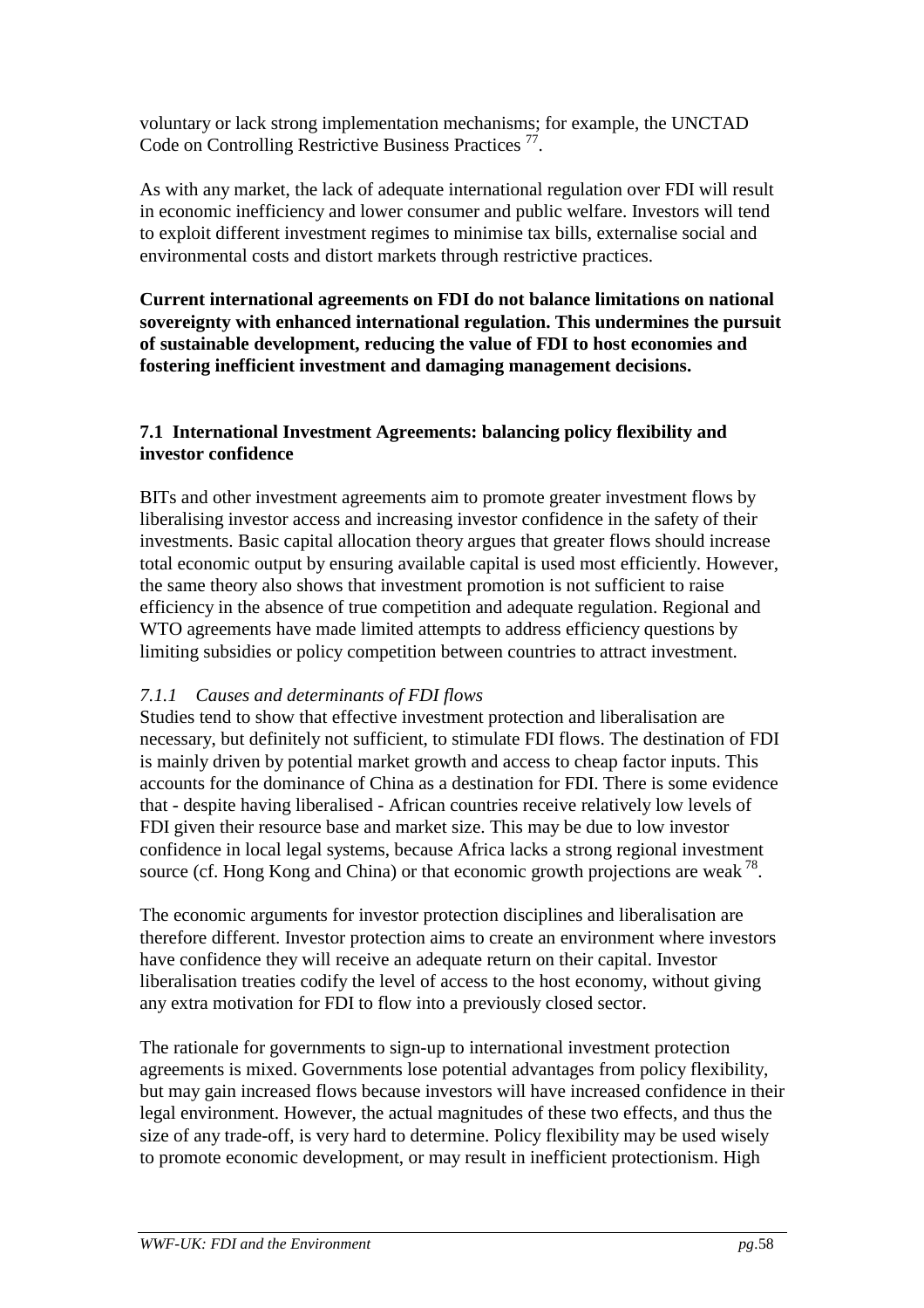voluntary or lack strong implementation mechanisms; for example, the UNCTAD Code on Controlling Restrictive Business Practices [77].

As with any market, the lack of adequate international regulation over FDI will result in economic inefficiency and lower consumer and public welfare. Investors will tend to exploit different investment regimes to minimise tax bills, externalise social and environmental costs and distort markets through restrictive practices.

**Current international agreements on FDI do not balance limitations on national sovereignty with enhanced international regulation. This undermines the pursuit of sustainable development, reducing the value of FDI to host economies and fostering inefficient investment and damaging management decisions.**

## 7.1 International Investment Agreements: balancing policy flexibility and investor confidence

BITs and other investment agreements aim to promote greater investment flows by liberalising investor access and increasing investor confidence in the safety of their investments. Basic capital allocation theory argues that greater flows should increase total economic output by ensuring available capital is used most efficiently. However, the same theory also shows that investment promotion is not sufficient to raise efficiency in the absence of true competition and adequate regulation. Regional and WTO agreements have made limited attempts to address efficiency questions by limiting subsidies or policy competition between countries to attract investment.

### *7.1.1 Causes and determinants of FDI flows*

Studies tend to show that effective investment protection and liberalisation are necessary, but definitely not sufficient, to stimulate FDI flows. The destination of FDI is mainly driven by potential market growth and access to cheap factor inputs. This accounts for the dominance of China as a destination for FDI. There is some evidence that - despite having liberalised - African countries receive relatively low levels of FDI given their resource base and market size. This may be due to low investor confidence in local legal systems, because Africa lacks a strong regional investment source (cf. Hong Kong and China) or that economic growth projections are weak [78].

The economic arguments for investor protection disciplines and liberalisation are therefore different. Investor protection aims to create an environment where investors have confidence they will receive an adequate return on their capital. Investor liberalisation treaties codify the level of access to the host economy, without giving any extra motivation for FDI to flow into a previously closed sector.

The rationale for governments to sign-up to international investment protection agreements is mixed. Governments lose potential advantages from policy flexibility, but may gain increased flows because investors will have increased confidence in their legal environment. However, the actual magnitudes of these two effects, and thus the size of any trade-off, is very hard to determine. Policy flexibility may be used wisely to promote economic development, or may result in inefficient protectionism. High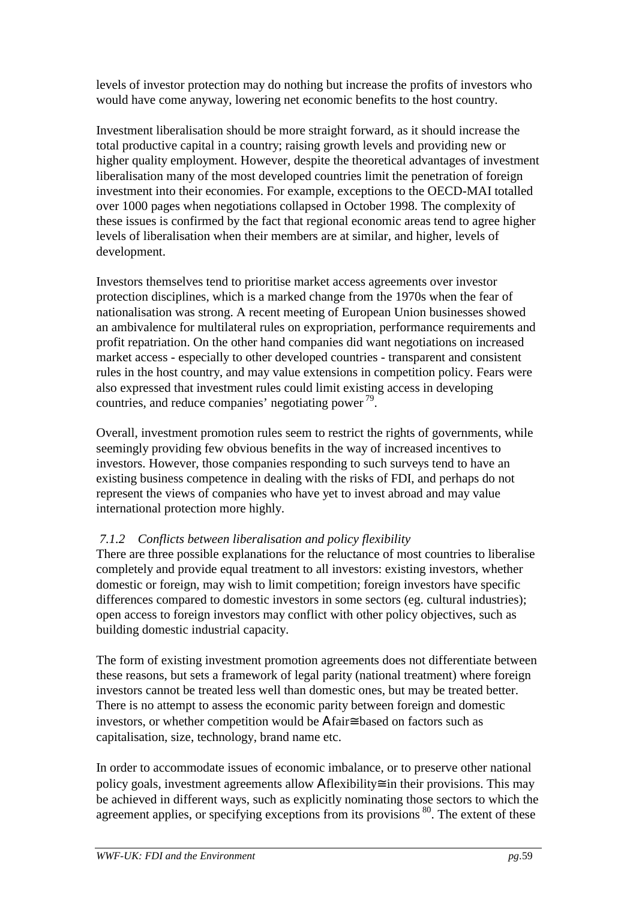levels of investor protection may do nothing but increase the profits of investors who would have come anyway, lowering net economic benefits to the host country.

Investment liberalisation should be more straight forward, as it should increase the total productive capital in a country; raising growth levels and providing new or higher quality employment. However, despite the theoretical advantages of investment liberalisation many of the most developed countries limit the penetration of foreign investment into their economies. For example, exceptions to the OECD-MAI totalled over 1000 pages when negotiations collapsed in October 1998. The complexity of these issues is confirmed by the fact that regional economic areas tend to agree higher levels of liberalisation when their members are at similar, and higher, levels of development.

Investors themselves tend to prioritise market access agreements over investor protection disciplines, which is a marked change from the 1970s when the fear of nationalisation was strong. A recent meeting of European Union businesses showed an ambivalence for multilateral rules on expropriation, performance requirements and profit repatriation. On the other hand companies did want negotiations on increased market access - especially to other developed countries - transparent and consistent rules in the host country, and may value extensions in competition policy. Fears were also expressed that investment rules could limit existing access in developing countries, and reduce companies' negotiating power [79].

Overall, investment promotion rules seem to restrict the rights of governments, while seemingly providing few obvious benefits in the way of increased incentives to investors. However, those companies responding to such surveys tend to have an existing business competence in dealing with the risks of FDI, and perhaps do not represent the views of companies who have yet to invest abroad and may value international protection more highly.

#### *7.1.2 Conflicts between liberalisation and policy flexibility*

There are three possible explanations for the reluctance of most countries to liberalise completely and provide equal treatment to all investors: existing investors, whether domestic or foreign, may wish to limit competition; foreign investors have specific differences compared to domestic investors in some sectors (eg. cultural industries); open access to foreign investors may conflict with other policy objectives, such as building domestic industrial capacity.

The form of existing investment promotion agreements does not differentiate between these reasons, but sets a framework of legal parity (national treatment) where foreign investors cannot be treated less well than domestic ones, but may be treated better. There is no attempt to assess the economic parity between foreign and domestic investors, or whether competition would be Αfair≅based on factors such as capitalisation, size, technology, brand name etc.

In order to accommodate issues of economic imbalance, or to preserve other national policy goals, investment agreements allow Αflexibility≅in their provisions. This may be achieved in different ways, such as explicitly nominating those sectors to which the agreement applies, or specifying exceptions from its provisions [80]. The extent of these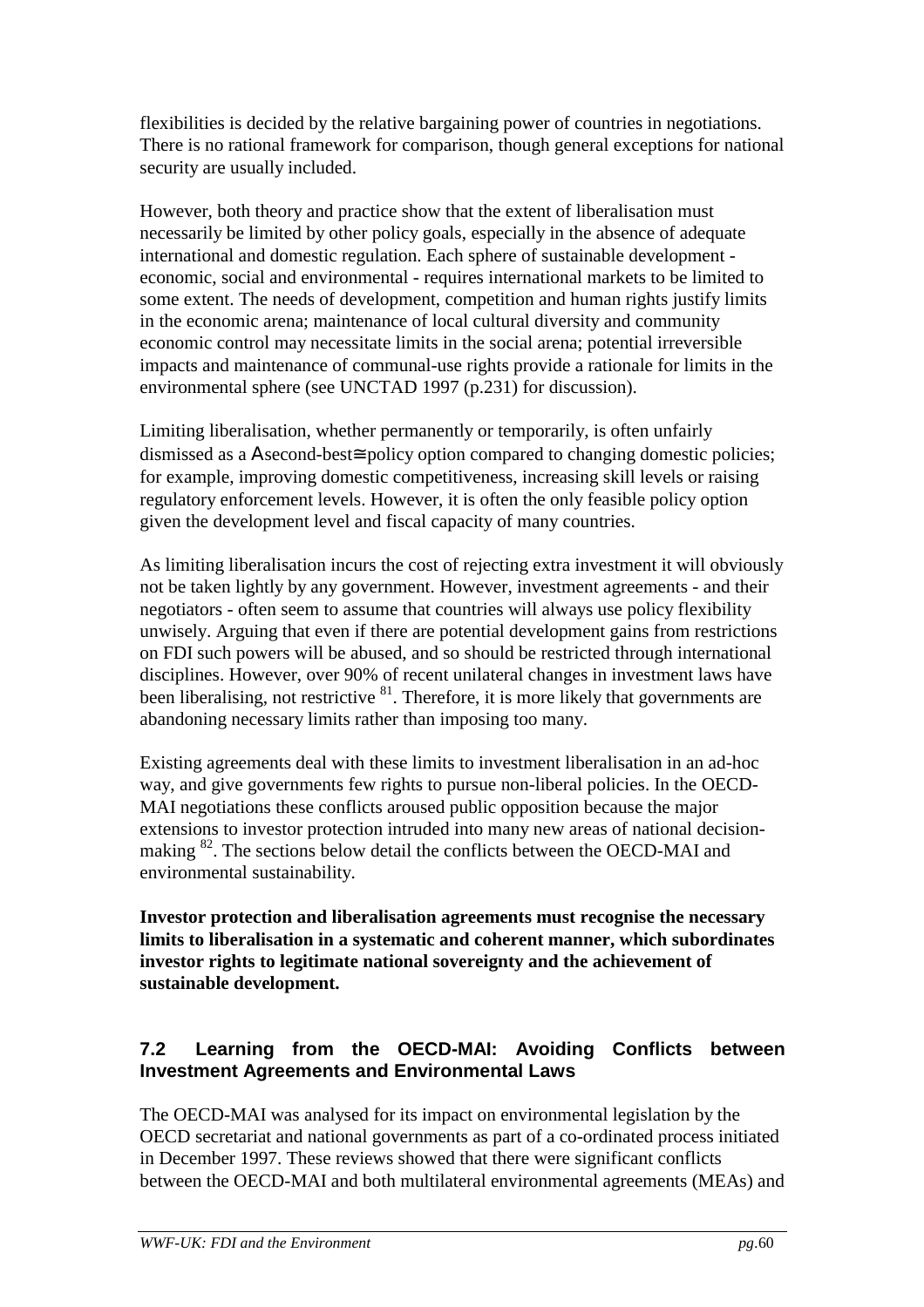flexibilities is decided by the relative bargaining power of countries in negotiations. There is no rational framework for comparison, though general exceptions for national security are usually included.

However, both theory and practice show that the extent of liberalisation must necessarily be limited by other policy goals, especially in the absence of adequate international and domestic regulation. Each sphere of sustainable development - economic, social and environmental - requires international markets to be limited to some extent. The needs of development, competition and human rights justify limits in the economic arena; maintenance of local cultural diversity and community economic control may necessitate limits in the social arena; potential irreversible impacts and maintenance of communal-use rights provide a rationale for limits in the environmental sphere (see UNCTAD 1997 (p.231) for discussion).

Limiting liberalisation, whether permanently or temporarily, is often unfairly dismissed as a Αsecond-best≅policy option compared to changing domestic policies; for example, improving domestic competitiveness, increasing skill levels or raising regulatory enforcement levels. However, it is often the only feasible policy option given the development level and fiscal capacity of many countries.

As limiting liberalisation incurs the cost of rejecting extra investment it will obviously not be taken lightly by any government. However, investment agreements - and their negotiators - often seem to assume that countries will always use policy flexibility unwisely. Arguing that even if there are potential development gains from restrictions on FDI such powers will be abused, and so should be restricted through international disciplines. However, over 90% of recent unilateral changes in investment laws have been liberalising, not restrictive [81]. Therefore, it is more likely that governments are abandoning necessary limits rather than imposing too many.

Existing agreements deal with these limits to investment liberalisation in an ad-hoc way, and give governments few rights to pursue non-liberal policies. In the OECD-MAI negotiations these conflicts aroused public opposition because the major extensions to investor protection intruded into many new areas of national decision-making [82]. The sections below detail the conflicts between the OECD-MAI and environmental sustainability.

**Investor protection and liberalisation agreements must recognise the necessary limits to liberalisation in a systematic and coherent manner, which subordinates investor rights to legitimate national sovereignty and the achievement of sustainable development.**

## 7.2 Learning from the OECD-MAI: Avoiding Conflicts between Investment Agreements and Environmental Laws

The OECD-MAI was analysed for its impact on environmental legislation by the OECD secretariat and national governments as part of a co-ordinated process initiated in December 1997. These reviews showed that there were significant conflicts between the OECD-MAI and both multilateral environmental agreements (MEAs) and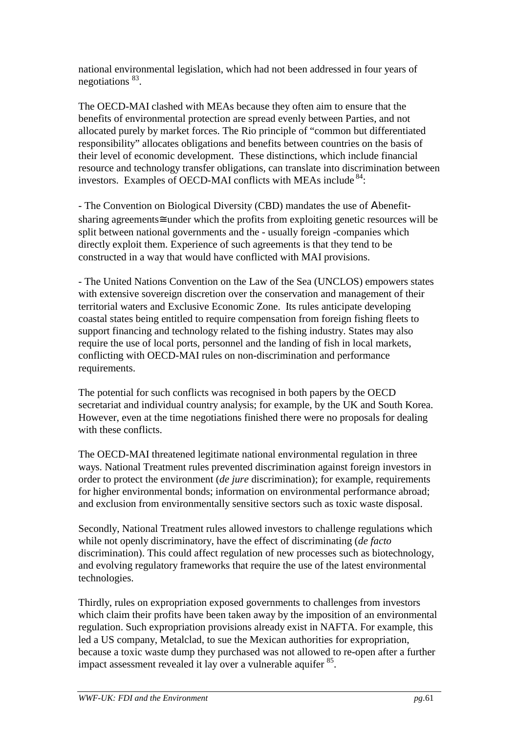national environmental legislation, which had not been addressed in four years of negotiations [83].

The OECD-MAI clashed with MEAs because they often aim to ensure that the benefits of environmental protection are spread evenly between Parties, and not allocated purely by market forces. The Rio principle of "common but differentiated responsibility" allocates obligations and benefits between countries on the basis of their level of economic development. These distinctions, which include financial resource and technology transfer obligations, can translate into discrimination between investors. Examples of OECD-MAI conflicts with MEAs include [84]:

- The Convention on Biological Diversity (CBD) mandates the use of Abenefit-sharing agreements≅under which the profits from exploiting genetic resources will be split between national governments and the - usually foreign -companies which directly exploit them. Experience of such agreements is that they tend to be constructed in a way that would have conflicted with MAI provisions.

- The United Nations Convention on the Law of the Sea (UNCLOS) empowers states with extensive sovereign discretion over the conservation and management of their territorial waters and Exclusive Economic Zone. Its rules anticipate developing coastal states being entitled to require compensation from foreign fishing fleets to support financing and technology related to the fishing industry. States may also require the use of local ports, personnel and the landing of fish in local markets, conflicting with OECD-MAI rules on non-discrimination and performance requirements.

The potential for such conflicts was recognised in both papers by the OECD secretariat and individual country analysis; for example, by the UK and South Korea. However, even at the time negotiations finished there were no proposals for dealing with these conflicts.

The OECD-MAI threatened legitimate national environmental regulation in three ways. National Treatment rules prevented discrimination against foreign investors in order to protect the environment (*de jure* discrimination); for example, requirements for higher environmental bonds; information on environmental performance abroad; and exclusion from environmentally sensitive sectors such as toxic waste disposal.

Secondly, National Treatment rules allowed investors to challenge regulations which while not openly discriminatory, have the effect of discriminating (*de facto* discrimination). This could affect regulation of new processes such as biotechnology, and evolving regulatory frameworks that require the use of the latest environmental technologies.

Thirdly, rules on expropriation exposed governments to challenges from investors which claim their profits have been taken away by the imposition of an environmental regulation. Such expropriation provisions already exist in NAFTA. For example, this led a US company, Metalclad, to sue the Mexican authorities for expropriation, because a toxic waste dump they purchased was not allowed to re-open after a further impact assessment revealed it lay over a vulnerable aquifer [85].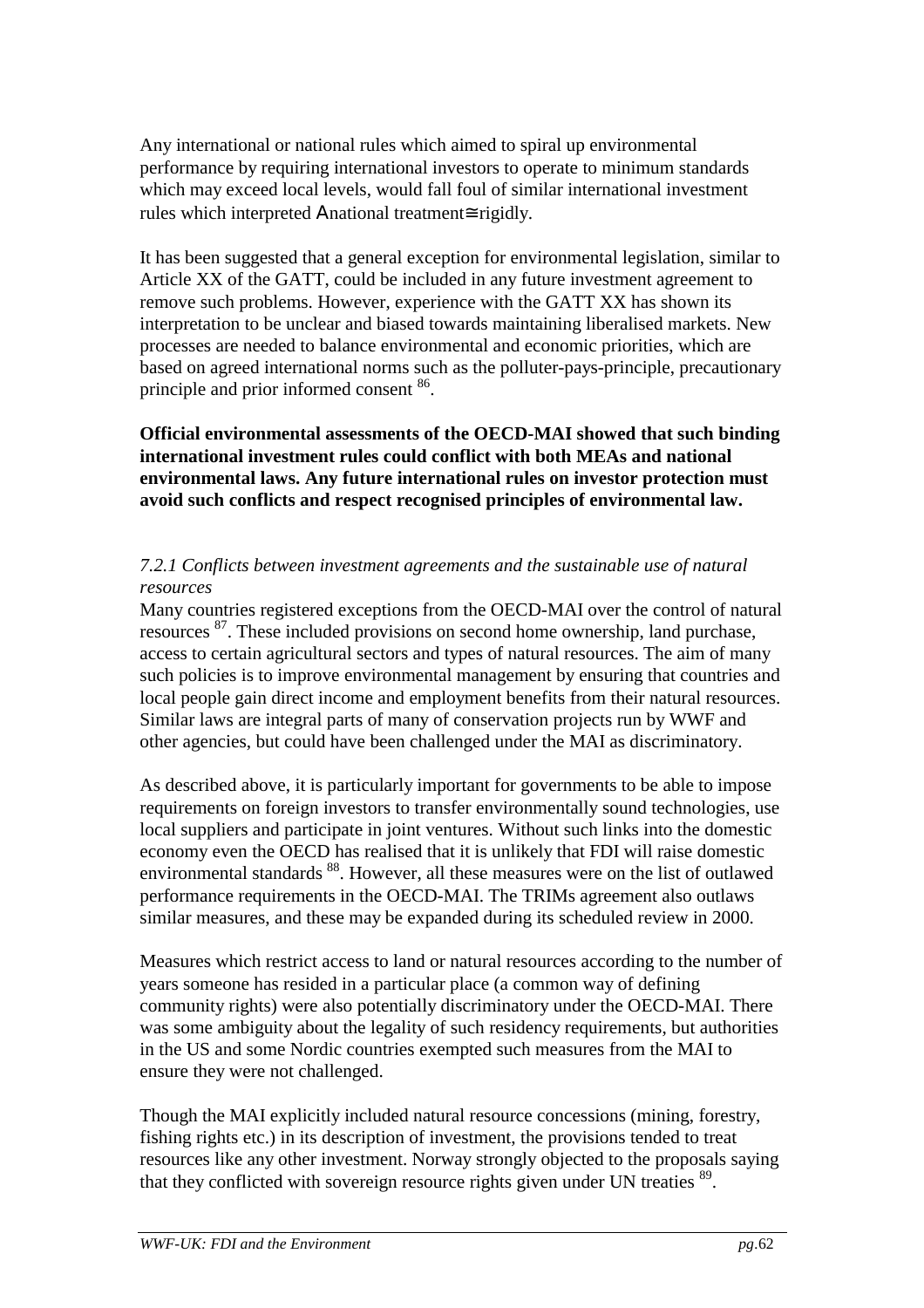Any international or national rules which aimed to spiral up environmental performance by requiring international investors to operate to minimum standards which may exceed local levels, would fall foul of similar international investment rules which interpreted Αnational treatment≅ rigidly.

It has been suggested that a general exception for environmental legislation, similar to Article XX of the GATT, could be included in any future investment agreement to remove such problems. However, experience with the GATT XX has shown its interpretation to be unclear and biased towards maintaining liberalised markets. New processes are needed to balance environmental and economic priorities, which are based on agreed international norms such as the polluter-pays-principle, precautionary principle and prior informed consent [86].

**Official environmental assessments of the OECD-MAI showed that such binding international investment rules could conflict with both MEAs and national environmental laws. Any future international rules on investor protection must avoid such conflicts and respect recognised principles of environmental law.**

*7.2.1 Conflicts between investment agreements and the sustainable use of natural resources*

Many countries registered exceptions from the OECD-MAI over the control of natural resources [87]. These included provisions on second home ownership, land purchase, access to certain agricultural sectors and types of natural resources. The aim of many such policies is to improve environmental management by ensuring that countries and local people gain direct income and employment benefits from their natural resources. Similar laws are integral parts of many of conservation projects run by WWF and other agencies, but could have been challenged under the MAI as discriminatory.

As described above, it is particularly important for governments to be able to impose requirements on foreign investors to transfer environmentally sound technologies, use local suppliers and participate in joint ventures. Without such links into the domestic economy even the OECD has realised that it is unlikely that FDI will raise domestic environmental standards [88]. However, all these measures were on the list of outlawed performance requirements in the OECD-MAI. The TRIMs agreement also outlaws similar measures, and these may be expanded during its scheduled review in 2000.

Measures which restrict access to land or natural resources according to the number of years someone has resided in a particular place (a common way of defining community rights) were also potentially discriminatory under the OECD-MAI. There was some ambiguity about the legality of such residency requirements, but authorities in the US and some Nordic countries exempted such measures from the MAI to ensure they were not challenged.

Though the MAI explicitly included natural resource concessions (mining, forestry, fishing rights etc.) in its description of investment, the provisions tended to treat resources like any other investment. Norway strongly objected to the proposals saying that they conflicted with sovereign resource rights given under UN treaties [89].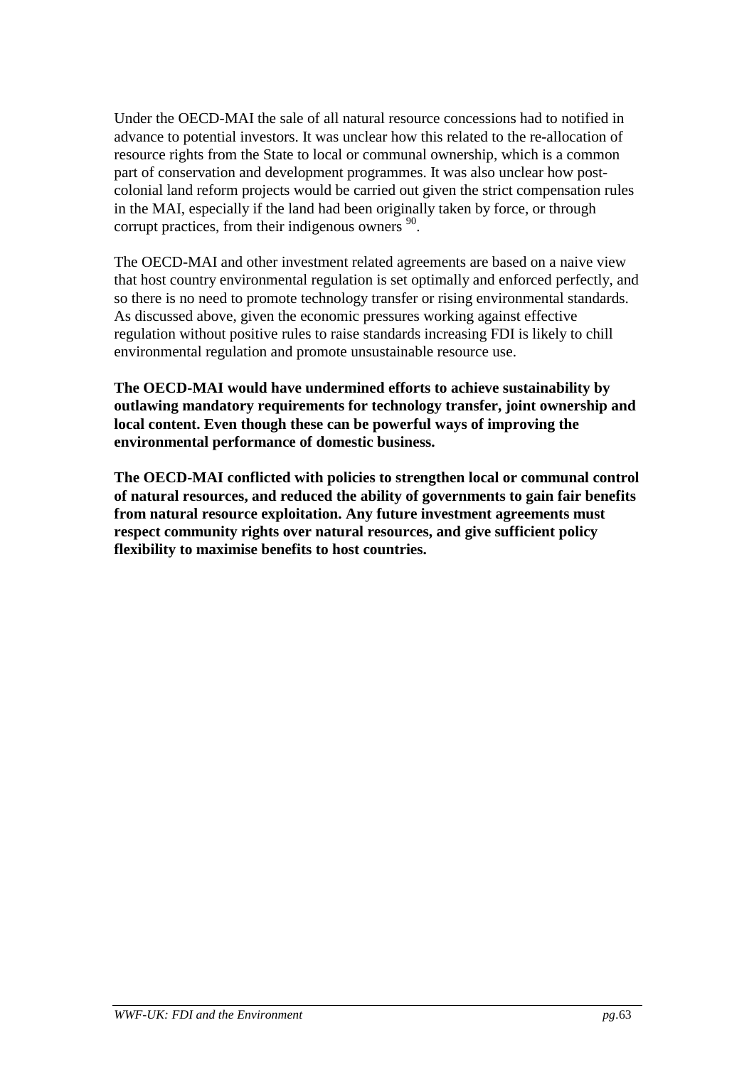Under the OECD-MAI the sale of all natural resource concessions had to notified in advance to potential investors. It was unclear how this related to the re-allocation of resource rights from the State to local or communal ownership, which is a common part of conservation and development programmes. It was also unclear how post-colonial land reform projects would be carried out given the strict compensation rules in the MAI, especially if the land had been originally taken by force, or through corrupt practices, from their indigenous owners [90].

The OECD-MAI and other investment related agreements are based on a naive view that host country environmental regulation is set optimally and enforced perfectly, and so there is no need to promote technology transfer or rising environmental standards. As discussed above, given the economic pressures working against effective regulation without positive rules to raise standards increasing FDI is likely to chill environmental regulation and promote unsustainable resource use.

**The OECD-MAI would have undermined efforts to achieve sustainability by outlawing mandatory requirements for technology transfer, joint ownership and local content. Even though these can be powerful ways of improving the environmental performance of domestic business.**

**The OECD-MAI conflicted with policies to strengthen local or communal control of natural resources, and reduced the ability of governments to gain fair benefits from natural resource exploitation. Any future investment agreements must respect community rights over natural resources, and give sufficient policy flexibility to maximise benefits to host countries.**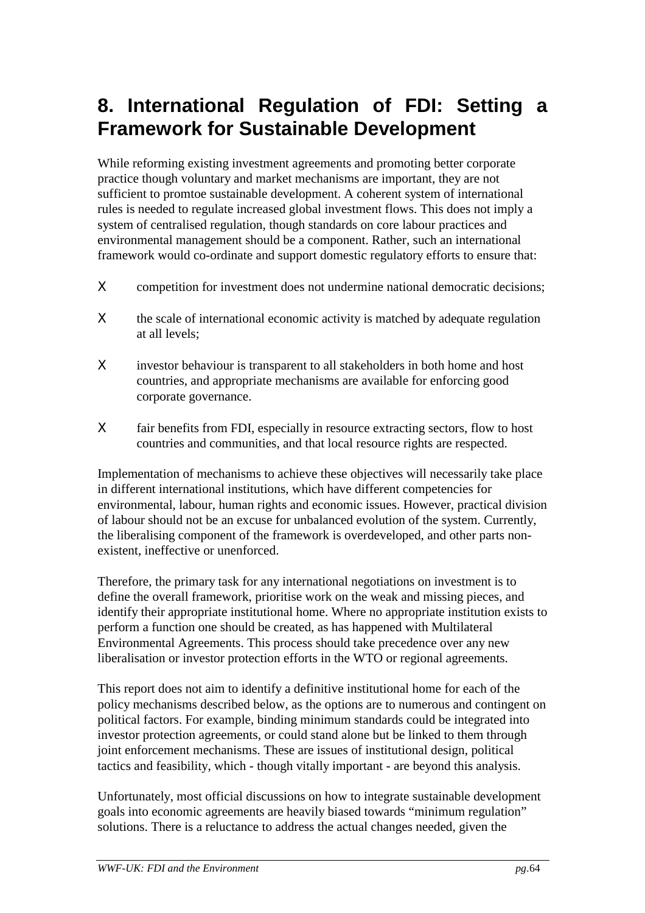# 8. International Regulation of FDI: Setting a Framework for Sustainable Development

While reforming existing investment agreements and promoting better corporate practice though voluntary and market mechanisms are important, they are not sufficient to promtoe sustainable development. A coherent system of international rules is needed to regulate increased global investment flows. This does not imply a system of centralised regulation, though standards on core labour practices and environmental management should be a component. Rather, such an international framework would co-ordinate and support domestic regulatory efforts to ensure that:

- competition for investment does not undermine national democratic decisions;
- the scale of international economic activity is matched by adequate regulation at all levels;
- investor behaviour is transparent to all stakeholders in both home and host countries, and appropriate mechanisms are available for enforcing good corporate governance.
- fair benefits from FDI, especially in resource extracting sectors, flow to host countries and communities, and that local resource rights are respected.

Implementation of mechanisms to achieve these objectives will necessarily take place in different international institutions, which have different competencies for environmental, labour, human rights and economic issues. However, practical division of labour should not be an excuse for unbalanced evolution of the system. Currently, the liberalising component of the framework is overdeveloped, and other parts non-existent, ineffective or unenforced.

Therefore, the primary task for any international negotiations on investment is to define the overall framework, prioritise work on the weak and missing pieces, and identify their appropriate institutional home. Where no appropriate institution exists to perform a function one should be created, as has happened with Multilateral Environmental Agreements. This process should take precedence over any new liberalisation or investor protection efforts in the WTO or regional agreements.

This report does not aim to identify a definitive institutional home for each of the policy mechanisms described below, as the options are to numerous and contingent on political factors. For example, binding minimum standards could be integrated into investor protection agreements, or could stand alone but be linked to them through joint enforcement mechanisms. These are issues of institutional design, political tactics and feasibility, which - though vitally important - are beyond this analysis.

Unfortunately, most official discussions on how to integrate sustainable development goals into economic agreements are heavily biased towards "minimum regulation" solutions. There is a reluctance to address the actual changes needed, given the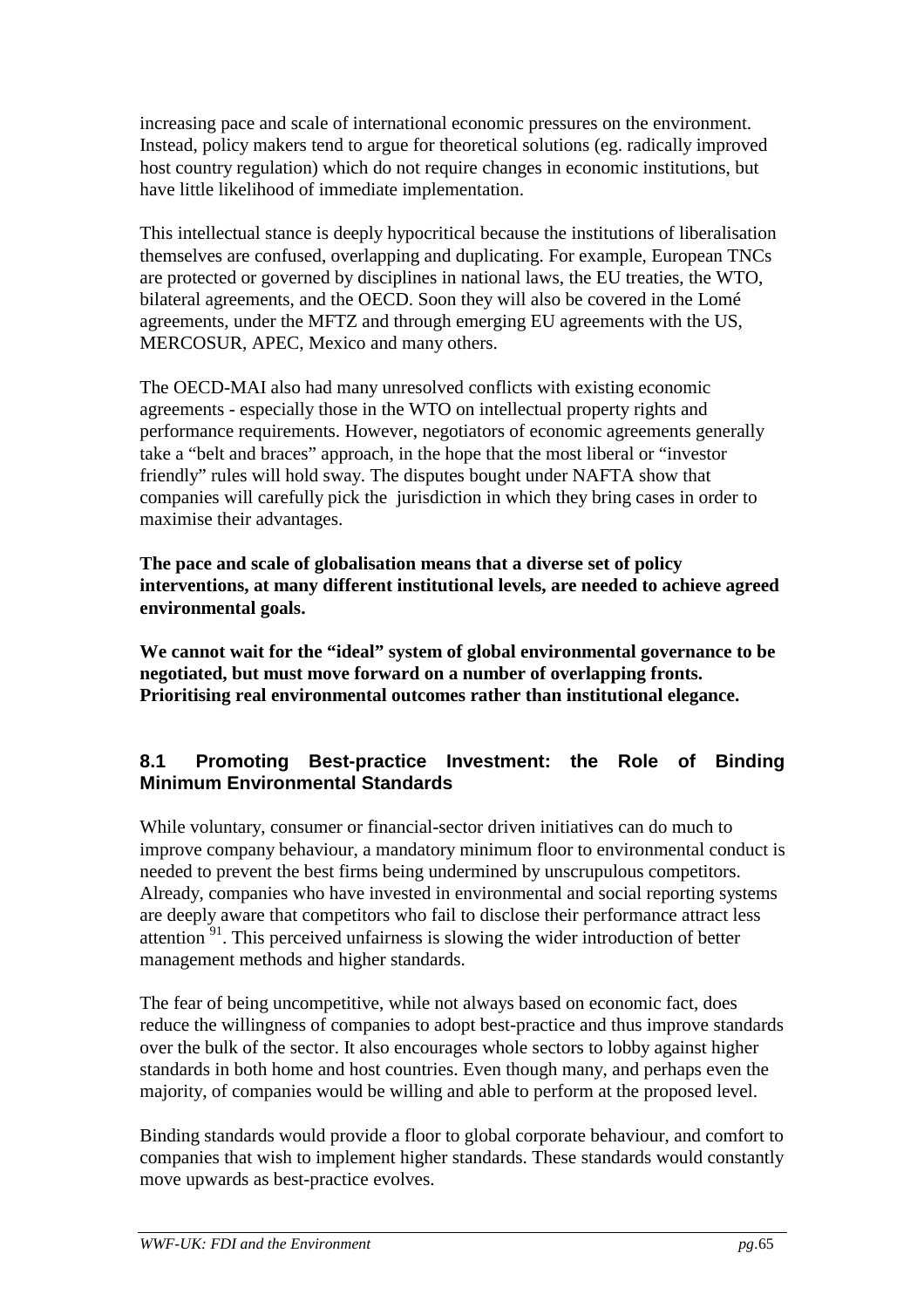increasing pace and scale of international economic pressures on the environment. Instead, policy makers tend to argue for theoretical solutions (eg. radically improved host country regulation) which do not require changes in economic institutions, but have little likelihood of immediate implementation.

This intellectual stance is deeply hypocritical because the institutions of liberalisation themselves are confused, overlapping and duplicating. For example, European TNCs are protected or governed by disciplines in national laws, the EU treaties, the WTO, bilateral agreements, and the OECD. Soon they will also be covered in the Lomé agreements, under the MFTZ and through emerging EU agreements with the US, MERCOSUR, APEC, Mexico and many others.

The OECD-MAI also had many unresolved conflicts with existing economic agreements - especially those in the WTO on intellectual property rights and performance requirements. However, negotiators of economic agreements generally take a "belt and braces" approach, in the hope that the most liberal or "investor friendly" rules will hold sway. The disputes bought under NAFTA show that companies will carefully pick the jurisdiction in which they bring cases in order to maximise their advantages.

**The pace and scale of globalisation means that a diverse set of policy interventions, at many different institutional levels, are needed to achieve agreed environmental goals.**

**We cannot wait for the "ideal" system of global environmental governance to be negotiated, but must move forward on a number of overlapping fronts. Prioritising real environmental outcomes rather than institutional elegance.**

## 8.1 Promoting Best-practice Investment: the Role of Binding Minimum Environmental Standards

While voluntary, consumer or financial-sector driven initiatives can do much to improve company behaviour, a mandatory minimum floor to environmental conduct is needed to prevent the best firms being undermined by unscrupulous competitors. Already, companies who have invested in environmental and social reporting systems are deeply aware that competitors who fail to disclose their performance attract less attention [91]. This perceived unfairness is slowing the wider introduction of better management methods and higher standards.

The fear of being uncompetitive, while not always based on economic fact, does reduce the willingness of companies to adopt best-practice and thus improve standards over the bulk of the sector. It also encourages whole sectors to lobby against higher standards in both home and host countries. Even though many, and perhaps even the majority, of companies would be willing and able to perform at the proposed level.

Binding standards would provide a floor to global corporate behaviour, and comfort to companies that wish to implement higher standards. These standards would constantly move upwards as best-practice evolves.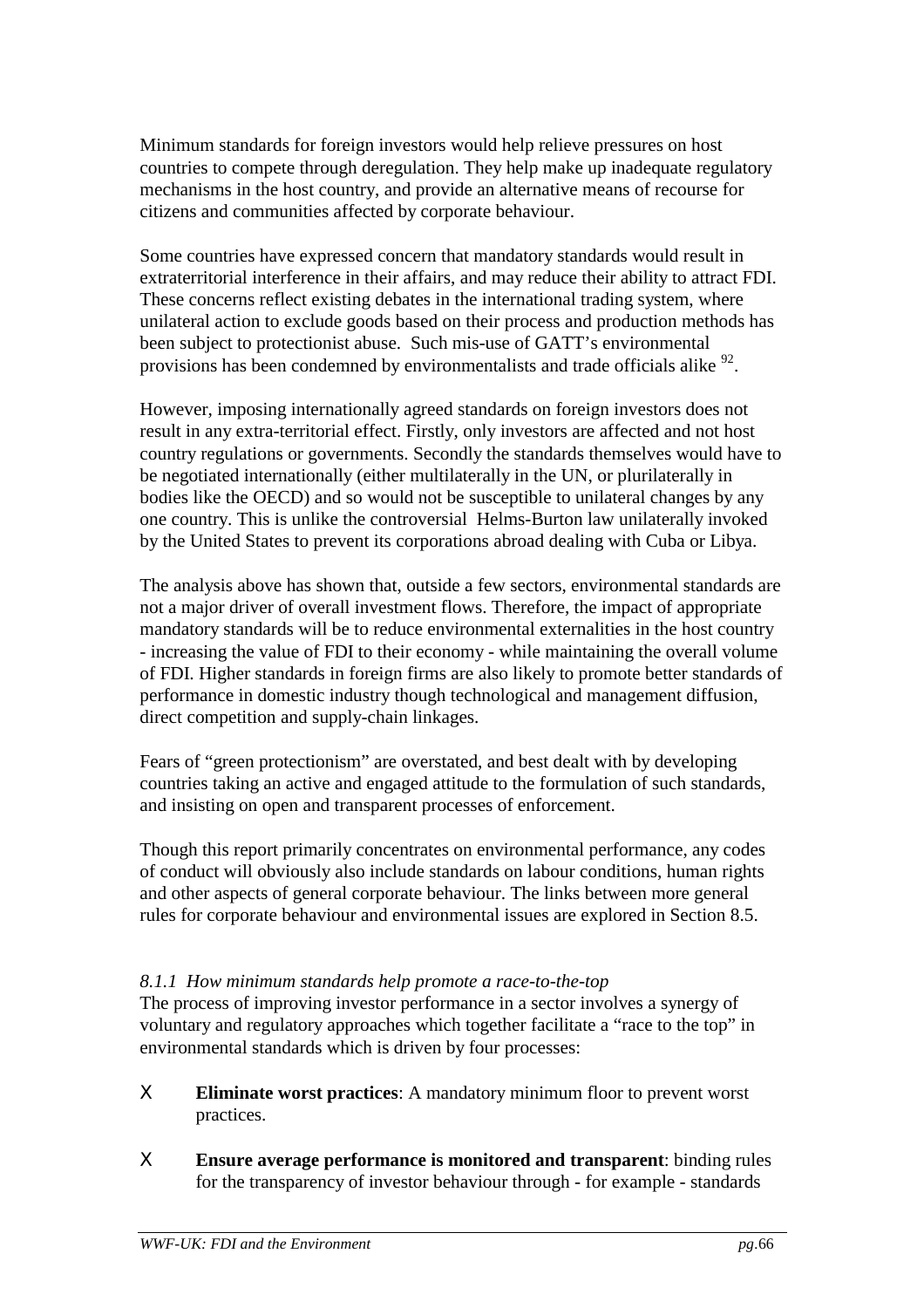Minimum standards for foreign investors would help relieve pressures on host countries to compete through deregulation. They help make up inadequate regulatory mechanisms in the host country, and provide an alternative means of recourse for citizens and communities affected by corporate behaviour.

Some countries have expressed concern that mandatory standards would result in extraterritorial interference in their affairs, and may reduce their ability to attract FDI. These concerns reflect existing debates in the international trading system, where unilateral action to exclude goods based on their process and production methods has been subject to protectionist abuse. Such mis-use of GATT's environmental provisions has been condemned by environmentalists and trade officials alike [92].

However, imposing internationally agreed standards on foreign investors does not result in any extra-territorial effect. Firstly, only investors are affected and not host country regulations or governments. Secondly the standards themselves would have to be negotiated internationally (either multilaterally in the UN, or plurilaterally in bodies like the OECD) and so would not be susceptible to unilateral changes by any one country. This is unlike the controversial Helms-Burton law unilaterally invoked by the United States to prevent its corporations abroad dealing with Cuba or Libya.

The analysis above has shown that, outside a few sectors, environmental standards are not a major driver of overall investment flows. Therefore, the impact of appropriate mandatory standards will be to reduce environmental externalities in the host country - increasing the value of FDI to their economy - while maintaining the overall volume of FDI. Higher standards in foreign firms are also likely to promote better standards of performance in domestic industry though technological and management diffusion, direct competition and supply-chain linkages.

Fears of "green protectionism" are overstated, and best dealt with by developing countries taking an active and engaged attitude to the formulation of such standards, and insisting on open and transparent processes of enforcement.

Though this report primarily concentrates on environmental performance, any codes of conduct will obviously also include standards on labour conditions, human rights and other aspects of general corporate behaviour. The links between more general rules for corporate behaviour and environmental issues are explored in Section 8.5.

### *8.1.1 How minimum standards help promote a race-to-the-top*

The process of improving investor performance in a sector involves a synergy of voluntary and regulatory approaches which together facilitate a "race to the top" in environmental standards which is driven by four processes:

- **Eliminate worst practices**: A mandatory minimum floor to prevent worst practices.
- **Ensure average performance is monitored and transparent**: binding rules for the transparency of investor behaviour through - for example - standards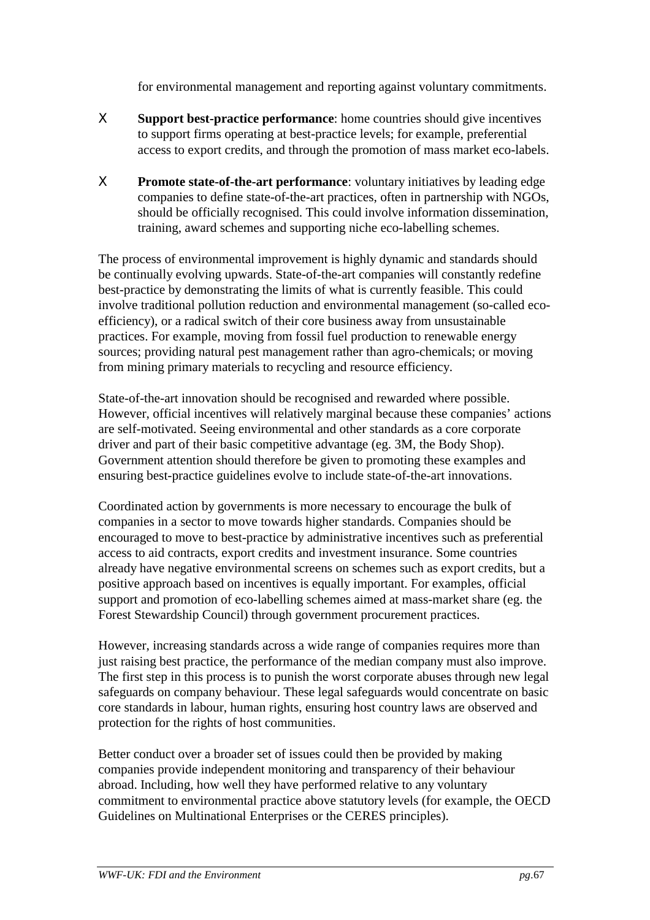for environmental management and reporting against voluntary commitments.

- **Support best-practice performance**: home countries should give incentives to support firms operating at best-practice levels; for example, preferential access to export credits, and through the promotion of mass market eco-labels.

- **Promote state-of-the-art performance**: voluntary initiatives by leading edge companies to define state-of-the-art practices, often in partnership with NGOs, should be officially recognised. This could involve information dissemination, training, award schemes and supporting niche eco-labelling schemes.

The process of environmental improvement is highly dynamic and standards should be continually evolving upwards. State-of-the-art companies will constantly redefine best-practice by demonstrating the limits of what is currently feasible. This could involve traditional pollution reduction and environmental management (so-called eco-efficiency), or a radical switch of their core business away from unsustainable practices. For example, moving from fossil fuel production to renewable energy sources; providing natural pest management rather than agro-chemicals; or moving from mining primary materials to recycling and resource efficiency.

State-of-the-art innovation should be recognised and rewarded where possible. However, official incentives will relatively marginal because these companies' actions are self-motivated. Seeing environmental and other standards as a core corporate driver and part of their basic competitive advantage (eg. 3M, the Body Shop). Government attention should therefore be given to promoting these examples and ensuring best-practice guidelines evolve to include state-of-the-art innovations.

Coordinated action by governments is more necessary to encourage the bulk of companies in a sector to move towards higher standards. Companies should be encouraged to move to best-practice by administrative incentives such as preferential access to aid contracts, export credits and investment insurance. Some countries already have negative environmental screens on schemes such as export credits, but a positive approach based on incentives is equally important. For examples, official support and promotion of eco-labelling schemes aimed at mass-market share (eg. the Forest Stewardship Council) through government procurement practices.

However, increasing standards across a wide range of companies requires more than just raising best practice, the performance of the median company must also improve. The first step in this process is to punish the worst corporate abuses through new legal safeguards on company behaviour. These legal safeguards would concentrate on basic core standards in labour, human rights, ensuring host country laws are observed and protection for the rights of host communities.

Better conduct over a broader set of issues could then be provided by making companies provide independent monitoring and transparency of their behaviour abroad. Including, how well they have performed relative to any voluntary commitment to environmental practice above statutory levels (for example, the OECD Guidelines on Multinational Enterprises or the CERES principles).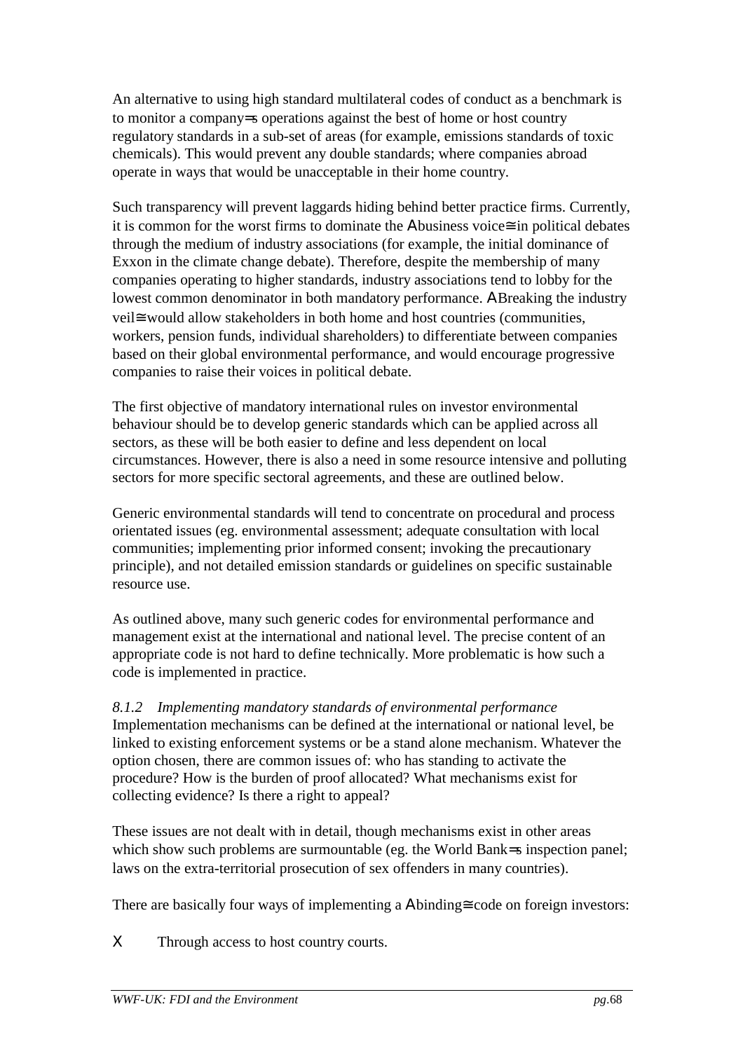An alternative to using high standard multilateral codes of conduct as a benchmark is to monitor a company=s operations against the best of home or host country regulatory standards in a sub-set of areas (for example, emissions standards of toxic chemicals). This would prevent any double standards; where companies abroad operate in ways that would be unacceptable in their home country.

Such transparency will prevent laggards hiding behind better practice firms. Currently, it is common for the worst firms to dominate the Abusiness voice≅ in political debates through the medium of industry associations (for example, the initial dominance of Exxon in the climate change debate). Therefore, despite the membership of many companies operating to higher standards, industry associations tend to lobby for the lowest common denominator in both mandatory performance. ABreaking the industry veil≅ would allow stakeholders in both home and host countries (communities, workers, pension funds, individual shareholders) to differentiate between companies based on their global environmental performance, and would encourage progressive companies to raise their voices in political debate.

The first objective of mandatory international rules on investor environmental behaviour should be to develop generic standards which can be applied across all sectors, as these will be both easier to define and less dependent on local circumstances. However, there is also a need in some resource intensive and polluting sectors for more specific sectoral agreements, and these are outlined below.

Generic environmental standards will tend to concentrate on procedural and process orientated issues (eg. environmental assessment; adequate consultation with local communities; implementing prior informed consent; invoking the precautionary principle), and not detailed emission standards or guidelines on specific sustainable resource use.

As outlined above, many such generic codes for environmental performance and management exist at the international and national level. The precise content of an appropriate code is not hard to define technically. More problematic is how such a code is implemented in practice.

*8.1.2 Implementing mandatory standards of environmental performance*

Implementation mechanisms can be defined at the international or national level, be linked to existing enforcement systems or be a stand alone mechanism. Whatever the option chosen, there are common issues of: who has standing to activate the procedure? How is the burden of proof allocated? What mechanisms exist for collecting evidence? Is there a right to appeal?

These issues are not dealt with in detail, though mechanisms exist in other areas which show such problems are surmountable (eg. the World Bank=s inspection panel; laws on the extra-territorial prosecution of sex offenders in many countries).

There are basically four ways of implementing a Abinding≅ code on foreign investors:

- Through access to host country courts.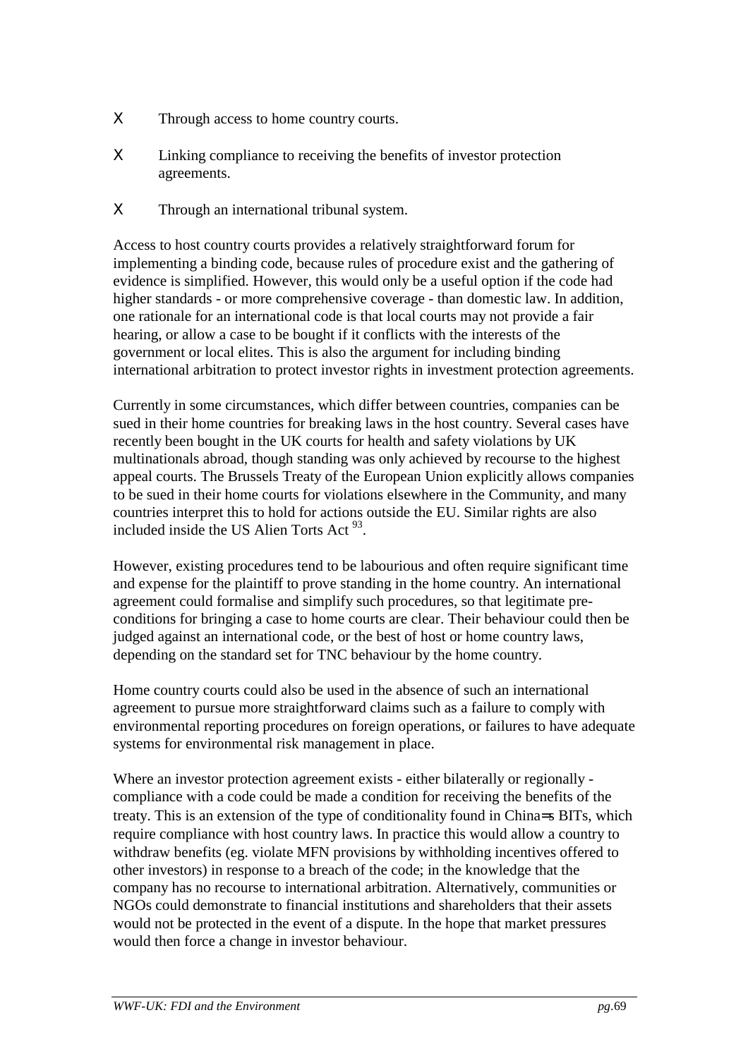- Through access to home country courts.
- Linking compliance to receiving the benefits of investor protection agreements.
- Through an international tribunal system.

Access to host country courts provides a relatively straightforward forum for implementing a binding code, because rules of procedure exist and the gathering of evidence is simplified. However, this would only be a useful option if the code had higher standards - or more comprehensive coverage - than domestic law. In addition, one rationale for an international code is that local courts may not provide a fair hearing, or allow a case to be bought if it conflicts with the interests of the government or local elites. This is also the argument for including binding international arbitration to protect investor rights in investment protection agreements.

Currently in some circumstances, which differ between countries, companies can be sued in their home countries for breaking laws in the host country. Several cases have recently been bought in the UK courts for health and safety violations by UK multinationals abroad, though standing was only achieved by recourse to the highest appeal courts. The Brussels Treaty of the European Union explicitly allows companies to be sued in their home courts for violations elsewhere in the Community, and many countries interpret this to hold for actions outside the EU. Similar rights are also included inside the US Alien Torts Act [93].

However, existing procedures tend to be labourious and often require significant time and expense for the plaintiff to prove standing in the home country. An international agreement could formalise and simplify such procedures, so that legitimate pre-conditions for bringing a case to home courts are clear. Their behaviour could then be judged against an international code, or the best of host or home country laws, depending on the standard set for TNC behaviour by the home country.

Home country courts could also be used in the absence of such an international agreement to pursue more straightforward claims such as a failure to comply with environmental reporting procedures on foreign operations, or failures to have adequate systems for environmental risk management in place.

Where an investor protection agreement exists - either bilaterally or regionally - compliance with a code could be made a condition for receiving the benefits of the treaty. This is an extension of the type of conditionality found in China=s BITs, which require compliance with host country laws. In practice this would allow a country to withdraw benefits (eg. violate MFN provisions by withholding incentives offered to other investors) in response to a breach of the code; in the knowledge that the company has no recourse to international arbitration. Alternatively, communities or NGOs could demonstrate to financial institutions and shareholders that their assets would not be protected in the event of a dispute. In the hope that market pressures would then force a change in investor behaviour.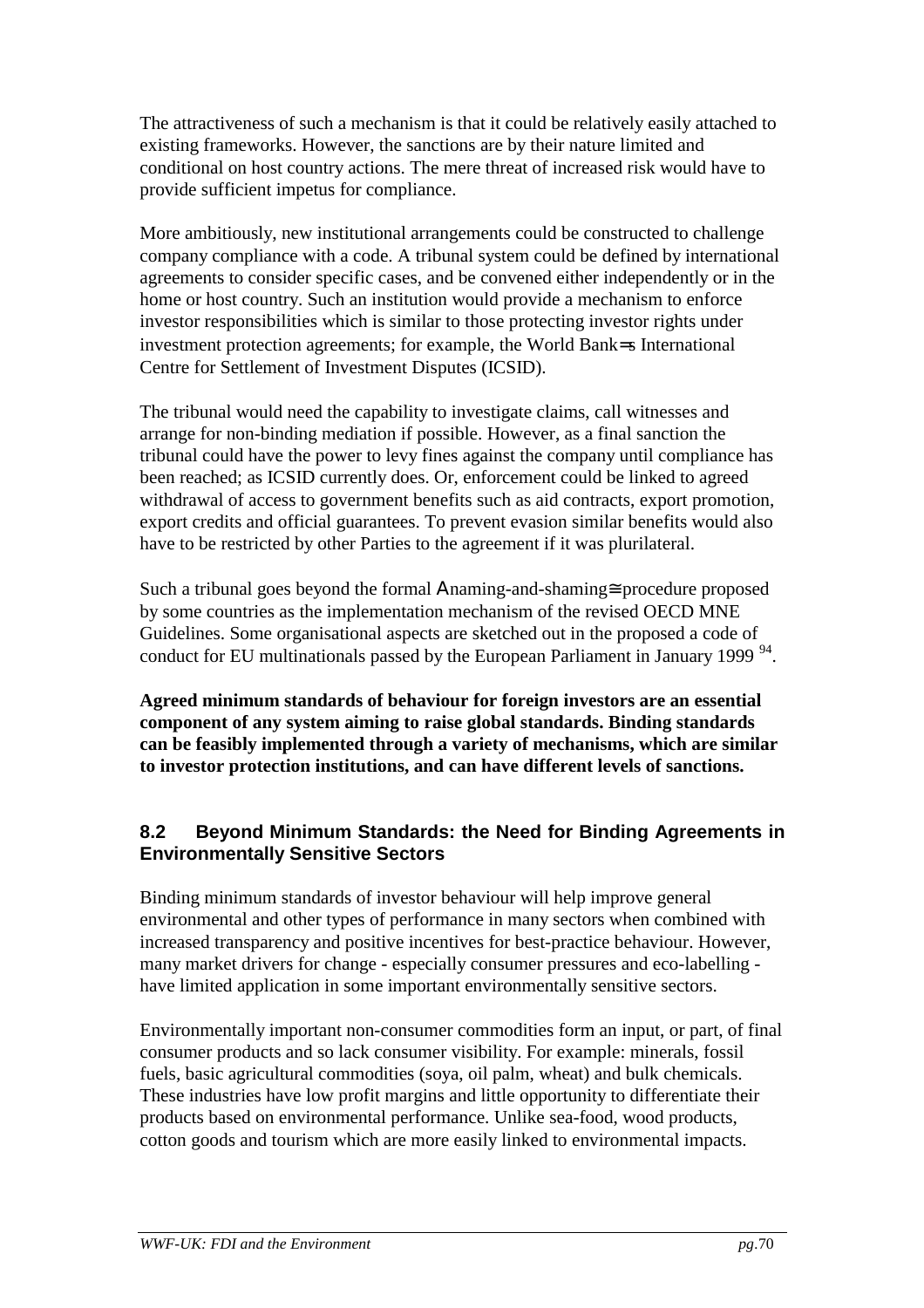The attractiveness of such a mechanism is that it could be relatively easily attached to existing frameworks. However, the sanctions are by their nature limited and conditional on host country actions. The mere threat of increased risk would have to provide sufficient impetus for compliance.

More ambitiously, new institutional arrangements could be constructed to challenge company compliance with a code. A tribunal system could be defined by international agreements to consider specific cases, and be convened either independently or in the home or host country. Such an institution would provide a mechanism to enforce investor responsibilities which is similar to those protecting investor rights under investment protection agreements; for example, the World Bank=s International Centre for Settlement of Investment Disputes (ICSID).

The tribunal would need the capability to investigate claims, call witnesses and arrange for non-binding mediation if possible. However, as a final sanction the tribunal could have the power to levy fines against the company until compliance has been reached; as ICSID currently does. Or, enforcement could be linked to agreed withdrawal of access to government benefits such as aid contracts, export promotion, export credits and official guarantees. To prevent evasion similar benefits would also have to be restricted by other Parties to the agreement if it was plurilateral.

Such a tribunal goes beyond the formal Anaming-and-shaming≅ procedure proposed by some countries as the implementation mechanism of the revised OECD MNE Guidelines. Some organisational aspects are sketched out in the proposed a code of conduct for EU multinationals passed by the European Parliament in January 1999 [94].

**Agreed minimum standards of behaviour for foreign investors are an essential component of any system aiming to raise global standards. Binding standards can be feasibly implemented through a variety of mechanisms, which are similar to investor protection institutions, and can have different levels of sanctions.**

## 8.2 Beyond Minimum Standards: the Need for Binding Agreements in Environmentally Sensitive Sectors

Binding minimum standards of investor behaviour will help improve general environmental and other types of performance in many sectors when combined with increased transparency and positive incentives for best-practice behaviour. However, many market drivers for change - especially consumer pressures and eco-labelling - have limited application in some important environmentally sensitive sectors.

Environmentally important non-consumer commodities form an input, or part, of final consumer products and so lack consumer visibility. For example: minerals, fossil fuels, basic agricultural commodities (soya, oil palm, wheat) and bulk chemicals. These industries have low profit margins and little opportunity to differentiate their products based on environmental performance. Unlike sea-food, wood products, cotton goods and tourism which are more easily linked to environmental impacts.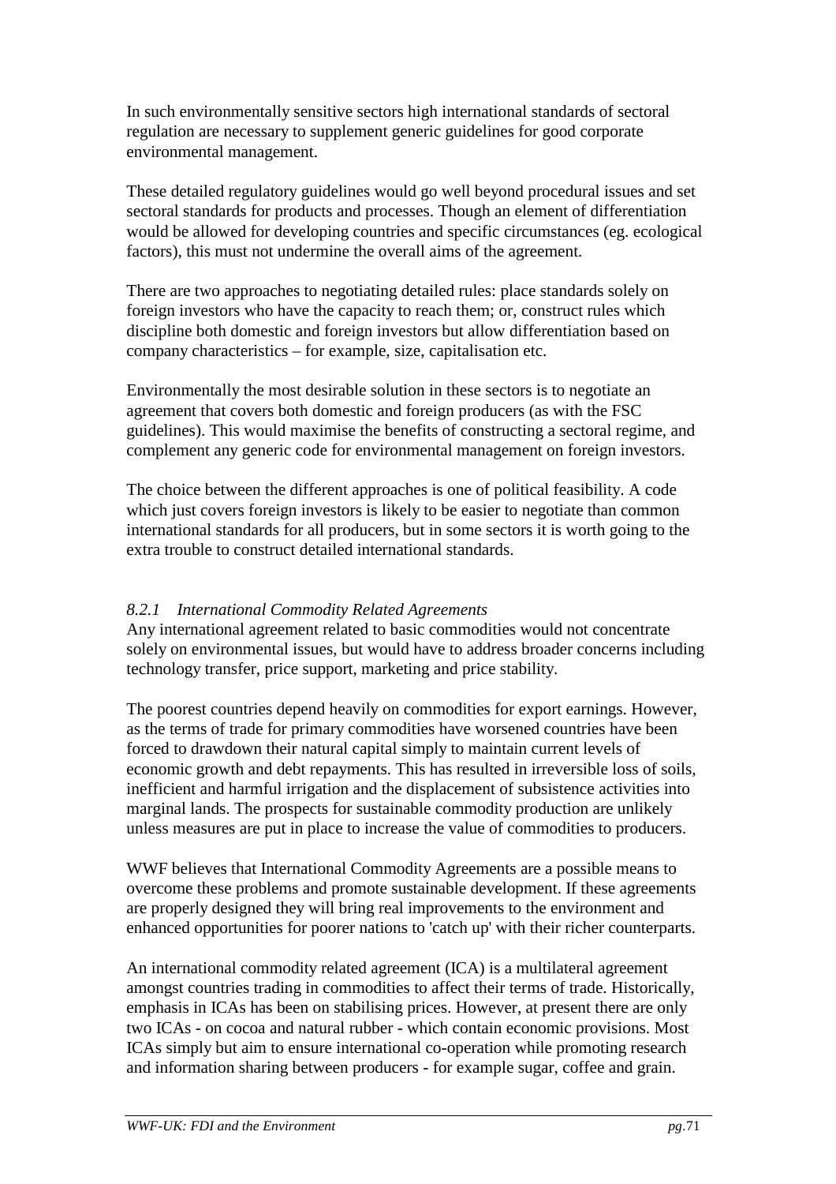In such environmentally sensitive sectors high international standards of sectoral regulation are necessary to supplement generic guidelines for good corporate environmental management.

These detailed regulatory guidelines would go well beyond procedural issues and set sectoral standards for products and processes. Though an element of differentiation would be allowed for developing countries and specific circumstances (eg. ecological factors), this must not undermine the overall aims of the agreement.

There are two approaches to negotiating detailed rules: place standards solely on foreign investors who have the capacity to reach them; or, construct rules which discipline both domestic and foreign investors but allow differentiation based on company characteristics – for example, size, capitalisation etc.

Environmentally the most desirable solution in these sectors is to negotiate an agreement that covers both domestic and foreign producers (as with the FSC guidelines). This would maximise the benefits of constructing a sectoral regime, and complement any generic code for environmental management on foreign investors.

The choice between the different approaches is one of political feasibility. A code which just covers foreign investors is likely to be easier to negotiate than common international standards for all producers, but in some sectors it is worth going to the extra trouble to construct detailed international standards.

### *8.2.1 International Commodity Related Agreements*

Any international agreement related to basic commodities would not concentrate solely on environmental issues, but would have to address broader concerns including technology transfer, price support, marketing and price stability.

The poorest countries depend heavily on commodities for export earnings. However, as the terms of trade for primary commodities have worsened countries have been forced to drawdown their natural capital simply to maintain current levels of economic growth and debt repayments. This has resulted in irreversible loss of soils, inefficient and harmful irrigation and the displacement of subsistence activities into marginal lands. The prospects for sustainable commodity production are unlikely unless measures are put in place to increase the value of commodities to producers.

WWF believes that International Commodity Agreements are a possible means to overcome these problems and promote sustainable development. If these agreements are properly designed they will bring real improvements to the environment and enhanced opportunities for poorer nations to 'catch up' with their richer counterparts.

An international commodity related agreement (ICA) is a multilateral agreement amongst countries trading in commodities to affect their terms of trade. Historically, emphasis in ICAs has been on stabilising prices. However, at present there are only two ICAs - on cocoa and natural rubber - which contain economic provisions. Most ICAs simply but aim to ensure international co-operation while promoting research and information sharing between producers - for example sugar, coffee and grain.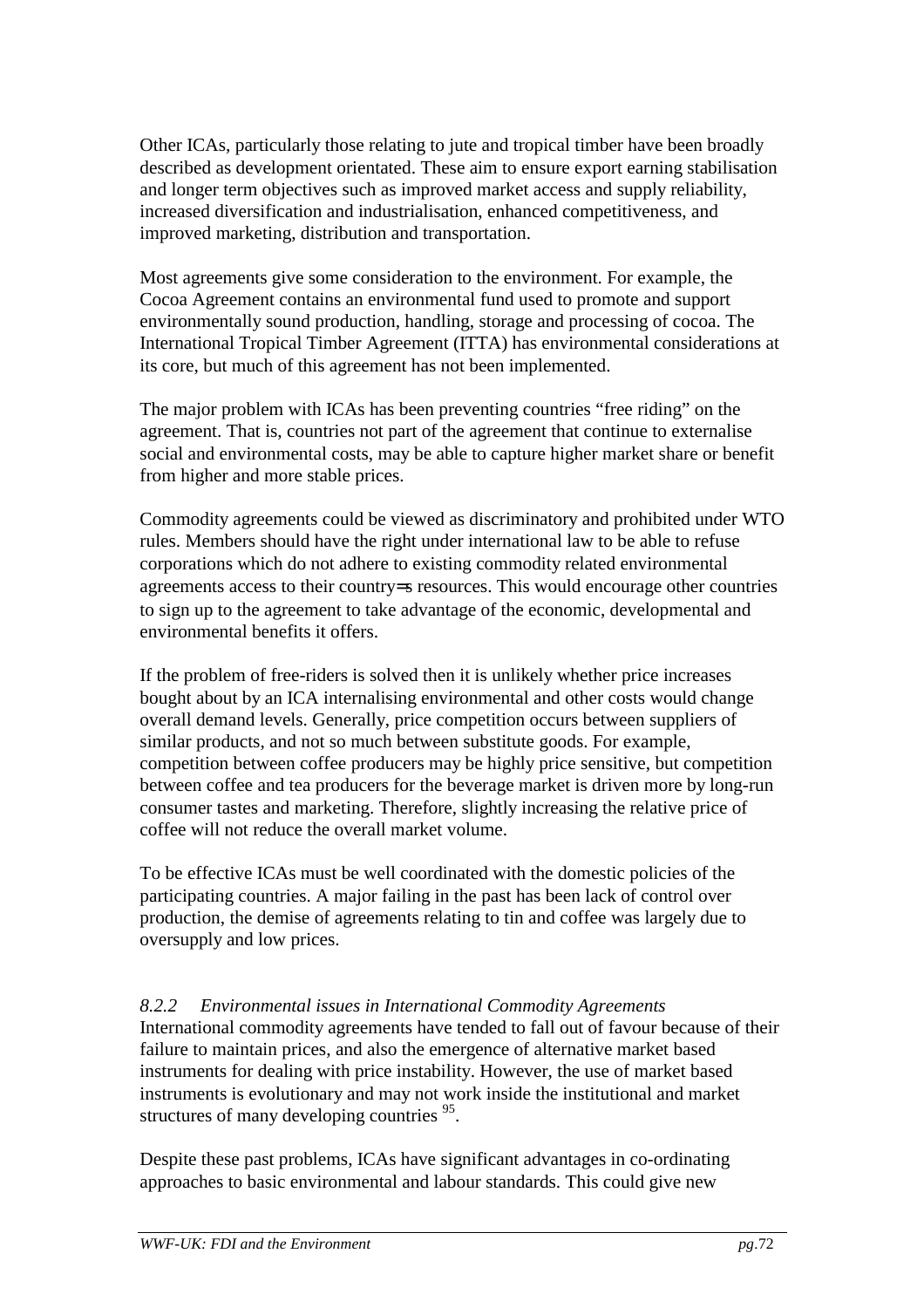Other ICAs, particularly those relating to jute and tropical timber have been broadly described as development orientated. These aim to ensure export earning stabilisation and longer term objectives such as improved market access and supply reliability, increased diversification and industrialisation, enhanced competitiveness, and improved marketing, distribution and transportation.

Most agreements give some consideration to the environment. For example, the Cocoa Agreement contains an environmental fund used to promote and support environmentally sound production, handling, storage and processing of cocoa. The International Tropical Timber Agreement (ITTA) has environmental considerations at its core, but much of this agreement has not been implemented.

The major problem with ICAs has been preventing countries "free riding" on the agreement. That is, countries not part of the agreement that continue to externalise social and environmental costs, may be able to capture higher market share or benefit from higher and more stable prices.

Commodity agreements could be viewed as discriminatory and prohibited under WTO rules. Members should have the right under international law to be able to refuse corporations which do not adhere to existing commodity related environmental agreements access to their country=s resources. This would encourage other countries to sign up to the agreement to take advantage of the economic, developmental and environmental benefits it offers.

If the problem of free-riders is solved then it is unlikely whether price increases bought about by an ICA internalising environmental and other costs would change overall demand levels. Generally, price competition occurs between suppliers of similar products, and not so much between substitute goods. For example, competition between coffee producers may be highly price sensitive, but competition between coffee and tea producers for the beverage market is driven more by long-run consumer tastes and marketing. Therefore, slightly increasing the relative price of coffee will not reduce the overall market volume.

To be effective ICAs must be well coordinated with the domestic policies of the participating countries. A major failing in the past has been lack of control over production, the demise of agreements relating to tin and coffee was largely due to oversupply and low prices.

### *8.2.2 Environmental issues in International Commodity Agreements*

International commodity agreements have tended to fall out of favour because of their failure to maintain prices, and also the emergence of alternative market based instruments for dealing with price instability. However, the use of market based instruments is evolutionary and may not work inside the institutional and market structures of many developing countries [95].

Despite these past problems, ICAs have significant advantages in co-ordinating approaches to basic environmental and labour standards. This could give new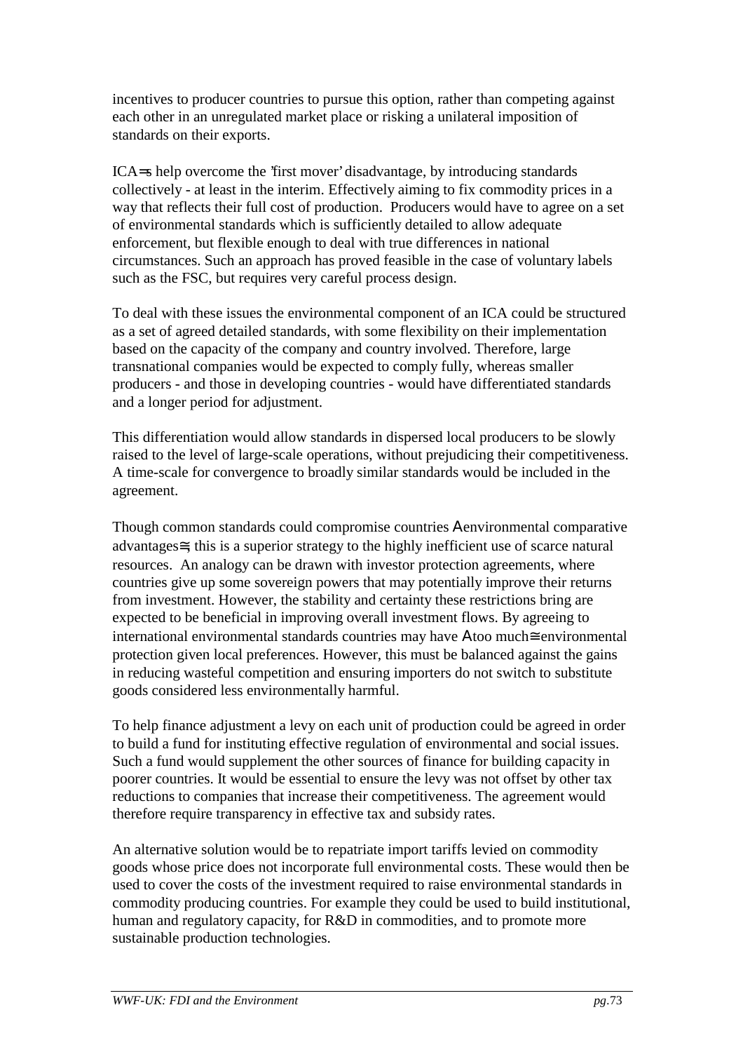incentives to producer countries to pursue this option, rather than competing against each other in an unregulated market place or risking a unilateral imposition of standards on their exports.

ICA=s help overcome the 'first mover' disadvantage, by introducing standards collectively - at least in the interim. Effectively aiming to fix commodity prices in a way that reflects their full cost of production. Producers would have to agree on a set of environmental standards which is sufficiently detailed to allow adequate enforcement, but flexible enough to deal with true differences in national circumstances. Such an approach has proved feasible in the case of voluntary labels such as the FSC, but requires very careful process design.

To deal with these issues the environmental component of an ICA could be structured as a set of agreed detailed standards, with some flexibility on their implementation based on the capacity of the company and country involved. Therefore, large transnational companies would be expected to comply fully, whereas smaller producers - and those in developing countries - would have differentiated standards and a longer period for adjustment.

This differentiation would allow standards in dispersed local producers to be slowly raised to the level of large-scale operations, without prejudicing their competitiveness. A time-scale for convergence to broadly similar standards would be included in the agreement.

Though common standards could compromise countries Aenvironmental comparative advantages≅, this is a superior strategy to the highly inefficient use of scarce natural resources. An analogy can be drawn with investor protection agreements, where countries give up some sovereign powers that may potentially improve their returns from investment. However, the stability and certainty these restrictions bring are expected to be beneficial in improving overall investment flows. By agreeing to international environmental standards countries may have Atoo much≅ environmental protection given local preferences. However, this must be balanced against the gains in reducing wasteful competition and ensuring importers do not switch to substitute goods considered less environmentally harmful.

To help finance adjustment a levy on each unit of production could be agreed in order to build a fund for instituting effective regulation of environmental and social issues. Such a fund would supplement the other sources of finance for building capacity in poorer countries. It would be essential to ensure the levy was not offset by other tax reductions to companies that increase their competitiveness. The agreement would therefore require transparency in effective tax and subsidy rates.

An alternative solution would be to repatriate import tariffs levied on commodity goods whose price does not incorporate full environmental costs. These would then be used to cover the costs of the investment required to raise environmental standards in commodity producing countries. For example they could be used to build institutional, human and regulatory capacity, for R&D in commodities, and to promote more sustainable production technologies.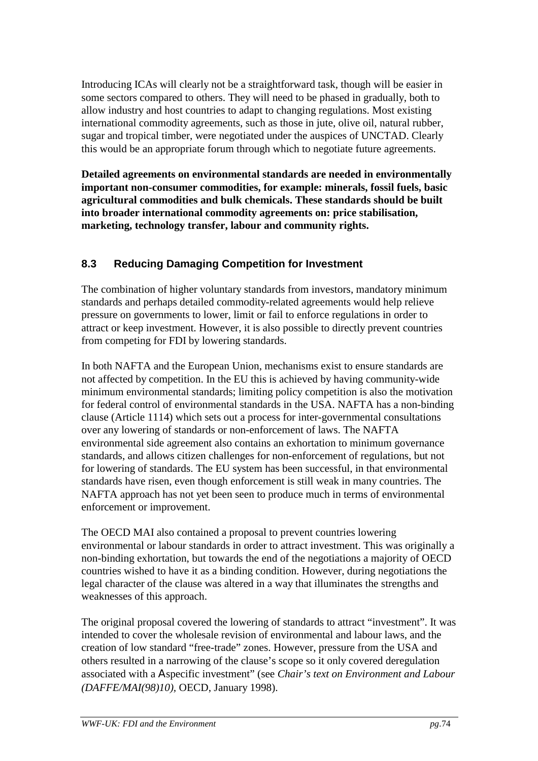Introducing ICAs will clearly not be a straightforward task, though will be easier in some sectors compared to others. They will need to be phased in gradually, both to allow industry and host countries to adapt to changing regulations. Most existing international commodity agreements, such as those in jute, olive oil, natural rubber, sugar and tropical timber, were negotiated under the auspices of UNCTAD. Clearly this would be an appropriate forum through which to negotiate future agreements.

**Detailed agreements on environmental standards are needed in environmentally important non-consumer commodities, for example: minerals, fossil fuels, basic agricultural commodities and bulk chemicals. These standards should be built into broader international commodity agreements on: price stabilisation, marketing, technology transfer, labour and community rights.**

## 8.3 Reducing Damaging Competition for Investment

The combination of higher voluntary standards from investors, mandatory minimum standards and perhaps detailed commodity-related agreements would help relieve pressure on governments to lower, limit or fail to enforce regulations in order to attract or keep investment. However, it is also possible to directly prevent countries from competing for FDI by lowering standards.

In both NAFTA and the European Union, mechanisms exist to ensure standards are not affected by competition. In the EU this is achieved by having community-wide minimum environmental standards; limiting policy competition is also the motivation for federal control of environmental standards in the USA. NAFTA has a non-binding clause (Article 1114) which sets out a process for inter-governmental consultations over any lowering of standards or non-enforcement of laws. The NAFTA environmental side agreement also contains an exhortation to minimum governance standards, and allows citizen challenges for non-enforcement of regulations, but not for lowering of standards. The EU system has been successful, in that environmental standards have risen, even though enforcement is still weak in many countries. The NAFTA approach has not yet been seen to produce much in terms of environmental enforcement or improvement.

The OECD MAI also contained a proposal to prevent countries lowering environmental or labour standards in order to attract investment. This was originally a non-binding exhortation, but towards the end of the negotiations a majority of OECD countries wished to have it as a binding condition. However, during negotiations the legal character of the clause was altered in a way that illuminates the strengths and weaknesses of this approach.

The original proposal covered the lowering of standards to attract "investment". It was intended to cover the wholesale revision of environmental and labour laws, and the creation of low standard "free-trade" zones. However, pressure from the USA and others resulted in a narrowing of the clause's scope so it only covered deregulation associated with a Aspecific investment" (see *Chair's text on Environment and Labour (DAFFE/MAI(98)10)*, OECD, January 1998).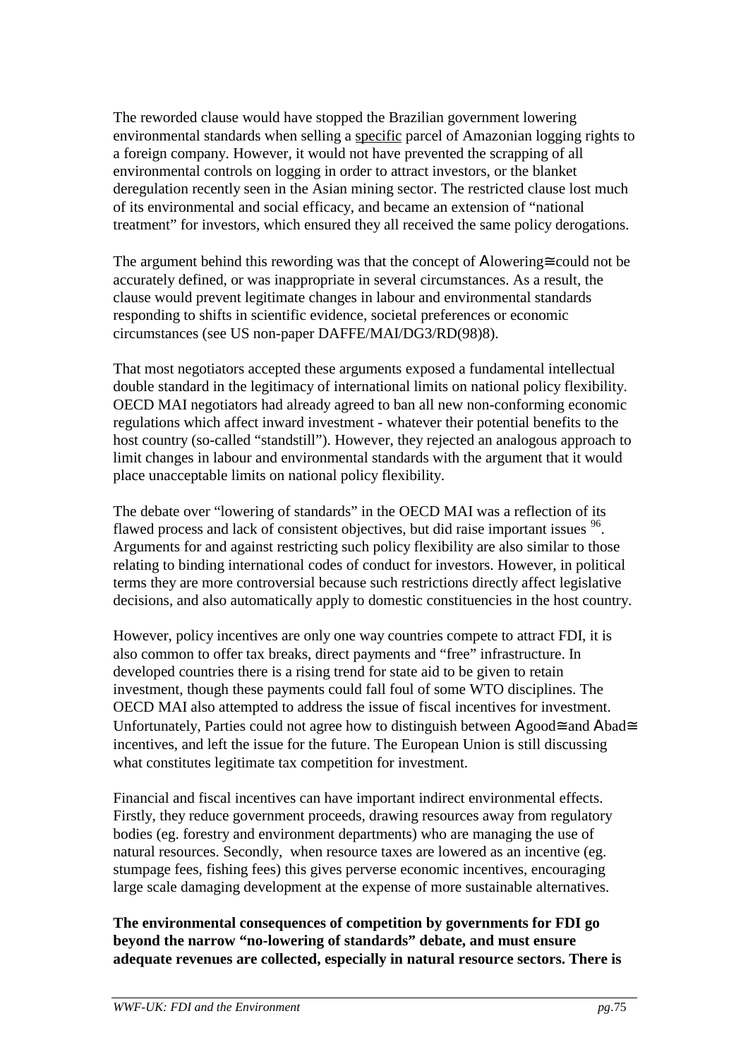The reworded clause would have stopped the Brazilian government lowering environmental standards when selling a specific parcel of Amazonian logging rights to a foreign company. However, it would not have prevented the scrapping of all environmental controls on logging in order to attract investors, or the blanket deregulation recently seen in the Asian mining sector. The restricted clause lost much of its environmental and social efficacy, and became an extension of "national treatment" for investors, which ensured they all received the same policy derogations.

The argument behind this rewording was that the concept of Alowering≅could not be accurately defined, or was inappropriate in several circumstances. As a result, the clause would prevent legitimate changes in labour and environmental standards responding to shifts in scientific evidence, societal preferences or economic circumstances (see US non-paper DAFFE/MAI/DG3/RD(98)8).

That most negotiators accepted these arguments exposed a fundamental intellectual double standard in the legitimacy of international limits on national policy flexibility. OECD MAI negotiators had already agreed to ban all new non-conforming economic regulations which affect inward investment - whatever their potential benefits to the host country (so-called "standstill"). However, they rejected an analogous approach to limit changes in labour and environmental standards with the argument that it would place unacceptable limits on national policy flexibility.

The debate over "lowering of standards" in the OECD MAI was a reflection of its flawed process and lack of consistent objectives, but did raise important issues [96]. Arguments for and against restricting such policy flexibility are also similar to those relating to binding international codes of conduct for investors. However, in political terms they are more controversial because such restrictions directly affect legislative decisions, and also automatically apply to domestic constituencies in the host country.

However, policy incentives are only one way countries compete to attract FDI, it is also common to offer tax breaks, direct payments and "free" infrastructure. In developed countries there is a rising trend for state aid to be given to retain investment, though these payments could fall foul of some WTO disciplines. The OECD MAI also attempted to address the issue of fiscal incentives for investment. Unfortunately, Parties could not agree how to distinguish between Agood≅and Abad≅ incentives, and left the issue for the future. The European Union is still discussing what constitutes legitimate tax competition for investment.

Financial and fiscal incentives can have important indirect environmental effects. Firstly, they reduce government proceeds, drawing resources away from regulatory bodies (eg. forestry and environment departments) who are managing the use of natural resources. Secondly, when resource taxes are lowered as an incentive (eg. stumpage fees, fishing fees) this gives perverse economic incentives, encouraging large scale damaging development at the expense of more sustainable alternatives.

**The environmental consequences of competition by governments for FDI go beyond the narrow "no-lowering of standards" debate, and must ensure adequate revenues are collected, especially in natural resource sectors. There is**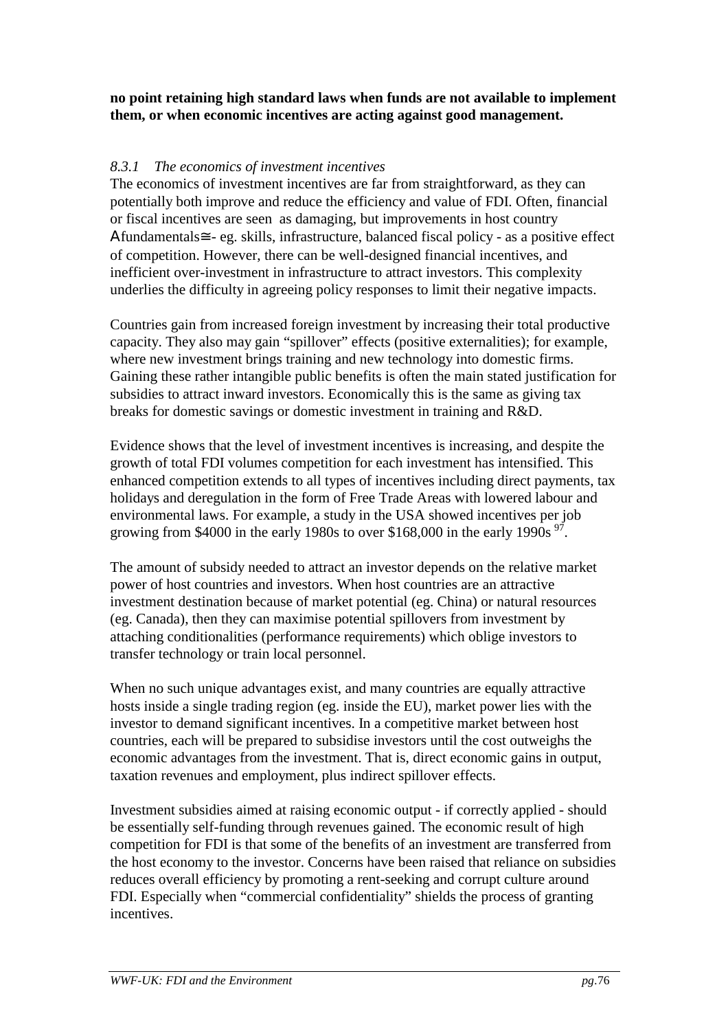**no point retaining high standard laws when funds are not available to implement them, or when economic incentives are acting against good management.**

### *8.3.1 The economics of investment incentives*

The economics of investment incentives are far from straightforward, as they can potentially both improve and reduce the efficiency and value of FDI. Often, financial or fiscal incentives are seen as damaging, but improvements in host country Afundamentals≅- eg. skills, infrastructure, balanced fiscal policy - as a positive effect of competition. However, there can be well-designed financial incentives, and inefficient over-investment in infrastructure to attract investors. This complexity underlies the difficulty in agreeing policy responses to limit their negative impacts.

Countries gain from increased foreign investment by increasing their total productive capacity. They also may gain "spillover" effects (positive externalities); for example, where new investment brings training and new technology into domestic firms. Gaining these rather intangible public benefits is often the main stated justification for subsidies to attract inward investors. Economically this is the same as giving tax breaks for domestic savings or domestic investment in training and R&D.

Evidence shows that the level of investment incentives is increasing, and despite the growth of total FDI volumes competition for each investment has intensified. This enhanced competition extends to all types of incentives including direct payments, tax holidays and deregulation in the form of Free Trade Areas with lowered labour and environmental laws. For example, a study in the USA showed incentives per job growing from $4000 in the early 1980s to over $168,000 in the early 1990s [97].

The amount of subsidy needed to attract an investor depends on the relative market power of host countries and investors. When host countries are an attractive investment destination because of market potential (eg. China) or natural resources (eg. Canada), then they can maximise potential spillovers from investment by attaching conditionalities (performance requirements) which oblige investors to transfer technology or train local personnel.

When no such unique advantages exist, and many countries are equally attractive hosts inside a single trading region (eg. inside the EU), market power lies with the investor to demand significant incentives. In a competitive market between host countries, each will be prepared to subsidise investors until the cost outweighs the economic advantages from the investment. That is, direct economic gains in output, taxation revenues and employment, plus indirect spillover effects.

Investment subsidies aimed at raising economic output - if correctly applied - should be essentially self-funding through revenues gained. The economic result of high competition for FDI is that some of the benefits of an investment are transferred from the host economy to the investor. Concerns have been raised that reliance on subsidies reduces overall efficiency by promoting a rent-seeking and corrupt culture around FDI. Especially when "commercial confidentiality" shields the process of granting incentives.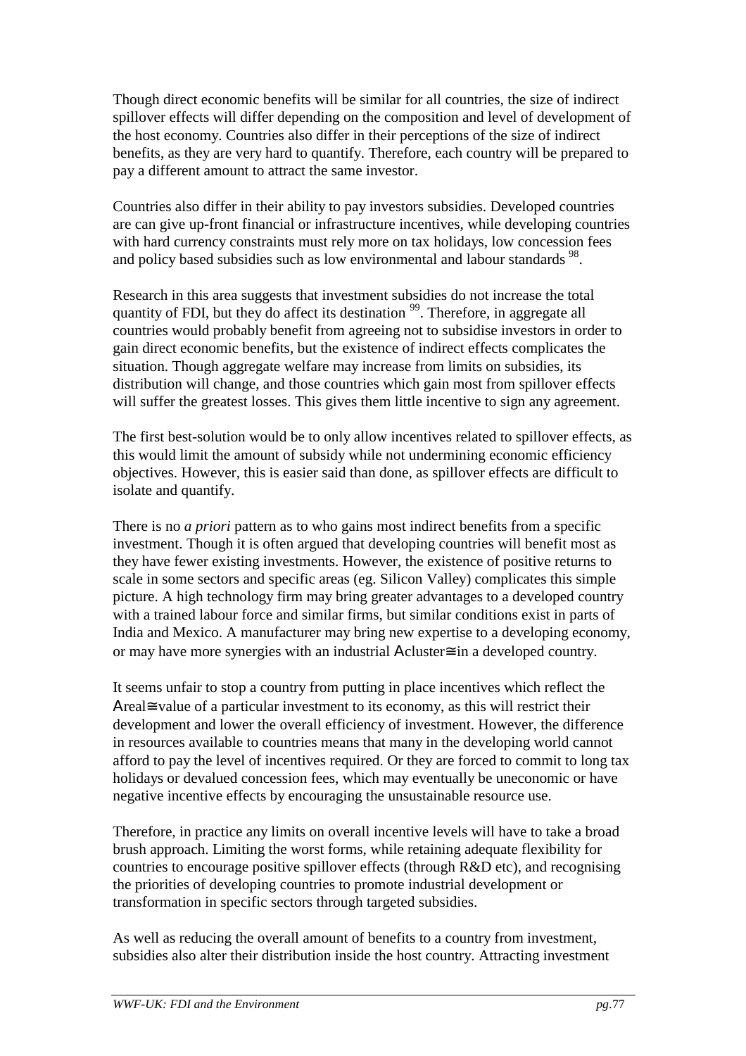Though direct economic benefits will be similar for all countries, the size of indirect spillover effects will differ depending on the composition and level of development of the host economy. Countries also differ in their perceptions of the size of indirect benefits, as they are very hard to quantify. Therefore, each country will be prepared to pay a different amount to attract the same investor.

Countries also differ in their ability to pay investors subsidies. Developed countries are can give up-front financial or infrastructure incentives, while developing countries with hard currency constraints must rely more on tax holidays, low concession fees and policy based subsidies such as low environmental and labour standards [98].

Research in this area suggests that investment subsidies do not increase the total quantity of FDI, but they do affect its destination [99]. Therefore, in aggregate all countries would probably benefit from agreeing not to subsidise investors in order to gain direct economic benefits, but the existence of indirect effects complicates the situation. Though aggregate welfare may increase from limits on subsidies, its distribution will change, and those countries which gain most from spillover effects will suffer the greatest losses. This gives them little incentive to sign any agreement.

The first best-solution would be to only allow incentives related to spillover effects, as this would limit the amount of subsidy while not undermining economic efficiency objectives. However, this is easier said than done, as spillover effects are difficult to isolate and quantify.

There is no *a priori* pattern as to who gains most indirect benefits from a specific investment. Though it is often argued that developing countries will benefit most as they have fewer existing investments. However, the existence of positive returns to scale in some sectors and specific areas (eg. Silicon Valley) complicates this simple picture. A high technology firm may bring greater advantages to a developed country with a trained labour force and similar firms, but similar conditions exist in parts of India and Mexico. A manufacturer may bring new expertise to a developing economy, or may have more synergies with an industrial Αcluster≅ in a developed country.

It seems unfair to stop a country from putting in place incentives which reflect the Αreal≅ value of a particular investment to its economy, as this will restrict their development and lower the overall efficiency of investment. However, the difference in resources available to countries means that many in the developing world cannot afford to pay the level of incentives required. Or they are forced to commit to long tax holidays or devalued concession fees, which may eventually be uneconomic or have negative incentive effects by encouraging the unsustainable resource use.

Therefore, in practice any limits on overall incentive levels will have to take a broad brush approach. Limiting the worst forms, while retaining adequate flexibility for countries to encourage positive spillover effects (through R&D etc), and recognising the priorities of developing countries to promote industrial development or transformation in specific sectors through targeted subsidies.

As well as reducing the overall amount of benefits to a country from investment, subsidies also alter their distribution inside the host country. Attracting investment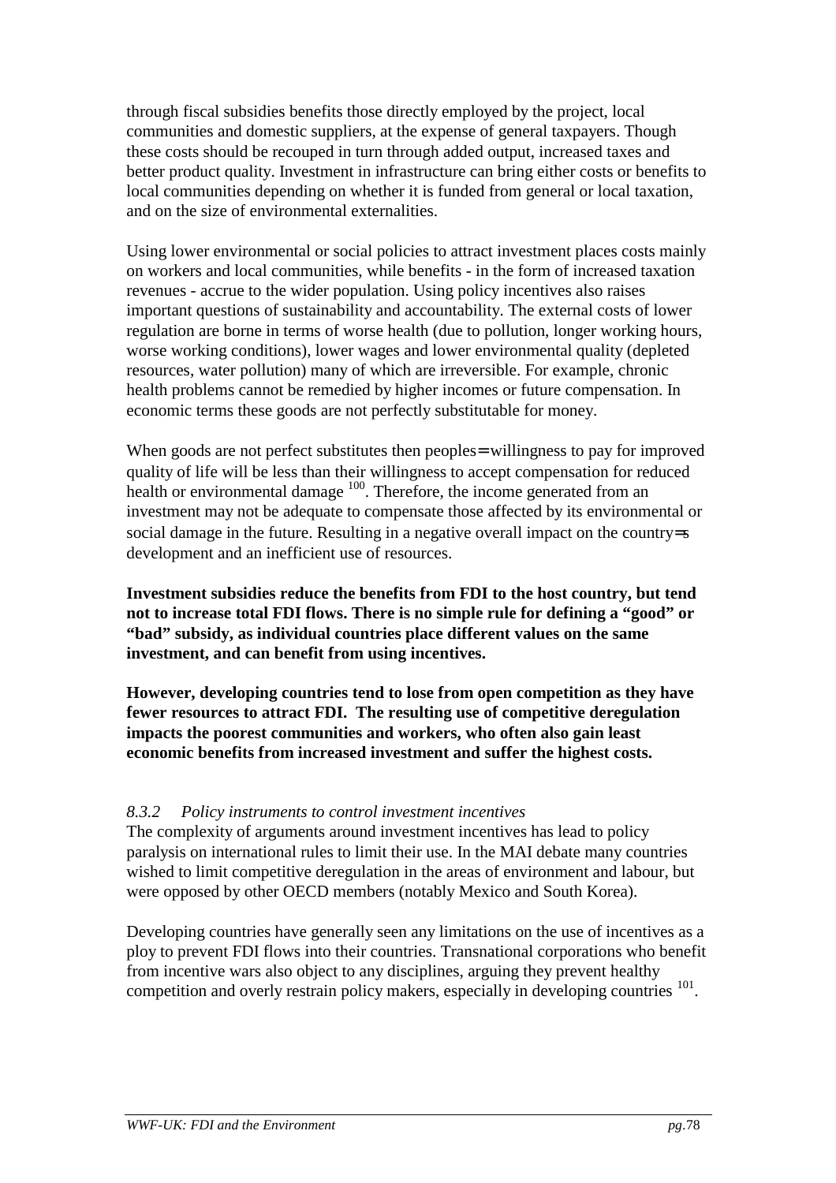through fiscal subsidies benefits those directly employed by the project, local communities and domestic suppliers, at the expense of general taxpayers. Though these costs should be recouped in turn through added output, increased taxes and better product quality. Investment in infrastructure can bring either costs or benefits to local communities depending on whether it is funded from general or local taxation, and on the size of environmental externalities.

Using lower environmental or social policies to attract investment places costs mainly on workers and local communities, while benefits - in the form of increased taxation revenues - accrue to the wider population. Using policy incentives also raises important questions of sustainability and accountability. The external costs of lower regulation are borne in terms of worse health (due to pollution, longer working hours, worse working conditions), lower wages and lower environmental quality (depleted resources, water pollution) many of which are irreversible. For example, chronic health problems cannot be remedied by higher incomes or future compensation. In economic terms these goods are not perfectly substitutable for money.

When goods are not perfect substitutes then peoples= willingness to pay for improved quality of life will be less than their willingness to accept compensation for reduced health or environmental damage [100]. Therefore, the income generated from an investment may not be adequate to compensate those affected by its environmental or social damage in the future. Resulting in a negative overall impact on the country=s development and an inefficient use of resources.

**Investment subsidies reduce the benefits from FDI to the host country, but tend not to increase total FDI flows. There is no simple rule for defining a "good" or "bad" subsidy, as individual countries place different values on the same investment, and can benefit from using incentives.**

**However, developing countries tend to lose from open competition as they have fewer resources to attract FDI. The resulting use of competitive deregulation impacts the poorest communities and workers, who often also gain least economic benefits from increased investment and suffer the highest costs.**

### *8.3.2 Policy instruments to control investment incentives*

The complexity of arguments around investment incentives has lead to policy paralysis on international rules to limit their use. In the MAI debate many countries wished to limit competitive deregulation in the areas of environment and labour, but were opposed by other OECD members (notably Mexico and South Korea).

Developing countries have generally seen any limitations on the use of incentives as a ploy to prevent FDI flows into their countries. Transnational corporations who benefit from incentive wars also object to any disciplines, arguing they prevent healthy competition and overly restrain policy makers, especially in developing countries [101].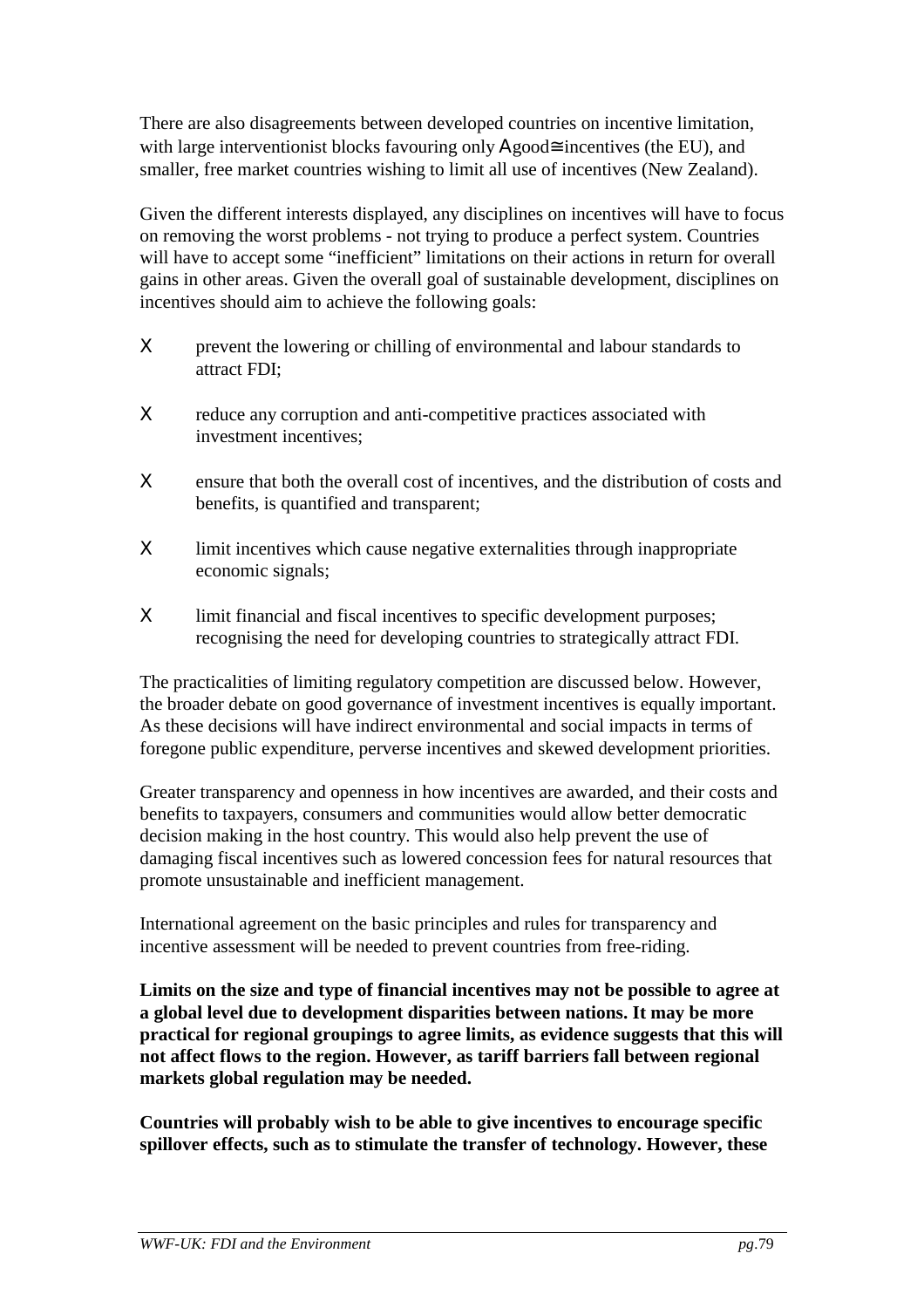There are also disagreements between developed countries on incentive limitation, with large interventionist blocks favouring only Agood≅incentives (the EU), and smaller, free market countries wishing to limit all use of incentives (New Zealand).

Given the different interests displayed, any disciplines on incentives will have to focus on removing the worst problems - not trying to produce a perfect system. Countries will have to accept some "inefficient" limitations on their actions in return for overall gains in other areas. Given the overall goal of sustainable development, disciplines on incentives should aim to achieve the following goals:

- prevent the lowering or chilling of environmental and labour standards to attract FDI;
- reduce any corruption and anti-competitive practices associated with investment incentives;
- ensure that both the overall cost of incentives, and the distribution of costs and benefits, is quantified and transparent;
- limit incentives which cause negative externalities through inappropriate economic signals;
- limit financial and fiscal incentives to specific development purposes; recognising the need for developing countries to strategically attract FDI.

The practicalities of limiting regulatory competition are discussed below. However, the broader debate on good governance of investment incentives is equally important. As these decisions will have indirect environmental and social impacts in terms of foregone public expenditure, perverse incentives and skewed development priorities.

Greater transparency and openness in how incentives are awarded, and their costs and benefits to taxpayers, consumers and communities would allow better democratic decision making in the host country. This would also help prevent the use of damaging fiscal incentives such as lowered concession fees for natural resources that promote unsustainable and inefficient management.

International agreement on the basic principles and rules for transparency and incentive assessment will be needed to prevent countries from free-riding.

**Limits on the size and type of financial incentives may not be possible to agree at a global level due to development disparities between nations. It may be more practical for regional groupings to agree limits, as evidence suggests that this will not affect flows to the region. However, as tariff barriers fall between regional markets global regulation may be needed.**

**Countries will probably wish to be able to give incentives to encourage specific spillover effects, such as to stimulate the transfer of technology. However, these**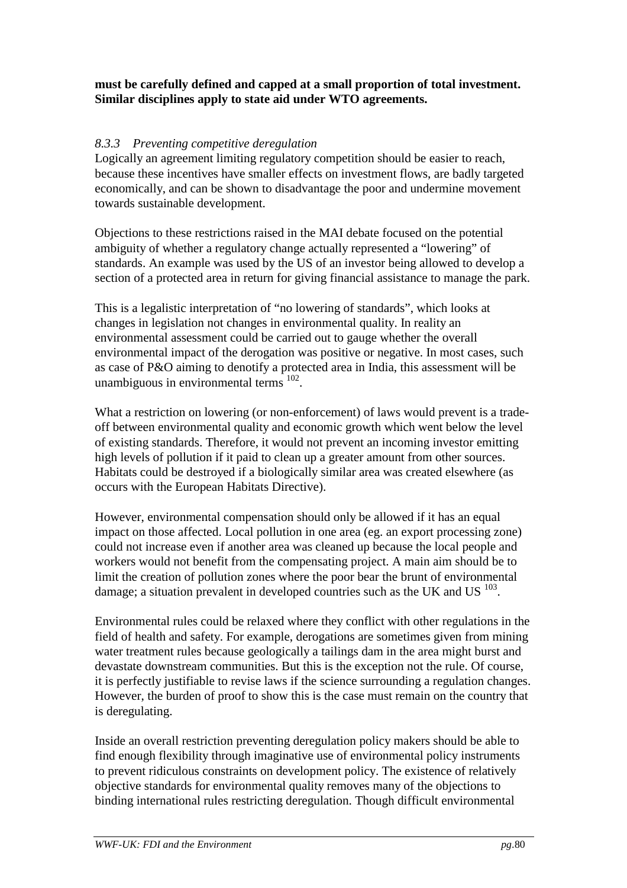**must be carefully defined and capped at a small proportion of total investment. Similar disciplines apply to state aid under WTO agreements.**

### *8.3.3 Preventing competitive deregulation*

Logically an agreement limiting regulatory competition should be easier to reach, because these incentives have smaller effects on investment flows, are badly targeted economically, and can be shown to disadvantage the poor and undermine movement towards sustainable development.

Objections to these restrictions raised in the MAI debate focused on the potential ambiguity of whether a regulatory change actually represented a "lowering" of standards. An example was used by the US of an investor being allowed to develop a section of a protected area in return for giving financial assistance to manage the park.

This is a legalistic interpretation of "no lowering of standards", which looks at changes in legislation not changes in environmental quality. In reality an environmental assessment could be carried out to gauge whether the overall environmental impact of the derogation was positive or negative. In most cases, such as case of P&O aiming to denotify a protected area in India, this assessment will be unambiguous in environmental terms [102].

What a restriction on lowering (or non-enforcement) of laws would prevent is a trade-off between environmental quality and economic growth which went below the level of existing standards. Therefore, it would not prevent an incoming investor emitting high levels of pollution if it paid to clean up a greater amount from other sources. Habitats could be destroyed if a biologically similar area was created elsewhere (as occurs with the European Habitats Directive).

However, environmental compensation should only be allowed if it has an equal impact on those affected. Local pollution in one area (eg. an export processing zone) could not increase even if another area was cleaned up because the local people and workers would not benefit from the compensating project. A main aim should be to limit the creation of pollution zones where the poor bear the brunt of environmental damage; a situation prevalent in developed countries such as the UK and US [103].

Environmental rules could be relaxed where they conflict with other regulations in the field of health and safety. For example, derogations are sometimes given from mining water treatment rules because geologically a tailings dam in the area might burst and devastate downstream communities. But this is the exception not the rule. Of course, it is perfectly justifiable to revise laws if the science surrounding a regulation changes. However, the burden of proof to show this is the case must remain on the country that is deregulating.

Inside an overall restriction preventing deregulation policy makers should be able to find enough flexibility through imaginative use of environmental policy instruments to prevent ridiculous constraints on development policy. The existence of relatively objective standards for environmental quality removes many of the objections to binding international rules restricting deregulation. Though difficult environmental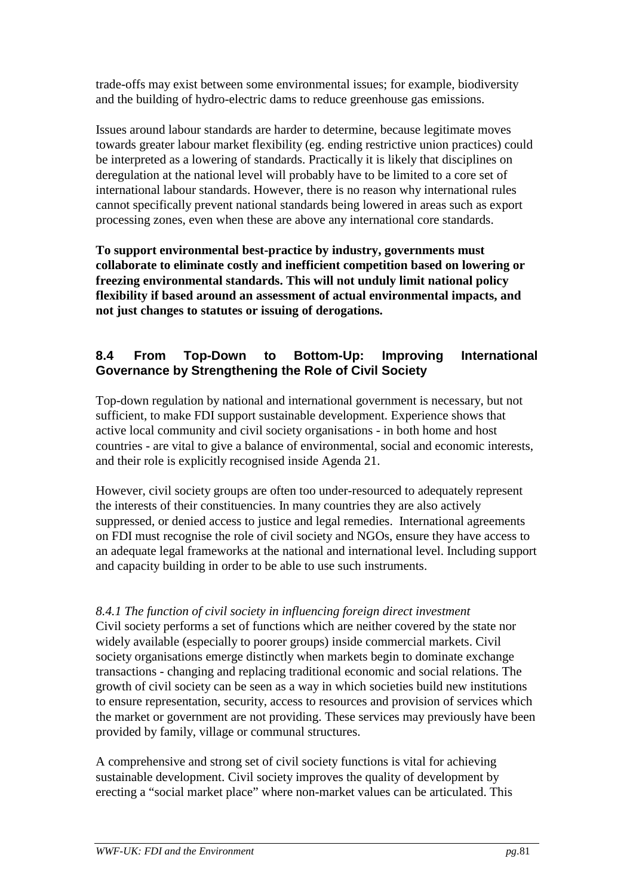trade-offs may exist between some environmental issues; for example, biodiversity and the building of hydro-electric dams to reduce greenhouse gas emissions.

Issues around labour standards are harder to determine, because legitimate moves towards greater labour market flexibility (eg. ending restrictive union practices) could be interpreted as a lowering of standards. Practically it is likely that disciplines on deregulation at the national level will probably have to be limited to a core set of international labour standards. However, there is no reason why international rules cannot specifically prevent national standards being lowered in areas such as export processing zones, even when these are above any international core standards.

**To support environmental best-practice by industry, governments must collaborate to eliminate costly and inefficient competition based on lowering or freezing environmental standards. This will not unduly limit national policy flexibility if based around an assessment of actual environmental impacts, and not just changes to statutes or issuing of derogations.**

## 8.4 From Top-Down to Bottom-Up: Improving International Governance by Strengthening the Role of Civil Society

Top-down regulation by national and international government is necessary, but not sufficient, to make FDI support sustainable development. Experience shows that active local community and civil society organisations - in both home and host countries - are vital to give a balance of environmental, social and economic interests, and their role is explicitly recognised inside Agenda 21.

However, civil society groups are often too under-resourced to adequately represent the interests of their constituencies. In many countries they are also actively suppressed, or denied access to justice and legal remedies. International agreements on FDI must recognise the role of civil society and NGOs, ensure they have access to an adequate legal frameworks at the national and international level. Including support and capacity building in order to be able to use such instruments.

### *8.4.1 The function of civil society in influencing foreign direct investment*

Civil society performs a set of functions which are neither covered by the state nor widely available (especially to poorer groups) inside commercial markets. Civil society organisations emerge distinctly when markets begin to dominate exchange transactions - changing and replacing traditional economic and social relations. The growth of civil society can be seen as a way in which societies build new institutions to ensure representation, security, access to resources and provision of services which the market or government are not providing. These services may previously have been provided by family, village or communal structures.

A comprehensive and strong set of civil society functions is vital for achieving sustainable development. Civil society improves the quality of development by erecting a "social market place" where non-market values can be articulated. This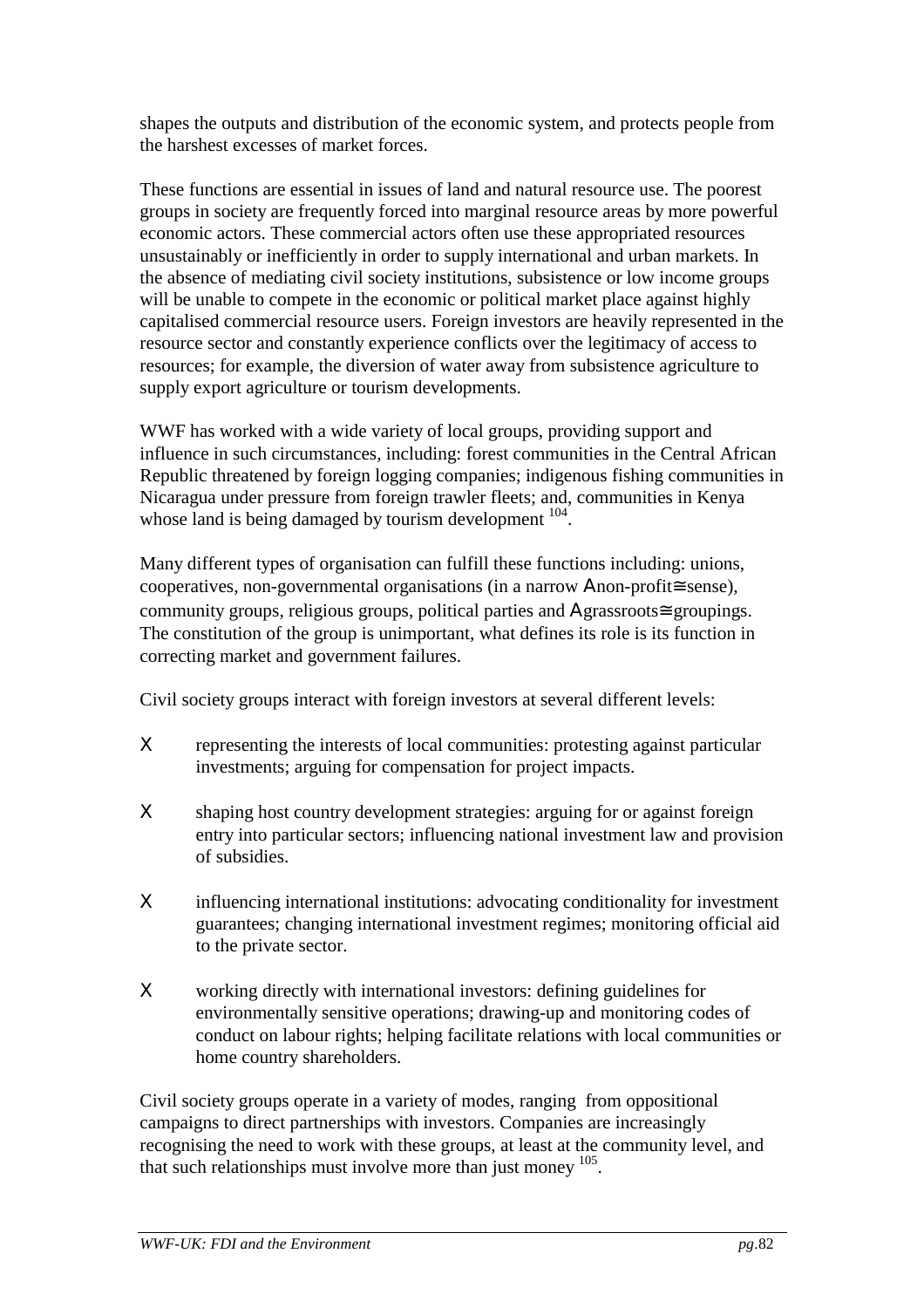shapes the outputs and distribution of the economic system, and protects people from the harshest excesses of market forces.

These functions are essential in issues of land and natural resource use. The poorest groups in society are frequently forced into marginal resource areas by more powerful economic actors. These commercial actors often use these appropriated resources unsustainably or inefficiently in order to supply international and urban markets. In the absence of mediating civil society institutions, subsistence or low income groups will be unable to compete in the economic or political market place against highly capitalised commercial resource users. Foreign investors are heavily represented in the resource sector and constantly experience conflicts over the legitimacy of access to resources; for example, the diversion of water away from subsistence agriculture to supply export agriculture or tourism developments.

WWF has worked with a wide variety of local groups, providing support and influence in such circumstances, including: forest communities in the Central African Republic threatened by foreign logging companies; indigenous fishing communities in Nicaragua under pressure from foreign trawler fleets; and, communities in Kenya whose land is being damaged by tourism development [104].

Many different types of organisation can fulfill these functions including: unions, cooperatives, non-governmental organisations (in a narrow "non-profit" sense), community groups, religious groups, political parties and "grassroots" groupings. The constitution of the group is unimportant, what defines its role is its function in correcting market and government failures.

Civil society groups interact with foreign investors at several different levels:

- representing the interests of local communities: protesting against particular investments; arguing for compensation for project impacts.

- shaping host country development strategies: arguing for or against foreign entry into particular sectors; influencing national investment law and provision of subsidies.

- influencing international institutions: advocating conditionality for investment guarantees; changing international investment regimes; monitoring official aid to the private sector.

- working directly with international investors: defining guidelines for environmentally sensitive operations; drawing-up and monitoring codes of conduct on labour rights; helping facilitate relations with local communities or home country shareholders.

Civil society groups operate in a variety of modes, ranging from oppositional campaigns to direct partnerships with investors. Companies are increasingly recognising the need to work with these groups, at least at the community level, and that such relationships must involve more than just money [105].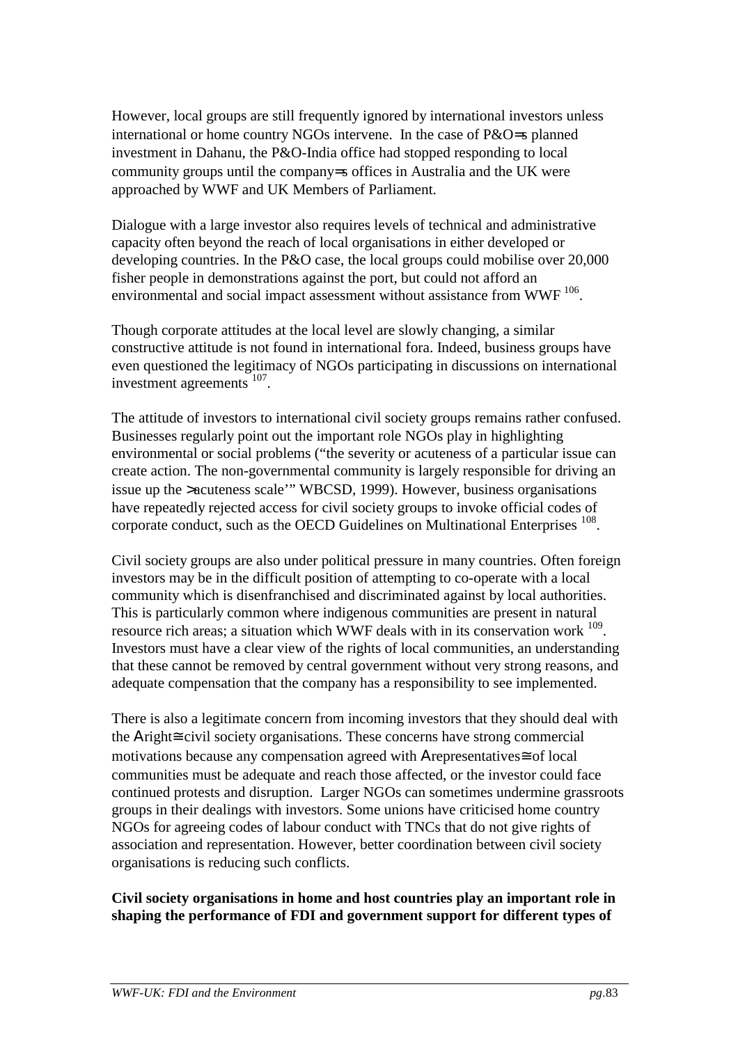However, local groups are still frequently ignored by international investors unless international or home country NGOs intervene. In the case of P&O=s planned investment in Dahanu, the P&O-India office had stopped responding to local community groups until the company=s offices in Australia and the UK were approached by WWF and UK Members of Parliament.

Dialogue with a large investor also requires levels of technical and administrative capacity often beyond the reach of local organisations in either developed or developing countries. In the P&O case, the local groups could mobilise over 20,000 fisher people in demonstrations against the port, but could not afford an environmental and social impact assessment without assistance from WWF [106].

Though corporate attitudes at the local level are slowly changing, a similar constructive attitude is not found in international fora. Indeed, business groups have even questioned the legitimacy of NGOs participating in discussions on international investment agreements [107].

The attitude of investors to international civil society groups remains rather confused. Businesses regularly point out the important role NGOs play in highlighting environmental or social problems ("the severity or acuteness of a particular issue can create action. The non-governmental community is largely responsible for driving an issue up the >acuteness scale'" WBCSD, 1999). However, business organisations have repeatedly rejected access for civil society groups to invoke official codes of corporate conduct, such as the OECD Guidelines on Multinational Enterprises [108].

Civil society groups are also under political pressure in many countries. Often foreign investors may be in the difficult position of attempting to co-operate with a local community which is disenfranchised and discriminated against by local authorities. This is particularly common where indigenous communities are present in natural resource rich areas; a situation which WWF deals with in its conservation work [109]. Investors must have a clear view of the rights of local communities, an understanding that these cannot be removed by central government without very strong reasons, and adequate compensation that the company has a responsibility to see implemented.

There is also a legitimate concern from incoming investors that they should deal with the Aright≅ civil society organisations. These concerns have strong commercial motivations because any compensation agreed with Arepresentatives≅ of local communities must be adequate and reach those affected, or the investor could face continued protests and disruption. Larger NGOs can sometimes undermine grassroots groups in their dealings with investors. Some unions have criticised home country NGOs for agreeing codes of labour conduct with TNCs that do not give rights of association and representation. However, better coordination between civil society organisations is reducing such conflicts.

**Civil society organisations in home and host countries play an important role in shaping the performance of FDI and government support for different types of**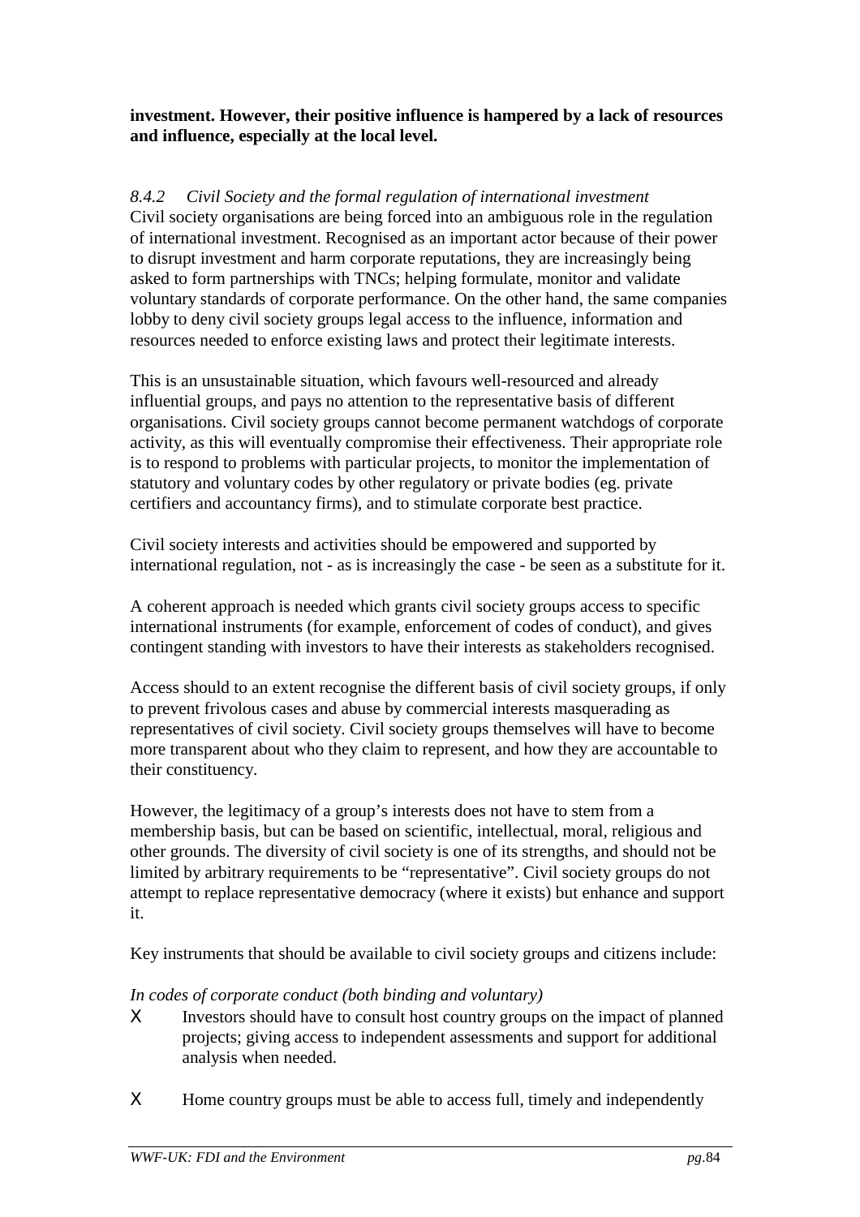**investment. However, their positive influence is hampered by a lack of resources and influence, especially at the local level.**

*8.4.2 Civil Society and the formal regulation of international investment*

Civil society organisations are being forced into an ambiguous role in the regulation of international investment. Recognised as an important actor because of their power to disrupt investment and harm corporate reputations, they are increasingly being asked to form partnerships with TNCs; helping formulate, monitor and validate voluntary standards of corporate performance. On the other hand, the same companies lobby to deny civil society groups legal access to the influence, information and resources needed to enforce existing laws and protect their legitimate interests.

This is an unsustainable situation, which favours well-resourced and already influential groups, and pays no attention to the representative basis of different organisations. Civil society groups cannot become permanent watchdogs of corporate activity, as this will eventually compromise their effectiveness. Their appropriate role is to respond to problems with particular projects, to monitor the implementation of statutory and voluntary codes by other regulatory or private bodies (eg. private certifiers and accountancy firms), and to stimulate corporate best practice.

Civil society interests and activities should be empowered and supported by international regulation, not - as is increasingly the case - be seen as a substitute for it.

A coherent approach is needed which grants civil society groups access to specific international instruments (for example, enforcement of codes of conduct), and gives contingent standing with investors to have their interests as stakeholders recognised.

Access should to an extent recognise the different basis of civil society groups, if only to prevent frivolous cases and abuse by commercial interests masquerading as representatives of civil society. Civil society groups themselves will have to become more transparent about who they claim to represent, and how they are accountable to their constituency.

However, the legitimacy of a group's interests does not have to stem from a membership basis, but can be based on scientific, intellectual, moral, religious and other grounds. The diversity of civil society is one of its strengths, and should not be limited by arbitrary requirements to be "representative". Civil society groups do not attempt to replace representative democracy (where it exists) but enhance and support it.

Key instruments that should be available to civil society groups and citizens include:

*In codes of corporate conduct (both binding and voluntary)*

- Investors should have to consult host country groups on the impact of planned projects; giving access to independent assessments and support for additional analysis when needed.
- Home country groups must be able to access full, timely and independently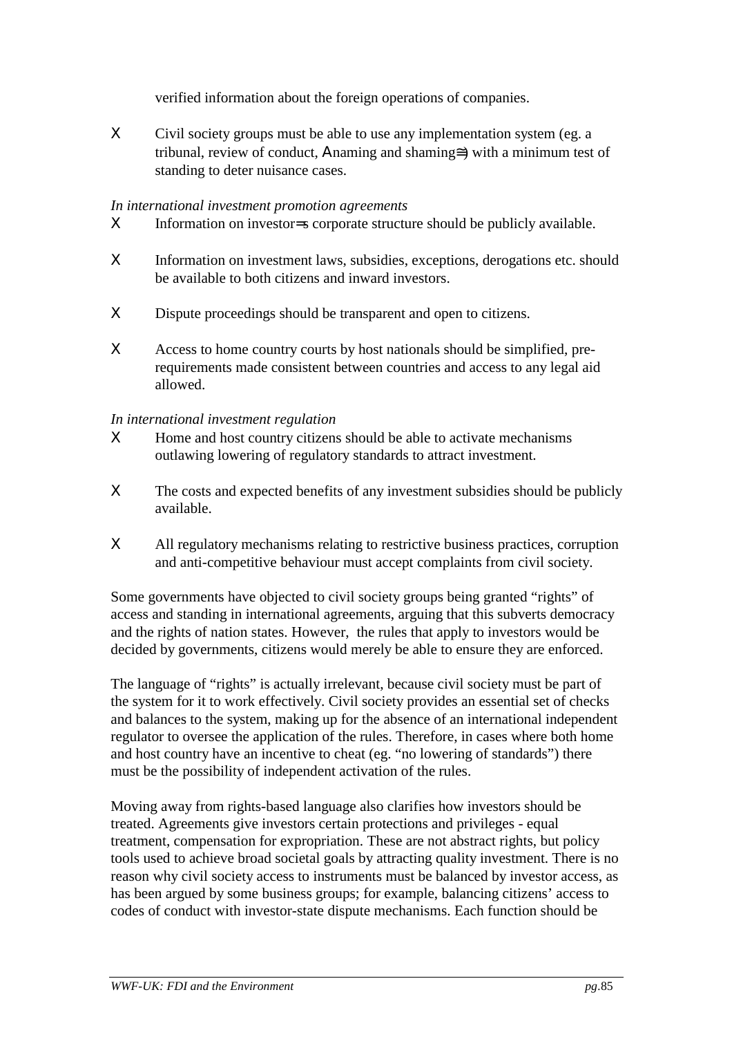verified information about the foreign operations of companies.

- Civil society groups must be able to use any implementation system (eg. a tribunal, review of conduct, Αnaming and shaming≅) with a minimum test of standing to deter nuisance cases.

*In international investment promotion agreements*

- Information on investor=s corporate structure should be publicly available.
- Information on investment laws, subsidies, exceptions, derogations etc. should be available to both citizens and inward investors.
- Dispute proceedings should be transparent and open to citizens.
- Access to home country courts by host nationals should be simplified, pre-requirements made consistent between countries and access to any legal aid allowed.

*In international investment regulation*

- Home and host country citizens should be able to activate mechanisms outlawing lowering of regulatory standards to attract investment.
- The costs and expected benefits of any investment subsidies should be publicly available.
- All regulatory mechanisms relating to restrictive business practices, corruption and anti-competitive behaviour must accept complaints from civil society.

Some governments have objected to civil society groups being granted "rights" of access and standing in international agreements, arguing that this subverts democracy and the rights of nation states. However, the rules that apply to investors would be decided by governments, citizens would merely be able to ensure they are enforced.

The language of "rights" is actually irrelevant, because civil society must be part of the system for it to work effectively. Civil society provides an essential set of checks and balances to the system, making up for the absence of an international independent regulator to oversee the application of the rules. Therefore, in cases where both home and host country have an incentive to cheat (eg. "no lowering of standards") there must be the possibility of independent activation of the rules.

Moving away from rights-based language also clarifies how investors should be treated. Agreements give investors certain protections and privileges - equal treatment, compensation for expropriation. These are not abstract rights, but policy tools used to achieve broad societal goals by attracting quality investment. There is no reason why civil society access to instruments must be balanced by investor access, as has been argued by some business groups; for example, balancing citizens' access to codes of conduct with investor-state dispute mechanisms. Each function should be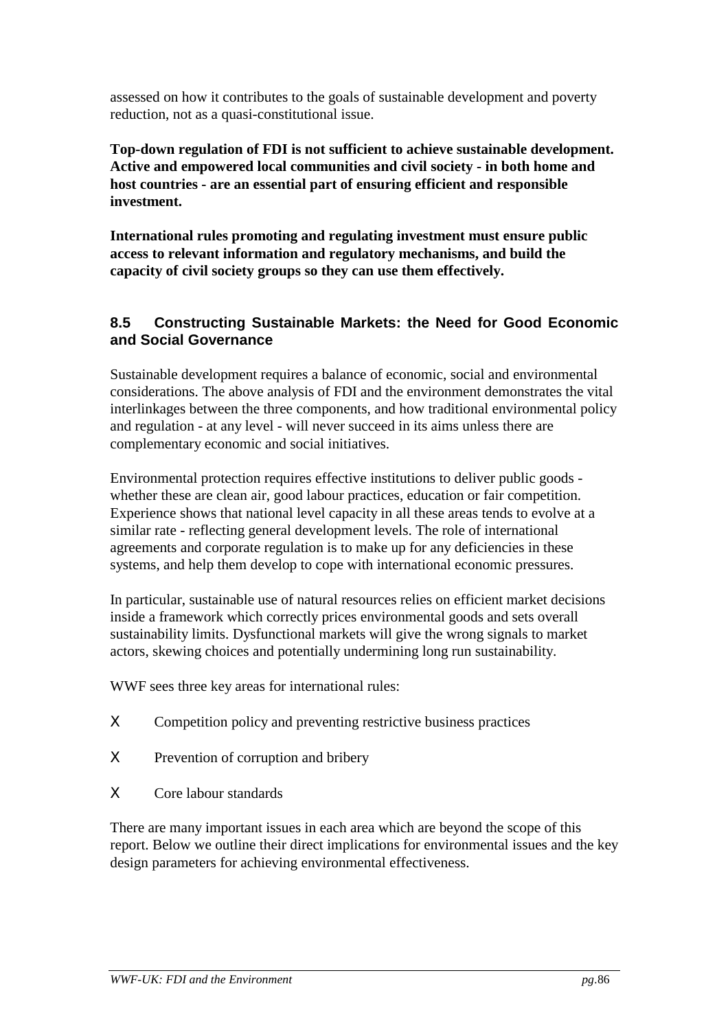assessed on how it contributes to the goals of sustainable development and poverty reduction, not as a quasi-constitutional issue.

**Top-down regulation of FDI is not sufficient to achieve sustainable development. Active and empowered local communities and civil society - in both home and host countries - are an essential part of ensuring efficient and responsible investment.**

**International rules promoting and regulating investment must ensure public access to relevant information and regulatory mechanisms, and build the capacity of civil society groups so they can use them effectively.**

## 8.5 Constructing Sustainable Markets: the Need for Good Economic and Social Governance

Sustainable development requires a balance of economic, social and environmental considerations. The above analysis of FDI and the environment demonstrates the vital interlinkages between the three components, and how traditional environmental policy and regulation - at any level - will never succeed in its aims unless there are complementary economic and social initiatives.

Environmental protection requires effective institutions to deliver public goods - whether these are clean air, good labour practices, education or fair competition. Experience shows that national level capacity in all these areas tends to evolve at a similar rate - reflecting general development levels. The role of international agreements and corporate regulation is to make up for any deficiencies in these systems, and help them develop to cope with international economic pressures.

In particular, sustainable use of natural resources relies on efficient market decisions inside a framework which correctly prices environmental goods and sets overall sustainability limits. Dysfunctional markets will give the wrong signals to market actors, skewing choices and potentially undermining long run sustainability.

WWF sees three key areas for international rules:

- Competition policy and preventing restrictive business practices
- Prevention of corruption and bribery
- Core labour standards

There are many important issues in each area which are beyond the scope of this report. Below we outline their direct implications for environmental issues and the key design parameters for achieving environmental effectiveness.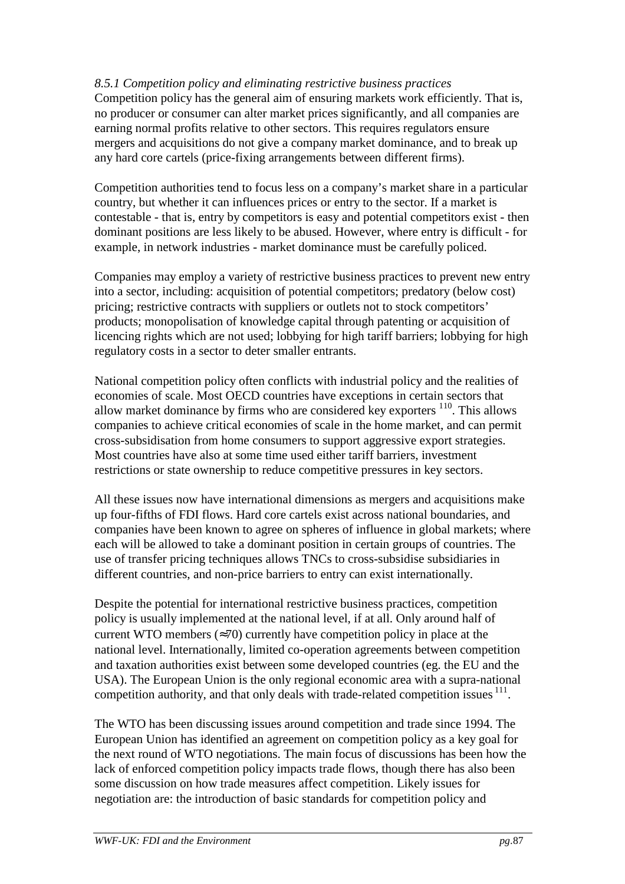*8.5.1 Competition policy and eliminating restrictive business practices*

Competition policy has the general aim of ensuring markets work efficiently. That is, no producer or consumer can alter market prices significantly, and all companies are earning normal profits relative to other sectors. This requires regulators ensure mergers and acquisitions do not give a company market dominance, and to break up any hard core cartels (price-fixing arrangements between different firms).

Competition authorities tend to focus less on a company's market share in a particular country, but whether it can influences prices or entry to the sector. If a market is contestable - that is, entry by competitors is easy and potential competitors exist - then dominant positions are less likely to be abused. However, where entry is difficult - for example, in network industries - market dominance must be carefully policed.

Companies may employ a variety of restrictive business practices to prevent new entry into a sector, including: acquisition of potential competitors; predatory (below cost) pricing; restrictive contracts with suppliers or outlets not to stock competitors' products; monopolisation of knowledge capital through patenting or acquisition of licencing rights which are not used; lobbying for high tariff barriers; lobbying for high regulatory costs in a sector to deter smaller entrants.

National competition policy often conflicts with industrial policy and the realities of economies of scale. Most OECD countries have exceptions in certain sectors that allow market dominance by firms who are considered key exporters [110]. This allows companies to achieve critical economies of scale in the home market, and can permit cross-subsidisation from home consumers to support aggressive export strategies. Most countries have also at some time used either tariff barriers, investment restrictions or state ownership to reduce competitive pressures in key sectors.

All these issues now have international dimensions as mergers and acquisitions make up four-fifths of FDI flows. Hard core cartels exist across national boundaries, and companies have been known to agree on spheres of influence in global markets; where each will be allowed to take a dominant position in certain groups of countries. The use of transfer pricing techniques allows TNCs to cross-subsidise subsidiaries in different countries, and non-price barriers to entry can exist internationally.

Despite the potential for international restrictive business practices, competition policy is usually implemented at the national level, if at all. Only around half of current WTO members (≈70) currently have competition policy in place at the national level. Internationally, limited co-operation agreements between competition and taxation authorities exist between some developed countries (eg. the EU and the USA). The European Union is the only regional economic area with a supra-national competition authority, and that only deals with trade-related competition issues [111].

The WTO has been discussing issues around competition and trade since 1994. The European Union has identified an agreement on competition policy as a key goal for the next round of WTO negotiations. The main focus of discussions has been how the lack of enforced competition policy impacts trade flows, though there has also been some discussion on how trade measures affect competition. Likely issues for negotiation are: the introduction of basic standards for competition policy and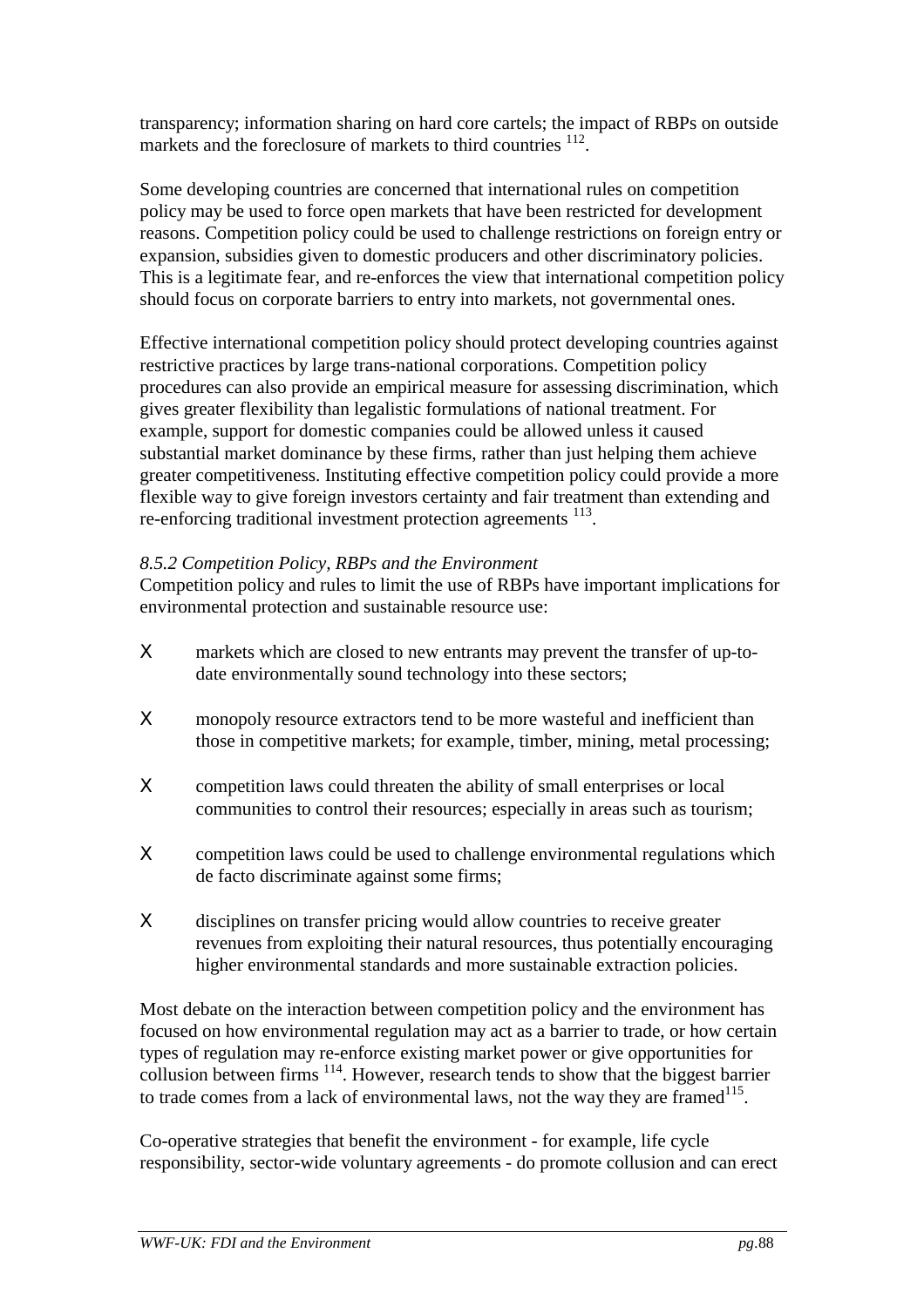transparency; information sharing on hard core cartels; the impact of RBPs on outside markets and the foreclosure of markets to third countries [112].

Some developing countries are concerned that international rules on competition policy may be used to force open markets that have been restricted for development reasons. Competition policy could be used to challenge restrictions on foreign entry or expansion, subsidies given to domestic producers and other discriminatory policies. This is a legitimate fear, and re-enforces the view that international competition policy should focus on corporate barriers to entry into markets, not governmental ones.

Effective international competition policy should protect developing countries against restrictive practices by large trans-national corporations. Competition policy procedures can also provide an empirical measure for assessing discrimination, which gives greater flexibility than legalistic formulations of national treatment. For example, support for domestic companies could be allowed unless it caused substantial market dominance by these firms, rather than just helping them achieve greater competitiveness. Instituting effective competition policy could provide a more flexible way to give foreign investors certainty and fair treatment than extending and re-enforcing traditional investment protection agreements [113].

*8.5.2 Competition Policy, RBPs and the Environment*

Competition policy and rules to limit the use of RBPs have important implications for environmental protection and sustainable resource use:

- markets which are closed to new entrants may prevent the transfer of up-to-date environmentally sound technology into these sectors;
- monopoly resource extractors tend to be more wasteful and inefficient than those in competitive markets; for example, timber, mining, metal processing;
- competition laws could threaten the ability of small enterprises or local communities to control their resources; especially in areas such as tourism;
- competition laws could be used to challenge environmental regulations which de facto discriminate against some firms;
- disciplines on transfer pricing would allow countries to receive greater revenues from exploiting their natural resources, thus potentially encouraging higher environmental standards and more sustainable extraction policies.

Most debate on the interaction between competition policy and the environment has focused on how environmental regulation may act as a barrier to trade, or how certain types of regulation may re-enforce existing market power or give opportunities for collusion between firms [114]. However, research tends to show that the biggest barrier to trade comes from a lack of environmental laws, not the way they are framed[115].

Co-operative strategies that benefit the environment - for example, life cycle responsibility, sector-wide voluntary agreements - do promote collusion and can erect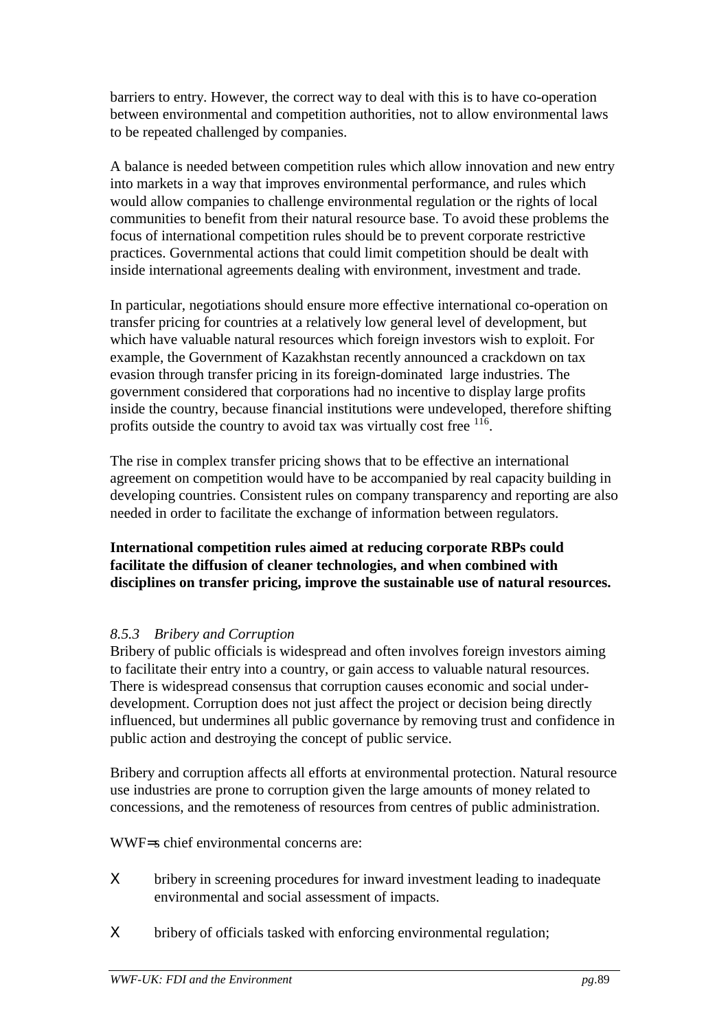barriers to entry. However, the correct way to deal with this is to have co-operation between environmental and competition authorities, not to allow environmental laws to be repeated challenged by companies.

A balance is needed between competition rules which allow innovation and new entry into markets in a way that improves environmental performance, and rules which would allow companies to challenge environmental regulation or the rights of local communities to benefit from their natural resource base. To avoid these problems the focus of international competition rules should be to prevent corporate restrictive practices. Governmental actions that could limit competition should be dealt with inside international agreements dealing with environment, investment and trade.

In particular, negotiations should ensure more effective international co-operation on transfer pricing for countries at a relatively low general level of development, but which have valuable natural resources which foreign investors wish to exploit. For example, the Government of Kazakhstan recently announced a crackdown on tax evasion through transfer pricing in its foreign-dominated large industries. The government considered that corporations had no incentive to display large profits inside the country, because financial institutions were undeveloped, therefore shifting profits outside the country to avoid tax was virtually cost free [116].

The rise in complex transfer pricing shows that to be effective an international agreement on competition would have to be accompanied by real capacity building in developing countries. Consistent rules on company transparency and reporting are also needed in order to facilitate the exchange of information between regulators.

**International competition rules aimed at reducing corporate RBPs could facilitate the diffusion of cleaner technologies, and when combined with disciplines on transfer pricing, improve the sustainable use of natural resources.**

### *8.5.3 Bribery and Corruption*

Bribery of public officials is widespread and often involves foreign investors aiming to facilitate their entry into a country, or gain access to valuable natural resources. There is widespread consensus that corruption causes economic and social under-development. Corruption does not just affect the project or decision being directly influenced, but undermines all public governance by removing trust and confidence in public action and destroying the concept of public service.

Bribery and corruption affects all efforts at environmental protection. Natural resource use industries are prone to corruption given the large amounts of money related to concessions, and the remoteness of resources from centres of public administration.

WWF=s chief environmental concerns are:

- bribery in screening procedures for inward investment leading to inadequate environmental and social assessment of impacts.
- bribery of officials tasked with enforcing environmental regulation;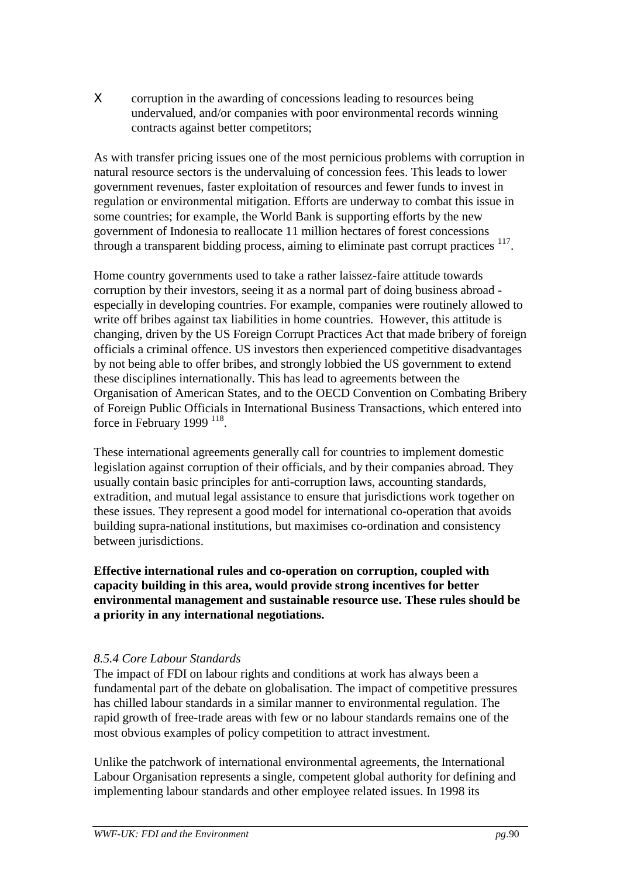- corruption in the awarding of concessions leading to resources being undervalued, and/or companies with poor environmental records winning contracts against better competitors;

As with transfer pricing issues one of the most pernicious problems with corruption in natural resource sectors is the undervaluing of concession fees. This leads to lower government revenues, faster exploitation of resources and fewer funds to invest in regulation or environmental mitigation. Efforts are underway to combat this issue in some countries; for example, the World Bank is supporting efforts by the new government of Indonesia to reallocate 11 million hectares of forest concessions through a transparent bidding process, aiming to eliminate past corrupt practices [117].

Home country governments used to take a rather laissez-faire attitude towards corruption by their investors, seeing it as a normal part of doing business abroad - especially in developing countries. For example, companies were routinely allowed to write off bribes against tax liabilities in home countries. However, this attitude is changing, driven by the US Foreign Corrupt Practices Act that made bribery of foreign officials a criminal offence. US investors then experienced competitive disadvantages by not being able to offer bribes, and strongly lobbied the US government to extend these disciplines internationally. This has lead to agreements between the Organisation of American States, and to the OECD Convention on Combating Bribery of Foreign Public Officials in International Business Transactions, which entered into force in February 1999 [118].

These international agreements generally call for countries to implement domestic legislation against corruption of their officials, and by their companies abroad. They usually contain basic principles for anti-corruption laws, accounting standards, extradition, and mutual legal assistance to ensure that jurisdictions work together on these issues. They represent a good model for international co-operation that avoids building supra-national institutions, but maximises co-ordination and consistency between jurisdictions.

**Effective international rules and co-operation on corruption, coupled with capacity building in this area, would provide strong incentives for better environmental management and sustainable resource use. These rules should be a priority in any international negotiations.**

*8.5.4 Core Labour Standards*

The impact of FDI on labour rights and conditions at work has always been a fundamental part of the debate on globalisation. The impact of competitive pressures has chilled labour standards in a similar manner to environmental regulation. The rapid growth of free-trade areas with few or no labour standards remains one of the most obvious examples of policy competition to attract investment.

Unlike the patchwork of international environmental agreements, the International Labour Organisation represents a single, competent global authority for defining and implementing labour standards and other employee related issues. In 1998 its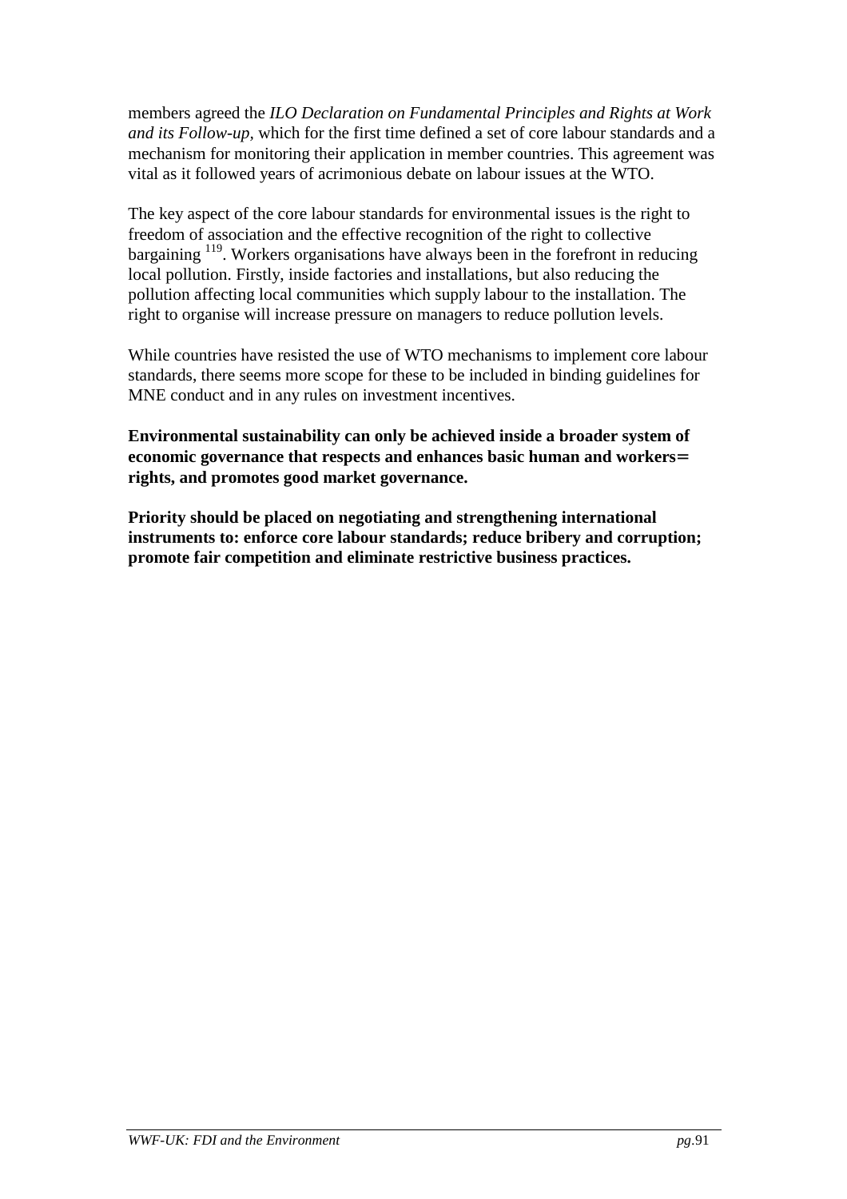members agreed the *ILO Declaration on Fundamental Principles and Rights at Work and its Follow-up*, which for the first time defined a set of core labour standards and a mechanism for monitoring their application in member countries. This agreement was vital as it followed years of acrimonious debate on labour issues at the WTO.

The key aspect of the core labour standards for environmental issues is the right to freedom of association and the effective recognition of the right to collective bargaining [119]. Workers organisations have always been in the forefront in reducing local pollution. Firstly, inside factories and installations, but also reducing the pollution affecting local communities which supply labour to the installation. The right to organise will increase pressure on managers to reduce pollution levels.

While countries have resisted the use of WTO mechanisms to implement core labour standards, there seems more scope for these to be included in binding guidelines for MNE conduct and in any rules on investment incentives.

**Environmental sustainability can only be achieved inside a broader system of economic governance that respects and enhances basic human and workers= rights, and promotes good market governance.**

**Priority should be placed on negotiating and strengthening international instruments to: enforce core labour standards; reduce bribery and corruption; promote fair competition and eliminate restrictive business practices.**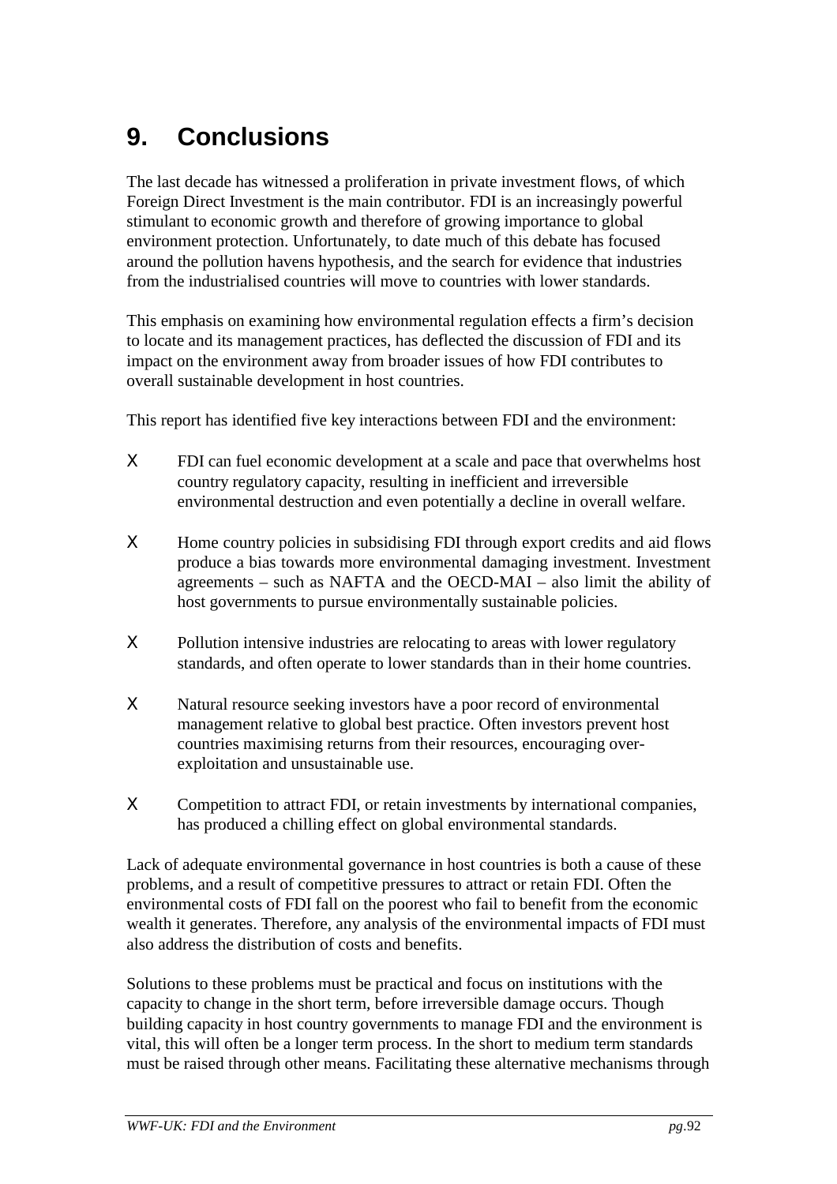# 9. Conclusions

The last decade has witnessed a proliferation in private investment flows, of which Foreign Direct Investment is the main contributor. FDI is an increasingly powerful stimulant to economic growth and therefore of growing importance to global environment protection. Unfortunately, to date much of this debate has focused around the pollution havens hypothesis, and the search for evidence that industries from the industrialised countries will move to countries with lower standards.

This emphasis on examining how environmental regulation effects a firm's decision to locate and its management practices, has deflected the discussion of FDI and its impact on the environment away from broader issues of how FDI contributes to overall sustainable development in host countries.

This report has identified five key interactions between FDI and the environment:

- FDI can fuel economic development at a scale and pace that overwhelms host country regulatory capacity, resulting in inefficient and irreversible environmental destruction and even potentially a decline in overall welfare.
- Home country policies in subsidising FDI through export credits and aid flows produce a bias towards more environmental damaging investment. Investment agreements – such as NAFTA and the OECD-MAI – also limit the ability of host governments to pursue environmentally sustainable policies.
- Pollution intensive industries are relocating to areas with lower regulatory standards, and often operate to lower standards than in their home countries.
- Natural resource seeking investors have a poor record of environmental management relative to global best practice. Often investors prevent host countries maximising returns from their resources, encouraging over-exploitation and unsustainable use.
- Competition to attract FDI, or retain investments by international companies, has produced a chilling effect on global environmental standards.

Lack of adequate environmental governance in host countries is both a cause of these problems, and a result of competitive pressures to attract or retain FDI. Often the environmental costs of FDI fall on the poorest who fail to benefit from the economic wealth it generates. Therefore, any analysis of the environmental impacts of FDI must also address the distribution of costs and benefits.

Solutions to these problems must be practical and focus on institutions with the capacity to change in the short term, before irreversible damage occurs. Though building capacity in host country governments to manage FDI and the environment is vital, this will often be a longer term process. In the short to medium term standards must be raised through other means. Facilitating these alternative mechanisms through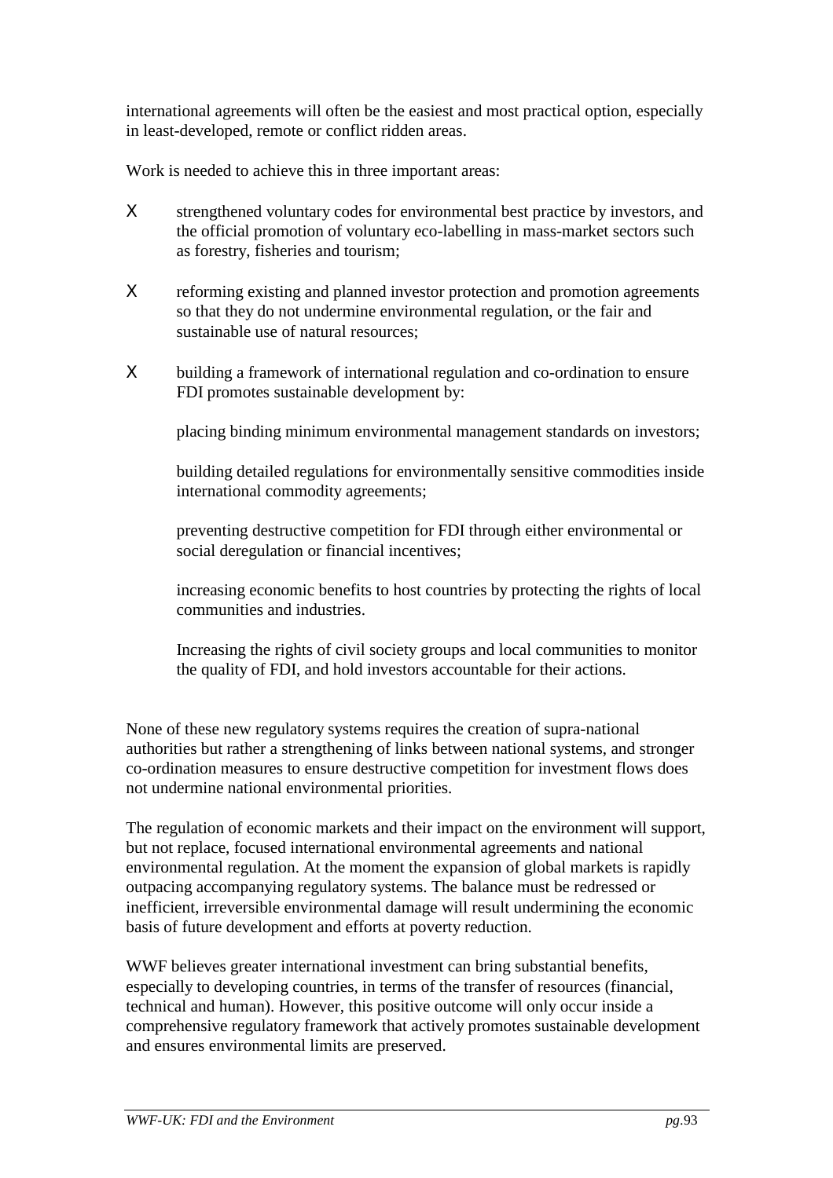international agreements will often be the easiest and most practical option, especially in least-developed, remote or conflict ridden areas.

Work is needed to achieve this in three important areas:

- strengthened voluntary codes for environmental best practice by investors, and the official promotion of voluntary eco-labelling in mass-market sectors such as forestry, fisheries and tourism;

- reforming existing and planned investor protection and promotion agreements so that they do not undermine environmental regulation, or the fair and sustainable use of natural resources;

- building a framework of international regulation and co-ordination to ensure FDI promotes sustainable development by:

  placing binding minimum environmental management standards on investors;

  building detailed regulations for environmentally sensitive commodities inside international commodity agreements;

  preventing destructive competition for FDI through either environmental or social deregulation or financial incentives;

  increasing economic benefits to host countries by protecting the rights of local communities and industries.

  Increasing the rights of civil society groups and local communities to monitor the quality of FDI, and hold investors accountable for their actions.

None of these new regulatory systems requires the creation of supra-national authorities but rather a strengthening of links between national systems, and stronger co-ordination measures to ensure destructive competition for investment flows does not undermine national environmental priorities.

The regulation of economic markets and their impact on the environment will support, but not replace, focused international environmental agreements and national environmental regulation. At the moment the expansion of global markets is rapidly outpacing accompanying regulatory systems. The balance must be redressed or inefficient, irreversible environmental damage will result undermining the economic basis of future development and efforts at poverty reduction.

WWF believes greater international investment can bring substantial benefits, especially to developing countries, in terms of the transfer of resources (financial, technical and human). However, this positive outcome will only occur inside a comprehensive regulatory framework that actively promotes sustainable development and ensures environmental limits are preserved.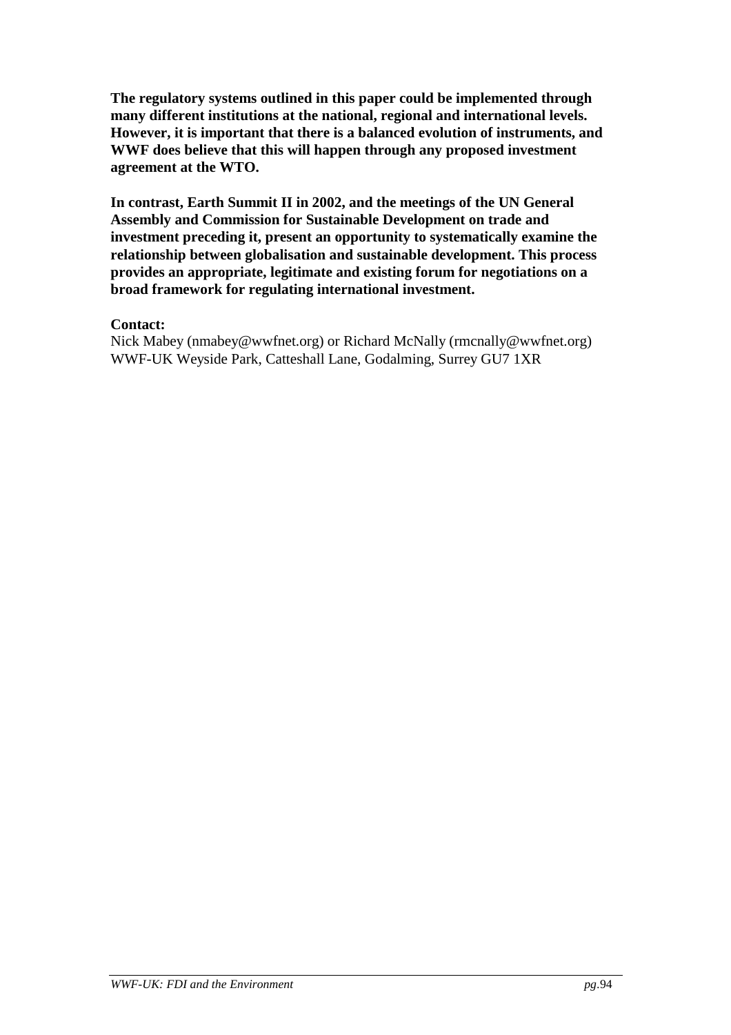**The regulatory systems outlined in this paper could be implemented through many different institutions at the national, regional and international levels. However, it is important that there is a balanced evolution of instruments, and WWF does believe that this will happen through any proposed investment agreement at the WTO.**

**In contrast, Earth Summit II in 2002, and the meetings of the UN General Assembly and Commission for Sustainable Development on trade and investment preceding it, present an opportunity to systematically examine the relationship between globalisation and sustainable development. This process provides an appropriate, legitimate and existing forum for negotiations on a broad framework for regulating international investment.**

**Contact:**
Nick Mabey (nmabey@wwfnet.org) or Richard McNally (rmcnally@wwfnet.org)
WWF-UK Weyside Park, Catteshall Lane, Godalming, Surrey GU7 1XR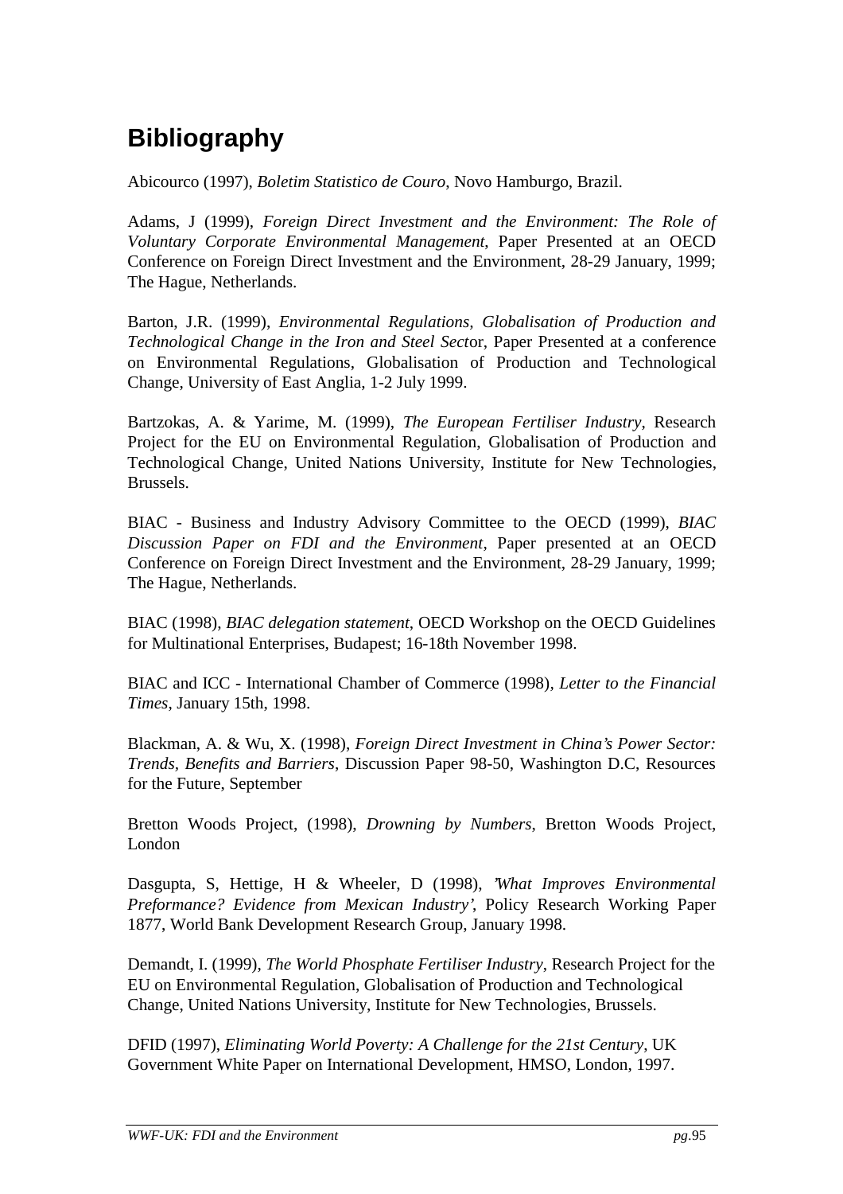# Bibliography

Abicourco (1997), *Boletim Statistico de Couro*, Novo Hamburgo, Brazil.

Adams, J (1999), *Foreign Direct Investment and the Environment: The Role of Voluntary Corporate Environmental Management*, Paper Presented at an OECD Conference on Foreign Direct Investment and the Environment, 28-29 January, 1999; The Hague, Netherlands.

Barton, J.R. (1999), *Environmental Regulations, Globalisation of Production and Technological Change in the Iron and Steel Sect*or, Paper Presented at a conference on Environmental Regulations, Globalisation of Production and Technological Change, University of East Anglia, 1-2 July 1999.

Bartzokas, A. & Yarime, M. (1999), *The European Fertiliser Industry*, Research Project for the EU on Environmental Regulation, Globalisation of Production and Technological Change, United Nations University, Institute for New Technologies, Brussels.

BIAC - Business and Industry Advisory Committee to the OECD (1999), *BIAC Discussion Paper on FDI and the Environment*, Paper presented at an OECD Conference on Foreign Direct Investment and the Environment, 28-29 January, 1999; The Hague, Netherlands.

BIAC (1998), *BIAC delegation statement*, OECD Workshop on the OECD Guidelines for Multinational Enterprises, Budapest; 16-18th November 1998.

BIAC and ICC - International Chamber of Commerce (1998), *Letter to the Financial Times*, January 15th, 1998.

Blackman, A. & Wu, X. (1998), *Foreign Direct Investment in China's Power Sector: Trends, Benefits and Barriers*, Discussion Paper 98-50, Washington D.C, Resources for the Future, September

Bretton Woods Project, (1998), *Drowning by Numbers*, Bretton Woods Project, London

Dasgupta, S, Hettige, H & Wheeler, D (1998), *'What Improves Environmental Preformance? Evidence from Mexican Industry'*, Policy Research Working Paper 1877, World Bank Development Research Group, January 1998.

Demandt, I. (1999), *The World Phosphate Fertiliser Industry*, Research Project for the EU on Environmental Regulation, Globalisation of Production and Technological Change, United Nations University, Institute for New Technologies, Brussels.

DFID (1997), *Eliminating World Poverty: A Challenge for the 21st Century*, UK Government White Paper on International Development, HMSO, London, 1997.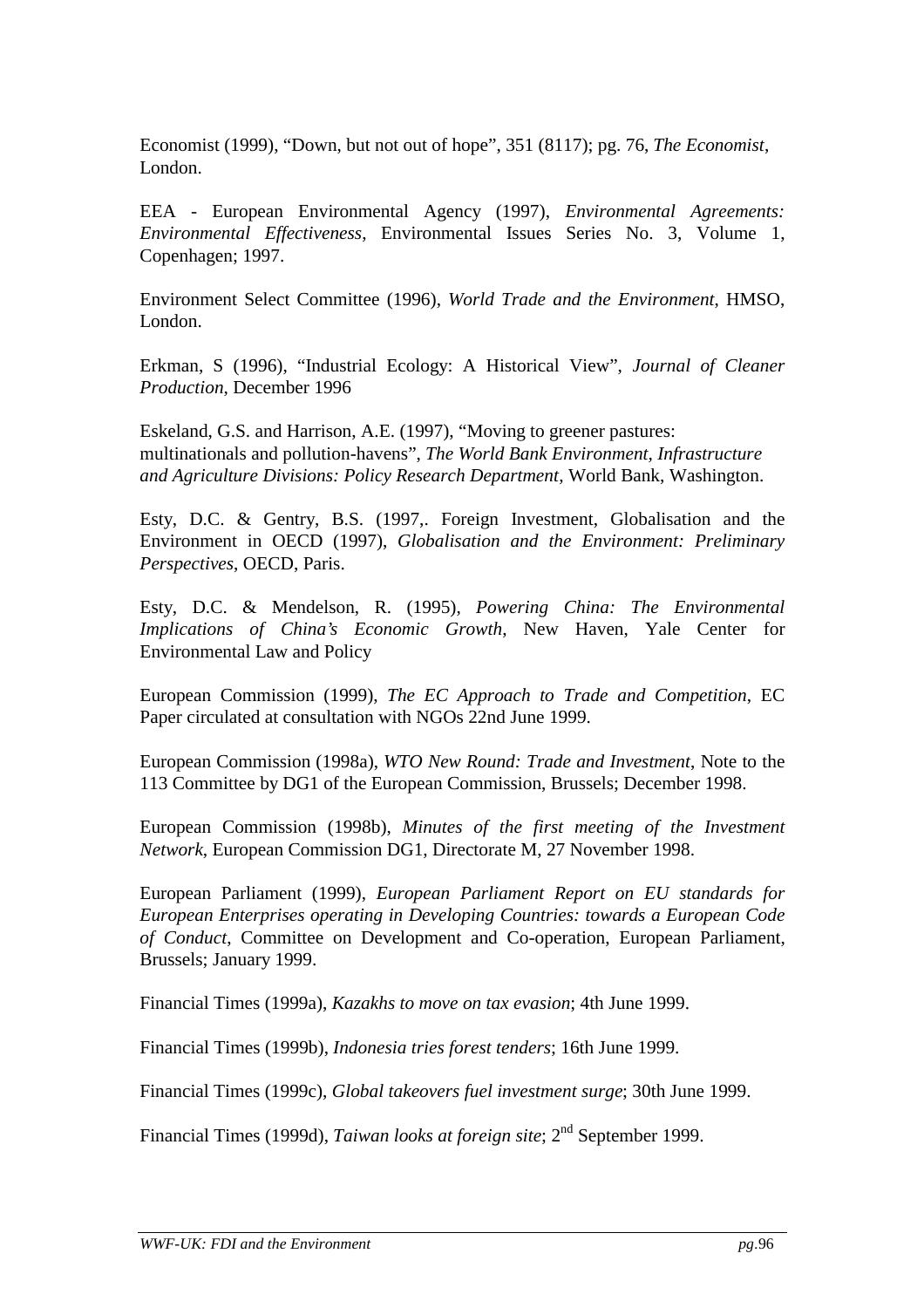Economist (1999), "Down, but not out of hope", 351 (8117); pg. 76, *The Economist*, London.

EEA - European Environmental Agency (1997), *Environmental Agreements: Environmental Effectiveness*, Environmental Issues Series No. 3, Volume 1, Copenhagen; 1997.

Environment Select Committee (1996), *World Trade and the Environment*, HMSO, London.

Erkman, S (1996), "Industrial Ecology: A Historical View", *Journal of Cleaner Production*, December 1996

Eskeland, G.S. and Harrison, A.E. (1997), "Moving to greener pastures: multinationals and pollution-havens", *The World Bank Environment, Infrastructure and Agriculture Divisions: Policy Research Department*, World Bank, Washington.

Esty, D.C. & Gentry, B.S. (1997,. Foreign Investment, Globalisation and the Environment in OECD (1997), *Globalisation and the Environment: Preliminary Perspectives*, OECD, Paris.

Esty, D.C. & Mendelson, R. (1995), *Powering China: The Environmental Implications of China's Economic Growth*, New Haven, Yale Center for Environmental Law and Policy

European Commission (1999), *The EC Approach to Trade and Competition*, EC Paper circulated at consultation with NGOs 22nd June 1999.

European Commission (1998a), *WTO New Round: Trade and Investment*, Note to the 113 Committee by DG1 of the European Commission, Brussels; December 1998.

European Commission (1998b), *Minutes of the first meeting of the Investment Network*, European Commission DG1, Directorate M, 27 November 1998.

European Parliament (1999), *European Parliament Report on EU standards for European Enterprises operating in Developing Countries: towards a European Code of Conduct*, Committee on Development and Co-operation, European Parliament, Brussels; January 1999.

Financial Times (1999a), *Kazakhs to move on tax evasion*; 4th June 1999.

Financial Times (1999b), *Indonesia tries forest tenders*; 16th June 1999.

Financial Times (1999c), *Global takeovers fuel investment surge*; 30th June 1999.

Financial Times (1999d), *Taiwan looks at foreign site*; 2nd September 1999.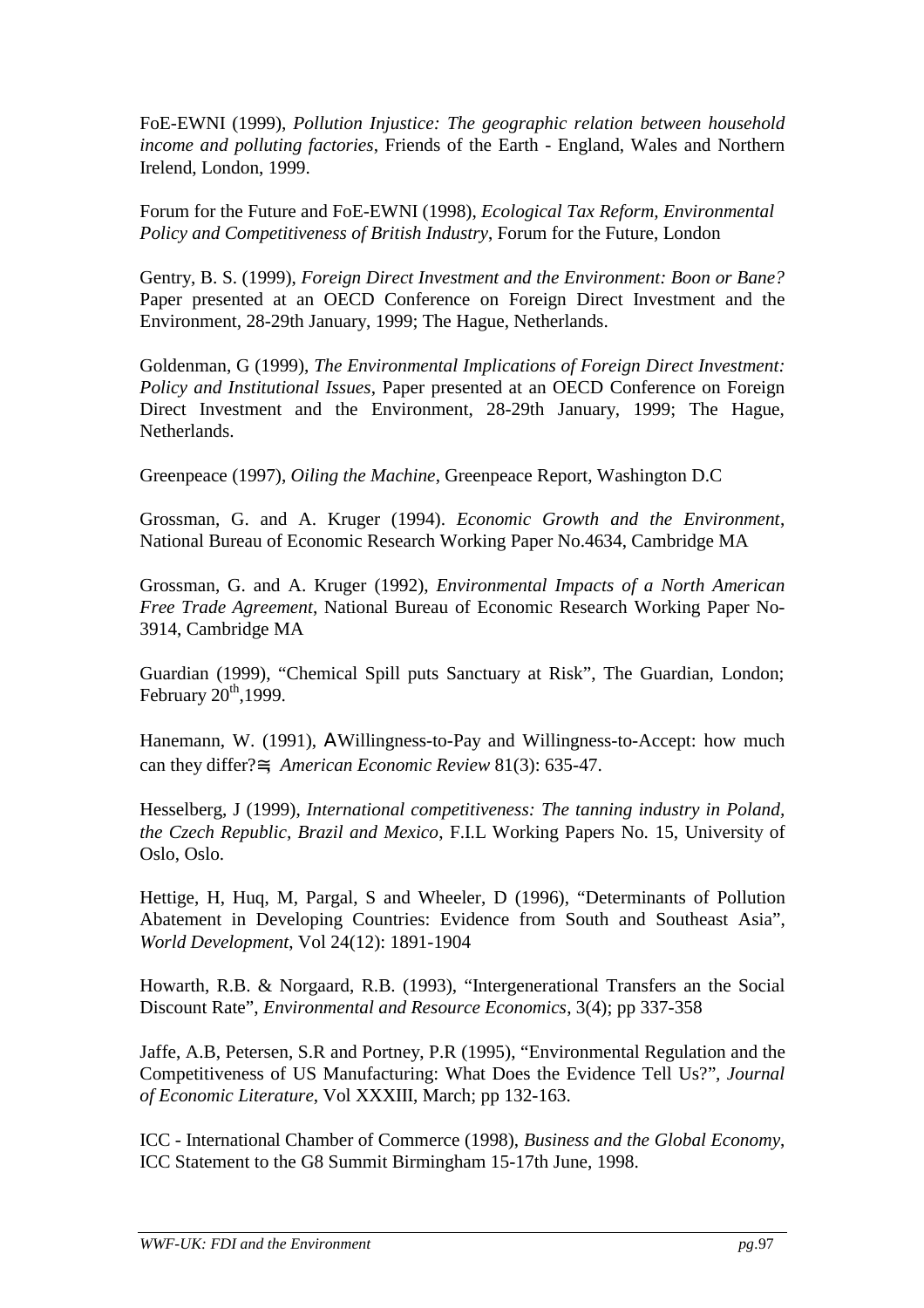FoE-EWNI (1999), *Pollution Injustice: The geographic relation between household income and polluting factories*, Friends of the Earth - England, Wales and Northern Irelend, London, 1999.

Forum for the Future and FoE-EWNI (1998), *Ecological Tax Reform, Environmental Policy and Competitiveness of British Industry*, Forum for the Future, London

Gentry, B. S. (1999), *Foreign Direct Investment and the Environment: Boon or Bane?* Paper presented at an OECD Conference on Foreign Direct Investment and the Environment, 28-29th January, 1999; The Hague, Netherlands.

Goldenman, G (1999), *The Environmental Implications of Foreign Direct Investment: Policy and Institutional Issues*, Paper presented at an OECD Conference on Foreign Direct Investment and the Environment, 28-29th January, 1999; The Hague, Netherlands.

Greenpeace (1997), *Oiling the Machine*, Greenpeace Report, Washington D.C

Grossman, G. and A. Kruger (1994). *Economic Growth and the Environment*, National Bureau of Economic Research Working Paper No.4634, Cambridge MA

Grossman, G. and A. Kruger (1992), *Environmental Impacts of a North American Free Trade Agreement*, National Bureau of Economic Research Working Paper No-3914, Cambridge MA

Guardian (1999), "Chemical Spill puts Sanctuary at Risk", The Guardian, London; February 20th,1999.

Hanemann, W. (1991), AWillingness-to-Pay and Willingness-to-Accept: how much can they differ?≅ *American Economic Review* 81(3): 635-47.

Hesselberg, J (1999), *International competitiveness: The tanning industry in Poland, the Czech Republic, Brazil and Mexico*, F.I.L Working Papers No. 15, University of Oslo, Oslo.

Hettige, H, Huq, M, Pargal, S and Wheeler, D (1996), "Determinants of Pollution Abatement in Developing Countries: Evidence from South and Southeast Asia", *World Development*, Vol 24(12): 1891-1904

Howarth, R.B. & Norgaard, R.B. (1993), "Intergenerational Transfers an the Social Discount Rate", *Environmental and Resource Economics*, 3(4); pp 337-358

Jaffe, A.B, Petersen, S.R and Portney, P.R (1995), "Environmental Regulation and the Competitiveness of US Manufacturing: What Does the Evidence Tell Us?", *Journal of Economic Literature*, Vol XXXIII, March; pp 132-163.

ICC - International Chamber of Commerce (1998), *Business and the Global Economy*, ICC Statement to the G8 Summit Birmingham 15-17th June, 1998.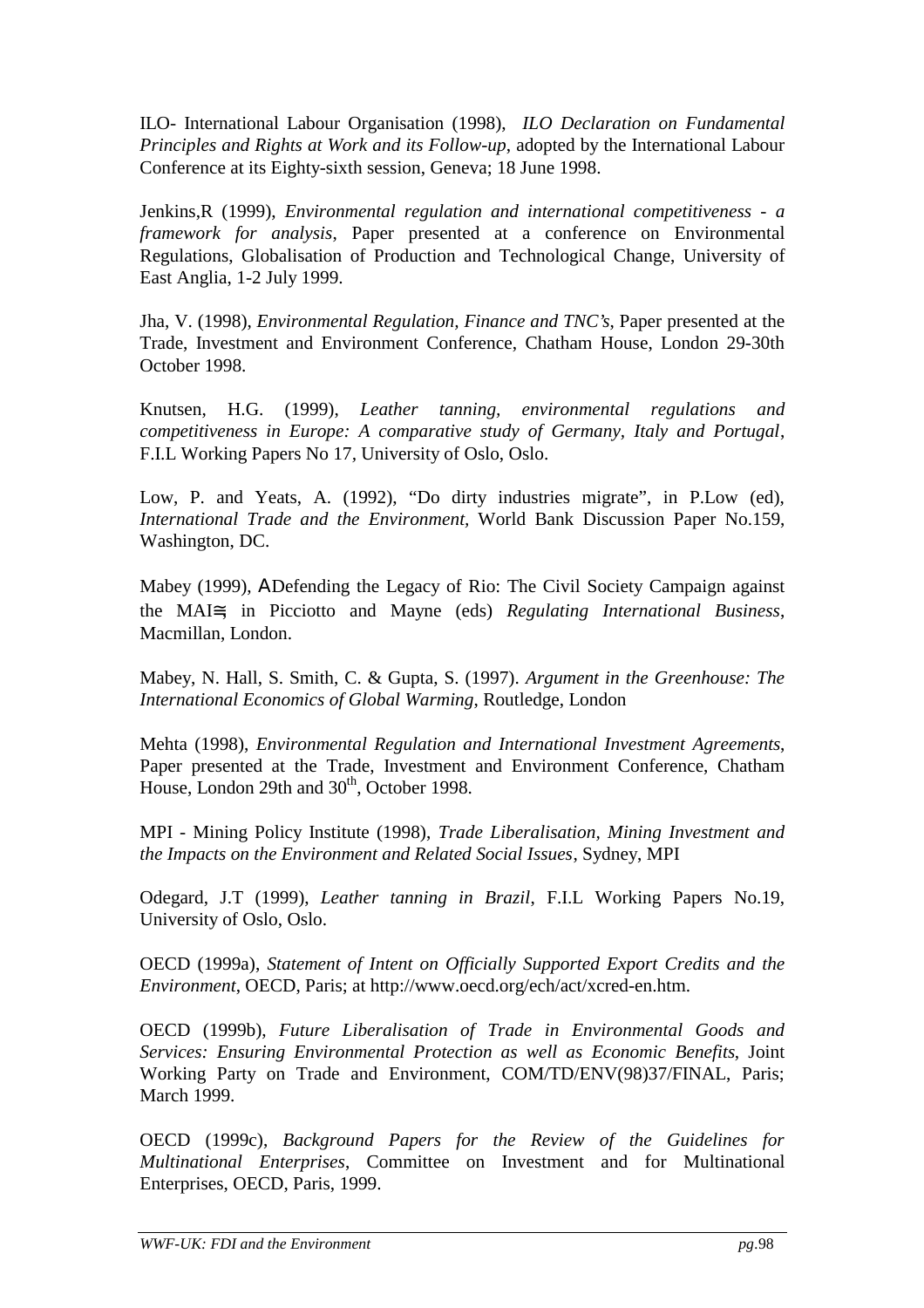ILO- International Labour Organisation (1998), *ILO Declaration on Fundamental Principles and Rights at Work and its Follow-up*, adopted by the International Labour Conference at its Eighty-sixth session, Geneva; 18 June 1998.

Jenkins,R (1999), *Environmental regulation and international competitiveness - a framework for analysis*, Paper presented at a conference on Environmental Regulations, Globalisation of Production and Technological Change, University of East Anglia, 1-2 July 1999.

Jha, V. (1998), *Environmental Regulation, Finance and TNC's*, Paper presented at the Trade, Investment and Environment Conference, Chatham House, London 29-30th October 1998.

Knutsen, H.G. (1999), *Leather tanning, environmental regulations and competitiveness in Europe: A comparative study of Germany, Italy and Portugal*, F.I.L Working Papers No 17, University of Oslo, Oslo.

Low, P. and Yeats, A. (1992), "Do dirty industries migrate", in P.Low (ed), *International Trade and the Environment*, World Bank Discussion Paper No.159, Washington, DC.

Mabey (1999), ΑDefending the Legacy of Rio: The Civil Society Campaign against the MAI≅ in Picciotto and Mayne (eds) *Regulating International Business*, Macmillan, London.

Mabey, N. Hall, S. Smith, C. & Gupta, S. (1997). *Argument in the Greenhouse: The International Economics of Global Warming*, Routledge, London

Mehta (1998), *Environmental Regulation and International Investment Agreements*, Paper presented at the Trade, Investment and Environment Conference, Chatham House, London 29th and 30th, October 1998.

MPI - Mining Policy Institute (1998), *Trade Liberalisation, Mining Investment and the Impacts on the Environment and Related Social Issues*, Sydney, MPI

Odegard, J.T (1999), *Leather tanning in Brazil*, F.I.L Working Papers No.19, University of Oslo, Oslo.

OECD (1999a), *Statement of Intent on Officially Supported Export Credits and the Environment*, OECD, Paris; at http://www.oecd.org/ech/act/xcred-en.htm.

OECD (1999b), *Future Liberalisation of Trade in Environmental Goods and Services: Ensuring Environmental Protection as well as Economic Benefits*, Joint Working Party on Trade and Environment, COM/TD/ENV(98)37/FINAL, Paris; March 1999.

OECD (1999c), *Background Papers for the Review of the Guidelines for Multinational Enterprises*, Committee on Investment and for Multinational Enterprises, OECD, Paris, 1999.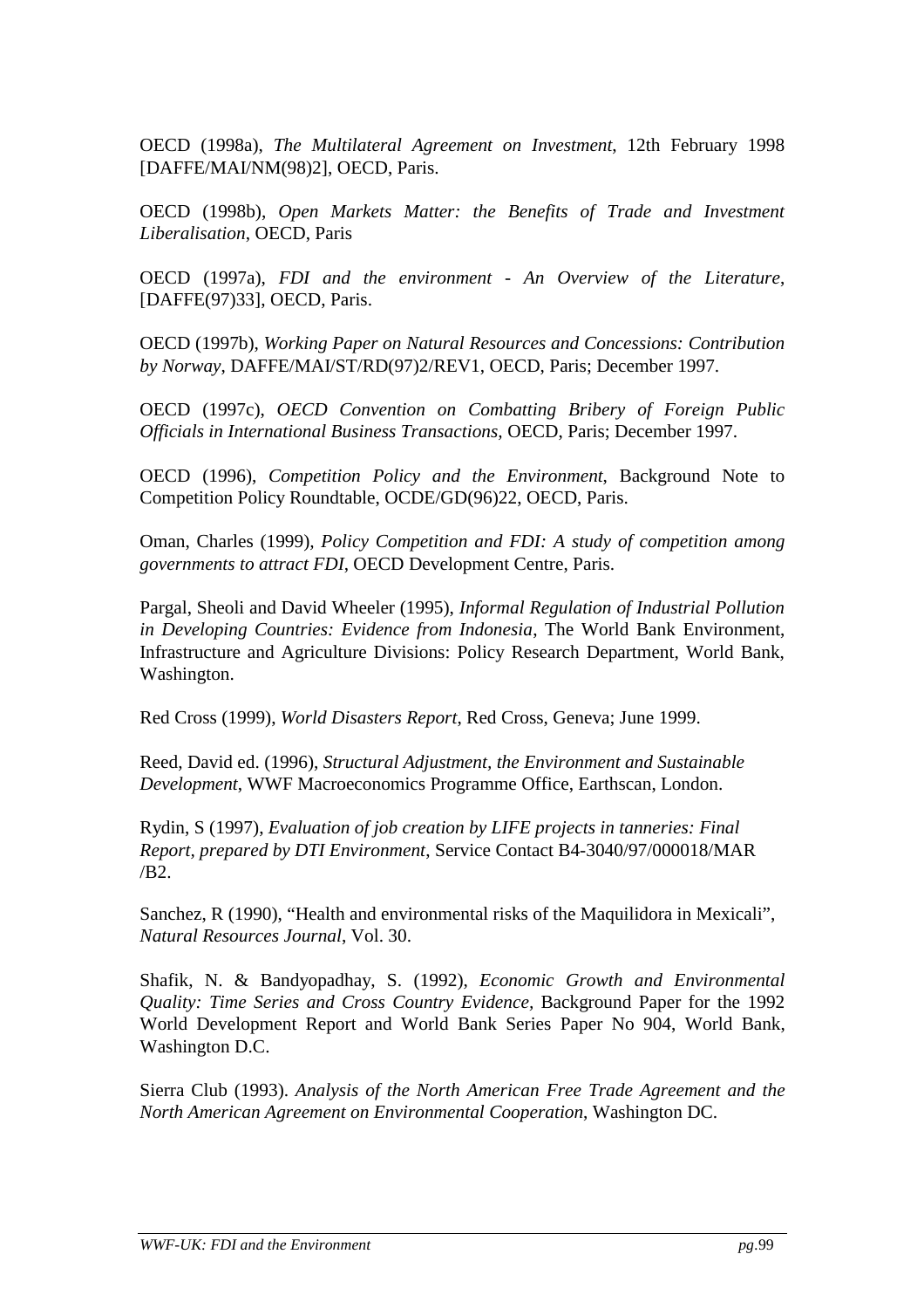OECD (1998a), *The Multilateral Agreement on Investment*, 12th February 1998 [DAFFE/MAI/NM(98)2], OECD, Paris.

OECD (1998b), *Open Markets Matter: the Benefits of Trade and Investment Liberalisation*, OECD, Paris

OECD (1997a), *FDI and the environment - An Overview of the Literature*, [DAFFE(97)33], OECD, Paris.

OECD (1997b), *Working Paper on Natural Resources and Concessions: Contribution by Norway*, DAFFE/MAI/ST/RD(97)2/REV1, OECD, Paris; December 1997.

OECD (1997c), *OECD Convention on Combatting Bribery of Foreign Public Officials in International Business Transactions*, OECD, Paris; December 1997.

OECD (1996), *Competition Policy and the Environment*, Background Note to Competition Policy Roundtable, OCDE/GD(96)22, OECD, Paris.

Oman, Charles (1999), *Policy Competition and FDI: A study of competition among governments to attract FDI*, OECD Development Centre, Paris.

Pargal, Sheoli and David Wheeler (1995), *Informal Regulation of Industrial Pollution in Developing Countries: Evidence from Indonesia*, The World Bank Environment, Infrastructure and Agriculture Divisions: Policy Research Department, World Bank, Washington.

Red Cross (1999), *World Disasters Report*, Red Cross, Geneva; June 1999.

Reed, David ed. (1996), *Structural Adjustment, the Environment and Sustainable Development*, WWF Macroeconomics Programme Office, Earthscan, London.

Rydin, S (1997), *Evaluation of job creation by LIFE projects in tanneries: Final Report, prepared by DTI Environment*, Service Contact B4-3040/97/000018/MAR /B2.

Sanchez, R (1990), "Health and environmental risks of the Maquilidora in Mexicali", *Natural Resources Journal*, Vol. 30.

Shafik, N. & Bandyopadhay, S. (1992), *Economic Growth and Environmental Quality: Time Series and Cross Country Evidence*, Background Paper for the 1992 World Development Report and World Bank Series Paper No 904, World Bank, Washington D.C.

Sierra Club (1993). *Analysis of the North American Free Trade Agreement and the North American Agreement on Environmental Cooperation*, Washington DC.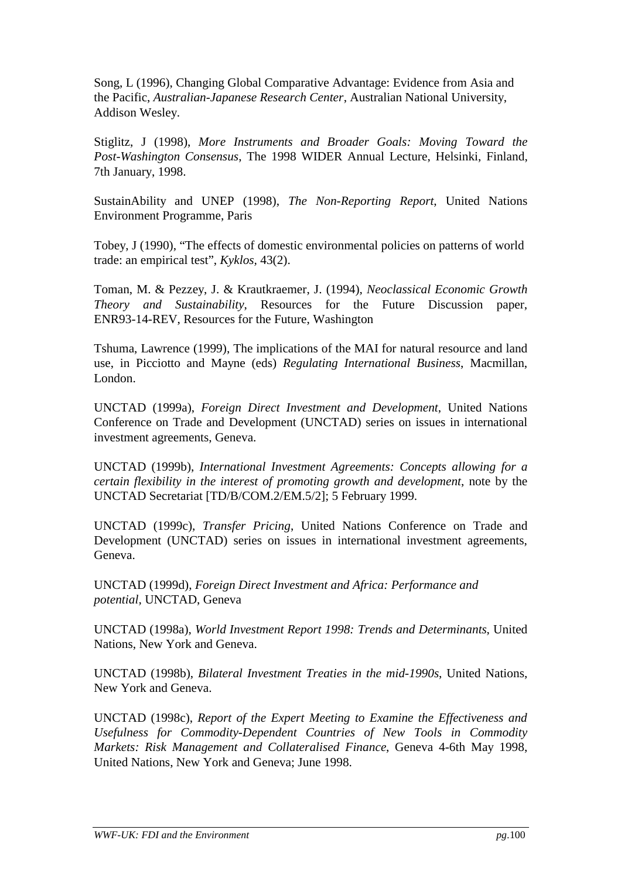Song, L (1996), Changing Global Comparative Advantage: Evidence from Asia and the Pacific, *Australian-Japanese Research Center*, Australian National University, Addison Wesley.

Stiglitz, J (1998), *More Instruments and Broader Goals: Moving Toward the Post-Washington Consensus*, The 1998 WIDER Annual Lecture, Helsinki, Finland, 7th January, 1998.

SustainAbility and UNEP (1998), *The Non-Reporting Report*, United Nations Environment Programme, Paris

Tobey, J (1990), "The effects of domestic environmental policies on patterns of world trade: an empirical test", *Kyklos*, 43(2).

Toman, M. & Pezzey, J. & Krautkraemer, J. (1994), *Neoclassical Economic Growth Theory and Sustainability*, Resources for the Future Discussion paper, ENR93-14-REV, Resources for the Future, Washington

Tshuma, Lawrence (1999), The implications of the MAI for natural resource and land use, in Picciotto and Mayne (eds) *Regulating International Business*, Macmillan, London.

UNCTAD (1999a), *Foreign Direct Investment and Development*, United Nations Conference on Trade and Development (UNCTAD) series on issues in international investment agreements, Geneva.

UNCTAD (1999b), *International Investment Agreements: Concepts allowing for a certain flexibility in the interest of promoting growth and development*, note by the UNCTAD Secretariat [TD/B/COM.2/EM.5/2]; 5 February 1999.

UNCTAD (1999c), *Transfer Pricing*, United Nations Conference on Trade and Development (UNCTAD) series on issues in international investment agreements, Geneva.

UNCTAD (1999d), *Foreign Direct Investment and Africa: Performance and potential*, UNCTAD, Geneva

UNCTAD (1998a), *World Investment Report 1998: Trends and Determinants*, United Nations, New York and Geneva.

UNCTAD (1998b), *Bilateral Investment Treaties in the mid-1990s*, United Nations, New York and Geneva.

UNCTAD (1998c), *Report of the Expert Meeting to Examine the Effectiveness and Usefulness for Commodity-Dependent Countries of New Tools in Commodity Markets: Risk Management and Collateralised Finance*, Geneva 4-6th May 1998, United Nations, New York and Geneva; June 1998.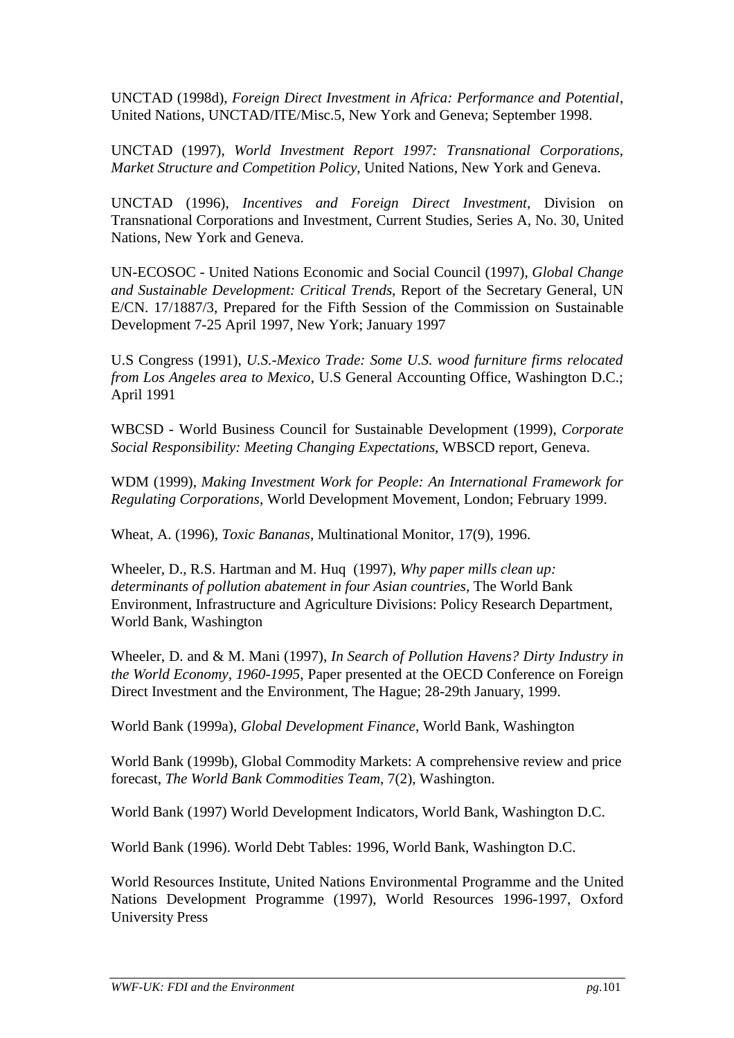UNCTAD (1998d), *Foreign Direct Investment in Africa: Performance and Potential*, United Nations, UNCTAD/ITE/Misc.5, New York and Geneva; September 1998.

UNCTAD (1997), *World Investment Report 1997: Transnational Corporations, Market Structure and Competition Policy*, United Nations, New York and Geneva.

UNCTAD (1996), *Incentives and Foreign Direct Investment*, Division on Transnational Corporations and Investment, Current Studies, Series A, No. 30, United Nations, New York and Geneva.

UN-ECOSOC - United Nations Economic and Social Council (1997), *Global Change and Sustainable Development: Critical Trends*, Report of the Secretary General, UN E/CN. 17/1887/3, Prepared for the Fifth Session of the Commission on Sustainable Development 7-25 April 1997, New York; January 1997

U.S Congress (1991), *U.S.-Mexico Trade: Some U.S. wood furniture firms relocated from Los Angeles area to Mexico*, U.S General Accounting Office, Washington D.C.; April 1991

WBCSD - World Business Council for Sustainable Development (1999), *Corporate Social Responsibility: Meeting Changing Expectations*, WBSCD report, Geneva.

WDM (1999), *Making Investment Work for People: An International Framework for Regulating Corporations*, World Development Movement, London; February 1999.

Wheat, A. (1996), *Toxic Bananas*, Multinational Monitor, 17(9), 1996.

Wheeler, D., R.S. Hartman and M. Huq (1997), *Why paper mills clean up: determinants of pollution abatement in four Asian countries*, The World Bank Environment, Infrastructure and Agriculture Divisions: Policy Research Department, World Bank, Washington

Wheeler, D. and & M. Mani (1997), *In Search of Pollution Havens? Dirty Industry in the World Economy, 1960-1995*, Paper presented at the OECD Conference on Foreign Direct Investment and the Environment, The Hague; 28-29th January, 1999.

World Bank (1999a), *Global Development Finance*, World Bank, Washington

World Bank (1999b), Global Commodity Markets: A comprehensive review and price forecast, *The World Bank Commodities Team*, 7(2), Washington.

World Bank (1997) World Development Indicators, World Bank, Washington D.C.

World Bank (1996). World Debt Tables: 1996, World Bank, Washington D.C.

World Resources Institute, United Nations Environmental Programme and the United Nations Development Programme (1997), World Resources 1996-1997, Oxford University Press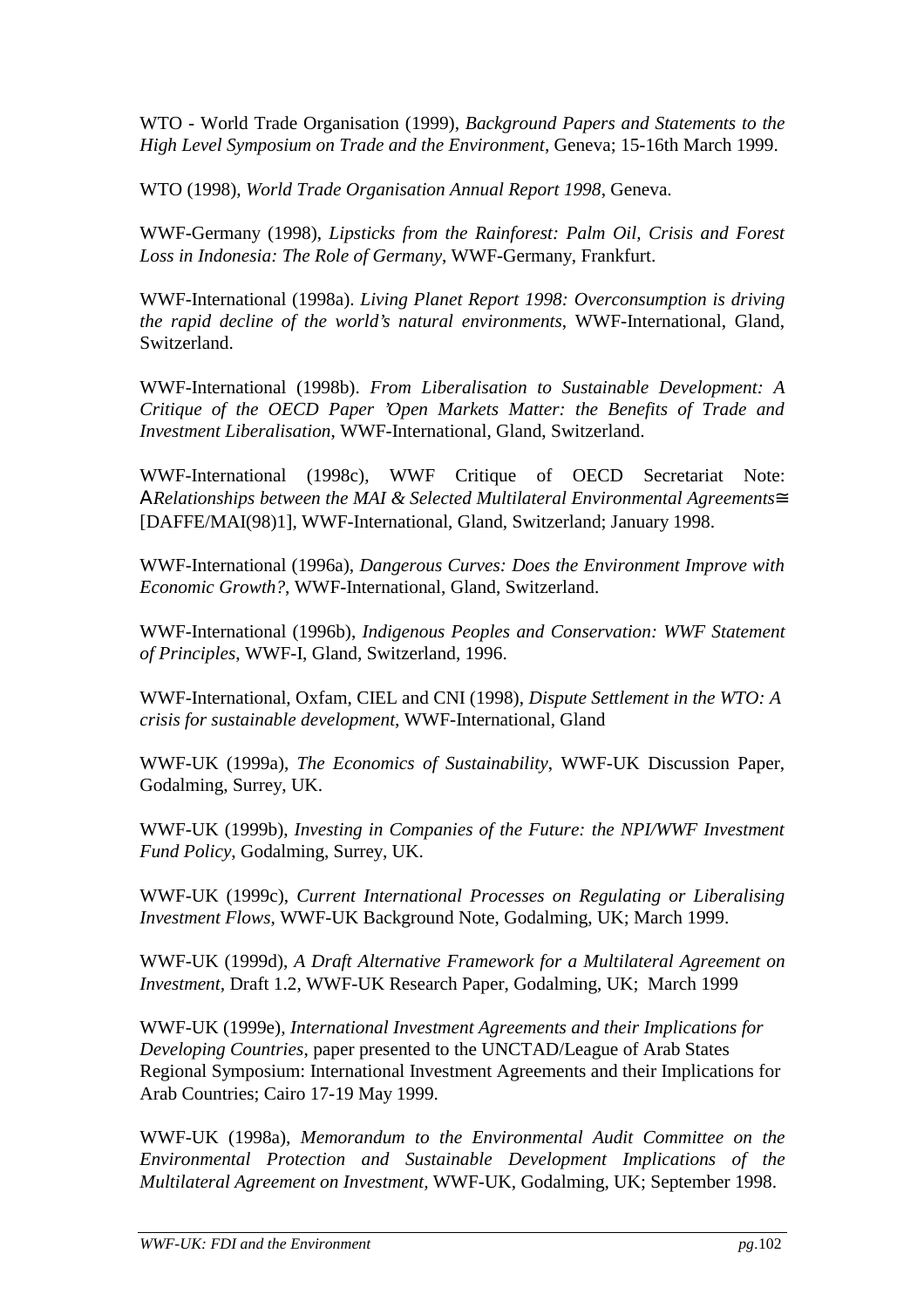WTO - World Trade Organisation (1999), *Background Papers and Statements to the High Level Symposium on Trade and the Environment*, Geneva; 15-16th March 1999.

WTO (1998), *World Trade Organisation Annual Report 1998*, Geneva.

WWF-Germany (1998), *Lipsticks from the Rainforest: Palm Oil, Crisis and Forest Loss in Indonesia: The Role of Germany*, WWF-Germany, Frankfurt.

WWF-International (1998a). *Living Planet Report 1998: Overconsumption is driving the rapid decline of the world's natural environments*, WWF-International, Gland, Switzerland.

WWF-International (1998b). *From Liberalisation to Sustainable Development: A Critique of the OECD Paper 'Open Markets Matter: the Benefits of Trade and Investment Liberalisation*, WWF-International, Gland, Switzerland.

WWF-International (1998c), WWF Critique of OECD Secretariat Note: Α*Relationships between the MAI & Selected Multilateral Environmental Agreements*≅ [DAFFE/MAI(98)1], WWF-International, Gland, Switzerland; January 1998.

WWF-International (1996a), *Dangerous Curves: Does the Environment Improve with Economic Growth?*, WWF-International, Gland, Switzerland.

WWF-International (1996b), *Indigenous Peoples and Conservation: WWF Statement of Principles*, WWF-I, Gland, Switzerland, 1996.

WWF-International, Oxfam, CIEL and CNI (1998), *Dispute Settlement in the WTO: A crisis for sustainable development*, WWF-International, Gland

WWF-UK (1999a), *The Economics of Sustainability*, WWF-UK Discussion Paper, Godalming, Surrey, UK.

WWF-UK (1999b), *Investing in Companies of the Future: the NPI/WWF Investment Fund Policy*, Godalming, Surrey, UK.

WWF-UK (1999c), *Current International Processes on Regulating or Liberalising Investment Flows*, WWF-UK Background Note, Godalming, UK; March 1999.

WWF-UK (1999d), *A Draft Alternative Framework for a Multilateral Agreement on Investment*, Draft 1.2, WWF-UK Research Paper, Godalming, UK; March 1999

WWF-UK (1999e), *International Investment Agreements and their Implications for Developing Countries*, paper presented to the UNCTAD/League of Arab States Regional Symposium: International Investment Agreements and their Implications for Arab Countries; Cairo 17-19 May 1999.

WWF-UK (1998a), *Memorandum to the Environmental Audit Committee on the Environmental Protection and Sustainable Development Implications of the Multilateral Agreement on Investment*, WWF-UK, Godalming, UK; September 1998.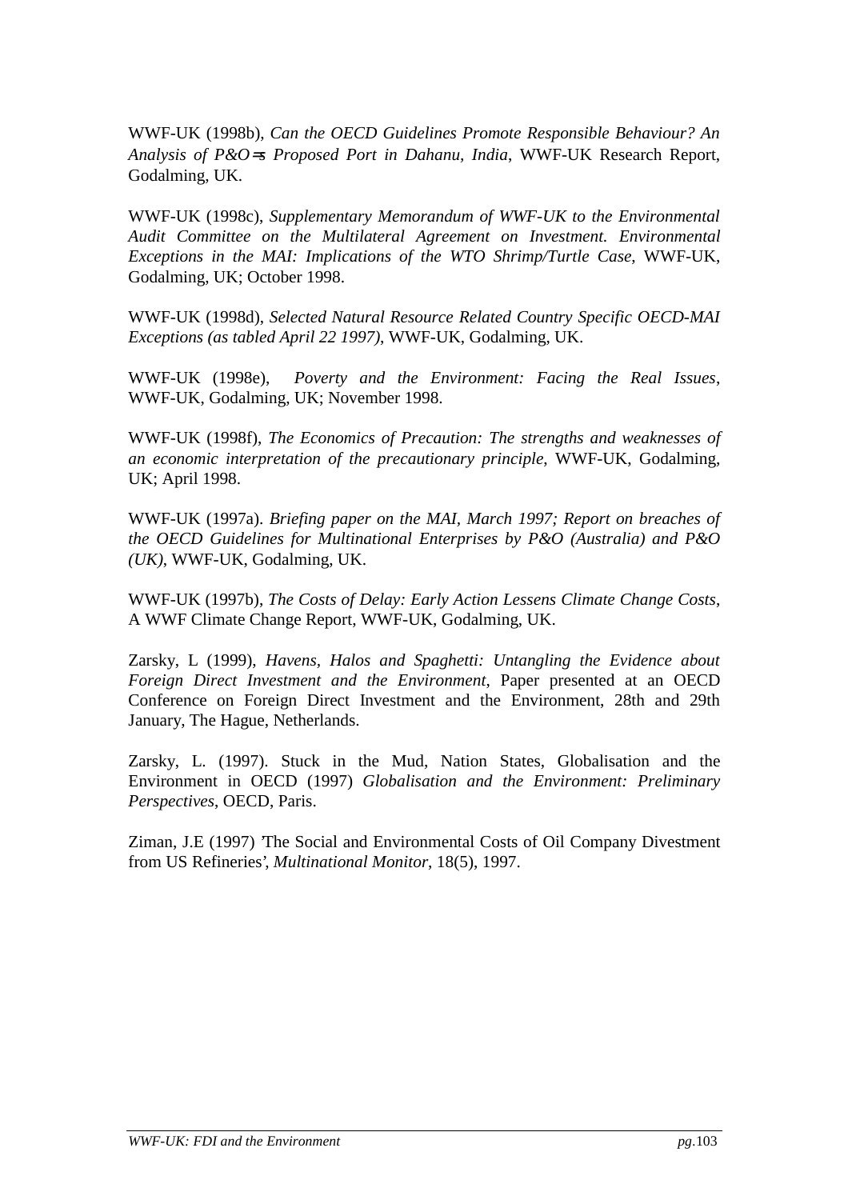WWF-UK (1998b), *Can the OECD Guidelines Promote Responsible Behaviour? An Analysis of P&O=s Proposed Port in Dahanu, India*, WWF-UK Research Report, Godalming, UK.

WWF-UK (1998c), *Supplementary Memorandum of WWF-UK to the Environmental Audit Committee on the Multilateral Agreement on Investment. Environmental Exceptions in the MAI: Implications of the WTO Shrimp/Turtle Case,* WWF-UK, Godalming, UK; October 1998.

WWF-UK (1998d), *Selected Natural Resource Related Country Specific OECD-MAI Exceptions (as tabled April 22 1997)*, WWF-UK, Godalming, UK.

WWF-UK (1998e), *Poverty and the Environment: Facing the Real Issues*, WWF-UK, Godalming, UK; November 1998.

WWF-UK (1998f), *The Economics of Precaution: The strengths and weaknesses of an economic interpretation of the precautionary principle*, WWF-UK, Godalming, UK; April 1998.

WWF-UK (1997a). *Briefing paper on the MAI, March 1997; Report on breaches of the OECD Guidelines for Multinational Enterprises by P&O (Australia) and P&O (UK)*, WWF-UK, Godalming, UK.

WWF-UK (1997b), *The Costs of Delay: Early Action Lessens Climate Change Costs*, A WWF Climate Change Report, WWF-UK, Godalming, UK.

Zarsky, L (1999), *Havens, Halos and Spaghetti: Untangling the Evidence about Foreign Direct Investment and the Environment*, Paper presented at an OECD Conference on Foreign Direct Investment and the Environment, 28th and 29th January, The Hague, Netherlands.

Zarsky, L. (1997). Stuck in the Mud, Nation States, Globalisation and the Environment in OECD (1997) *Globalisation and the Environment: Preliminary Perspectives*, OECD, Paris.

Ziman, J.E (1997) 'The Social and Environmental Costs of Oil Company Divestment from US Refineries', *Multinational Monitor*, 18(5), 1997.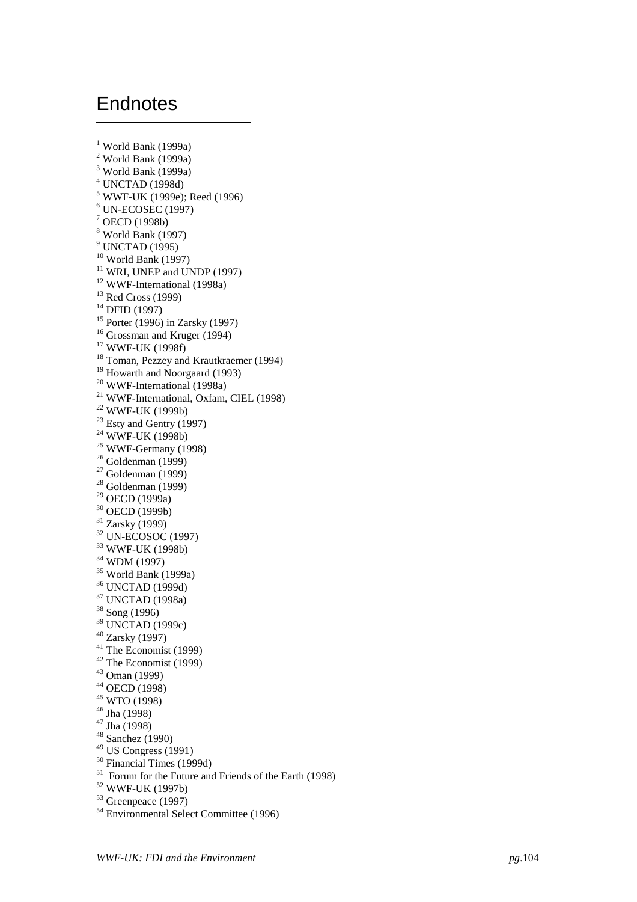# Endnotes

[1] World Bank (1999a)
[2] World Bank (1999a)
[3] World Bank (1999a)
[4] UNCTAD (1998d)
[5] WWF-UK (1999e); Reed (1996)
[6] UN-ECOSEC (1997)
[7] OECD (1998b)
[8] World Bank (1997)
[9] UNCTAD (1995)
[10] World Bank (1997)
[11] WRI, UNEP and UNDP (1997)
[12] WWF-International (1998a)
[13] Red Cross (1999)
[14] DFID (1997)
[15] Porter (1996) in Zarsky (1997)
[16] Grossman and Kruger (1994)
[17] WWF-UK (1998f)
[18] Toman, Pezzey and Krautkraemer (1994)
[19] Howarth and Noorgaard (1993)
[20] WWF-International (1998a)
[21] WWF-International, Oxfam, CIEL (1998)
[22] WWF-UK (1999b)
[23] Esty and Gentry (1997)
[24] WWF-UK (1998b)
[25] WWF-Germany (1998)
[26] Goldenman (1999)
[27] Goldenman (1999)
[28] Goldenman (1999)
[29] OECD (1999a)
[30] OECD (1999b)
[31] Zarsky (1999)
[32] UN-ECOSOC (1997)
[33] WWF-UK (1998b)
[34] WDM (1997)
[35] World Bank (1999a)
[36] UNCTAD (1999d)
[37] UNCTAD (1998a)
[38] Song (1996)
[39] UNCTAD (1999c)
[40] Zarsky (1997)
[41] The Economist (1999)
[42] The Economist (1999)
[43] Oman (1999)
[44] OECD (1998)
[45] WTO (1998)
[46] Jha (1998)
[47] Jha (1998)
[48] Sanchez (1990)
[49] US Congress (1991)
[50] Financial Times (1999d)
[51] Forum for the Future and Friends of the Earth (1998)
[52] WWF-UK (1997b)
[53] Greenpeace (1997)
[54] Environmental Select Committee (1996)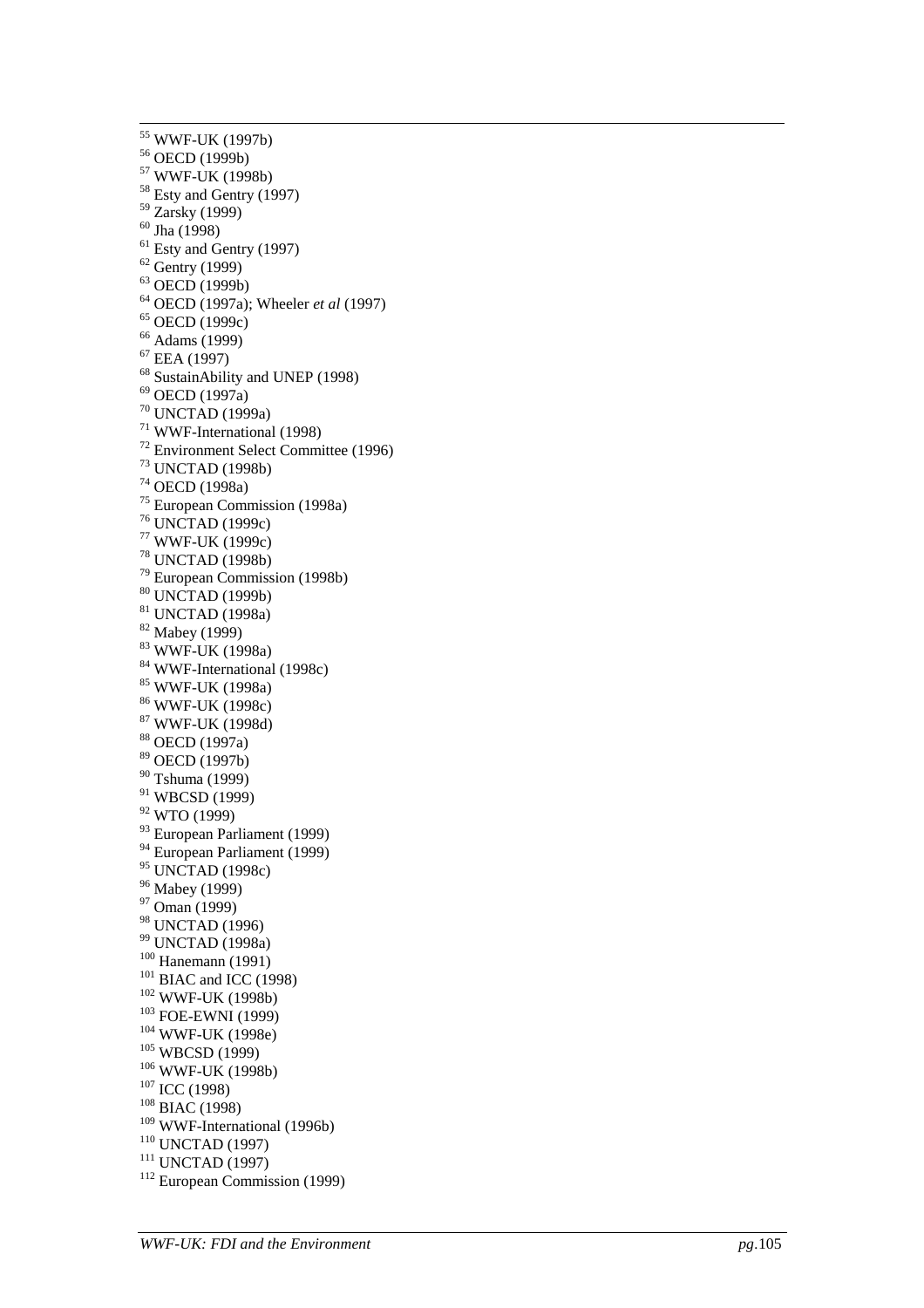[55] WWF-UK (1997b)
[56] OECD (1999b)
[57] WWF-UK (1998b)
[58] Esty and Gentry (1997)
[59] Zarsky (1999)
[60] Jha (1998)
[61] Esty and Gentry (1997)
[62] Gentry (1999)
[63] OECD (1999b)
[64] OECD (1997a); Wheeler *et al* (1997)
[65] OECD (1999c)
[66] Adams (1999)
[67] EEA (1997)
[68] SustainAbility and UNEP (1998)
[69] OECD (1997a)
[70] UNCTAD (1999a)
[71] WWF-International (1998)
[72] Environment Select Committee (1996)
[73] UNCTAD (1998b)
[74] OECD (1998a)
[75] European Commission (1998a)
[76] UNCTAD (1999c)
[77] WWF-UK (1999c)
[78] UNCTAD (1998b)
[79] European Commission (1998b)
[80] UNCTAD (1999b)
[81] UNCTAD (1998a)
[82] Mabey (1999)
[83] WWF-UK (1998a)
[84] WWF-International (1998c)
[85] WWF-UK (1998a)
[86] WWF-UK (1998c)
[87] WWF-UK (1998d)
[88] OECD (1997a)
[89] OECD (1997b)
[90] Tshuma (1999)
[91] WBCSD (1999)
[92] WTO (1999)
[93] European Parliament (1999)
[94] European Parliament (1999)
[95] UNCTAD (1998c)
[96] Mabey (1999)
[97] Oman (1999)
[98] UNCTAD (1996)
[99] UNCTAD (1998a)
[100] Hanemann (1991)
[101] BIAC and ICC (1998)
[102] WWF-UK (1998b)
[103] FOE-EWNI (1999)
[104] WWF-UK (1998e)
[105] WBCSD (1999)
[106] WWF-UK (1998b)
[107] ICC (1998)
[108] BIAC (1998)
[109] WWF-International (1996b)
[110] UNCTAD (1997)
[111] UNCTAD (1997)
[112] European Commission (1999)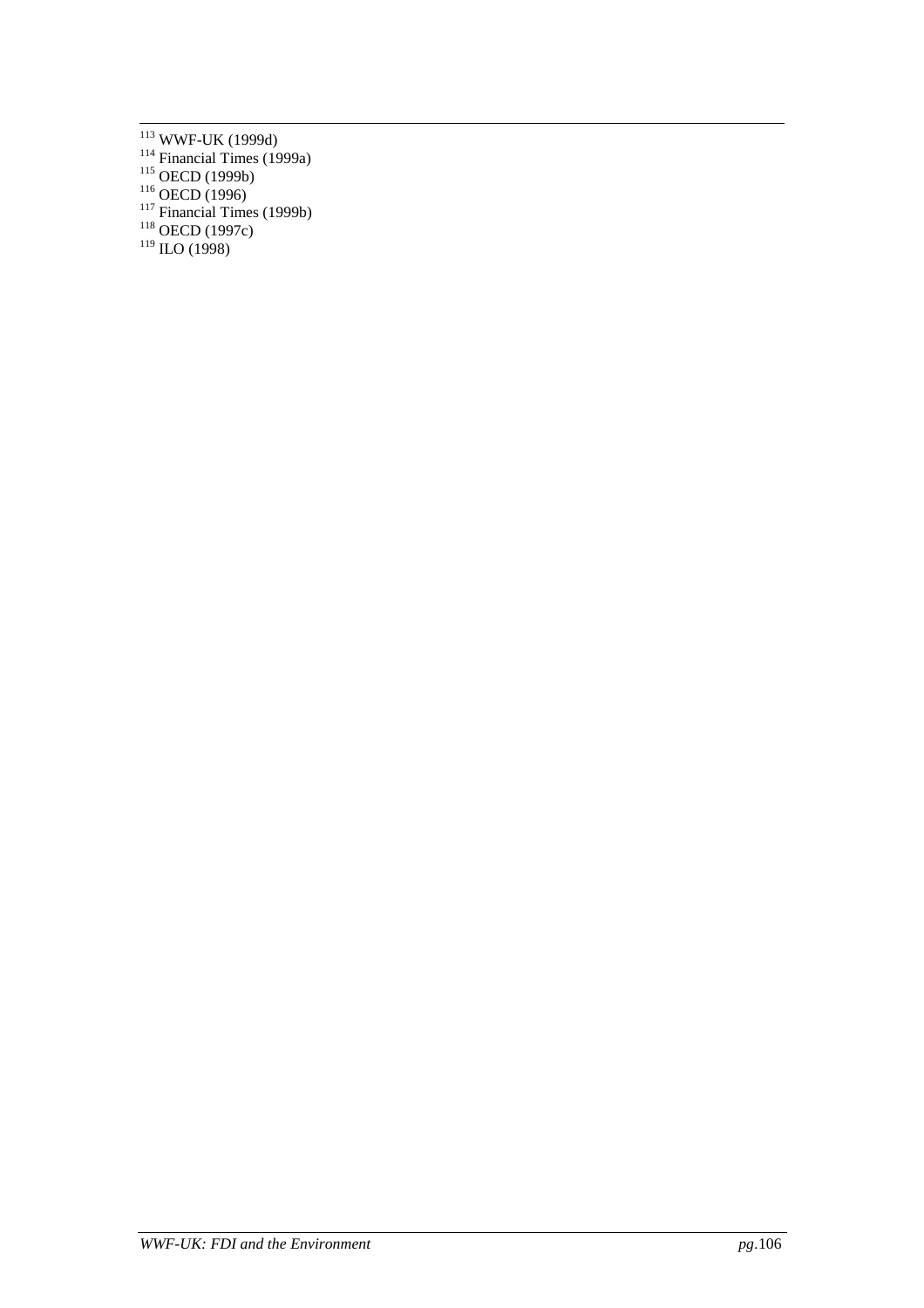[113] WWF-UK (1999d)
[114] Financial Times (1999a)
[115] OECD (1999b)
[116] OECD (1996)
[117] Financial Times (1999b)
[118] OECD (1997c)
[119] ILO (1998)